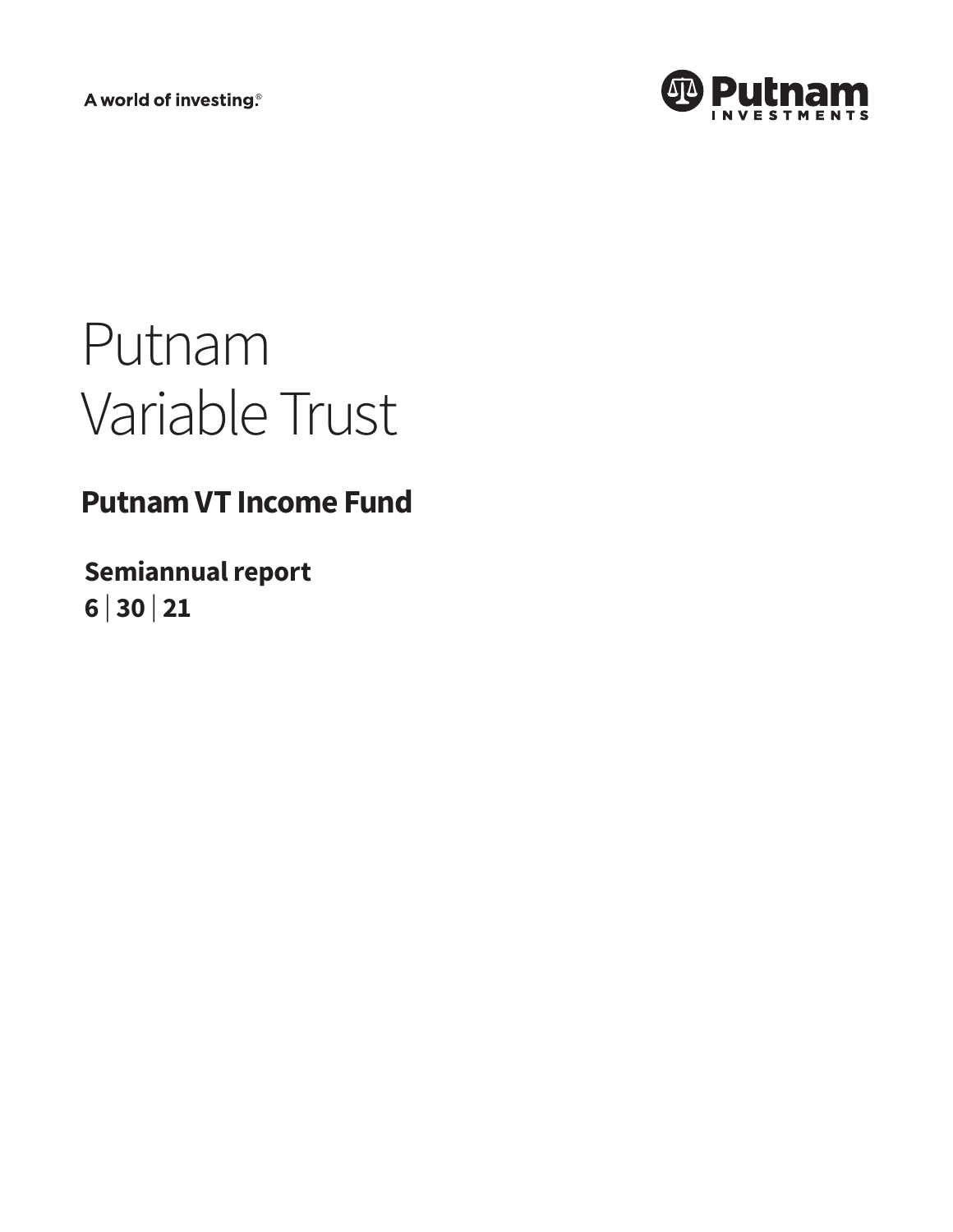A world of investing.®

Putnam Investments

# Putnam Variable Trust

## Putnam VT Income Fund

**Semiannual report**
**6 | 30 | 21**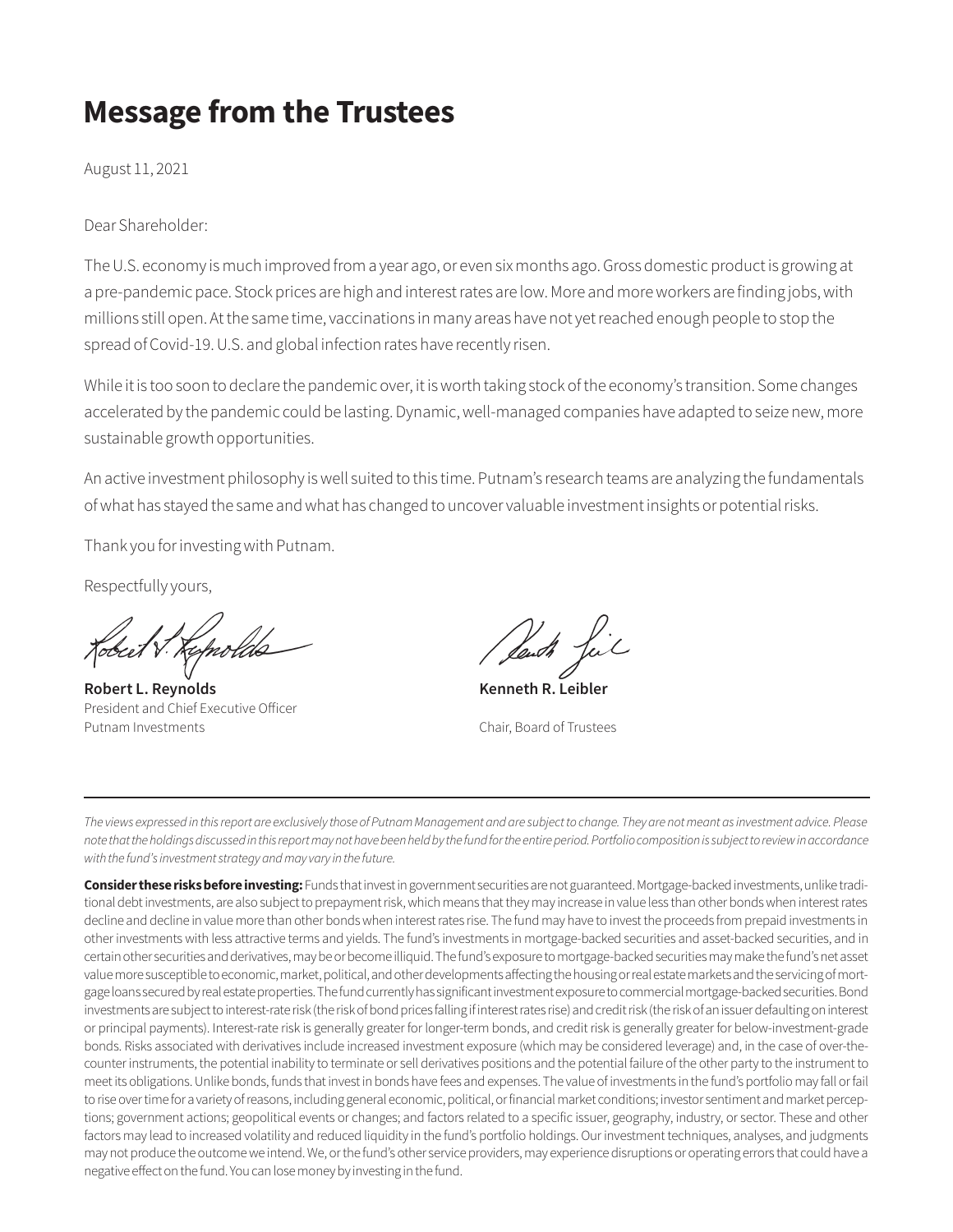# Message from the Trustees

August 11, 2021

Dear Shareholder:

The U.S. economy is much improved from a year ago, or even six months ago. Gross domestic product is growing at a pre-pandemic pace. Stock prices are high and interest rates are low. More and more workers are finding jobs, with millions still open. At the same time, vaccinations in many areas have not yet reached enough people to stop the spread of Covid-19. U.S. and global infection rates have recently risen.

While it is too soon to declare the pandemic over, it is worth taking stock of the economy's transition. Some changes accelerated by the pandemic could be lasting. Dynamic, well-managed companies have adapted to seize new, more sustainable growth opportunities.

An active investment philosophy is well suited to this time. Putnam's research teams are analyzing the fundamentals of what has stayed the same and what has changed to uncover valuable investment insights or potential risks.

Thank you for investing with Putnam.

Respectfully yours,

**Robert L. Reynolds**
President and Chief Executive Officer
Putnam Investments

**Kenneth R. Leibler**
Chair, Board of Trustees

---

*The views expressed in this report are exclusively those of Putnam Management and are subject to change. They are not meant as investment advice. Please note that the holdings discussed in this report may not have been held by the fund for the entire period. Portfolio composition is subject to review in accordance with the fund's investment strategy and may vary in the future.*

**Consider these risks before investing:** Funds that invest in government securities are not guaranteed. Mortgage-backed investments, unlike traditional debt investments, are also subject to prepayment risk, which means that they may increase in value less than other bonds when interest rates decline and decline in value more than other bonds when interest rates rise. The fund may have to invest the proceeds from prepaid investments in other investments with less attractive terms and yields. The fund's investments in mortgage-backed securities and asset-backed securities, and in certain other securities and derivatives, may be or become illiquid. The fund's exposure to mortgage-backed securities may make the fund's net asset value more susceptible to economic, market, political, and other developments affecting the housing or real estate markets and the servicing of mortgage loans secured by real estate properties. The fund currently has significant investment exposure to commercial mortgage-backed securities. Bond investments are subject to interest-rate risk (the risk of bond prices falling if interest rates rise) and credit risk (the risk of an issuer defaulting on interest or principal payments). Interest-rate risk is generally greater for longer-term bonds, and credit risk is generally greater for below-investment-grade bonds. Risks associated with derivatives include increased investment exposure (which may be considered leverage) and, in the case of over-the-counter instruments, the potential inability to terminate or sell derivatives positions and the potential failure of the other party to the instrument to meet its obligations. Unlike bonds, funds that invest in bonds have fees and expenses. The value of investments in the fund's portfolio may fall or fail to rise over time for a variety of reasons, including general economic, political, or financial market conditions; investor sentiment and market perceptions; government actions; geopolitical events or changes; and factors related to a specific issuer, geography, industry, or sector. These and other factors may lead to increased volatility and reduced liquidity in the fund's portfolio holdings. Our investment techniques, analyses, and judgments may not produce the outcome we intend. We, or the fund's other service providers, may experience disruptions or operating errors that could have a negative effect on the fund. You can lose money by investing in the fund.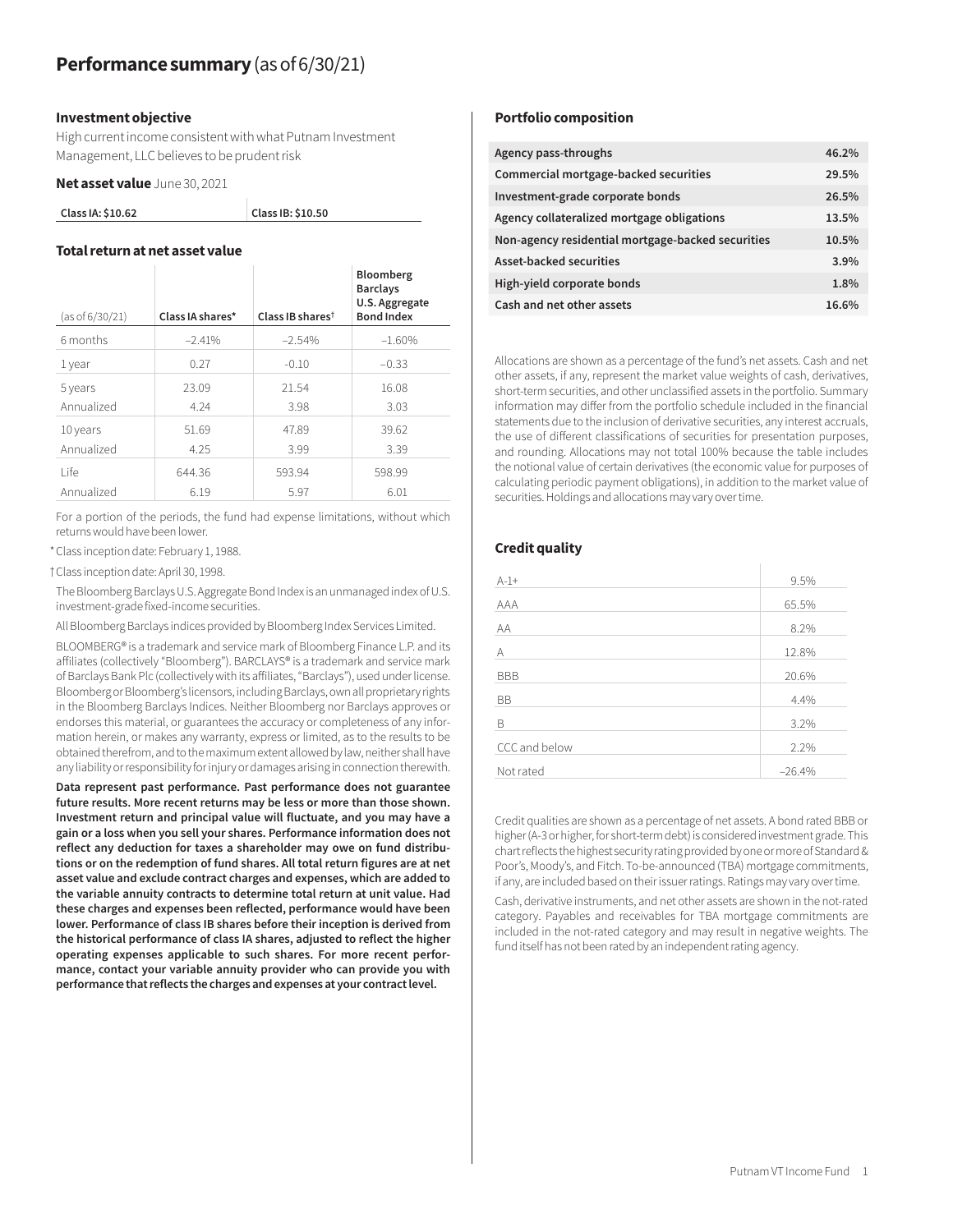# Performance summary (as of 6/30/21)

### Investment objective

High current income consistent with what Putnam Investment Management, LLC believes to be prudent risk

### Net asset value June 30, 2021

| Class IA: $10.62 | Class IB: $10.50 |
|---|---|

### Total return at net asset value

| (as of 6/30/21) | Class IA shares* | Class IB shares† | Bloomberg Barclays U.S. Aggregate Bond Index |
|---|---|---|---|
| 6 months | –2.41% | –2.54% | –1.60% |
| 1 year | 0.27 | –0.10 | –0.33 |
| 5 years | 23.09 | 21.54 | 16.08 |
| Annualized | 4.24 | 3.98 | 3.03 |
| 10 years | 51.69 | 47.89 | 39.62 |
| Annualized | 4.25 | 3.99 | 3.39 |
| Life | 644.36 | 593.94 | 598.99 |
| Annualized | 6.19 | 5.97 | 6.01 |

For a portion of the periods, the fund had expense limitations, without which returns would have been lower.

\* Class inception date: February 1, 1988.

† Class inception date: April 30, 1998.

The Bloomberg Barclays U.S. Aggregate Bond Index is an unmanaged index of U.S. investment-grade fixed-income securities.

All Bloomberg Barclays indices provided by Bloomberg Index Services Limited.

BLOOMBERG® is a trademark and service mark of Bloomberg Finance L.P. and its affiliates (collectively "Bloomberg"). BARCLAYS® is a trademark and service mark of Barclays Bank Plc (collectively with its affiliates, "Barclays"), used under license. Bloomberg or Bloomberg's licensors, including Barclays, own all proprietary rights in the Bloomberg Barclays Indices. Neither Bloomberg nor Barclays approves or endorses this material, or guarantees the accuracy or completeness of any information herein, or makes any warranty, express or limited, as to the results to be obtained therefrom, and to the maximum extent allowed by law, neither shall have any liability or responsibility for injury or damages arising in connection therewith.

**Data represent past performance. Past performance does not guarantee future results. More recent returns may be less or more than those shown. Investment return and principal value will fluctuate, and you may have a gain or a loss when you sell your shares. Performance information does not reflect any deduction for taxes a shareholder may owe on fund distributions or on the redemption of fund shares. All total return figures are at net asset value and exclude contract charges and expenses, which are added to the variable annuity contracts to determine total return at unit value. Had these charges and expenses been reflected, performance would have been lower. Performance of class IB shares before their inception is derived from the historical performance of class IA shares, adjusted to reflect the higher operating expenses applicable to such shares. For more recent performance, contact your variable annuity provider who can provide you with performance that reflects the charges and expenses at your contract level.**

### Portfolio composition

| Agency pass-throughs | 46.2% |
|---|---|
| Commercial mortgage-backed securities | 29.5% |
| Investment-grade corporate bonds | 26.5% |
| Agency collateralized mortgage obligations | 13.5% |
| Non-agency residential mortgage-backed securities | 10.5% |
| Asset-backed securities | 3.9% |
| High-yield corporate bonds | 1.8% |
| Cash and net other assets | 16.6% |

Allocations are shown as a percentage of the fund's net assets. Cash and net other assets, if any, represent the market value weights of cash, derivatives, short-term securities, and other unclassified assets in the portfolio. Summary information may differ from the portfolio schedule included in the financial statements due to the inclusion of derivative securities, any interest accruals, the use of different classifications of securities for presentation purposes, and rounding. Allocations may not total 100% because the table includes the notional value of certain derivatives (the economic value for purposes of calculating periodic payment obligations), in addition to the market value of securities. Holdings and allocations may vary over time.

### Credit quality

| A-1+ | 9.5% |
|---|---|
| AAA | 65.5% |
| AA | 8.2% |
| A | 12.8% |
| BBB | 20.6% |
| BB | 4.4% |
| B | 3.2% |
| CCC and below | 2.2% |
| Not rated | –26.4% |

Credit qualities are shown as a percentage of net assets. A bond rated BBB or higher (A-3 or higher, for short-term debt) is considered investment grade. This chart reflects the highest security rating provided by one or more of Standard & Poor's, Moody's, and Fitch. To-be-announced (TBA) mortgage commitments, if any, are included based on their issuer ratings. Ratings may vary over time.

Cash, derivative instruments, and net other assets are shown in the not-rated category. Payables and receivables for TBA mortgage commitments are included in the not-rated category and may result in negative weights. The fund itself has not been rated by an independent rating agency.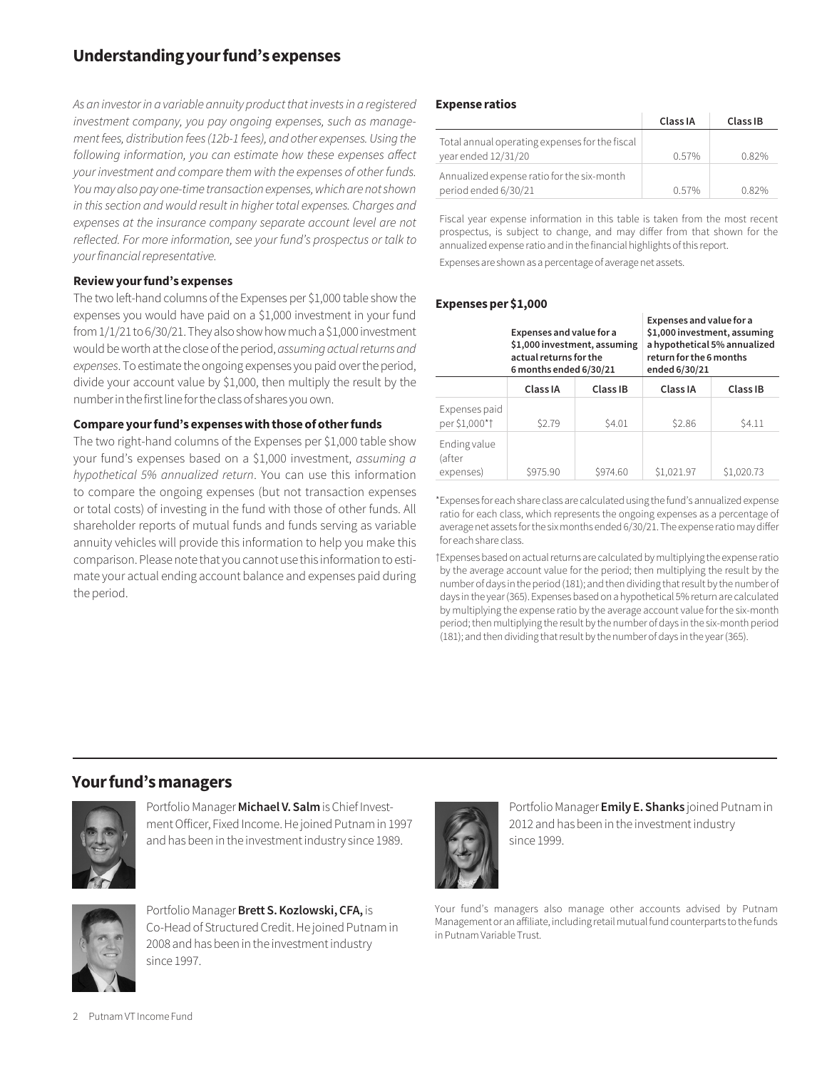## Understanding your fund's expenses

*As an investor in a variable annuity product that invests in a registered investment company, you pay ongoing expenses, such as management fees, distribution fees (12b-1 fees), and other expenses. Using the following information, you can estimate how these expenses affect your investment and compare them with the expenses of other funds. You may also pay one-time transaction expenses, which are not shown in this section and would result in higher total expenses. Charges and expenses at the insurance company separate account level are not reflected. For more information, see your fund's prospectus or talk to your financial representative.*

### Review your fund's expenses

The two left-hand columns of the Expenses per $1,000 table show the expenses you would have paid on a $1,000 investment in your fund from 1/1/21 to 6/30/21. They also show how much a $1,000 investment would be worth at the close of the period, *assuming actual returns and expenses*. To estimate the ongoing expenses you paid over the period, divide your account value by $1,000, then multiply the result by the number in the first line for the class of shares you own.

### Compare your fund's expenses with those of other funds

The two right-hand columns of the Expenses per $1,000 table show your fund's expenses based on a $1,000 investment, *assuming a hypothetical 5% annualized return*. You can use this information to compare the ongoing expenses (but not transaction expenses or total costs) of investing in the fund with those of other funds. All shareholder reports of mutual funds and funds serving as variable annuity vehicles will provide this information to help you make this comparison. Please note that you cannot use this information to estimate your actual ending account balance and expenses paid during the period.

### Expense ratios

| | Class IA | Class IB |
|---|---|---|
| Total annual operating expenses for the fiscal year ended 12/31/20 | 0.57% | 0.82% |
| Annualized expense ratio for the six-month period ended 6/30/21 | 0.57% | 0.82% |

Fiscal year expense information in this table is taken from the most recent prospectus, is subject to change, and may differ from that shown for the annualized expense ratio and in the financial highlights of this report.

Expenses are shown as a percentage of average net assets.

### Expenses per $1,000

| | Expenses and value for a $1,000 investment, assuming actual returns for the 6 months ended 6/30/21 | | Expenses and value for a $1,000 investment, assuming a hypothetical 5% annualized return for the 6 months ended 6/30/21 | |
|---|---|---|---|---|
| | Class IA | Class IB | Class IA | Class IB |
| Expenses paid per $1,000*† | $2.79 | $4.01 | $2.86 | $4.11 |
| Ending value (after expenses) | $975.90 | $974.60 | $1,021.97 | $1,020.73 |

*Expenses for each share class are calculated using the fund's annualized expense ratio for each class, which represents the ongoing expenses as a percentage of average net assets for the six months ended 6/30/21. The expense ratio may differ for each share class.

†Expenses based on actual returns are calculated by multiplying the expense ratio by the average account value for the period; then multiplying the result by the number of days in the period (181); and then dividing that result by the number of days in the year (365). Expenses based on a hypothetical 5% return are calculated by multiplying the expense ratio by the average account value for the six-month period; then multiplying the result by the number of days in the six-month period (181); and then dividing that result by the number of days in the year (365).

## Your fund's managers

Portfolio Manager **Michael V. Salm** is Chief Investment Officer, Fixed Income. He joined Putnam in 1997 and has been in the investment industry since 1989.

Portfolio Manager **Brett S. Kozlowski, CFA,** is Co-Head of Structured Credit. He joined Putnam in 2008 and has been in the investment industry since 1997.

Portfolio Manager **Emily E. Shanks** joined Putnam in 2012 and has been in the investment industry since 1999.

Your fund's managers also manage other accounts advised by Putnam Management or an affiliate, including retail mutual fund counterparts to the funds in Putnam Variable Trust.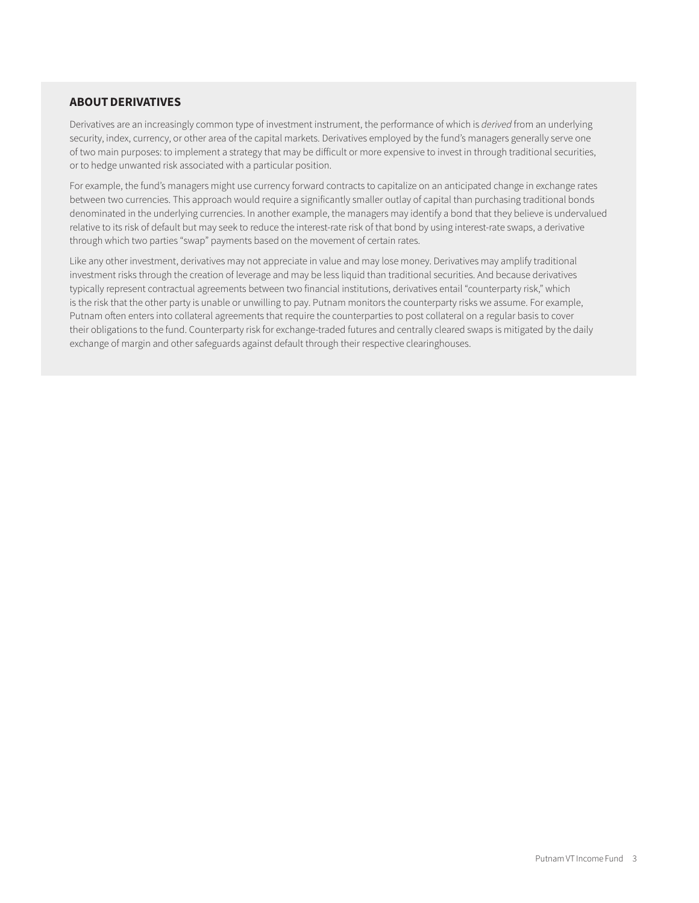## ABOUT DERIVATIVES

Derivatives are an increasingly common type of investment instrument, the performance of which is *derived* from an underlying security, index, currency, or other area of the capital markets. Derivatives employed by the fund's managers generally serve one of two main purposes: to implement a strategy that may be difficult or more expensive to invest in through traditional securities, or to hedge unwanted risk associated with a particular position.

For example, the fund's managers might use currency forward contracts to capitalize on an anticipated change in exchange rates between two currencies. This approach would require a significantly smaller outlay of capital than purchasing traditional bonds denominated in the underlying currencies. In another example, the managers may identify a bond that they believe is undervalued relative to its risk of default but may seek to reduce the interest-rate risk of that bond by using interest-rate swaps, a derivative through which two parties "swap" payments based on the movement of certain rates.

Like any other investment, derivatives may not appreciate in value and may lose money. Derivatives may amplify traditional investment risks through the creation of leverage and may be less liquid than traditional securities. And because derivatives typically represent contractual agreements between two financial institutions, derivatives entail "counterparty risk," which is the risk that the other party is unable or unwilling to pay. Putnam monitors the counterparty risks we assume. For example, Putnam often enters into collateral agreements that require the counterparties to post collateral on a regular basis to cover their obligations to the fund. Counterparty risk for exchange-traded futures and centrally cleared swaps is mitigated by the daily exchange of margin and other safeguards against default through their respective clearinghouses.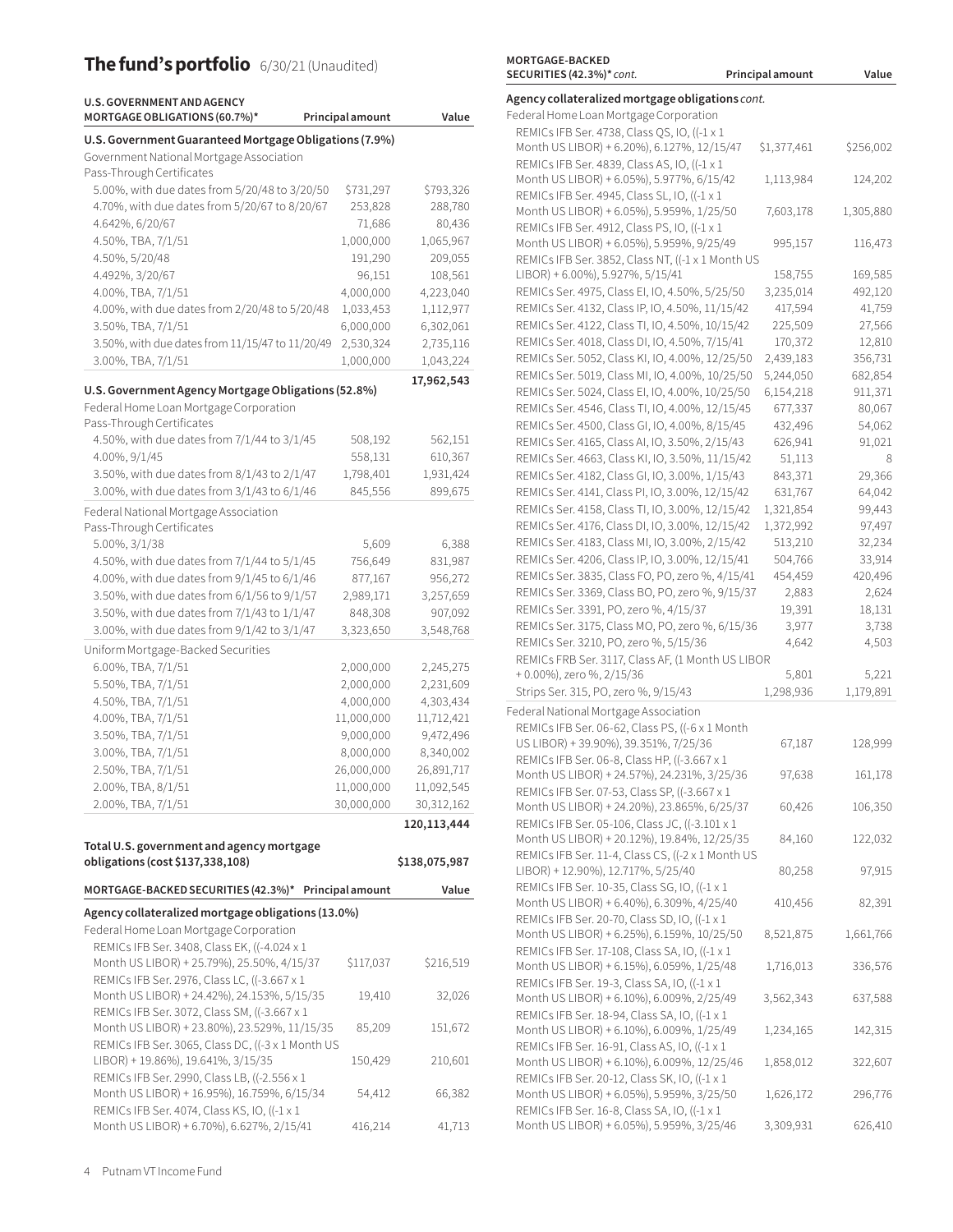## The fund's portfolio 6/30/21 (Unaudited)

| U.S. GOVERNMENT AND AGENCY MORTGAGE OBLIGATIONS (60.7%)* | Principal amount | Value |
|---|---|---|
| **U.S. Government Guaranteed Mortgage Obligations (7.9%)** | | |
| Government National Mortgage Association Pass-Through Certificates | | |
| 5.00%, with due dates from 5/20/48 to 3/20/50 | $731,297 | $793,326 |
| 4.70%, with due dates from 5/20/67 to 8/20/67 | 253,828 | 288,780 |
| 4.642%, 6/20/67 | 71,686 | 80,436 |
| 4.50%, TBA, 7/1/51 | 1,000,000 | 1,065,967 |
| 4.50%, 5/20/48 | 191,290 | 209,055 |
| 4.492%, 3/20/67 | 96,151 | 108,561 |
| 4.00%, TBA, 7/1/51 | 4,000,000 | 4,223,040 |
| 4.00%, with due dates from 2/20/48 to 5/20/48 | 1,033,453 | 1,112,977 |
| 3.50%, TBA, 7/1/51 | 6,000,000 | 6,302,061 |
| 3.50%, with due dates from 11/15/47 to 11/20/49 | 2,530,324 | 2,735,116 |
| 3.00%, TBA, 7/1/51 | 1,000,000 | 1,043,224 |
| | | 17,962,543 |
| **U.S. Government Agency Mortgage Obligations (52.8%)** | | |
| Federal Home Loan Mortgage Corporation Pass-Through Certificates | | |
| 4.50%, with due dates from 7/1/44 to 3/1/45 | 508,192 | 562,151 |
| 4.00%, 9/1/45 | 558,131 | 610,367 |
| 3.50%, with due dates from 8/1/43 to 2/1/47 | 1,798,401 | 1,931,424 |
| 3.00%, with due dates from 3/1/43 to 6/1/46 | 845,556 | 899,675 |
| Federal National Mortgage Association Pass-Through Certificates | | |
| 5.00%, 3/1/38 | 5,609 | 6,388 |
| 4.50%, with due dates from 7/1/44 to 5/1/45 | 756,649 | 831,987 |
| 4.00%, with due dates from 9/1/45 to 6/1/46 | 877,167 | 956,272 |
| 3.50%, with due dates from 6/1/56 to 9/1/57 | 2,989,171 | 3,257,659 |
| 3.50%, with due dates from 7/1/43 to 1/1/47 | 848,308 | 907,092 |
| 3.00%, with due dates from 9/1/42 to 3/1/47 | 3,323,650 | 3,548,768 |
| Uniform Mortgage-Backed Securities | | |
| 6.00%, TBA, 7/1/51 | 2,000,000 | 2,245,275 |
| 5.50%, TBA, 7/1/51 | 2,000,000 | 2,231,609 |
| 4.50%, TBA, 7/1/51 | 4,000,000 | 4,303,434 |
| 4.00%, TBA, 7/1/51 | 11,000,000 | 11,712,421 |
| 3.50%, TBA, 7/1/51 | 9,000,000 | 9,472,496 |
| 3.00%, TBA, 7/1/51 | 8,000,000 | 8,340,002 |
| 2.50%, TBA, 7/1/51 | 26,000,000 | 26,891,717 |
| 2.00%, TBA, 8/1/51 | 11,000,000 | 11,092,545 |
| 2.00%, TBA, 7/1/51 | 30,000,000 | 30,312,162 |
| | | 120,113,444 |
| **Total U.S. government and agency mortgage obligations (cost $137,338,108)** | | **$138,075,987** |

| MORTGAGE-BACKED SECURITIES (42.3%)* | Principal amount | Value |
|---|---|---|
| **Agency collateralized mortgage obligations (13.0%)** | | |
| Federal Home Loan Mortgage Corporation | | |
| REMICs IFB Ser. 3408, Class EK, ((-4.024 x 1 Month US LIBOR) + 25.79%), 25.50%, 4/15/37 | $117,037 | $216,519 |
| REMICs IFB Ser. 2976, Class LC, ((-3.667 x 1 Month US LIBOR) + 24.42%), 24.153%, 5/15/35 | 19,410 | 32,026 |
| REMICs IFB Ser. 3072, Class SM, ((-3.667 x 1 Month US LIBOR) + 23.80%), 23.529%, 11/15/35 | 85,209 | 151,672 |
| REMICs IFB Ser. 3065, Class DC, ((-3 x 1 Month US LIBOR) + 19.86%), 19.641%, 3/15/35 | 150,429 | 210,601 |
| REMICs IFB Ser. 2990, Class LB, ((-2.556 x 1 Month US LIBOR) + 16.95%), 16.759%, 6/15/34 | 54,412 | 66,382 |
| REMICs IFB Ser. 4074, Class KS, IO, ((-1 x 1 Month US LIBOR) + 6.70%), 6.627%, 2/15/41 | 416,214 | 41,713 |
| REMICs IFB Ser. 4738, Class QS, IO, ((-1 x 1 Month US LIBOR) + 6.20%), 6.127%, 12/15/47 | $1,377,461 | $256,002 |
| REMICs IFB Ser. 4839, Class AS, IO, ((-1 x 1 Month US LIBOR) + 6.05%), 5.977%, 6/15/42 | 1,113,984 | 124,202 |
| REMICs IFB Ser. 4945, Class SL, IO, ((-1 x 1 Month US LIBOR) + 6.05%), 5.959%, 1/25/50 | 7,603,178 | 1,305,880 |
| REMICs IFB Ser. 4912, Class PS, IO, ((-1 x 1 Month US LIBOR) + 6.05%), 5.959%, 9/25/49 | 995,157 | 116,473 |
| REMICs IFB Ser. 3852, Class NT, ((-1 x 1 Month US LIBOR) + 6.00%), 5.927%, 5/15/41 | 158,755 | 169,585 |
| REMICs Ser. 4975, Class EI, IO, 4.50%, 5/25/50 | 3,235,014 | 492,120 |
| REMICs Ser. 4132, Class IP, IO, 4.50%, 11/15/42 | 417,594 | 41,759 |
| REMICs Ser. 4122, Class TI, IO, 4.50%, 10/15/42 | 225,509 | 27,566 |
| REMICs Ser. 4018, Class DI, IO, 4.50%, 7/15/41 | 170,372 | 12,810 |
| REMICs Ser. 5052, Class KI, IO, 4.00%, 12/25/50 | 2,439,183 | 356,731 |
| REMICs Ser. 5019, Class MI, IO, 4.00%, 10/25/50 | 5,244,050 | 682,854 |
| REMICs Ser. 5024, Class EI, IO, 4.00%, 10/25/50 | 6,154,218 | 911,371 |
| REMICs Ser. 4546, Class TI, IO, 4.00%, 12/15/45 | 677,337 | 80,067 |
| REMICs Ser. 4500, Class GI, IO, 4.00%, 8/15/45 | 432,496 | 54,062 |
| REMICs Ser. 4165, Class AI, IO, 3.50%, 2/15/43 | 626,941 | 91,021 |
| REMICs Ser. 4663, Class KI, IO, 3.50%, 11/15/42 | 51,113 | 8 |
| REMICs Ser. 4182, Class GI, IO, 3.00%, 1/15/43 | 843,371 | 29,366 |
| REMICs Ser. 4141, Class PI, IO, 3.00%, 12/15/42 | 631,767 | 64,042 |
| REMICs Ser. 4158, Class TI, IO, 3.00%, 12/15/42 | 1,321,854 | 99,443 |
| REMICs Ser. 4176, Class DI, IO, 3.00%, 12/15/42 | 1,372,992 | 97,497 |
| REMICs Ser. 4183, Class MI, IO, 3.00%, 2/15/42 | 513,210 | 32,234 |
| REMICs Ser. 4206, Class IP, IO, 3.00%, 12/15/41 | 504,766 | 33,914 |
| REMICs Ser. 3835, Class FO, PO, zero %, 4/15/41 | 454,459 | 420,496 |
| REMICs Ser. 3369, Class BO, PO, zero %, 9/15/37 | 2,883 | 2,624 |
| REMICs Ser. 3391, PO, zero %, 4/15/37 | 19,391 | 18,131 |
| REMICs Ser. 3175, Class MO, PO, zero %, 6/15/36 | 3,977 | 3,738 |
| REMICs Ser. 3210, PO, zero %, 5/15/36 | 4,642 | 4,503 |
| REMICs FRB Ser. 3117, Class AF, (1 Month US LIBOR + 0.00%), zero %, 2/15/36 | 5,801 | 5,221 |
| Strips Ser. 315, PO, zero %, 9/15/43 | 1,298,936 | 1,179,891 |
| Federal National Mortgage Association | | |
| REMICs IFB Ser. 06-62, Class PS, ((-6 x 1 Month US LIBOR) + 39.90%), 39.351%, 7/25/36 | 67,187 | 128,999 |
| REMICs IFB Ser. 06-8, Class HP, ((-3.667 x 1 Month US LIBOR) + 24.57%), 24.231%, 3/25/36 | 97,638 | 161,178 |
| REMICs IFB Ser. 07-53, Class SP, ((-3.667 x 1 Month US LIBOR) + 24.20%), 23.865%, 6/25/37 | 60,426 | 106,350 |
| REMICs IFB Ser. 05-106, Class JC, ((-3.101 x 1 Month US LIBOR) + 20.12%), 19.84%, 12/25/35 | 84,160 | 122,032 |
| REMICs IFB Ser. 11-4, Class CS, ((-2 x 1 Month US LIBOR) + 12.90%), 12.717%, 5/25/40 | 80,258 | 97,915 |
| REMICs IFB Ser. 10-35, Class SG, IO, ((-1 x 1 Month US LIBOR) + 6.40%), 6.309%, 4/25/40 | 410,456 | 82,391 |
| REMICs IFB Ser. 20-70, Class SD, IO, ((-1 x 1 Month US LIBOR) + 6.25%), 6.159%, 10/25/50 | 8,521,875 | 1,661,766 |
| REMICs IFB Ser. 17-108, Class SA, IO, ((-1 x 1 Month US LIBOR) + 6.15%), 6.059%, 1/25/48 | 1,716,013 | 336,576 |
| REMICs IFB Ser. 19-3, Class SA, IO, ((-1 x 1 Month US LIBOR) + 6.10%), 6.009%, 2/25/49 | 3,562,343 | 637,588 |
| REMICs IFB Ser. 18-94, Class SA, IO, ((-1 x 1 Month US LIBOR) + 6.10%), 6.009%, 1/25/49 | 1,234,165 | 142,315 |
| REMICs IFB Ser. 16-91, Class AS, IO, ((-1 x 1 Month US LIBOR) + 6.10%), 6.009%, 12/25/46 | 1,858,012 | 322,607 |
| REMICs IFB Ser. 20-12, Class SK, IO, ((-1 x 1 Month US LIBOR) + 6.05%), 5.959%, 3/25/50 | 1,626,172 | 296,776 |
| REMICs IFB Ser. 16-8, Class SA, IO, ((-1 x 1 Month US LIBOR) + 6.05%), 5.959%, 3/25/46 | 3,309,931 | 626,410 |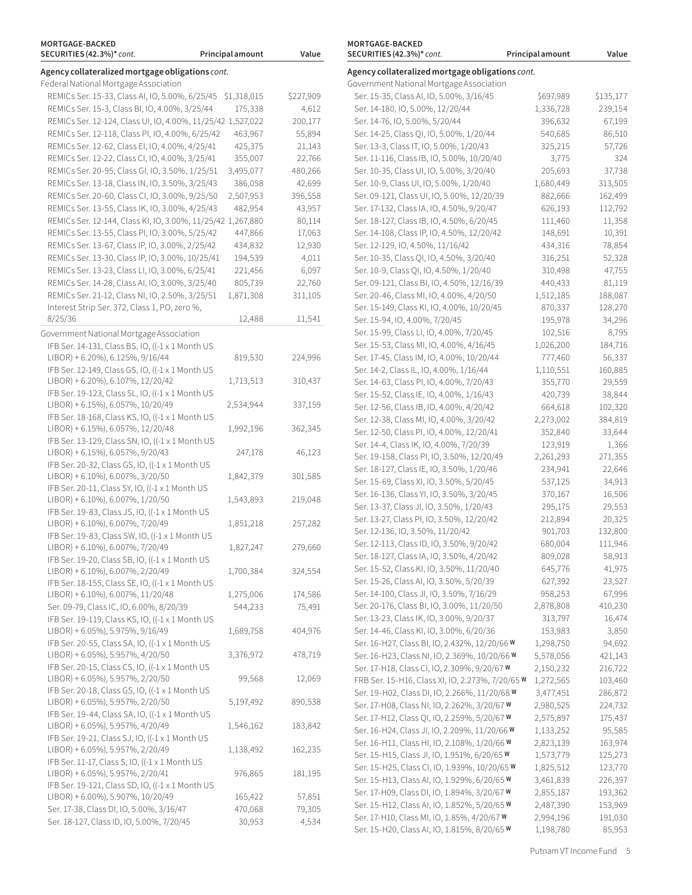| MORTGAGE-BACKED SECURITIES (42.3%)* *cont.* | Principal amount | Value |
|---|---|---|
| **Agency collateralized mortgage obligations** *cont.* | | |
| Federal National Mortgage Association | | |
| REMICs Ser. 15-33, Class AI, IO, 5.00%, 6/25/45 | $1,318,015 | $227,909 |
| REMICs Ser. 15-3, Class BI, IO, 4.00%, 3/25/44 | 175,338 | 4,612 |
| REMICs Ser. 12-124, Class UI, IO, 4.00%, 11/25/42 | 1,527,022 | 200,177 |
| REMICs Ser. 12-118, Class PI, IO, 4.00%, 6/25/42 | 463,967 | 55,894 |
| REMICs Ser. 12-62, Class EI, IO, 4.00%, 4/25/41 | 425,375 | 21,143 |
| REMICs Ser. 12-22, Class CI, IO, 4.00%, 3/25/41 | 355,007 | 22,766 |
| REMICs Ser. 20-95, Class GI, IO, 3.50%, 1/25/51 | 3,495,077 | 480,266 |
| REMICs Ser. 13-18, Class IN, IO, 3.50%, 3/25/43 | 386,058 | 42,699 |
| REMICs Ser. 20-60, Class CI, IO, 3.00%, 9/25/50 | 2,507,953 | 396,558 |
| REMICs Ser. 13-55, Class IK, IO, 3.00%, 4/25/43 | 482,954 | 43,957 |
| REMICs Ser. 12-144, Class KI, IO, 3.00%, 11/25/42 | 1,267,880 | 80,114 |
| REMICs Ser. 13-55, Class PI, IO, 3.00%, 5/25/42 | 447,866 | 17,063 |
| REMICs Ser. 13-67, Class IP, IO, 3.00%, 2/25/42 | 434,832 | 12,930 |
| REMICs Ser. 13-30, Class IP, IO, 3.00%, 10/25/41 | 194,539 | 4,011 |
| REMICs Ser. 13-23, Class LI, IO, 3.00%, 6/25/41 | 221,456 | 6,097 |
| REMICs Ser. 14-28, Class AI, IO, 3.00%, 3/25/40 | 805,739 | 22,760 |
| REMICs Ser. 21-12, Class NI, IO, 2.50%, 3/25/51 | 1,871,308 | 311,105 |
| Interest Strip Ser. 372, Class 1, PO, zero %, 8/25/36 | 12,488 | 11,541 |
| Government National Mortgage Association | | |
| IFB Ser. 14-131, Class BS, IO, ((-1 x 1 Month US LIBOR) + 6.20%), 6.125%, 9/16/44 | 819,530 | 224,996 |
| IFB Ser. 12-149, Class GS, IO, ((-1 x 1 Month US LIBOR) + 6.20%), 6.107%, 12/20/42 | 1,713,513 | 310,437 |
| IFB Ser. 19-123, Class SL, IO, ((-1 x 1 Month US LIBOR) + 6.15%), 6.057%, 10/20/49 | 2,534,944 | 337,159 |
| IFB Ser. 18-168, Class KS, IO, ((-1 x 1 Month US LIBOR) + 6.15%), 6.057%, 12/20/48 | 1,992,196 | 362,345 |
| IFB Ser. 13-129, Class SN, IO, ((-1 x 1 Month US LIBOR) + 6.15%), 6.057%, 9/20/43 | 247,178 | 46,123 |
| IFB Ser. 20-32, Class GS, IO, ((-1 x 1 Month US LIBOR) + 6.10%), 6.007%, 3/20/50 | 1,842,379 | 301,585 |
| IFB Ser. 20-11, Class SY, IO, ((-1 x 1 Month US LIBOR) + 6.10%), 6.007%, 1/20/50 | 1,543,893 | 219,048 |
| IFB Ser. 19-83, Class JS, IO, ((-1 x 1 Month US LIBOR) + 6.10%), 6.007%, 7/20/49 | 1,851,218 | 257,282 |
| IFB Ser. 19-83, Class SW, IO, ((-1 x 1 Month US LIBOR) + 6.10%), 6.007%, 7/20/49 | 1,827,247 | 279,660 |
| IFB Ser. 19-20, Class SB, IO, ((-1 x 1 Month US LIBOR) + 6.10%), 6.007%, 2/20/49 | 1,700,384 | 324,554 |
| IFB Ser. 18-155, Class SE, IO, ((-1 x 1 Month US LIBOR) + 6.10%), 6.007%, 11/20/48 | 1,275,006 | 174,586 |
| Ser. 09-79, Class IC, IO, 6.00%, 8/20/39 | 544,233 | 75,491 |
| IFB Ser. 19-119, Class KS, IO, ((-1 x 1 Month US LIBOR) + 6.05%), 5.975%, 9/16/49 | 1,689,758 | 404,976 |
| IFB Ser. 20-55, Class SA, IO, ((-1 x 1 Month US LIBOR) + 6.05%), 5.957%, 4/20/50 | 3,376,972 | 478,719 |
| IFB Ser. 20-15, Class CS, IO, ((-1 x 1 Month US LIBOR) + 6.05%), 5.957%, 2/20/50 | 99,568 | 12,069 |
| IFB Ser. 20-18, Class GS, IO, ((-1 x 1 Month US LIBOR) + 6.05%), 5.957%, 2/20/50 | 5,197,492 | 890,538 |
| IFB Ser. 19-44, Class SA, IO, ((-1 x 1 Month US LIBOR) + 6.05%), 5.957%, 4/20/49 | 1,546,162 | 183,842 |
| IFB Ser. 19-21, Class SJ, IO, ((-1 x 1 Month US LIBOR) + 6.05%), 5.957%, 2/20/49 | 1,138,492 | 162,235 |
| IFB Ser. 11-17, Class S, IO, ((-1 x 1 Month US LIBOR) + 6.05%), 5.957%, 2/20/41 | 976,865 | 181,195 |
| IFB Ser. 19-121, Class SD, IO, ((-1 x 1 Month US LIBOR) + 6.00%), 5.907%, 10/20/49 | 165,422 | 57,851 |
| Ser. 17-38, Class DI, IO, 5.00%, 3/16/47 | 470,068 | 79,305 |
| Ser. 18-127, Class ID, IO, 5.00%, 7/20/45 | 30,953 | 4,534 |

| MORTGAGE-BACKED SECURITIES (42.3%)* *cont.* | Principal amount | Value |
|---|---|---|
| **Agency collateralized mortgage obligations** *cont.* | | |
| Government National Mortgage Association | | |
| Ser. 15-35, Class AI, IO, 5.00%, 3/16/45 | $697,989 | $135,177 |
| Ser. 14-180, IO, 5.00%, 12/20/44 | 1,336,728 | 239,154 |
| Ser. 14-76, IO, 5.00%, 5/20/44 | 396,632 | 67,199 |
| Ser. 14-25, Class QI, IO, 5.00%, 1/20/44 | 540,685 | 86,510 |
| Ser. 13-3, Class IT, IO, 5.00%, 1/20/43 | 325,215 | 57,726 |
| Ser. 11-116, Class IB, IO, 5.00%, 10/20/40 | 3,775 | 324 |
| Ser. 10-35, Class UI, IO, 5.00%, 3/20/40 | 205,693 | 37,738 |
| Ser. 10-9, Class UI, IO, 5.00%, 1/20/40 | 1,680,449 | 313,505 |
| Ser. 09-121, Class UI, IO, 5.00%, 12/20/39 | 882,666 | 162,499 |
| Ser. 17-132, Class IA, IO, 4.50%, 9/20/47 | 626,193 | 112,792 |
| Ser. 18-127, Class IB, IO, 4.50%, 6/20/45 | 111,460 | 11,358 |
| Ser. 14-108, Class IP, IO, 4.50%, 12/20/42 | 148,691 | 10,391 |
| Ser. 12-129, IO, 4.50%, 11/16/42 | 434,316 | 78,854 |
| Ser. 10-35, Class QI, IO, 4.50%, 3/20/40 | 316,251 | 52,328 |
| Ser. 10-9, Class QI, IO, 4.50%, 1/20/40 | 310,498 | 47,755 |
| Ser. 09-121, Class BI, IO, 4.50%, 12/16/39 | 440,433 | 81,119 |
| Ser. 20-46, Class MI, IO, 4.00%, 4/20/50 | 1,512,185 | 188,087 |
| Ser. 15-149, Class KI, IO, 4.00%, 10/20/45 | 870,337 | 128,270 |
| Ser. 15-94, IO, 4.00%, 7/20/45 | 195,978 | 34,296 |
| Ser. 15-99, Class LI, IO, 4.00%, 7/20/45 | 102,516 | 8,795 |
| Ser. 15-53, Class MI, IO, 4.00%, 4/16/45 | 1,026,200 | 184,716 |
| Ser. 17-45, Class IM, IO, 4.00%, 10/20/44 | 777,460 | 56,337 |
| Ser. 14-2, Class IL, IO, 4.00%, 1/16/44 | 1,110,551 | 160,885 |
| Ser. 14-63, Class PI, IO, 4.00%, 7/20/43 | 355,770 | 29,559 |
| Ser. 15-52, Class IE, IO, 4.00%, 1/16/43 | 420,739 | 38,844 |
| Ser. 12-56, Class IB, IO, 4.00%, 4/20/42 | 664,618 | 102,320 |
| Ser. 12-38, Class MI, IO, 4.00%, 3/20/42 | 2,273,002 | 384,819 |
| Ser. 12-50, Class PI, IO, 4.00%, 12/20/41 | 352,840 | 33,644 |
| Ser. 14-4, Class IK, IO, 4.00%, 7/20/39 | 123,919 | 1,366 |
| Ser. 19-158, Class PI, IO, 3.50%, 12/20/49 | 2,261,293 | 271,355 |
| Ser. 18-127, Class IE, IO, 3.50%, 1/20/46 | 234,941 | 22,646 |
| Ser. 15-69, Class XI, IO, 3.50%, 5/20/45 | 537,125 | 34,913 |
| Ser. 16-136, Class YI, IO, 3.50%, 3/20/45 | 370,167 | 16,506 |
| Ser. 13-37, Class JI, IO, 3.50%, 1/20/43 | 295,175 | 29,553 |
| Ser. 13-27, Class PI, IO, 3.50%, 12/20/42 | 212,894 | 20,325 |
| Ser. 12-136, IO, 3.50%, 11/20/42 | 901,703 | 132,800 |
| Ser. 12-113, Class ID, IO, 3.50%, 9/20/42 | 680,004 | 111,946 |
| Ser. 18-127, Class IA, IO, 3.50%, 4/20/42 | 809,028 | 58,913 |
| Ser. 15-52, Class KI, IO, 3.50%, 11/20/40 | 645,776 | 41,975 |
| Ser. 15-26, Class AI, IO, 3.50%, 5/20/39 | 627,392 | 23,527 |
| Ser. 14-100, Class JI, IO, 3.50%, 7/16/29 | 958,253 | 67,996 |
| Ser. 20-176, Class BI, IO, 3.00%, 11/20/50 | 2,878,808 | 410,230 |
| Ser. 13-23, Class IK, IO, 3.00%, 9/20/37 | 313,797 | 16,474 |
| Ser. 14-46, Class KI, IO, 3.00%, 6/20/36 | 153,983 | 3,850 |
| Ser. 16-H27, Class BI, IO, 2.432%, 12/20/66 **W** | 1,298,750 | 94,692 |
| Ser. 16-H23, Class NI, IO, 2.369%, 10/20/66 **W** | 5,578,056 | 421,143 |
| Ser. 17-H18, Class CI, IO, 2.309%, 9/20/67 **W** | 2,150,232 | 216,722 |
| FRB Ser. 15-H16, Class XI, IO, 2.273%, 7/20/65 **W** | 1,272,565 | 103,460 |
| Ser. 19-H02, Class DI, IO, 2.266%, 11/20/68 **W** | 3,477,451 | 286,872 |
| Ser. 17-H08, Class NI, IO, 2.262%, 3/20/67 **W** | 2,980,525 | 224,732 |
| Ser. 17-H12, Class QI, IO, 2.259%, 5/20/67 **W** | 2,575,897 | 175,437 |
| Ser. 16-H24, Class JI, IO, 2.209%, 11/20/66 **W** | 1,133,252 | 95,585 |
| Ser. 16-H11, Class HI, IO, 2.108%, 1/20/66 **W** | 2,823,139 | 163,974 |
| Ser. 15-H15, Class JI, IO, 1.951%, 6/20/65 **W** | 1,573,779 | 125,273 |
| Ser. 15-H25, Class CI, IO, 1.939%, 10/20/65 **W** | 1,825,512 | 123,770 |
| Ser. 15-H13, Class AI, IO, 1.929%, 6/20/65 **W** | 3,461,839 | 226,397 |
| Ser. 17-H09, Class DI, IO, 1.894%, 3/20/67 **W** | 2,855,187 | 193,362 |
| Ser. 15-H12, Class AI, IO, 1.852%, 5/20/65 **W** | 2,487,390 | 153,969 |
| Ser. 17-H10, Class MI, IO, 1.85%, 4/20/67 **W** | 2,994,196 | 191,030 |
| Ser. 15-H20, Class AI, IO, 1.815%, 8/20/65 **W** | 1,198,780 | 85,953 |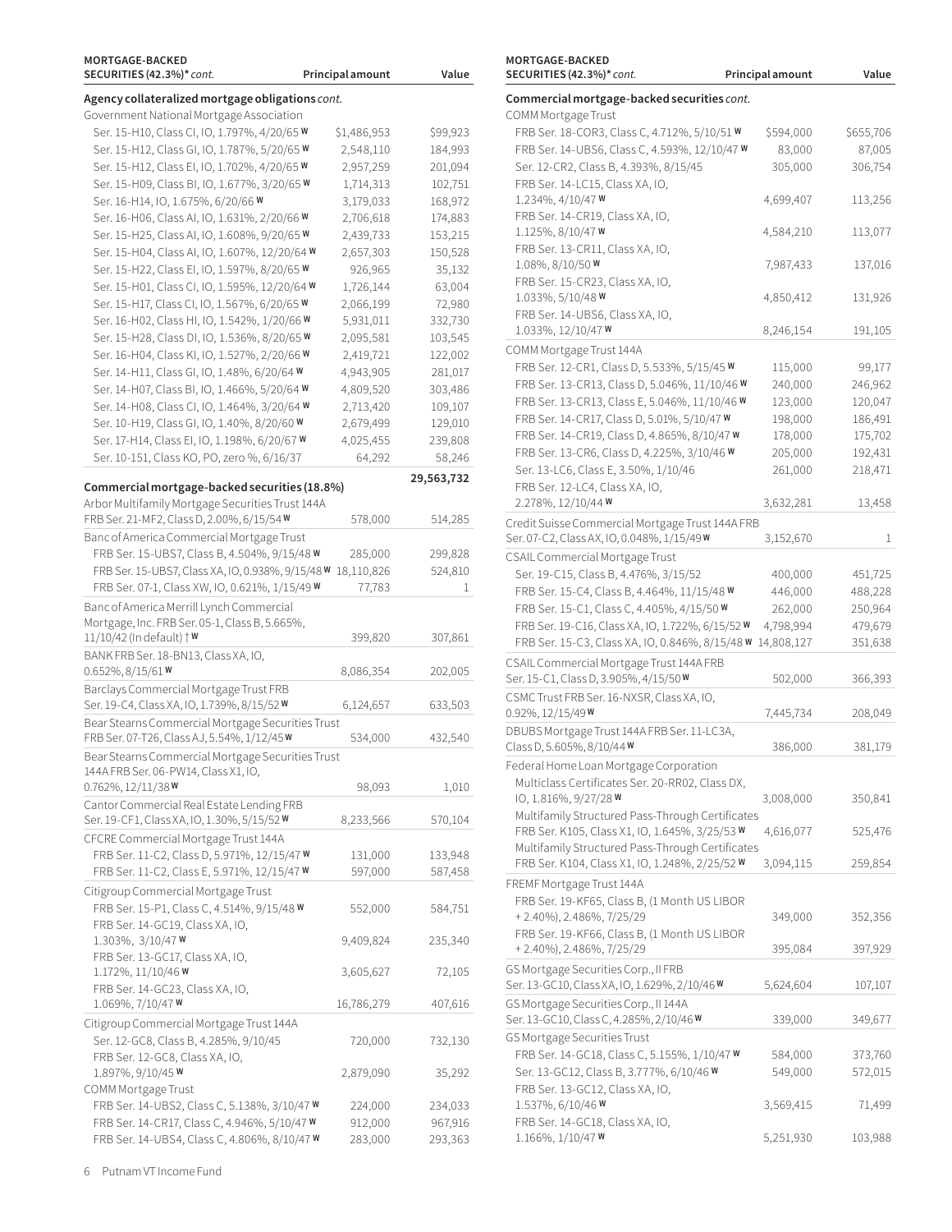| MORTGAGE-BACKED SECURITIES (42.3%)* *cont.* | Principal amount | Value |
|---|---|---|
| **Agency collateralized mortgage obligations** *cont.* | | |
| Government National Mortgage Association | | |
| Ser. 15-H10, Class CI, IO, 1.797%, 4/20/65 W | $1,486,953 | $99,923 |
| Ser. 15-H12, Class GI, IO, 1.787%, 5/20/65 W | 2,548,110 | 184,993 |
| Ser. 15-H12, Class EI, IO, 1.702%, 4/20/65 W | 2,957,259 | 201,094 |
| Ser. 15-H09, Class BI, IO, 1.677%, 3/20/65 W | 1,714,313 | 102,751 |
| Ser. 16-H14, IO, 1.675%, 6/20/66 W | 3,179,033 | 168,972 |
| Ser. 16-H06, Class AI, IO, 1.631%, 2/20/66 W | 2,706,618 | 174,883 |
| Ser. 15-H25, Class AI, IO, 1.608%, 9/20/65 W | 2,439,733 | 153,215 |
| Ser. 15-H04, Class AI, IO, 1.607%, 12/20/64 W | 2,657,303 | 150,528 |
| Ser. 15-H22, Class EI, IO, 1.597%, 8/20/65 W | 926,965 | 35,132 |
| Ser. 15-H01, Class CI, IO, 1.595%, 12/20/64 W | 1,726,144 | 63,004 |
| Ser. 15-H17, Class CI, IO, 1.567%, 6/20/65 W | 2,066,199 | 72,980 |
| Ser. 16-H02, Class HI, IO, 1.542%, 1/20/66 W | 5,931,011 | 332,730 |
| Ser. 15-H28, Class DI, IO, 1.536%, 8/20/65 W | 2,095,581 | 103,545 |
| Ser. 16-H04, Class KI, IO, 1.527%, 2/20/66 W | 2,419,721 | 122,002 |
| Ser. 14-H11, Class GI, IO, 1.48%, 6/20/64 W | 4,943,905 | 281,017 |
| Ser. 14-H07, Class BI, IO, 1.466%, 5/20/64 W | 4,809,520 | 303,486 |
| Ser. 14-H08, Class CI, IO, 1.464%, 3/20/64 W | 2,713,420 | 109,107 |
| Ser. 10-H19, Class GI, IO, 1.40%, 8/20/60 W | 2,679,499 | 129,010 |
| Ser. 17-H14, Class EI, IO, 1.198%, 6/20/67 W | 4,025,455 | 239,808 |
| Ser. 10-151, Class KO, PO, zero %, 6/16/37 | 64,292 | 58,246 |
| | | 29,563,732 |
| **Commercial mortgage-backed securities (18.8%)** | | |
| Arbor Multifamily Mortgage Securities Trust 144A FRB Ser. 21-MF2, Class D, 2.00%, 6/15/54 W | 578,000 | 514,285 |
| Banc of America Commercial Mortgage Trust | | |
| FRB Ser. 15-UBS7, Class B, 4.504%, 9/15/48 W | 285,000 | 299,828 |
| FRB Ser. 15-UBS7, Class XA, IO, 0.938%, 9/15/48 W | 18,110,826 | 524,810 |
| FRB Ser. 07-1, Class XW, IO, 0.621%, 1/15/49 W | 77,783 | 1 |
| Banc of America Merrill Lynch Commercial Mortgage, Inc. FRB Ser. 05-1, Class B, 5.665%, 11/10/42 (In default) † W | 399,820 | 307,861 |
| BANK FRB Ser. 18-BN13, Class XA, IO, 0.652%, 8/15/61 W | 8,086,354 | 202,005 |
| Barclays Commercial Mortgage Trust FRB Ser. 19-C4, Class XA, IO, 1.739%, 8/15/52 W | 6,124,657 | 633,503 |
| Bear Stearns Commercial Mortgage Securities Trust FRB Ser. 07-T26, Class AJ, 5.54%, 1/12/45 W | 534,000 | 432,540 |
| Bear Stearns Commercial Mortgage Securities Trust 144A FRB Ser. 06-PW14, Class X1, IO, 0.762%, 12/11/38 W | 98,093 | 1,010 |
| Cantor Commercial Real Estate Lending FRB Ser. 19-CF1, Class XA, IO, 1.30%, 5/15/52 W | 8,233,566 | 570,104 |
| CFCRE Commercial Mortgage Trust 144A | | |
| FRB Ser. 11-C2, Class D, 5.971%, 12/15/47 W | 131,000 | 133,948 |
| FRB Ser. 11-C2, Class E, 5.971%, 12/15/47 W | 597,000 | 587,458 |
| Citigroup Commercial Mortgage Trust | | |
| FRB Ser. 15-P1, Class C, 4.514%, 9/15/48 W | 552,000 | 584,751 |
| FRB Ser. 14-GC19, Class XA, IO, 1.303%, 3/10/47 W | 9,409,824 | 235,340 |
| FRB Ser. 13-GC17, Class XA, IO, 1.172%, 11/10/46 W | 3,605,627 | 72,105 |
| FRB Ser. 14-GC23, Class XA, IO, 1.069%, 7/10/47 W | 16,786,279 | 407,616 |
| Citigroup Commercial Mortgage Trust 144A | | |
| Ser. 12-GC8, Class B, 4.285%, 9/10/45 | 720,000 | 732,130 |
| FRB Ser. 12-GC8, Class XA, IO, 1.897%, 9/10/45 W | 2,879,090 | 35,292 |
| COMM Mortgage Trust | | |
| FRB Ser. 14-UBS2, Class C, 5.138%, 3/10/47 W | 224,000 | 234,033 |
| FRB Ser. 14-CR17, Class C, 4.946%, 5/10/47 W | 912,000 | 967,916 |
| FRB Ser. 14-UBS4, Class C, 4.806%, 8/10/47 W | 283,000 | 293,363 |

| MORTGAGE-BACKED SECURITIES (42.3%)* *cont.* | Principal amount | Value |
|---|---|---|
| **Commercial mortgage-backed securities** *cont.* | | |
| COMM Mortgage Trust | | |
| FRB Ser. 18-COR3, Class C, 4.712%, 5/10/51 W | $594,000 | $655,706 |
| FRB Ser. 14-UBS6, Class C, 4.593%, 12/10/47 W | 83,000 | 87,005 |
| Ser. 12-CR2, Class B, 4.393%, 8/15/45 | 305,000 | 306,754 |
| FRB Ser. 14-LC15, Class XA, IO, 1.234%, 4/10/47 W | 4,699,407 | 113,256 |
| FRB Ser. 14-CR19, Class XA, IO, 1.125%, 8/10/47 W | 4,584,210 | 113,077 |
| FRB Ser. 13-CR11, Class XA, IO, 1.08%, 8/10/50 W | 7,987,433 | 137,016 |
| FRB Ser. 15-CR23, Class XA, IO, 1.033%, 5/10/48 W | 4,850,412 | 131,926 |
| FRB Ser. 14-UBS6, Class XA, IO, 1.033%, 12/10/47 W | 8,246,154 | 191,105 |
| COMM Mortgage Trust 144A | | |
| FRB Ser. 12-CR1, Class D, 5.533%, 5/15/45 W | 115,000 | 99,177 |
| FRB Ser. 13-CR13, Class D, 5.046%, 11/10/46 W | 240,000 | 246,962 |
| FRB Ser. 13-CR13, Class E, 5.046%, 11/10/46 W | 123,000 | 120,047 |
| FRB Ser. 14-CR17, Class D, 5.01%, 5/10/47 W | 198,000 | 186,491 |
| FRB Ser. 14-CR19, Class D, 4.865%, 8/10/47 W | 178,000 | 175,702 |
| FRB Ser. 13-CR6, Class D, 4.225%, 3/10/46 W | 205,000 | 192,431 |
| Ser. 13-LC6, Class E, 3.50%, 1/10/46 | 261,000 | 218,471 |
| FRB Ser. 12-LC4, Class XA, IO, 2.278%, 12/10/44 W | 3,632,281 | 13,458 |
| Credit Suisse Commercial Mortgage Trust 144A FRB Ser. 07-C2, Class AX, IO, 0.048%, 1/15/49 W | 3,152,670 | 1 |
| CSAIL Commercial Mortgage Trust | | |
| Ser. 19-C15, Class B, 4.476%, 3/15/52 | 400,000 | 451,725 |
| FRB Ser. 15-C4, Class B, 4.464%, 11/15/48 W | 446,000 | 488,228 |
| FRB Ser. 15-C1, Class C, 4.405%, 4/15/50 W | 262,000 | 250,964 |
| FRB Ser. 19-C16, Class XA, IO, 1.722%, 6/15/52 W | 4,798,994 | 479,679 |
| FRB Ser. 15-C3, Class XA, IO, 0.846%, 8/15/48 W | 14,808,127 | 351,638 |
| CSAIL Commercial Mortgage Trust 144A FRB Ser. 15-C1, Class D, 3.905%, 4/15/50 W | 502,000 | 366,393 |
| CSMC Trust FRB Ser. 16-NXSR, Class XA, IO, 0.92%, 12/15/49 W | 7,445,734 | 208,049 |
| DBUBS Mortgage Trust 144A FRB Ser. 11-LC3A, Class D, 5.605%, 8/10/44 W | 386,000 | 381,179 |
| Federal Home Loan Mortgage Corporation | | |
| Multiclass Certificates Ser. 20-RR02, Class DX, IO, 1.816%, 9/27/28 W | 3,008,000 | 350,841 |
| Multifamily Structured Pass-Through Certificates FRB Ser. K105, Class X1, IO, 1.645%, 3/25/53 W | 4,616,077 | 525,476 |
| Multifamily Structured Pass-Through Certificates FRB Ser. K104, Class X1, IO, 1.248%, 2/25/52 W | 3,094,115 | 259,854 |
| FREMF Mortgage Trust 144A | | |
| FRB Ser. 19-KF65, Class B, (1 Month US LIBOR + 2.40%), 2.486%, 7/25/29 | 349,000 | 352,356 |
| FRB Ser. 19-KF66, Class B, (1 Month US LIBOR + 2.40%), 2.486%, 7/25/29 | 395,084 | 397,929 |
| GS Mortgage Securities Corp., II FRB Ser. 13-GC10, Class XA, IO, 1.629%, 2/10/46 W | 5,624,604 | 107,107 |
| GS Mortgage Securities Corp., II 144A Ser. 13-GC10, Class C, 4.285%, 2/10/46 W | 339,000 | 349,677 |
| GS Mortgage Securities Trust | | |
| FRB Ser. 14-GC18, Class C, 5.155%, 1/10/47 W | 584,000 | 373,760 |
| Ser. 13-GC12, Class B, 3.777%, 6/10/46 W | 549,000 | 572,015 |
| FRB Ser. 13-GC12, Class XA, IO, 1.537%, 6/10/46 W | 3,569,415 | 71,499 |
| FRB Ser. 14-GC18, Class XA, IO, 1.166%, 1/10/47 W | 5,251,930 | 103,988 |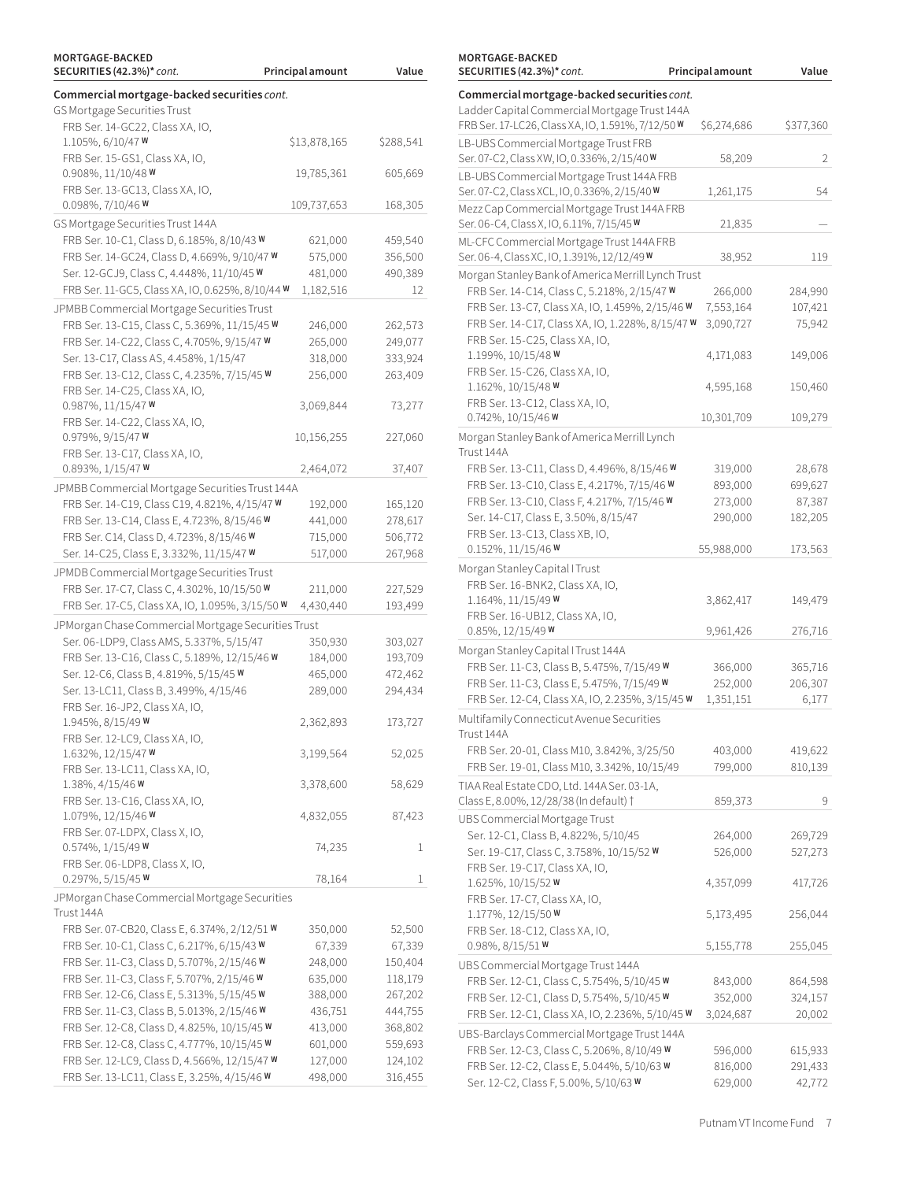| MORTGAGE-BACKED SECURITIES (42.3%)* *cont.* | Principal amount | Value |
|---|---|---|
| **Commercial mortgage-backed securities** *cont.* | | |
| GS Mortgage Securities Trust | | |
| FRB Ser. 14-GC22, Class XA, IO, 1.105%, 6/10/47 W | $13,878,165 | $288,541 |
| FRB Ser. 15-GS1, Class XA, IO, 0.908%, 11/10/48 W | 19,785,361 | 605,669 |
| FRB Ser. 13-GC13, Class XA, IO, 0.098%, 7/10/46 W | 109,737,653 | 168,305 |
| GS Mortgage Securities Trust 144A | | |
| FRB Ser. 10-C1, Class D, 6.185%, 8/10/43 W | 621,000 | 459,540 |
| FRB Ser. 14-GC24, Class D, 4.669%, 9/10/47 W | 575,000 | 356,500 |
| Ser. 12-GCJ9, Class C, 4.448%, 11/10/45 W | 481,000 | 490,389 |
| FRB Ser. 11-GC5, Class XA, IO, 0.625%, 8/10/44 W | 1,182,516 | 12 |
| JPMBB Commercial Mortgage Securities Trust | | |
| FRB Ser. 13-C15, Class C, 5.369%, 11/15/45 W | 246,000 | 262,573 |
| FRB Ser. 14-C22, Class C, 4.705%, 9/15/47 W | 265,000 | 249,077 |
| Ser. 13-C17, Class AS, 4.458%, 1/15/47 | 318,000 | 333,924 |
| FRB Ser. 13-C12, Class C, 4.235%, 7/15/45 W | 256,000 | 263,409 |
| FRB Ser. 14-C25, Class XA, IO, 0.987%, 11/15/47 W | 3,069,844 | 73,277 |
| FRB Ser. 14-C22, Class XA, IO, 0.979%, 9/15/47 W | 10,156,255 | 227,060 |
| FRB Ser. 13-C17, Class XA, IO, 0.893%, 1/15/47 W | 2,464,072 | 37,407 |
| JPMBB Commercial Mortgage Securities Trust 144A | | |
| FRB Ser. 14-C19, Class C19, 4.821%, 4/15/47 W | 192,000 | 165,120 |
| FRB Ser. 13-C14, Class E, 4.723%, 8/15/46 W | 441,000 | 278,617 |
| FRB Ser. C14, Class D, 4.723%, 8/15/46 W | 715,000 | 506,772 |
| Ser. 14-C25, Class E, 3.332%, 11/15/47 W | 517,000 | 267,968 |
| JPMDB Commercial Mortgage Securities Trust | | |
| FRB Ser. 17-C7, Class C, 4.302%, 10/15/50 W | 211,000 | 227,529 |
| FRB Ser. 17-C5, Class XA, IO, 1.095%, 3/15/50 W | 4,430,440 | 193,499 |
| JPMorgan Chase Commercial Mortgage Securities Trust | | |
| Ser. 06-LDP9, Class AMS, 5.337%, 5/15/47 | 350,930 | 303,027 |
| FRB Ser. 13-C16, Class C, 5.189%, 12/15/46 W | 184,000 | 193,709 |
| Ser. 12-C6, Class B, 4.819%, 5/15/45 W | 465,000 | 472,462 |
| Ser. 13-LC11, Class B, 3.499%, 4/15/46 | 289,000 | 294,434 |
| FRB Ser. 16-JP2, Class XA, IO, 1.945%, 8/15/49 W | 2,362,893 | 173,727 |
| FRB Ser. 12-LC9, Class XA, IO, 1.632%, 12/15/47 W | 3,199,564 | 52,025 |
| FRB Ser. 13-LC11, Class XA, IO, 1.38%, 4/15/46 W | 3,378,600 | 58,629 |
| FRB Ser. 13-C16, Class XA, IO, 1.079%, 12/15/46 W | 4,832,055 | 87,423 |
| FRB Ser. 07-LDPX, Class X, IO, 0.574%, 1/15/49 W | 74,235 | 1 |
| FRB Ser. 06-LDP8, Class X, IO, 0.297%, 5/15/45 W | 78,164 | 1 |
| JPMorgan Chase Commercial Mortgage Securities Trust 144A | | |
| FRB Ser. 07-CB20, Class E, 6.374%, 2/12/51 W | 350,000 | 52,500 |
| FRB Ser. 10-C1, Class C, 6.217%, 6/15/43 W | 67,339 | 67,339 |
| FRB Ser. 11-C3, Class D, 5.707%, 2/15/46 W | 248,000 | 150,404 |
| FRB Ser. 11-C3, Class F, 5.707%, 2/15/46 W | 635,000 | 118,179 |
| FRB Ser. 12-C6, Class E, 5.313%, 5/15/45 W | 388,000 | 267,202 |
| FRB Ser. 11-C3, Class B, 5.013%, 2/15/46 W | 436,751 | 444,755 |
| FRB Ser. 12-C8, Class D, 4.825%, 10/15/45 W | 413,000 | 368,802 |
| FRB Ser. 12-C8, Class C, 4.777%, 10/15/45 W | 601,000 | 559,693 |
| FRB Ser. 12-LC9, Class D, 4.566%, 12/15/47 W | 127,000 | 124,102 |
| FRB Ser. 13-LC11, Class E, 3.25%, 4/15/46 W | 498,000 | 316,455 |
| Ladder Capital Commercial Mortgage Trust 144A FRB Ser. 17-LC26, Class XA, IO, 1.591%, 7/12/50 W | $6,274,686 | $377,360 |
| LB-UBS Commercial Mortgage Trust FRB Ser. 07-C2, Class XW, IO, 0.336%, 2/15/40 W | 58,209 | 2 |
| LB-UBS Commercial Mortgage Trust 144A FRB Ser. 07-C2, Class XCL, IO, 0.336%, 2/15/40 W | 1,261,175 | 54 |
| Mezz Cap Commercial Mortgage Trust 144A FRB Ser. 06-C4, Class X, IO, 6.11%, 7/15/45 W | 21,835 | — |
| ML-CFC Commercial Mortgage Trust 144A FRB Ser. 06-4, Class XC, IO, 1.391%, 12/12/49 W | 38,952 | 119 |
| Morgan Stanley Bank of America Merrill Lynch Trust | | |
| FRB Ser. 14-C14, Class C, 5.218%, 2/15/47 W | 266,000 | 284,990 |
| FRB Ser. 13-C7, Class XA, IO, 1.459%, 2/15/46 W | 7,553,164 | 107,421 |
| FRB Ser. 14-C17, Class XA, IO, 1.228%, 8/15/47 W | 3,090,727 | 75,942 |
| FRB Ser. 15-C25, Class XA, IO, 1.199%, 10/15/48 W | 4,171,083 | 149,006 |
| FRB Ser. 15-C26, Class XA, IO, 1.162%, 10/15/48 W | 4,595,168 | 150,460 |
| FRB Ser. 13-C12, Class XA, IO, 0.742%, 10/15/46 W | 10,301,709 | 109,279 |
| Morgan Stanley Bank of America Merrill Lynch Trust 144A | | |
| FRB Ser. 13-C11, Class D, 4.496%, 8/15/46 W | 319,000 | 28,678 |
| FRB Ser. 13-C10, Class E, 4.217%, 7/15/46 W | 893,000 | 699,627 |
| FRB Ser. 13-C10, Class F, 4.217%, 7/15/46 W | 273,000 | 87,387 |
| Ser. 14-C17, Class E, 3.50%, 8/15/47 | 290,000 | 182,205 |
| FRB Ser. 13-C13, Class XB, IO, 0.152%, 11/15/46 W | 55,988,000 | 173,563 |
| Morgan Stanley Capital I Trust | | |
| FRB Ser. 16-BNK2, Class XA, IO, 1.164%, 11/15/49 W | 3,862,417 | 149,479 |
| FRB Ser. 16-UB12, Class XA, IO, 0.85%, 12/15/49 W | 9,961,426 | 276,716 |
| Morgan Stanley Capital I Trust 144A | | |
| FRB Ser. 11-C3, Class B, 5.475%, 7/15/49 W | 366,000 | 365,716 |
| FRB Ser. 11-C3, Class E, 5.475%, 7/15/49 W | 252,000 | 206,307 |
| FRB Ser. 12-C4, Class XA, IO, 2.235%, 3/15/45 W | 1,351,151 | 6,177 |
| Multifamily Connecticut Avenue Securities Trust 144A | | |
| FRB Ser. 20-01, Class M10, 3.842%, 3/25/50 | 403,000 | 419,622 |
| FRB Ser. 19-01, Class M10, 3.342%, 10/15/49 | 799,000 | 810,139 |
| TIAA Real Estate CDO, Ltd. 144A Ser. 03-1A, Class E, 8.00%, 12/28/38 (In default) † | 859,373 | 9 |
| UBS Commercial Mortgage Trust | | |
| Ser. 12-C1, Class B, 4.822%, 5/10/45 | 264,000 | 269,729 |
| Ser. 19-C17, Class C, 3.758%, 10/15/52 W | 526,000 | 527,273 |
| FRB Ser. 19-C17, Class XA, IO, 1.625%, 10/15/52 W | 4,357,099 | 417,726 |
| FRB Ser. 17-C7, Class XA, IO, 1.177%, 12/15/50 W | 5,173,495 | 256,044 |
| FRB Ser. 18-C12, Class XA, IO, 0.98%, 8/15/51 W | 5,155,778 | 255,045 |
| UBS Commercial Mortgage Trust 144A | | |
| FRB Ser. 12-C1, Class C, 5.754%, 5/10/45 W | 843,000 | 864,598 |
| FRB Ser. 12-C1, Class D, 5.754%, 5/10/45 W | 352,000 | 324,157 |
| FRB Ser. 12-C1, Class XA, IO, 2.236%, 5/10/45 W | 3,024,687 | 20,002 |
| UBS-Barclays Commercial Mortgage Trust 144A | | |
| FRB Ser. 12-C3, Class C, 5.206%, 8/10/49 W | 596,000 | 615,933 |
| FRB Ser. 12-C2, Class E, 5.044%, 5/10/63 W | 816,000 | 291,433 |
| Ser. 12-C2, Class F, 5.00%, 5/10/63 W | 629,000 | 42,772 |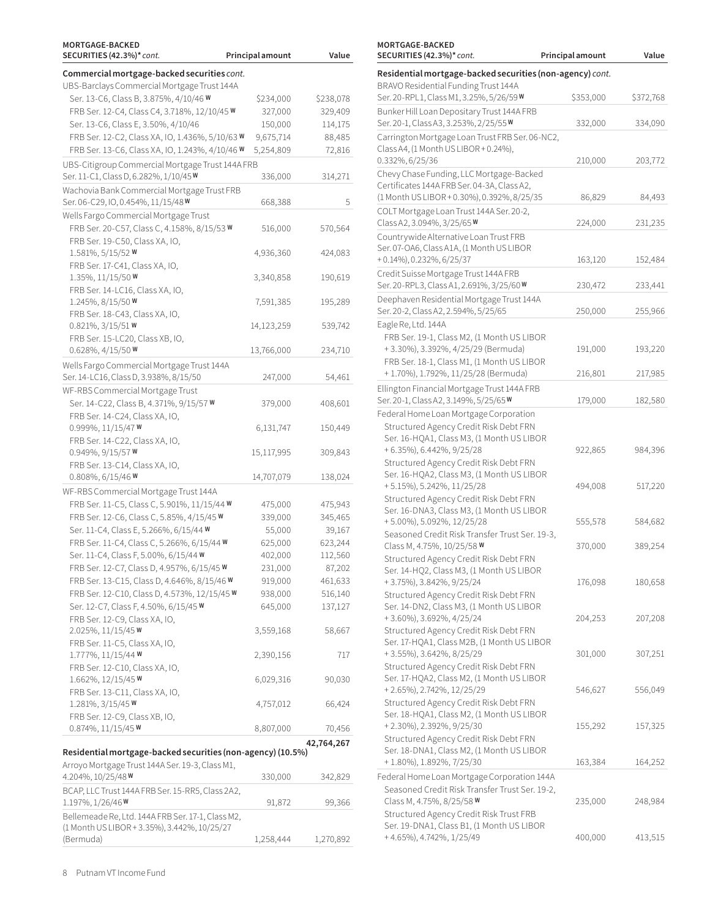| MORTGAGE-BACKED SECURITIES (42.3%)* *cont.* | Principal amount | Value |
|---|---|---|
| **Commercial mortgage-backed securities** *cont.* | | |
| UBS-Barclays Commercial Mortgage Trust 144A | | |
| Ser. 13-C6, Class B, 3.875%, 4/10/46 W | $234,000 | $238,078 |
| FRB Ser. 12-C4, Class C4, 3.718%, 12/10/45 W | 327,000 | 329,409 |
| Ser. 13-C6, Class E, 3.50%, 4/10/46 | 150,000 | 114,175 |
| FRB Ser. 12-C2, Class XA, IO, 1.436%, 5/10/63 W | 9,675,714 | 88,485 |
| FRB Ser. 13-C6, Class XA, IO, 1.243%, 4/10/46 W | 5,254,809 | 72,816 |
| UBS-Citigroup Commercial Mortgage Trust 144A FRB Ser. 11-C1, Class D, 6.282%, 1/10/45 W | 336,000 | 314,271 |
| Wachovia Bank Commercial Mortgage Trust FRB Ser. 06-C29, IO, 0.454%, 11/15/48 W | 668,388 | 5 |
| Wells Fargo Commercial Mortgage Trust | | |
| FRB Ser. 20-C57, Class C, 4.158%, 8/15/53 W | 516,000 | 570,564 |
| FRB Ser. 19-C50, Class XA, IO, 1.581%, 5/15/52 W | 4,936,360 | 424,083 |
| FRB Ser. 17-C41, Class XA, IO, 1.35%, 11/15/50 W | 3,340,858 | 190,619 |
| FRB Ser. 14-LC16, Class XA, IO, 1.245%, 8/15/50 W | 7,591,385 | 195,289 |
| FRB Ser. 18-C43, Class XA, IO, 0.821%, 3/15/51 W | 14,123,259 | 539,742 |
| FRB Ser. 15-LC20, Class XB, IO, 0.628%, 4/15/50 W | 13,766,000 | 234,710 |
| Wells Fargo Commercial Mortgage Trust 144A Ser. 14-LC16, Class D, 3.938%, 8/15/50 | 247,000 | 54,461 |
| WF-RBS Commercial Mortgage Trust | | |
| Ser. 14-C22, Class B, 4.371%, 9/15/57 W | 379,000 | 408,601 |
| FRB Ser. 14-C24, Class XA, IO, 0.999%, 11/15/47 W | 6,131,747 | 150,449 |
| FRB Ser. 14-C22, Class XA, IO, 0.949%, 9/15/57 W | 15,117,995 | 309,843 |
| FRB Ser. 13-C14, Class XA, IO, 0.808%, 6/15/46 W | 14,707,079 | 138,024 |
| WF-RBS Commercial Mortgage Trust 144A | | |
| FRB Ser. 11-C5, Class C, 5.901%, 11/15/44 W | 475,000 | 475,943 |
| FRB Ser. 12-C6, Class C, 5.85%, 4/15/45 W | 339,000 | 345,465 |
| Ser. 11-C4, Class E, 5.266%, 6/15/44 W | 55,000 | 39,167 |
| FRB Ser. 11-C4, Class C, 5.266%, 6/15/44 W | 625,000 | 623,244 |
| Ser. 11-C4, Class F, 5.00%, 6/15/44 W | 402,000 | 112,560 |
| FRB Ser. 12-C7, Class D, 4.957%, 6/15/45 W | 231,000 | 87,202 |
| FRB Ser. 13-C15, Class D, 4.646%, 8/15/46 W | 919,000 | 461,633 |
| FRB Ser. 12-C10, Class D, 4.573%, 12/15/45 W | 938,000 | 516,140 |
| Ser. 12-C7, Class F, 4.50%, 6/15/45 W | 645,000 | 137,127 |
| FRB Ser. 12-C9, Class XA, IO, 2.025%, 11/15/45 W | 3,559,168 | 58,667 |
| FRB Ser. 11-C5, Class XA, IO, 1.777%, 11/15/44 W | 2,390,156 | 717 |
| FRB Ser. 12-C10, Class XA, IO, 1.662%, 12/15/45 W | 6,029,316 | 90,030 |
| FRB Ser. 13-C11, Class XA, IO, 1.281%, 3/15/45 W | 4,757,012 | 66,424 |
| FRB Ser. 12-C9, Class XB, IO, 0.874%, 11/15/45 W | 8,807,000 | 70,456 |
| | | 42,764,267 |
| **Residential mortgage-backed securities (non-agency) (10.5%)** | | |
| Arroyo Mortgage Trust 144A Ser. 19-3, Class M1, 4.204%, 10/25/48 W | 330,000 | 342,829 |
| BCAP, LLC Trust 144A FRB Ser. 15-RR5, Class 2A2, 1.197%, 1/26/46 W | 91,872 | 99,366 |
| Bellemeade Re, Ltd. 144A FRB Ser. 17-1, Class M2, (1 Month US LIBOR + 3.35%), 3.442%, 10/25/27 (Bermuda) | 1,258,444 | 1,270,892 |

| MORTGAGE-BACKED SECURITIES (42.3%)* *cont.* | Principal amount | Value |
|---|---|---|
| **Residential mortgage-backed securities (non-agency)** *cont.* | | |
| BRAVO Residential Funding Trust 144A Ser. 20-RPL1, Class M1, 3.25%, 5/26/59 W | $353,000 | $372,768 |
| Bunker Hill Loan Depositary Trust 144A FRB Ser. 20-1, Class A3, 3.253%, 2/25/55 W | 332,000 | 334,090 |
| Carrington Mortgage Loan Trust FRB Ser. 06-NC2, Class A4, (1 Month US LIBOR + 0.24%), 0.332%, 6/25/36 | 210,000 | 203,772 |
| Chevy Chase Funding, LLC Mortgage-Backed Certificates 144A FRB Ser. 04-3A, Class A2, (1 Month US LIBOR + 0.30%), 0.392%, 8/25/35 | 86,829 | 84,493 |
| COLT Mortgage Loan Trust 144A Ser. 20-2, Class A2, 3.094%, 3/25/65 W | 224,000 | 231,235 |
| Countrywide Alternative Loan Trust FRB Ser. 07-OA6, Class A1A, (1 Month US LIBOR + 0.14%), 0.232%, 6/25/37 | 163,120 | 152,484 |
| Credit Suisse Mortgage Trust 144A FRB Ser. 20-RPL3, Class A1, 2.691%, 3/25/60 W | 230,472 | 233,441 |
| Deephaven Residential Mortgage Trust 144A Ser. 20-2, Class A2, 2.594%, 5/25/65 | 250,000 | 255,966 |
| Eagle Re, Ltd. 144A | | |
| FRB Ser. 19-1, Class M2, (1 Month US LIBOR + 3.30%), 3.392%, 4/25/29 (Bermuda) | 191,000 | 193,220 |
| FRB Ser. 18-1, Class M1, (1 Month US LIBOR + 1.70%), 1.792%, 11/25/28 (Bermuda) | 216,801 | 217,985 |
| Ellington Financial Mortgage Trust 144A FRB Ser. 20-1, Class A2, 3.149%, 5/25/65 W | 179,000 | 182,580 |
| Federal Home Loan Mortgage Corporation | | |
| Structured Agency Credit Risk Debt FRN Ser. 16-HQA1, Class M3, (1 Month US LIBOR + 6.35%), 6.442%, 9/25/28 | 922,865 | 984,396 |
| Structured Agency Credit Risk Debt FRN Ser. 16-HQA2, Class M3, (1 Month US LIBOR + 5.15%), 5.242%, 11/25/28 | 494,008 | 517,220 |
| Structured Agency Credit Risk Debt FRN Ser. 16-DNA3, Class M3, (1 Month US LIBOR + 5.00%), 5.092%, 12/25/28 | 555,578 | 584,682 |
| Seasoned Credit Risk Transfer Trust Ser. 19-3, Class M, 4.75%, 10/25/58 W | 370,000 | 389,254 |
| Structured Agency Credit Risk Debt FRN Ser. 14-HQ2, Class M3, (1 Month US LIBOR + 3.75%), 3.842%, 9/25/24 | 176,098 | 180,658 |
| Structured Agency Credit Risk Debt FRN Ser. 14-DN2, Class M3, (1 Month US LIBOR + 3.60%), 3.692%, 4/25/24 | 204,253 | 207,208 |
| Structured Agency Credit Risk Debt FRN Ser. 17-HQA1, Class M2B, (1 Month US LIBOR + 3.55%), 3.642%, 8/25/29 | 301,000 | 307,251 |
| Structured Agency Credit Risk Debt FRN Ser. 17-HQA2, Class M2, (1 Month US LIBOR + 2.65%), 2.742%, 12/25/29 | 546,627 | 556,049 |
| Structured Agency Credit Risk Debt FRN Ser. 18-HQA1, Class M2, (1 Month US LIBOR + 2.30%), 2.392%, 9/25/30 | 155,292 | 157,325 |
| Structured Agency Credit Risk Debt FRN Ser. 18-DNA1, Class M2, (1 Month US LIBOR + 1.80%), 1.892%, 7/25/30 | 163,384 | 164,252 |
| Federal Home Loan Mortgage Corporation 144A | | |
| Seasoned Credit Risk Transfer Trust Ser. 19-2, Class M, 4.75%, 8/25/58 W | 235,000 | 248,984 |
| Structured Agency Credit Risk Trust FRB Ser. 19-DNA1, Class B1, (1 Month US LIBOR + 4.65%), 4.742%, 1/25/49 | 400,000 | 413,515 |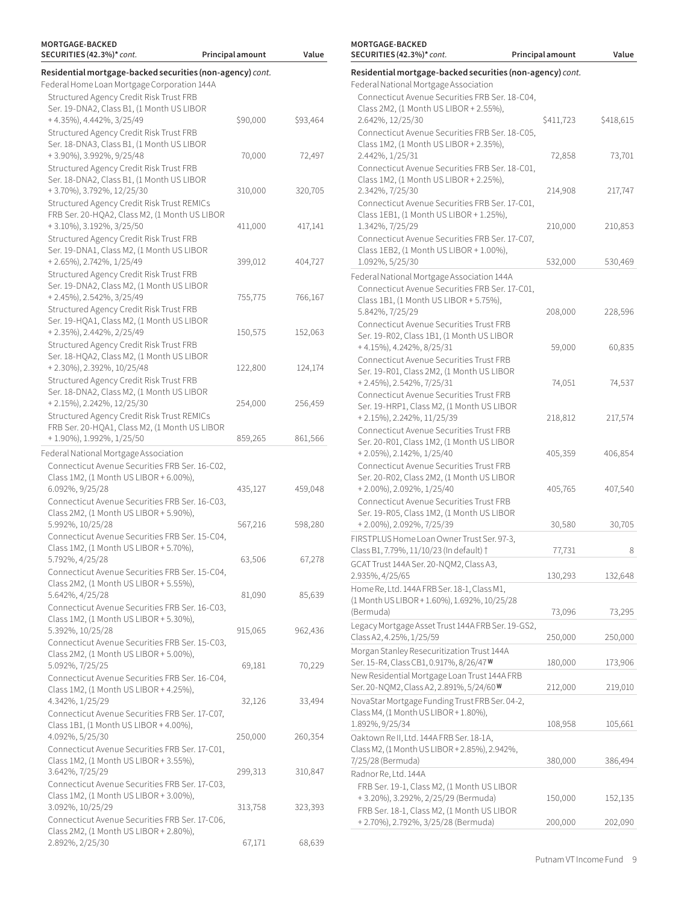| MORTGAGE-BACKED SECURITIES (42.3%)* *cont.* | Principal amount | Value |
|---|---|---|
| **Residential mortgage-backed securities (non-agency)** *cont.* | | |
| Federal Home Loan Mortgage Corporation 144A | | |
| Structured Agency Credit Risk Trust FRB Ser. 19-DNA2, Class B1, (1 Month US LIBOR + 4.35%), 4.442%, 3/25/49 | $90,000 | $93,464 |
| Structured Agency Credit Risk Trust FRB Ser. 18-DNA3, Class B1, (1 Month US LIBOR + 3.90%), 3.992%, 9/25/48 | 70,000 | 72,497 |
| Structured Agency Credit Risk Trust FRB Ser. 18-DNA2, Class B1, (1 Month US LIBOR + 3.70%), 3.792%, 12/25/30 | 310,000 | 320,705 |
| Structured Agency Credit Risk Trust REMICs FRB Ser. 20-HQA2, Class M2, (1 Month US LIBOR + 3.10%), 3.192%, 3/25/50 | 411,000 | 417,141 |
| Structured Agency Credit Risk Trust FRB Ser. 19-DNA1, Class M2, (1 Month US LIBOR + 2.65%), 2.742%, 1/25/49 | 399,012 | 404,727 |
| Structured Agency Credit Risk Trust FRB Ser. 19-DNA2, Class M2, (1 Month US LIBOR + 2.45%), 2.542%, 3/25/49 | 755,775 | 766,167 |
| Structured Agency Credit Risk Trust FRB Ser. 19-HQA1, Class M2, (1 Month US LIBOR + 2.35%), 2.442%, 2/25/49 | 150,575 | 152,063 |
| Structured Agency Credit Risk Trust FRB Ser. 18-HQA2, Class M2, (1 Month US LIBOR + 2.30%), 2.392%, 10/25/48 | 122,800 | 124,174 |
| Structured Agency Credit Risk Trust FRB Ser. 18-DNA2, Class M2, (1 Month US LIBOR + 2.15%), 2.242%, 12/25/30 | 254,000 | 256,459 |
| Structured Agency Credit Risk Trust REMICs FRB Ser. 20-HQA1, Class M2, (1 Month US LIBOR + 1.90%), 1.992%, 1/25/50 | 859,265 | 861,566 |
| Federal National Mortgage Association | | |
| Connecticut Avenue Securities FRB Ser. 16-C02, Class 1M2, (1 Month US LIBOR + 6.00%), 6.092%, 9/25/28 | 435,127 | 459,048 |
| Connecticut Avenue Securities FRB Ser. 16-C03, Class 2M2, (1 Month US LIBOR + 5.90%), 5.992%, 10/25/28 | 567,216 | 598,280 |
| Connecticut Avenue Securities FRB Ser. 15-C04, Class 1M2, (1 Month US LIBOR + 5.70%), 5.792%, 4/25/28 | 63,506 | 67,278 |
| Connecticut Avenue Securities FRB Ser. 15-C04, Class 2M2, (1 Month US LIBOR + 5.55%), 5.642%, 4/25/28 | 81,090 | 85,639 |
| Connecticut Avenue Securities FRB Ser. 16-C03, Class 1M2, (1 Month US LIBOR + 5.30%), 5.392%, 10/25/28 | 915,065 | 962,436 |
| Connecticut Avenue Securities FRB Ser. 15-C03, Class 2M2, (1 Month US LIBOR + 5.00%), 5.092%, 7/25/25 | 69,181 | 70,229 |
| Connecticut Avenue Securities FRB Ser. 16-C04, Class 1M2, (1 Month US LIBOR + 4.25%), 4.342%, 1/25/29 | 32,126 | 33,494 |
| Connecticut Avenue Securities FRB Ser. 17-C07, Class 1B1, (1 Month US LIBOR + 4.00%), 4.092%, 5/25/30 | 250,000 | 260,354 |
| Connecticut Avenue Securities FRB Ser. 17-C01, Class 1M2, (1 Month US LIBOR + 3.55%), 3.642%, 7/25/29 | 299,313 | 310,847 |
| Connecticut Avenue Securities FRB Ser. 17-C03, Class 1M2, (1 Month US LIBOR + 3.00%), 3.092%, 10/25/29 | 313,758 | 323,393 |
| Connecticut Avenue Securities FRB Ser. 17-C06, Class 2M2, (1 Month US LIBOR + 2.80%), 2.892%, 2/25/30 | 67,171 | 68,639 |
| Federal National Mortgage Association | | |
| Connecticut Avenue Securities FRB Ser. 18-C04, Class 2M2, (1 Month US LIBOR + 2.55%), 2.642%, 12/25/30 | $411,723 | $418,615 |
| Connecticut Avenue Securities FRB Ser. 18-C05, Class 1M2, (1 Month US LIBOR + 2.35%), 2.442%, 1/25/31 | 72,858 | 73,701 |
| Connecticut Avenue Securities FRB Ser. 18-C01, Class 1M2, (1 Month US LIBOR + 2.25%), 2.342%, 7/25/30 | 214,908 | 217,747 |
| Connecticut Avenue Securities FRB Ser. 17-C01, Class 1EB1, (1 Month US LIBOR + 1.25%), 1.342%, 7/25/29 | 210,000 | 210,853 |
| Connecticut Avenue Securities FRB Ser. 17-C07, Class 1EB2, (1 Month US LIBOR + 1.00%), 1.092%, 5/25/30 | 532,000 | 530,469 |
| Federal National Mortgage Association 144A | | |
| Connecticut Avenue Securities FRB Ser. 17-C01, Class 1B1, (1 Month US LIBOR + 5.75%), 5.842%, 7/25/29 | 208,000 | 228,596 |
| Connecticut Avenue Securities Trust FRB Ser. 19-R02, Class 1B1, (1 Month US LIBOR + 4.15%), 4.242%, 8/25/31 | 59,000 | 60,835 |
| Connecticut Avenue Securities Trust FRB Ser. 19-R01, Class 2M2, (1 Month US LIBOR + 2.45%), 2.542%, 7/25/31 | 74,051 | 74,537 |
| Connecticut Avenue Securities Trust FRB Ser. 19-HRP1, Class M2, (1 Month US LIBOR + 2.15%), 2.242%, 11/25/39 | 218,812 | 217,574 |
| Connecticut Avenue Securities Trust FRB Ser. 20-R01, Class 1M2, (1 Month US LIBOR + 2.05%), 2.142%, 1/25/40 | 405,359 | 406,854 |
| Connecticut Avenue Securities Trust FRB Ser. 20-R02, Class 2M2, (1 Month US LIBOR + 2.00%), 2.092%, 1/25/40 | 405,765 | 407,540 |
| Connecticut Avenue Securities Trust FRB Ser. 19-R05, Class 1M2, (1 Month US LIBOR + 2.00%), 2.092%, 7/25/39 | 30,580 | 30,705 |
| FIRSTPLUS Home Loan Owner Trust Ser. 97-3, Class B1, 7.79%, 11/10/23 (In default) † | 77,731 | 8 |
| GCAT Trust 144A Ser. 20-NQM2, Class A3, 2.935%, 4/25/65 | 130,293 | 132,648 |
| Home Re, Ltd. 144A FRB Ser. 18-1, Class M1, (1 Month US LIBOR + 1.60%), 1.692%, 10/25/28 (Bermuda) | 73,096 | 73,295 |
| Legacy Mortgage Asset Trust 144A FRB Ser. 19-GS2, Class A2, 4.25%, 1/25/59 | 250,000 | 250,000 |
| Morgan Stanley Resecuritization Trust 144A Ser. 15-R4, Class CB1, 0.917%, 8/26/47 **W** | 180,000 | 173,906 |
| New Residential Mortgage Loan Trust 144A FRB Ser. 20-NQM2, Class A2, 2.891%, 5/24/60 **W** | 212,000 | 219,010 |
| NovaStar Mortgage Funding Trust FRB Ser. 04-2, Class M4, (1 Month US LIBOR + 1.80%), 1.892%, 9/25/34 | 108,958 | 105,661 |
| Oaktown Re II, Ltd. 144A FRB Ser. 18-1A, Class M2, (1 Month US LIBOR + 2.85%), 2.942%, 7/25/28 (Bermuda) | 380,000 | 386,494 |
| Radnor Re, Ltd. 144A | | |
| FRB Ser. 19-1, Class M2, (1 Month US LIBOR + 3.20%), 3.292%, 2/25/29 (Bermuda) | 150,000 | 152,135 |
| FRB Ser. 18-1, Class M2, (1 Month US LIBOR + 2.70%), 2.792%, 3/25/28 (Bermuda) | 200,000 | 202,090 |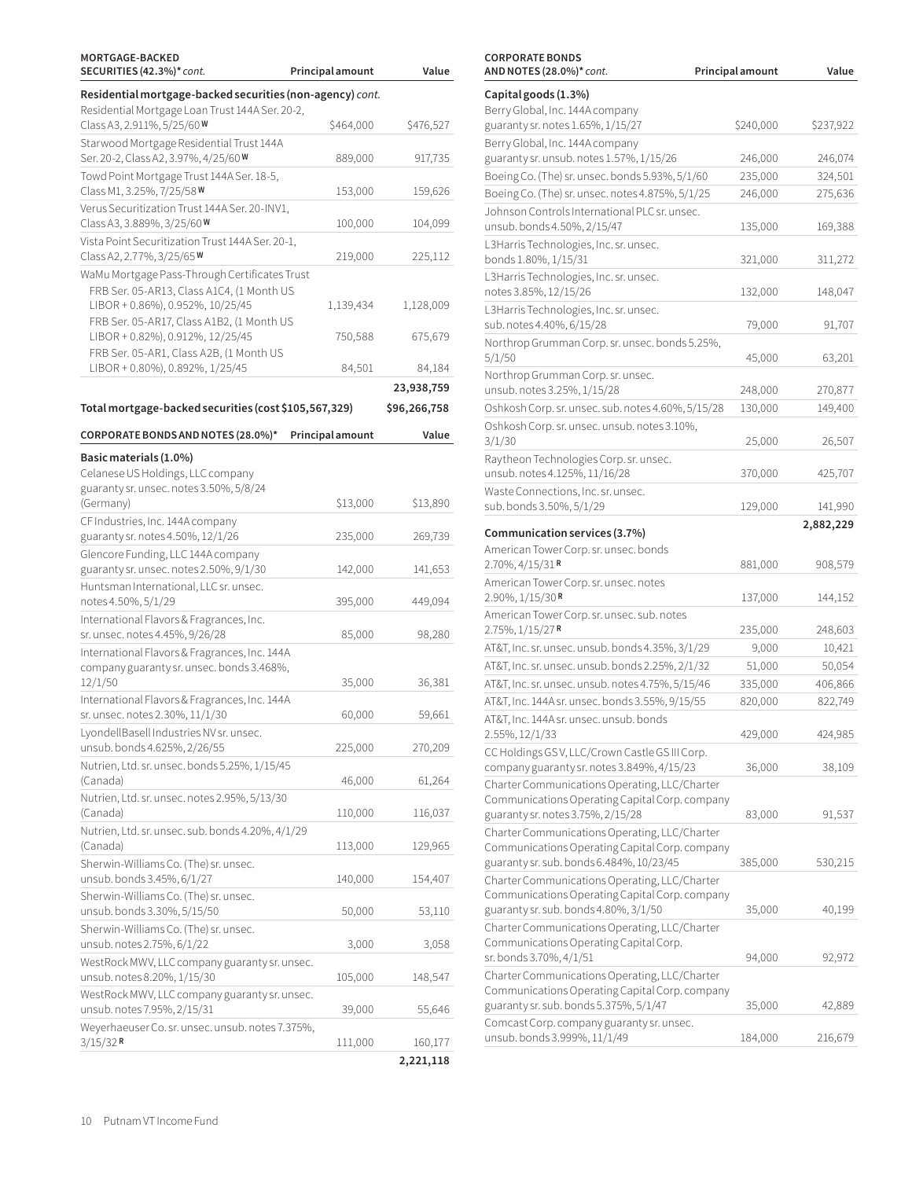| MORTGAGE-BACKED SECURITIES (42.3%)* *cont.* | Principal amount | Value |
|---|---|---|
| **Residential mortgage-backed securities (non-agency)** *cont.* | | |
| Residential Mortgage Loan Trust 144A Ser. 20-2, Class A3, 2.911%, 5/25/60 **W** | $464,000 | $476,527 |
| Starwood Mortgage Residential Trust 144A Ser. 20-2, Class A2, 3.97%, 4/25/60 **W** | 889,000 | 917,735 |
| Towd Point Mortgage Trust 144A Ser. 18-5, Class M1, 3.25%, 7/25/58 **W** | 153,000 | 159,626 |
| Verus Securitization Trust 144A Ser. 20-INV1, Class A3, 3.889%, 3/25/60 **W** | 100,000 | 104,099 |
| Vista Point Securitization Trust 144A Ser. 20-1, Class A2, 2.77%, 3/25/65 **W** | 219,000 | 225,112 |
| WaMu Mortgage Pass-Through Certificates Trust | | |
| FRB Ser. 05-AR13, Class A1C4, (1 Month US LIBOR + 0.86%), 0.952%, 10/25/45 | 1,139,434 | 1,128,009 |
| FRB Ser. 05-AR17, Class A1B2, (1 Month US LIBOR + 0.82%), 0.912%, 12/25/45 | 750,588 | 675,679 |
| FRB Ser. 05-AR1, Class A2B, (1 Month US LIBOR + 0.80%), 0.892%, 1/25/45 | 84,501 | 84,184 |
| | | **23,938,759** |
| **Total mortgage-backed securities (cost $105,567,329)** | | **$96,266,758** |

| CORPORATE BONDS AND NOTES (28.0%)* | Principal amount | Value |
|---|---|---|
| **Basic materials (1.0%)** | | |
| Celanese US Holdings, LLC company guaranty sr. unsec. notes 3.50%, 5/8/24 (Germany) | $13,000 | $13,890 |
| CF Industries, Inc. 144A company guaranty sr. notes 4.50%, 12/1/26 | 235,000 | 269,739 |
| Glencore Funding, LLC 144A company guaranty sr. unsec. notes 2.50%, 9/1/30 | 142,000 | 141,653 |
| Huntsman International, LLC sr. unsec. notes 4.50%, 5/1/29 | 395,000 | 449,094 |
| International Flavors & Fragrances, Inc. sr. unsec. notes 4.45%, 9/26/28 | 85,000 | 98,280 |
| International Flavors & Fragrances, Inc. 144A company guaranty sr. unsec. bonds 3.468%, 12/1/50 | 35,000 | 36,381 |
| International Flavors & Fragrances, Inc. 144A sr. unsec. notes 2.30%, 11/1/30 | 60,000 | 59,661 |
| LyondellBasell Industries NV sr. unsec. unsub. bonds 4.625%, 2/26/55 | 225,000 | 270,209 |
| Nutrien, Ltd. sr. unsec. bonds 5.25%, 1/15/45 (Canada) | 46,000 | 61,264 |
| Nutrien, Ltd. sr. unsec. notes 2.95%, 5/13/30 (Canada) | 110,000 | 116,037 |
| Nutrien, Ltd. sr. unsec. sub. bonds 4.20%, 4/1/29 (Canada) | 113,000 | 129,965 |
| Sherwin-Williams Co. (The) sr. unsec. unsub. bonds 3.45%, 6/1/27 | 140,000 | 154,407 |
| Sherwin-Williams Co. (The) sr. unsec. unsub. bonds 3.30%, 5/15/50 | 50,000 | 53,110 |
| Sherwin-Williams Co. (The) sr. unsec. unsub. notes 2.75%, 6/1/22 | 3,000 | 3,058 |
| WestRock MWV, LLC company guaranty sr. unsec. unsub. notes 8.20%, 1/15/30 | 105,000 | 148,547 |
| WestRock MWV, LLC company guaranty sr. unsec. unsub. notes 7.95%, 2/15/31 | 39,000 | 55,646 |
| Weyerhaeuser Co. sr. unsec. unsub. notes 7.375%, 3/15/32 **R** | 111,000 | 160,177 |
| | | **2,221,118** |

| CORPORATE BONDS AND NOTES (28.0%)* *cont.* | Principal amount | Value |
|---|---|---|
| **Capital goods (1.3%)** | | |
| Berry Global, Inc. 144A company guaranty sr. notes 1.65%, 1/15/27 | $240,000 | $237,922 |
| Berry Global, Inc. 144A company guaranty sr. unsub. notes 1.57%, 1/15/26 | 246,000 | 246,074 |
| Boeing Co. (The) sr. unsec. bonds 5.93%, 5/1/60 | 235,000 | 324,501 |
| Boeing Co. (The) sr. unsec. notes 4.875%, 5/1/25 | 246,000 | 275,636 |
| Johnson Controls International PLC sr. unsec. unsub. bonds 4.50%, 2/15/47 | 135,000 | 169,388 |
| L3Harris Technologies, Inc. sr. unsec. bonds 1.80%, 1/15/31 | 321,000 | 311,272 |
| L3Harris Technologies, Inc. sr. unsec. notes 3.85%, 12/15/26 | 132,000 | 148,047 |
| L3Harris Technologies, Inc. sr. unsec. sub. notes 4.40%, 6/15/28 | 79,000 | 91,707 |
| Northrop Grumman Corp. sr. unsec. bonds 5.25%, 5/1/50 | 45,000 | 63,201 |
| Northrop Grumman Corp. sr. unsec. unsub. notes 3.25%, 1/15/28 | 248,000 | 270,877 |
| Oshkosh Corp. sr. unsec. sub. notes 4.60%, 5/15/28 | 130,000 | 149,400 |
| Oshkosh Corp. sr. unsec. unsub. notes 3.10%, 3/1/30 | 25,000 | 26,507 |
| Raytheon Technologies Corp. sr. unsec. unsub. notes 4.125%, 11/16/28 | 370,000 | 425,707 |
| Waste Connections, Inc. sr. unsec. sub. bonds 3.50%, 5/1/29 | 129,000 | 141,990 |
| | | **2,882,229** |
| **Communication services (3.7%)** | | |
| American Tower Corp. sr. unsec. bonds 2.70%, 4/15/31 **R** | 881,000 | 908,579 |
| American Tower Corp. sr. unsec. notes 2.90%, 1/15/30 **R** | 137,000 | 144,152 |
| American Tower Corp. sr. unsec. sub. notes 2.75%, 1/15/27 **R** | 235,000 | 248,603 |
| AT&T, Inc. sr. unsec. unsub. bonds 4.35%, 3/1/29 | 9,000 | 10,421 |
| AT&T, Inc. sr. unsec. unsub. bonds 2.25%, 2/1/32 | 51,000 | 50,054 |
| AT&T, Inc. sr. unsec. unsub. notes 4.75%, 5/15/46 | 335,000 | 406,866 |
| AT&T, Inc. 144A sr. unsec. bonds 3.55%, 9/15/55 | 820,000 | 822,749 |
| AT&T, Inc. 144A sr. unsec. unsub. bonds 2.55%, 12/1/33 | 429,000 | 424,985 |
| CC Holdings GS V, LLC/Crown Castle GS III Corp. company guaranty sr. notes 3.849%, 4/15/23 | 36,000 | 38,109 |
| Charter Communications Operating, LLC/Charter Communications Operating Capital Corp. company guaranty sr. notes 3.75%, 2/15/28 | 83,000 | 91,537 |
| Charter Communications Operating, LLC/Charter Communications Operating Capital Corp. company guaranty sr. sub. bonds 6.484%, 10/23/45 | 385,000 | 530,215 |
| Charter Communications Operating, LLC/Charter Communications Operating Capital Corp. company guaranty sr. sub. bonds 4.80%, 3/1/50 | 35,000 | 40,199 |
| Charter Communications Operating, LLC/Charter Communications Operating Capital Corp. sr. bonds 3.70%, 4/1/51 | 94,000 | 92,972 |
| Charter Communications Operating, LLC/Charter Communications Operating Capital Corp. company guaranty sr. sub. bonds 5.375%, 5/1/47 | 35,000 | 42,889 |
| Comcast Corp. company guaranty sr. unsec. unsub. bonds 3.999%, 11/1/49 | 184,000 | 216,679 |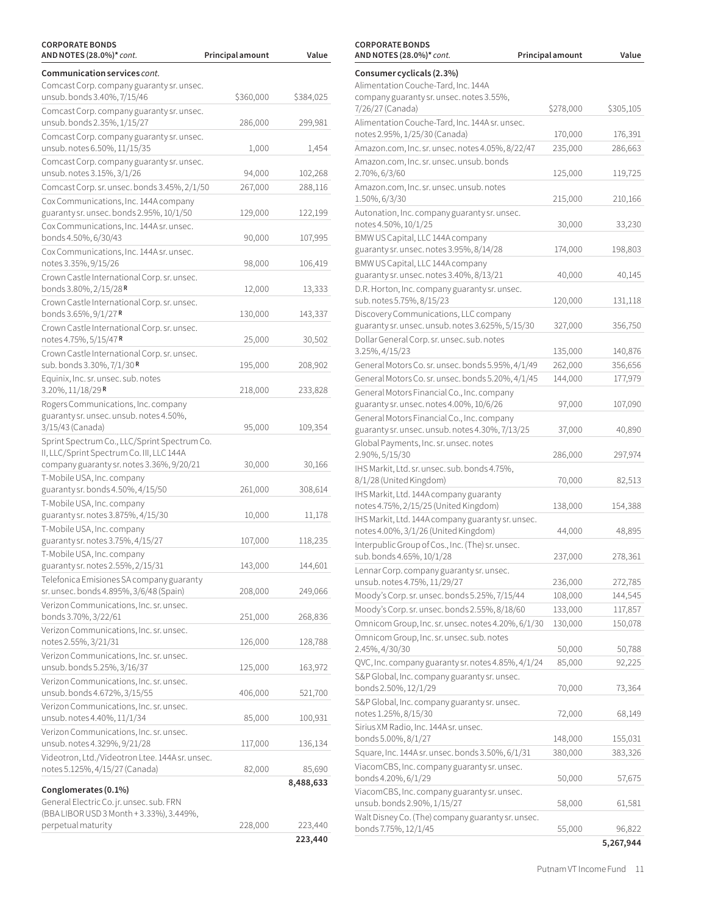| CORPORATE BONDS AND NOTES (28.0%)* *cont.* | Principal amount | Value |
|---|---|---|
| **Communication services** *cont.* | | |
| Comcast Corp. company guaranty sr. unsec. unsub. bonds 3.40%, 7/15/46 | $360,000 | $384,025 |
| Comcast Corp. company guaranty sr. unsec. unsub. bonds 2.35%, 1/15/27 | 286,000 | 299,981 |
| Comcast Corp. company guaranty sr. unsec. unsub. notes 6.50%, 11/15/35 | 1,000 | 1,454 |
| Comcast Corp. company guaranty sr. unsec. unsub. notes 3.15%, 3/1/26 | 94,000 | 102,268 |
| Comcast Corp. sr. unsec. bonds 3.45%, 2/1/50 | 267,000 | 288,116 |
| Cox Communications, Inc. 144A company guaranty sr. unsec. bonds 2.95%, 10/1/50 | 129,000 | 122,199 |
| Cox Communications, Inc. 144A sr. unsec. bonds 4.50%, 6/30/43 | 90,000 | 107,995 |
| Cox Communications, Inc. 144A sr. unsec. notes 3.35%, 9/15/26 | 98,000 | 106,419 |
| Crown Castle International Corp. sr. unsec. bonds 3.80%, 2/15/28 **R** | 12,000 | 13,333 |
| Crown Castle International Corp. sr. unsec. bonds 3.65%, 9/1/27 **R** | 130,000 | 143,337 |
| Crown Castle International Corp. sr. unsec. notes 4.75%, 5/15/47 **R** | 25,000 | 30,502 |
| Crown Castle International Corp. sr. unsec. sub. bonds 3.30%, 7/1/30 **R** | 195,000 | 208,902 |
| Equinix, Inc. sr. unsec. sub. notes 3.20%, 11/18/29 **R** | 218,000 | 233,828 |
| Rogers Communications, Inc. company guaranty sr. unsec. unsub. notes 4.50%, 3/15/43 (Canada) | 95,000 | 109,354 |
| Sprint Spectrum Co., LLC/Sprint Spectrum Co. II, LLC/Sprint Spectrum Co. III, LLC 144A company guaranty sr. notes 3.36%, 9/20/21 | 30,000 | 30,166 |
| T-Mobile USA, Inc. company guaranty sr. bonds 4.50%, 4/15/50 | 261,000 | 308,614 |
| T-Mobile USA, Inc. company guaranty sr. notes 3.875%, 4/15/30 | 10,000 | 11,178 |
| T-Mobile USA, Inc. company guaranty sr. notes 3.75%, 4/15/27 | 107,000 | 118,235 |
| T-Mobile USA, Inc. company guaranty sr. notes 2.55%, 2/15/31 | 143,000 | 144,601 |
| Telefonica Emisiones SA company guaranty sr. unsec. bonds 4.895%, 3/6/48 (Spain) | 208,000 | 249,066 |
| Verizon Communications, Inc. sr. unsec. bonds 3.70%, 3/22/61 | 251,000 | 268,836 |
| Verizon Communications, Inc. sr. unsec. notes 2.55%, 3/21/31 | 126,000 | 128,788 |
| Verizon Communications, Inc. sr. unsec. unsub. bonds 5.25%, 3/16/37 | 125,000 | 163,972 |
| Verizon Communications, Inc. sr. unsec. unsub. bonds 4.672%, 3/15/55 | 406,000 | 521,700 |
| Verizon Communications, Inc. sr. unsec. unsub. notes 4.40%, 11/1/34 | 85,000 | 100,931 |
| Verizon Communications, Inc. sr. unsec. unsub. notes 4.329%, 9/21/28 | 117,000 | 136,134 |
| Videotron, Ltd./Videotron Ltee. 144A sr. unsec. notes 5.125%, 4/15/27 (Canada) | 82,000 | 85,690 |
| | | **8,488,633** |
| **Conglomerates (0.1%)** | | |
| General Electric Co. jr. unsec. sub. FRN (BBA LIBOR USD 3 Month + 3.33%), 3.449%, perpetual maturity | 228,000 | 223,440 |
| | | **223,440** |
| **Consumer cyclicals (2.3%)** | | |
| Alimentation Couche-Tard, Inc. 144A company guaranty sr. unsec. notes 3.55%, 7/26/27 (Canada) | $278,000 | $305,105 |
| Alimentation Couche-Tard, Inc. 144A sr. unsec. notes 2.95%, 1/25/30 (Canada) | 170,000 | 176,391 |
| Amazon.com, Inc. sr. unsec. notes 4.05%, 8/22/47 | 235,000 | 286,663 |
| Amazon.com, Inc. sr. unsec. unsub. bonds 2.70%, 6/3/60 | 125,000 | 119,725 |
| Amazon.com, Inc. sr. unsec. unsub. notes 1.50%, 6/3/30 | 215,000 | 210,166 |
| Autonation, Inc. company guaranty sr. unsec. notes 4.50%, 10/1/25 | 30,000 | 33,230 |
| BMW US Capital, LLC 144A company guaranty sr. unsec. notes 3.95%, 8/14/28 | 174,000 | 198,803 |
| BMW US Capital, LLC 144A company guaranty sr. unsec. notes 3.40%, 8/13/21 | 40,000 | 40,145 |
| D.R. Horton, Inc. company guaranty sr. unsec. sub. notes 5.75%, 8/15/23 | 120,000 | 131,118 |
| Discovery Communications, LLC company guaranty sr. unsec. unsub. notes 3.625%, 5/15/30 | 327,000 | 356,750 |
| Dollar General Corp. sr. unsec. sub. notes 3.25%, 4/15/23 | 135,000 | 140,876 |
| General Motors Co. sr. unsec. bonds 5.95%, 4/1/49 | 262,000 | 356,656 |
| General Motors Co. sr. unsec. bonds 5.20%, 4/1/45 | 144,000 | 177,979 |
| General Motors Financial Co., Inc. company guaranty sr. unsec. notes 4.00%, 10/6/26 | 97,000 | 107,090 |
| General Motors Financial Co., Inc. company guaranty sr. unsec. unsub. notes 4.30%, 7/13/25 | 37,000 | 40,890 |
| Global Payments, Inc. sr. unsec. notes 2.90%, 5/15/30 | 286,000 | 297,974 |
| IHS Markit, Ltd. sr. unsec. sub. bonds 4.75%, 8/1/28 (United Kingdom) | 70,000 | 82,513 |
| IHS Markit, Ltd. 144A company guaranty notes 4.75%, 2/15/25 (United Kingdom) | 138,000 | 154,388 |
| IHS Markit, Ltd. 144A company guaranty sr. unsec. notes 4.00%, 3/1/26 (United Kingdom) | 44,000 | 48,895 |
| Interpublic Group of Cos., Inc. (The) sr. unsec. sub. bonds 4.65%, 10/1/28 | 237,000 | 278,361 |
| Lennar Corp. company guaranty sr. unsec. unsub. notes 4.75%, 11/29/27 | 236,000 | 272,785 |
| Moody's Corp. sr. unsec. bonds 5.25%, 7/15/44 | 108,000 | 144,545 |
| Moody's Corp. sr. unsec. bonds 2.55%, 8/18/60 | 133,000 | 117,857 |
| Omnicom Group, Inc. sr. unsec. notes 4.20%, 6/1/30 | 130,000 | 150,078 |
| Omnicom Group, Inc. sr. unsec. sub. notes 2.45%, 4/30/30 | 50,000 | 50,788 |
| QVC, Inc. company guaranty sr. notes 4.85%, 4/1/24 | 85,000 | 92,225 |
| S&P Global, Inc. company guaranty sr. unsec. bonds 2.50%, 12/1/29 | 70,000 | 73,364 |
| S&P Global, Inc. company guaranty sr. unsec. notes 1.25%, 8/15/30 | 72,000 | 68,149 |
| Sirius XM Radio, Inc. 144A sr. unsec. bonds 5.00%, 8/1/27 | 148,000 | 155,031 |
| Square, Inc. 144A sr. unsec. bonds 3.50%, 6/1/31 | 380,000 | 383,326 |
| ViacomCBS, Inc. company guaranty sr. unsec. bonds 4.20%, 6/1/29 | 50,000 | 57,675 |
| ViacomCBS, Inc. company guaranty sr. unsec. unsub. bonds 2.90%, 1/15/27 | 58,000 | 61,581 |
| Walt Disney Co. (The) company guaranty sr. unsec. bonds 7.75%, 12/1/45 | 55,000 | 96,822 |
| | | **5,267,944** |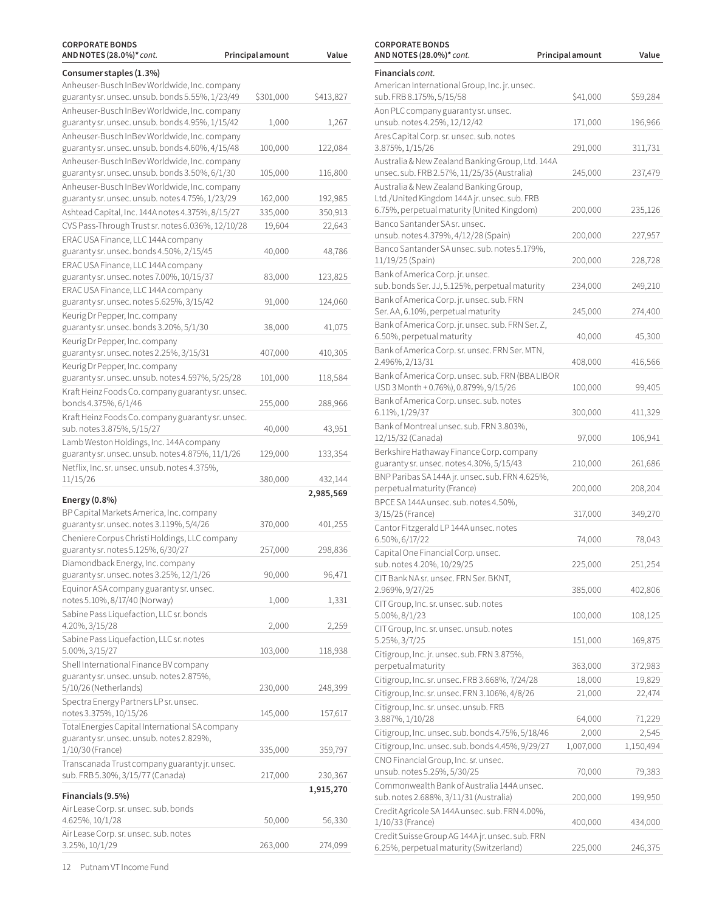| CORPORATE BONDS AND NOTES (28.0%)* *cont.* | Principal amount | Value |
|---|---|---|
| **Consumer staples (1.3%)** | | |
| Anheuser-Busch InBev Worldwide, Inc. company guaranty sr. unsec. unsub. bonds 5.55%, 1/23/49 | $301,000 | $413,827 |
| Anheuser-Busch InBev Worldwide, Inc. company guaranty sr. unsec. unsub. bonds 4.95%, 1/15/42 | 1,000 | 1,267 |
| Anheuser-Busch InBev Worldwide, Inc. company guaranty sr. unsec. unsub. bonds 4.60%, 4/15/48 | 100,000 | 122,084 |
| Anheuser-Busch InBev Worldwide, Inc. company guaranty sr. unsec. unsub. bonds 3.50%, 6/1/30 | 105,000 | 116,800 |
| Anheuser-Busch InBev Worldwide, Inc. company guaranty sr. unsec. unsub. notes 4.75%, 1/23/29 | 162,000 | 192,985 |
| Ashtead Capital, Inc. 144A notes 4.375%, 8/15/27 | 335,000 | 350,913 |
| CVS Pass-Through Trust sr. notes 6.036%, 12/10/28 | 19,604 | 22,643 |
| ERAC USA Finance, LLC 144A company guaranty sr. unsec. bonds 4.50%, 2/15/45 | 40,000 | 48,786 |
| ERAC USA Finance, LLC 144A company guaranty sr. unsec. notes 7.00%, 10/15/37 | 83,000 | 123,825 |
| ERAC USA Finance, LLC 144A company guaranty sr. unsec. notes 5.625%, 3/15/42 | 91,000 | 124,060 |
| Keurig Dr Pepper, Inc. company guaranty sr. unsec. bonds 3.20%, 5/1/30 | 38,000 | 41,075 |
| Keurig Dr Pepper, Inc. company guaranty sr. unsec. notes 2.25%, 3/15/31 | 407,000 | 410,305 |
| Keurig Dr Pepper, Inc. company guaranty sr. unsec. unsub. notes 4.597%, 5/25/28 | 101,000 | 118,584 |
| Kraft Heinz Foods Co. company guaranty sr. unsec. bonds 4.375%, 6/1/46 | 255,000 | 288,966 |
| Kraft Heinz Foods Co. company guaranty sr. unsec. sub. notes 3.875%, 5/15/27 | 40,000 | 43,951 |
| Lamb Weston Holdings, Inc. 144A company guaranty sr. unsec. unsub. notes 4.875%, 11/1/26 | 129,000 | 133,354 |
| Netflix, Inc. sr. unsec. unsub. notes 4.375%, 11/15/26 | 380,000 | 432,144 |
| | | **2,985,569** |
| **Energy (0.8%)** | | |
| BP Capital Markets America, Inc. company guaranty sr. unsec. notes 3.119%, 5/4/26 | 370,000 | 401,255 |
| Cheniere Corpus Christi Holdings, LLC company guaranty sr. notes 5.125%, 6/30/27 | 257,000 | 298,836 |
| Diamondback Energy, Inc. company guaranty sr. unsec. notes 3.25%, 12/1/26 | 90,000 | 96,471 |
| Equinor ASA company guaranty sr. unsec. notes 5.10%, 8/17/40 (Norway) | 1,000 | 1,331 |
| Sabine Pass Liquefaction, LLC sr. bonds 4.20%, 3/15/28 | 2,000 | 2,259 |
| Sabine Pass Liquefaction, LLC sr. notes 5.00%, 3/15/27 | 103,000 | 118,938 |
| Shell International Finance BV company guaranty sr. unsec. unsub. notes 2.875%, 5/10/26 (Netherlands) | 230,000 | 248,399 |
| Spectra Energy Partners LP sr. unsec. notes 3.375%, 10/15/26 | 145,000 | 157,617 |
| TotalEnergies Capital International SA company guaranty sr. unsec. unsub. notes 2.829%, 1/10/30 (France) | 335,000 | 359,797 |
| Transcanada Trust company guaranty jr. unsec. sub. FRB 5.30%, 3/15/77 (Canada) | 217,000 | 230,367 |
| | | **1,915,270** |
| **Financials (9.5%)** | | |
| Air Lease Corp. sr. unsec. sub. bonds 4.625%, 10/1/28 | 50,000 | 56,330 |
| Air Lease Corp. sr. unsec. sub. notes 3.25%, 10/1/29 | 263,000 | 274,099 |

| CORPORATE BONDS AND NOTES (28.0%)* *cont.* | Principal amount | Value |
|---|---|---|
| **Financials** *cont.* | | |
| American International Group, Inc. jr. unsec. sub. FRB 8.175%, 5/15/58 | $41,000 | $59,284 |
| Aon PLC company guaranty sr. unsec. unsub. notes 4.25%, 12/12/42 | 171,000 | 196,966 |
| Ares Capital Corp. sr. unsec. sub. notes 3.875%, 1/15/26 | 291,000 | 311,731 |
| Australia & New Zealand Banking Group, Ltd. 144A unsec. sub. FRB 2.57%, 11/25/35 (Australia) | 245,000 | 237,479 |
| Australia & New Zealand Banking Group, Ltd./United Kingdom 144A jr. unsec. sub. FRB 6.75%, perpetual maturity (United Kingdom) | 200,000 | 235,126 |
| Banco Santander SA sr. unsec. unsub. notes 4.379%, 4/12/28 (Spain) | 200,000 | 227,957 |
| Banco Santander SA unsec. sub. notes 5.179%, 11/19/25 (Spain) | 200,000 | 228,728 |
| Bank of America Corp. jr. unsec. sub. bonds Ser. JJ, 5.125%, perpetual maturity | 234,000 | 249,210 |
| Bank of America Corp. jr. unsec. sub. FRN Ser. AA, 6.10%, perpetual maturity | 245,000 | 274,400 |
| Bank of America Corp. jr. unsec. sub. FRN Ser. Z, 6.50%, perpetual maturity | 40,000 | 45,300 |
| Bank of America Corp. sr. unsec. FRN Ser. MTN, 2.496%, 2/13/31 | 408,000 | 416,566 |
| Bank of America Corp. unsec. sub. FRN (BBA LIBOR USD 3 Month + 0.76%), 0.879%, 9/15/26 | 100,000 | 99,405 |
| Bank of America Corp. unsec. sub. notes 6.11%, 1/29/37 | 300,000 | 411,329 |
| Bank of Montreal unsec. sub. FRN 3.803%, 12/15/32 (Canada) | 97,000 | 106,941 |
| Berkshire Hathaway Finance Corp. company guaranty sr. unsec. notes 4.30%, 5/15/43 | 210,000 | 261,686 |
| BNP Paribas SA 144A jr. unsec. sub. FRN 4.625%, perpetual maturity (France) | 200,000 | 208,204 |
| BPCE SA 144A unsec. sub. notes 4.50%, 3/15/25 (France) | 317,000 | 349,270 |
| Cantor Fitzgerald LP 144A unsec. notes 6.50%, 6/17/22 | 74,000 | 78,043 |
| Capital One Financial Corp. unsec. sub. notes 4.20%, 10/29/25 | 225,000 | 251,254 |
| CIT Bank NA sr. unsec. FRN Ser. BKNT, 2.969%, 9/27/25 | 385,000 | 402,806 |
| CIT Group, Inc. sr. unsec. sub. notes 5.00%, 8/1/23 | 100,000 | 108,125 |
| CIT Group, Inc. sr. unsec. unsub. notes 5.25%, 3/7/25 | 151,000 | 169,875 |
| Citigroup, Inc. jr. unsec. sub. FRN 3.875%, perpetual maturity | 363,000 | 372,983 |
| Citigroup, Inc. sr. unsec. FRB 3.668%, 7/24/28 | 18,000 | 19,829 |
| Citigroup, Inc. sr. unsec. FRN 3.106%, 4/8/26 | 21,000 | 22,474 |
| Citigroup, Inc. sr. unsec. unsub. FRB 3.887%, 1/10/28 | 64,000 | 71,229 |
| Citigroup, Inc. unsec. sub. bonds 4.75%, 5/18/46 | 2,000 | 2,545 |
| Citigroup, Inc. unsec. sub. bonds 4.45%, 9/29/27 | 1,007,000 | 1,150,494 |
| CNO Financial Group, Inc. sr. unsec. unsub. notes 5.25%, 5/30/25 | 70,000 | 79,383 |
| Commonwealth Bank of Australia 144A unsec. sub. notes 2.688%, 3/11/31 (Australia) | 200,000 | 199,950 |
| Credit Agricole SA 144A unsec. sub. FRN 4.00%, 1/10/33 (France) | 400,000 | 434,000 |
| Credit Suisse Group AG 144A jr. unsec. sub. FRN 6.25%, perpetual maturity (Switzerland) | 225,000 | 246,375 |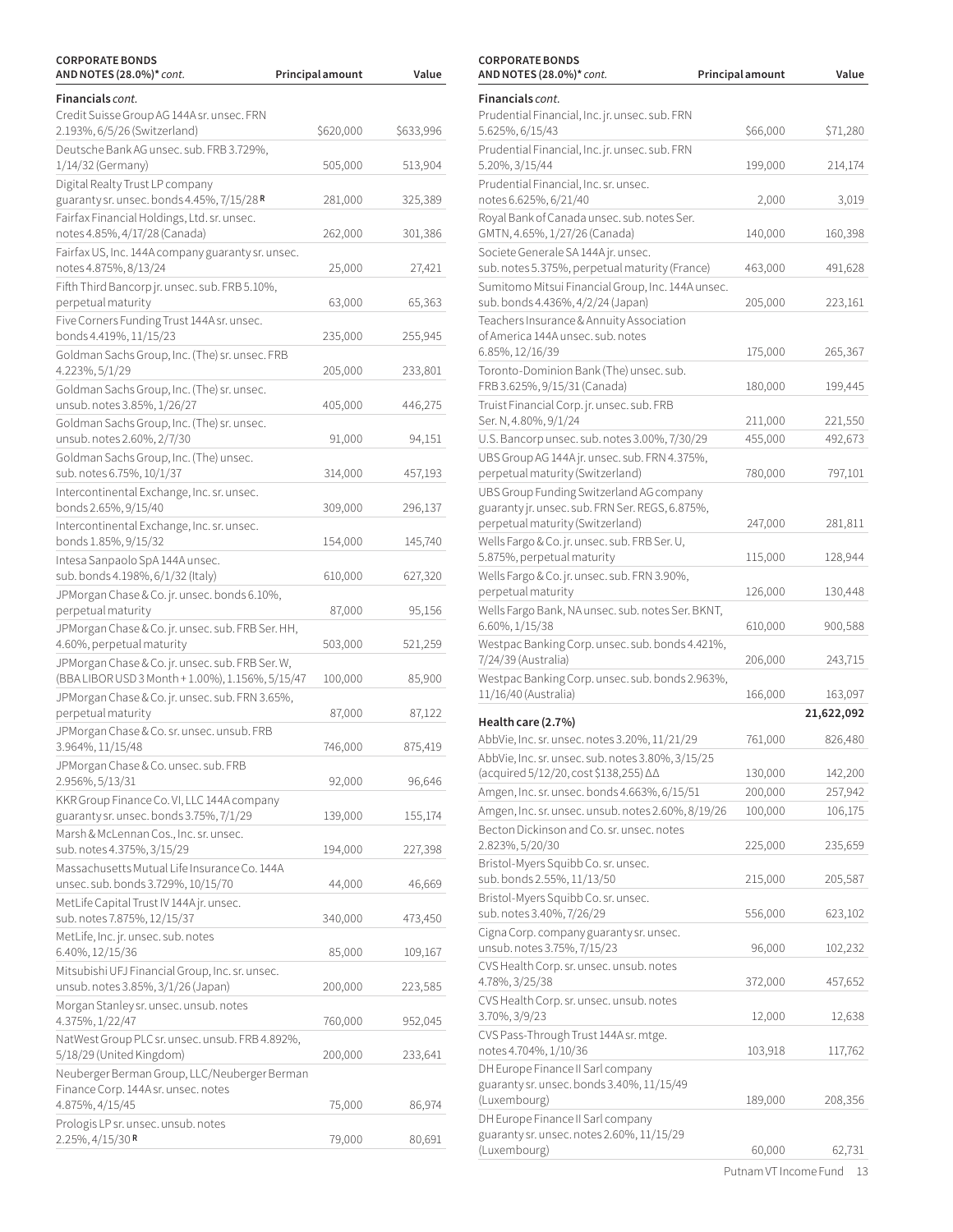| CORPORATE BONDS AND NOTES (28.0%)* *cont.* | Principal amount | Value |
|---|---|---|
| **Financials** *cont.* | | |
| Credit Suisse Group AG 144A sr. unsec. FRN 2.193%, 6/5/26 (Switzerland) | $620,000 | $633,996 |
| Deutsche Bank AG unsec. sub. FRB 3.729%, 1/14/32 (Germany) | 505,000 | 513,904 |
| Digital Realty Trust LP company guaranty sr. unsec. bonds 4.45%, 7/15/28 **R** | 281,000 | 325,389 |
| Fairfax Financial Holdings, Ltd. sr. unsec. notes 4.85%, 4/17/28 (Canada) | 262,000 | 301,386 |
| Fairfax US, Inc. 144A company guaranty sr. unsec. notes 4.875%, 8/13/24 | 25,000 | 27,421 |
| Fifth Third Bancorp jr. unsec. sub. FRB 5.10%, perpetual maturity | 63,000 | 65,363 |
| Five Corners Funding Trust 144A sr. unsec. bonds 4.419%, 11/15/23 | 235,000 | 255,945 |
| Goldman Sachs Group, Inc. (The) sr. unsec. FRB 4.223%, 5/1/29 | 205,000 | 233,801 |
| Goldman Sachs Group, Inc. (The) sr. unsec. unsub. notes 3.85%, 1/26/27 | 405,000 | 446,275 |
| Goldman Sachs Group, Inc. (The) sr. unsec. unsub. notes 2.60%, 2/7/30 | 91,000 | 94,151 |
| Goldman Sachs Group, Inc. (The) unsec. sub. notes 6.75%, 10/1/37 | 314,000 | 457,193 |
| Intercontinental Exchange, Inc. sr. unsec. bonds 2.65%, 9/15/40 | 309,000 | 296,137 |
| Intercontinental Exchange, Inc. sr. unsec. bonds 1.85%, 9/15/32 | 154,000 | 145,740 |
| Intesa Sanpaolo SpA 144A unsec. sub. bonds 4.198%, 6/1/32 (Italy) | 610,000 | 627,320 |
| JPMorgan Chase & Co. jr. unsec. bonds 6.10%, perpetual maturity | 87,000 | 95,156 |
| JPMorgan Chase & Co. jr. unsec. sub. FRB Ser. HH, 4.60%, perpetual maturity | 503,000 | 521,259 |
| JPMorgan Chase & Co. jr. unsec. sub. FRB Ser. W, (BBA LIBOR USD 3 Month + 1.00%), 1.156%, 5/15/47 | 100,000 | 85,900 |
| JPMorgan Chase & Co. jr. unsec. sub. FRN 3.65%, perpetual maturity | 87,000 | 87,122 |
| JPMorgan Chase & Co. sr. unsec. unsub. FRB 3.964%, 11/15/48 | 746,000 | 875,419 |
| JPMorgan Chase & Co. unsec. sub. FRB 2.956%, 5/13/31 | 92,000 | 96,646 |
| KKR Group Finance Co. VI, LLC 144A company guaranty sr. unsec. bonds 3.75%, 7/1/29 | 139,000 | 155,174 |
| Marsh & McLennan Cos., Inc. sr. unsec. sub. notes 4.375%, 3/15/29 | 194,000 | 227,398 |
| Massachusetts Mutual Life Insurance Co. 144A unsec. sub. bonds 3.729%, 10/15/70 | 44,000 | 46,669 |
| MetLife Capital Trust IV 144A jr. unsec. sub. notes 7.875%, 12/15/37 | 340,000 | 473,450 |
| MetLife, Inc. jr. unsec. sub. notes 6.40%, 12/15/36 | 85,000 | 109,167 |
| Mitsubishi UFJ Financial Group, Inc. sr. unsec. unsub. notes 3.85%, 3/1/26 (Japan) | 200,000 | 223,585 |
| Morgan Stanley sr. unsec. unsub. notes 4.375%, 1/22/47 | 760,000 | 952,045 |
| NatWest Group PLC sr. unsec. unsub. FRB 4.892%, 5/18/29 (United Kingdom) | 200,000 | 233,641 |
| Neuberger Berman Group, LLC/Neuberger Berman Finance Corp. 144A sr. unsec. notes 4.875%, 4/15/45 | 75,000 | 86,974 |
| Prologis LP sr. unsec. unsub. notes 2.25%, 4/15/30 **R** | 79,000 | 80,691 |
| Prudential Financial, Inc. jr. unsec. sub. FRN 5.625%, 6/15/43 | $66,000 | $71,280 |
| Prudential Financial, Inc. jr. unsec. sub. FRN 5.20%, 3/15/44 | 199,000 | 214,174 |
| Prudential Financial, Inc. sr. unsec. notes 6.625%, 6/21/40 | 2,000 | 3,019 |
| Royal Bank of Canada unsec. sub. notes Ser. GMTN, 4.65%, 1/27/26 (Canada) | 140,000 | 160,398 |
| Societe Generale SA 144A jr. unsec. sub. notes 5.375%, perpetual maturity (France) | 463,000 | 491,628 |
| Sumitomo Mitsui Financial Group, Inc. 144A unsec. sub. bonds 4.436%, 4/2/24 (Japan) | 205,000 | 223,161 |
| Teachers Insurance & Annuity Association of America 144A unsec. sub. notes 6.85%, 12/16/39 | 175,000 | 265,367 |
| Toronto-Dominion Bank (The) unsec. sub. FRB 3.625%, 9/15/31 (Canada) | 180,000 | 199,445 |
| Truist Financial Corp. jr. unsec. sub. FRB Ser. N, 4.80%, 9/1/24 | 211,000 | 221,550 |
| U.S. Bancorp unsec. sub. notes 3.00%, 7/30/29 | 455,000 | 492,673 |
| UBS Group AG 144A jr. unsec. sub. FRN 4.375%, perpetual maturity (Switzerland) | 780,000 | 797,101 |
| UBS Group Funding Switzerland AG company guaranty jr. unsec. sub. FRN Ser. REGS, 6.875%, perpetual maturity (Switzerland) | 247,000 | 281,811 |
| Wells Fargo & Co. jr. unsec. sub. FRB Ser. U, 5.875%, perpetual maturity | 115,000 | 128,944 |
| Wells Fargo & Co. jr. unsec. sub. FRN 3.90%, perpetual maturity | 126,000 | 130,448 |
| Wells Fargo Bank, NA unsec. sub. notes Ser. BKNT, 6.60%, 1/15/38 | 610,000 | 900,588 |
| Westpac Banking Corp. unsec. sub. bonds 4.421%, 7/24/39 (Australia) | 206,000 | 243,715 |
| Westpac Banking Corp. unsec. sub. bonds 2.963%, 11/16/40 (Australia) | 166,000 | 163,097 |
| | | **21,622,092** |
| **Health care (2.7%)** | | |
| AbbVie, Inc. sr. unsec. notes 3.20%, 11/21/29 | 761,000 | 826,480 |
| AbbVie, Inc. sr. unsec. sub. notes 3.80%, 3/15/25 (acquired 5/12/20, cost $138,255) ΔΔ | 130,000 | 142,200 |
| Amgen, Inc. sr. unsec. bonds 4.663%, 6/15/51 | 200,000 | 257,942 |
| Amgen, Inc. sr. unsec. unsub. notes 2.60%, 8/19/26 | 100,000 | 106,175 |
| Becton Dickinson and Co. sr. unsec. notes 2.823%, 5/20/30 | 225,000 | 235,659 |
| Bristol-Myers Squibb Co. sr. unsec. sub. bonds 2.55%, 11/13/50 | 215,000 | 205,587 |
| Bristol-Myers Squibb Co. sr. unsec. sub. notes 3.40%, 7/26/29 | 556,000 | 623,102 |
| Cigna Corp. company guaranty sr. unsec. unsub. notes 3.75%, 7/15/23 | 96,000 | 102,232 |
| CVS Health Corp. sr. unsec. unsub. notes 4.78%, 3/25/38 | 372,000 | 457,652 |
| CVS Health Corp. sr. unsec. unsub. notes 3.70%, 3/9/23 | 12,000 | 12,638 |
| CVS Pass-Through Trust 144A sr. mtge. notes 4.704%, 1/10/36 | 103,918 | 117,762 |
| DH Europe Finance II Sarl company guaranty sr. unsec. bonds 3.40%, 11/15/49 (Luxembourg) | 189,000 | 208,356 |
| DH Europe Finance II Sarl company guaranty sr. unsec. notes 2.60%, 11/15/29 (Luxembourg) | 60,000 | 62,731 |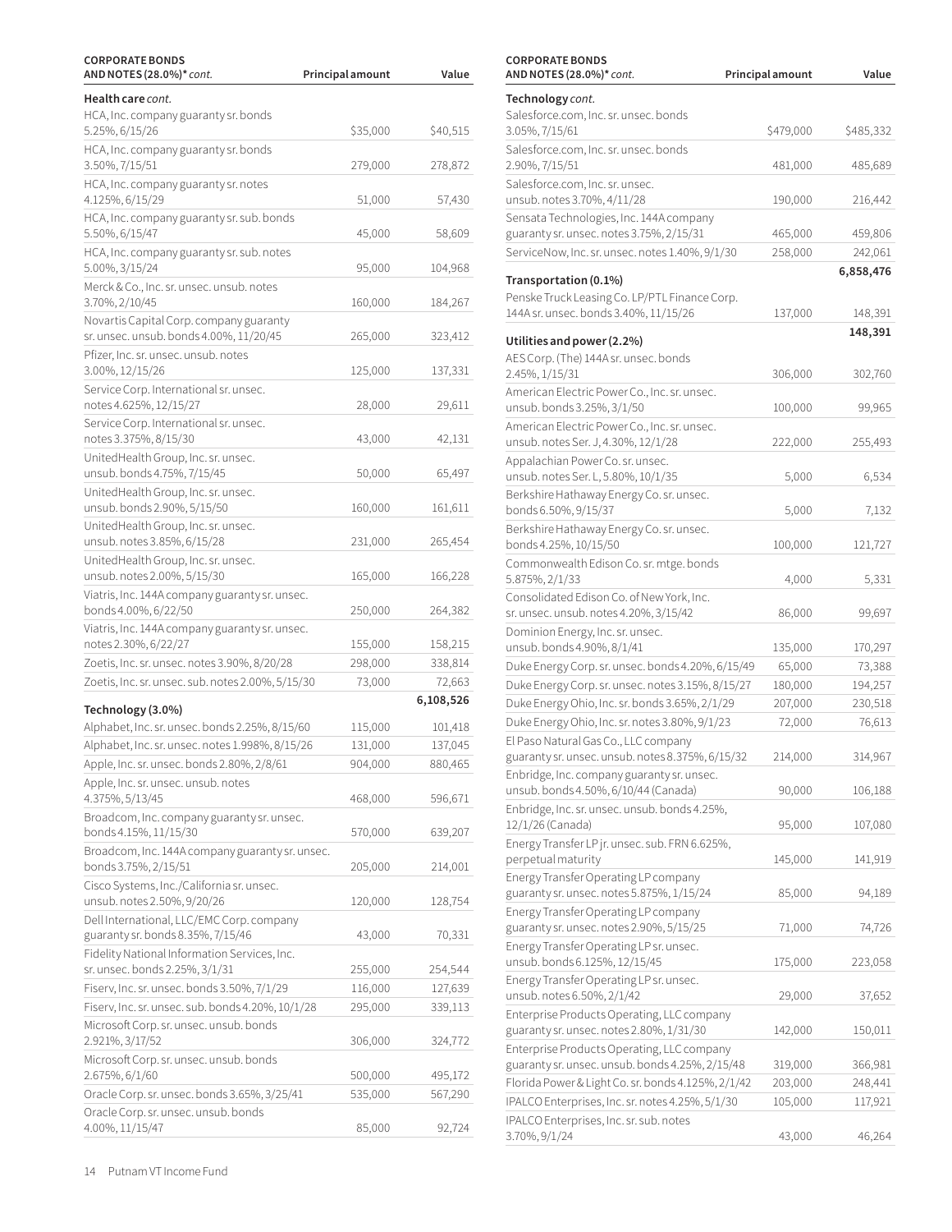| CORPORATE BONDS AND NOTES (28.0%)* *cont.* | Principal amount | Value |
|---|---|---|
| **Health care** *cont.* | | |
| HCA, Inc. company guaranty sr. bonds 5.25%, 6/15/26 | $35,000 | $40,515 |
| HCA, Inc. company guaranty sr. bonds 3.50%, 7/15/51 | 279,000 | 278,872 |
| HCA, Inc. company guaranty sr. notes 4.125%, 6/15/29 | 51,000 | 57,430 |
| HCA, Inc. company guaranty sr. sub. bonds 5.50%, 6/15/47 | 45,000 | 58,609 |
| HCA, Inc. company guaranty sr. sub. notes 5.00%, 3/15/24 | 95,000 | 104,968 |
| Merck & Co., Inc. sr. unsec. unsub. notes 3.70%, 2/10/45 | 160,000 | 184,267 |
| Novartis Capital Corp. company guaranty sr. unsec. unsub. bonds 4.00%, 11/20/45 | 265,000 | 323,412 |
| Pfizer, Inc. sr. unsec. unsub. notes 3.00%, 12/15/26 | 125,000 | 137,331 |
| Service Corp. International sr. unsec. notes 4.625%, 12/15/27 | 28,000 | 29,611 |
| Service Corp. International sr. unsec. notes 3.375%, 8/15/30 | 43,000 | 42,131 |
| UnitedHealth Group, Inc. sr. unsec. unsub. bonds 4.75%, 7/15/45 | 50,000 | 65,497 |
| UnitedHealth Group, Inc. sr. unsec. unsub. bonds 2.90%, 5/15/50 | 160,000 | 161,611 |
| UnitedHealth Group, Inc. sr. unsec. unsub. notes 3.85%, 6/15/28 | 231,000 | 265,454 |
| UnitedHealth Group, Inc. sr. unsec. unsub. notes 2.00%, 5/15/30 | 165,000 | 166,228 |
| Viatris, Inc. 144A company guaranty sr. unsec. bonds 4.00%, 6/22/50 | 250,000 | 264,382 |
| Viatris, Inc. 144A company guaranty sr. unsec. notes 2.30%, 6/22/27 | 155,000 | 158,215 |
| Zoetis, Inc. sr. unsec. notes 3.90%, 8/20/28 | 298,000 | 338,814 |
| Zoetis, Inc. sr. unsec. sub. notes 2.00%, 5/15/30 | 73,000 | 72,663 |
| | | **6,108,526** |
| **Technology (3.0%)** | | |
| Alphabet, Inc. sr. unsec. bonds 2.25%, 8/15/60 | 115,000 | 101,418 |
| Alphabet, Inc. sr. unsec. notes 1.998%, 8/15/26 | 131,000 | 137,045 |
| Apple, Inc. sr. unsec. bonds 2.80%, 2/8/61 | 904,000 | 880,465 |
| Apple, Inc. sr. unsec. unsub. notes 4.375%, 5/13/45 | 468,000 | 596,671 |
| Broadcom, Inc. company guaranty sr. unsec. bonds 4.15%, 11/15/30 | 570,000 | 639,207 |
| Broadcom, Inc. 144A company guaranty sr. unsec. bonds 3.75%, 2/15/51 | 205,000 | 214,001 |
| Cisco Systems, Inc./California sr. unsec. unsub. notes 2.50%, 9/20/26 | 120,000 | 128,754 |
| Dell International, LLC/EMC Corp. company guaranty sr. bonds 8.35%, 7/15/46 | 43,000 | 70,331 |
| Fidelity National Information Services, Inc. sr. unsec. bonds 2.25%, 3/1/31 | 255,000 | 254,544 |
| Fiserv, Inc. sr. unsec. bonds 3.50%, 7/1/29 | 116,000 | 127,639 |
| Fiserv, Inc. sr. unsec. sub. bonds 4.20%, 10/1/28 | 295,000 | 339,113 |
| Microsoft Corp. sr. unsec. unsub. bonds 2.921%, 3/17/52 | 306,000 | 324,772 |
| Microsoft Corp. sr. unsec. unsub. bonds 2.675%, 6/1/60 | 500,000 | 495,172 |
| Oracle Corp. sr. unsec. bonds 3.65%, 3/25/41 | 535,000 | 567,290 |
| Oracle Corp. sr. unsec. unsub. bonds 4.00%, 11/15/47 | 85,000 | 92,724 |
| Salesforce.com, Inc. sr. unsec. bonds 3.05%, 7/15/61 | $479,000 | $485,332 |
| Salesforce.com, Inc. sr. unsec. bonds 2.90%, 7/15/51 | 481,000 | 485,689 |
| Salesforce.com, Inc. sr. unsec. unsub. notes 3.70%, 4/11/28 | 190,000 | 216,442 |
| Sensata Technologies, Inc. 144A company guaranty sr. unsec. notes 3.75%, 2/15/31 | 465,000 | 459,806 |
| ServiceNow, Inc. sr. unsec. notes 1.40%, 9/1/30 | 258,000 | 242,061 |
| | | **6,858,476** |
| **Transportation (0.1%)** | | |
| Penske Truck Leasing Co. LP/PTL Finance Corp. 144A sr. unsec. bonds 3.40%, 11/15/26 | 137,000 | 148,391 |
| | | **148,391** |
| **Utilities and power (2.2%)** | | |
| AES Corp. (The) 144A sr. unsec. bonds 2.45%, 1/15/31 | 306,000 | 302,760 |
| American Electric Power Co., Inc. sr. unsec. unsub. bonds 3.25%, 3/1/50 | 100,000 | 99,965 |
| American Electric Power Co., Inc. sr. unsec. unsub. notes Ser. J, 4.30%, 12/1/28 | 222,000 | 255,493 |
| Appalachian Power Co. sr. unsec. unsub. notes Ser. L, 5.80%, 10/1/35 | 5,000 | 6,534 |
| Berkshire Hathaway Energy Co. sr. unsec. bonds 6.50%, 9/15/37 | 5,000 | 7,132 |
| Berkshire Hathaway Energy Co. sr. unsec. bonds 4.25%, 10/15/50 | 100,000 | 121,727 |
| Commonwealth Edison Co. sr. mtge. bonds 5.875%, 2/1/33 | 4,000 | 5,331 |
| Consolidated Edison Co. of New York, Inc. sr. unsec. unsub. notes 4.20%, 3/15/42 | 86,000 | 99,697 |
| Dominion Energy, Inc. sr. unsec. unsub. bonds 4.90%, 8/1/41 | 135,000 | 170,297 |
| Duke Energy Corp. sr. unsec. bonds 4.20%, 6/15/49 | 65,000 | 73,388 |
| Duke Energy Corp. sr. unsec. notes 3.15%, 8/15/27 | 180,000 | 194,257 |
| Duke Energy Ohio, Inc. sr. bonds 3.65%, 2/1/29 | 207,000 | 230,518 |
| Duke Energy Ohio, Inc. sr. notes 3.80%, 9/1/23 | 72,000 | 76,613 |
| El Paso Natural Gas Co., LLC company guaranty sr. unsec. unsub. notes 8.375%, 6/15/32 | 214,000 | 314,967 |
| Enbridge, Inc. company guaranty sr. unsec. unsub. bonds 4.50%, 6/10/44 (Canada) | 90,000 | 106,188 |
| Enbridge, Inc. sr. unsec. unsub. bonds 4.25%, 12/1/26 (Canada) | 95,000 | 107,080 |
| Energy Transfer LP jr. unsec. sub. FRN 6.625%, perpetual maturity | 145,000 | 141,919 |
| Energy Transfer Operating LP company guaranty sr. unsec. notes 5.875%, 1/15/24 | 85,000 | 94,189 |
| Energy Transfer Operating LP company guaranty sr. unsec. notes 2.90%, 5/15/25 | 71,000 | 74,726 |
| Energy Transfer Operating LP sr. unsec. unsub. bonds 6.125%, 12/15/45 | 175,000 | 223,058 |
| Energy Transfer Operating LP sr. unsec. unsub. notes 6.50%, 2/1/42 | 29,000 | 37,652 |
| Enterprise Products Operating, LLC company guaranty sr. unsec. notes 2.80%, 1/31/30 | 142,000 | 150,011 |
| Enterprise Products Operating, LLC company guaranty sr. unsec. unsub. bonds 4.25%, 2/15/48 | 319,000 | 366,981 |
| Florida Power & Light Co. sr. bonds 4.125%, 2/1/42 | 203,000 | 248,441 |
| IPALCO Enterprises, Inc. sr. notes 4.25%, 5/1/30 | 105,000 | 117,921 |
| IPALCO Enterprises, Inc. sr. sub. notes 3.70%, 9/1/24 | 43,000 | 46,264 |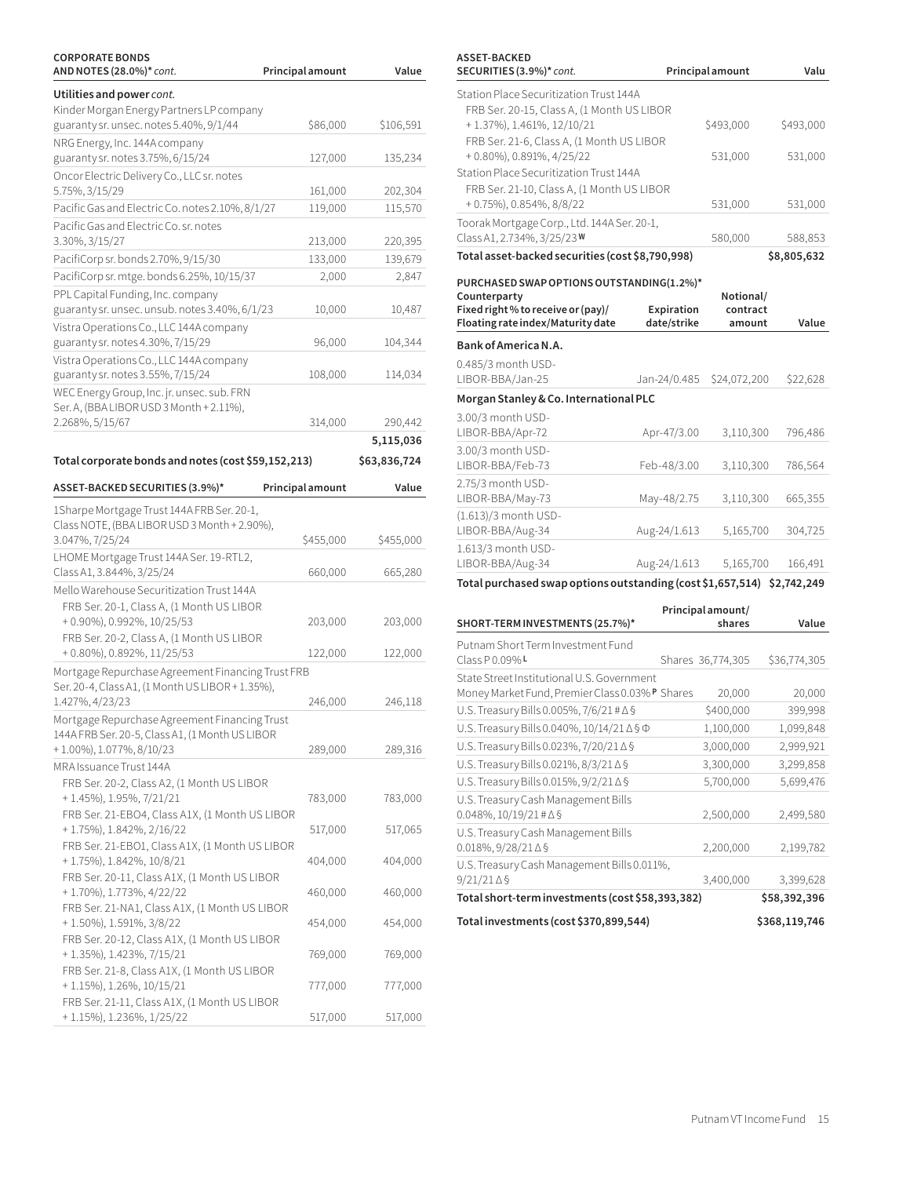| CORPORATE BONDS AND NOTES (28.0%)* *cont.* | Principal amount | Value |
|---|---|---|
| **Utilities and power** *cont.* | | |
| Kinder Morgan Energy Partners LP company guaranty sr. unsec. notes 5.40%, 9/1/44 | $86,000 | $106,591 |
| NRG Energy, Inc. 144A company guaranty sr. notes 3.75%, 6/15/24 | 127,000 | 135,234 |
| Oncor Electric Delivery Co., LLC sr. notes 5.75%, 3/15/29 | 161,000 | 202,304 |
| Pacific Gas and Electric Co. notes 2.10%, 8/1/27 | 119,000 | 115,570 |
| Pacific Gas and Electric Co. sr. notes 3.30%, 3/15/27 | 213,000 | 220,395 |
| PacifiCorp sr. bonds 2.70%, 9/15/30 | 133,000 | 139,679 |
| PacifiCorp sr. mtge. bonds 6.25%, 10/15/37 | 2,000 | 2,847 |
| PPL Capital Funding, Inc. company guaranty sr. unsec. unsub. notes 3.40%, 6/1/23 | 10,000 | 10,487 |
| Vistra Operations Co., LLC 144A company guaranty sr. notes 4.30%, 7/15/29 | 96,000 | 104,344 |
| Vistra Operations Co., LLC 144A company guaranty sr. notes 3.55%, 7/15/24 | 108,000 | 114,034 |
| WEC Energy Group, Inc. jr. unsec. sub. FRN Ser. A, (BBA LIBOR USD 3 Month + 2.11%), 2.268%, 5/15/67 | 314,000 | 290,442 |
| | | **5,115,036** |
| **Total corporate bonds and notes (cost $59,152,213)** | | **$63,836,724** |

| ASSET-BACKED SECURITIES (3.9%)* | Principal amount | Value |
|---|---|---|
| 1Sharpe Mortgage Trust 144A FRB Ser. 20-1, Class NOTE, (BBA LIBOR USD 3 Month + 2.90%), 3.047%, 7/25/24 | $455,000 | $455,000 |
| LHOME Mortgage Trust 144A Ser. 19-RTL2, Class A1, 3.844%, 3/25/24 | 660,000 | 665,280 |
| Mello Warehouse Securitization Trust 144A | | |
| FRB Ser. 20-1, Class A, (1 Month US LIBOR + 0.90%), 0.992%, 10/25/53 | 203,000 | 203,000 |
| FRB Ser. 20-2, Class A, (1 Month US LIBOR + 0.80%), 0.892%, 11/25/53 | 122,000 | 122,000 |
| Mortgage Repurchase Agreement Financing Trust FRB Ser. 20-4, Class A1, (1 Month US LIBOR + 1.35%), 1.427%, 4/23/23 | 246,000 | 246,118 |
| Mortgage Repurchase Agreement Financing Trust 144A FRB Ser. 20-5, Class A1, (1 Month US LIBOR + 1.00%), 1.077%, 8/10/23 | 289,000 | 289,316 |
| MRA Issuance Trust 144A | | |
| FRB Ser. 20-2, Class A2, (1 Month US LIBOR + 1.45%), 1.95%, 7/21/21 | 783,000 | 783,000 |
| FRB Ser. 21-EBO4, Class A1X, (1 Month US LIBOR + 1.75%), 1.842%, 2/16/22 | 517,000 | 517,065 |
| FRB Ser. 21-EBO1, Class A1X, (1 Month US LIBOR + 1.75%), 1.842%, 10/8/21 | 404,000 | 404,000 |
| FRB Ser. 20-11, Class A1X, (1 Month US LIBOR + 1.70%), 1.773%, 4/22/22 | 460,000 | 460,000 |
| FRB Ser. 21-NA1, Class A1X, (1 Month US LIBOR + 1.50%), 1.591%, 3/8/22 | 454,000 | 454,000 |
| FRB Ser. 20-12, Class A1X, (1 Month US LIBOR + 1.35%), 1.423%, 7/15/21 | 769,000 | 769,000 |
| FRB Ser. 21-8, Class A1X, (1 Month US LIBOR + 1.15%), 1.26%, 10/15/21 | 777,000 | 777,000 |
| FRB Ser. 21-11, Class A1X, (1 Month US LIBOR + 1.15%), 1.236%, 1/25/22 | 517,000 | 517,000 |
| Station Place Securitization Trust 144A | | |
| FRB Ser. 20-15, Class A, (1 Month US LIBOR + 1.37%), 1.461%, 12/10/21 | $493,000 | $493,000 |
| FRB Ser. 21-6, Class A, (1 Month US LIBOR + 0.80%), 0.891%, 4/25/22 | 531,000 | 531,000 |
| Station Place Securitization Trust 144A | | |
| FRB Ser. 21-10, Class A, (1 Month US LIBOR + 0.75%), 0.854%, 8/8/22 | 531,000 | 531,000 |
| Toorak Mortgage Corp., Ltd. 144A Ser. 20-1, Class A1, 2.734%, 3/25/23 W | 580,000 | 588,853 |
| **Total asset-backed securities (cost $8,790,998)** | | **$8,805,632** |

| PURCHASED SWAP OPTIONS OUTSTANDING (1.2%)* Counterparty Fixed right % to receive or (pay)/ Floating rate index/Maturity date | Expiration date/strike | Notional/ contract amount | Value |
|---|---|---|---|
| **Bank of America N.A.** | | | |
| 0.485/3 month USD-LIBOR-BBA/Jan-25 | Jan-24/0.485 | $24,072,200 | $22,628 |
| **Morgan Stanley & Co. International PLC** | | | |
| 3.00/3 month USD-LIBOR-BBA/Apr-72 | Apr-47/3.00 | 3,110,300 | 796,486 |
| 3.00/3 month USD-LIBOR-BBA/Feb-73 | Feb-48/3.00 | 3,110,300 | 786,564 |
| 2.75/3 month USD-LIBOR-BBA/May-73 | May-48/2.75 | 3,110,300 | 665,355 |
| (1.613)/3 month USD-LIBOR-BBA/Aug-34 | Aug-24/1.613 | 5,165,700 | 304,725 |
| 1.613/3 month USD-LIBOR-BBA/Aug-34 | Aug-24/1.613 | 5,165,700 | 166,491 |
| **Total purchased swap options outstanding (cost $1,657,514)** | | | **$2,742,249** |

| SHORT-TERM INVESTMENTS (25.7%)* | Principal amount/ shares | Value |
|---|---|---|
| Putnam Short Term Investment Fund Class P 0.09% L | Shares 36,774,305 | $36,774,305 |
| State Street Institutional U.S. Government Money Market Fund, Premier Class 0.03% P | Shares 20,000 | 20,000 |
| U.S. Treasury Bills 0.005%, 7/6/21 # Δ § | $400,000 | 399,998 |
| U.S. Treasury Bills 0.040%, 10/14/21 Δ § Φ | 1,100,000 | 1,099,848 |
| U.S. Treasury Bills 0.023%, 7/20/21 Δ § | 3,000,000 | 2,999,921 |
| U.S. Treasury Bills 0.021%, 8/3/21 Δ § | 3,300,000 | 3,299,858 |
| U.S. Treasury Bills 0.015%, 9/2/21 Δ § | 5,700,000 | 5,699,476 |
| U.S. Treasury Cash Management Bills 0.048%, 10/19/21 # Δ § | 2,500,000 | 2,499,580 |
| U.S. Treasury Cash Management Bills 0.018%, 9/28/21 Δ § | 2,200,000 | 2,199,782 |
| U.S. Treasury Cash Management Bills 0.011%, 9/21/21 Δ § | 3,400,000 | 3,399,628 |
| **Total short-term investments (cost $58,393,382)** | | **$58,392,396** |
| **Total investments (cost $370,899,544)** | | **$368,119,746** |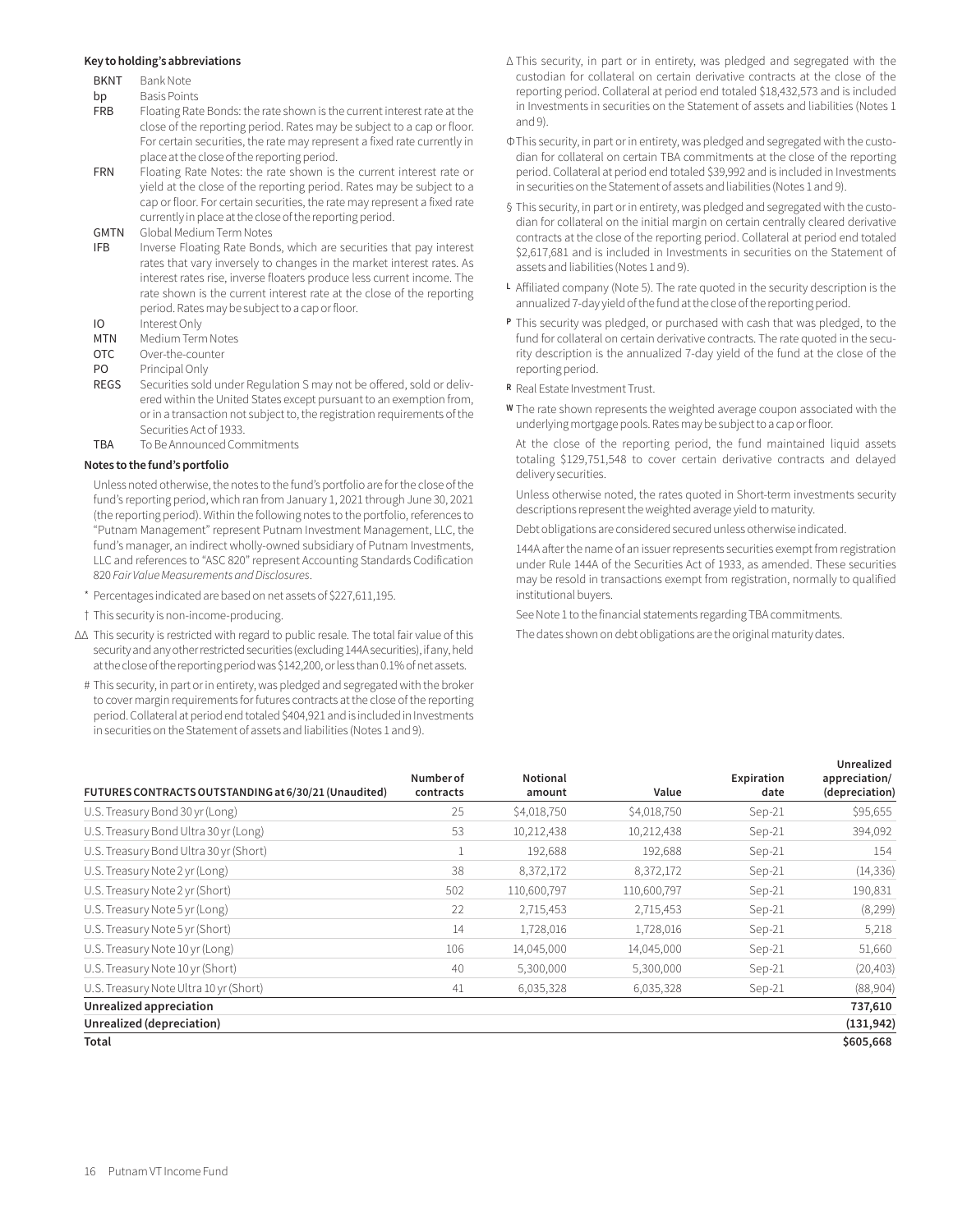**Key to holding's abbreviations**

| | |
|---|---|
| BKNT | Bank Note |
| bp | Basis Points |
| FRB | Floating Rate Bonds: the rate shown is the current interest rate at the close of the reporting period. Rates may be subject to a cap or floor. For certain securities, the rate may represent a fixed rate currently in place at the close of the reporting period. |
| FRN | Floating Rate Notes: the rate shown is the current interest rate or yield at the close of the reporting period. Rates may be subject to a cap or floor. For certain securities, the rate may represent a fixed rate currently in place at the close of the reporting period. |
| GMTN | Global Medium Term Notes |
| IFB | Inverse Floating Rate Bonds, which are securities that pay interest rates that vary inversely to changes in the market interest rates. As interest rates rise, inverse floaters produce less current income. The rate shown is the current interest rate at the close of the reporting period. Rates may be subject to a cap or floor. |
| IO | Interest Only |
| MTN | Medium Term Notes |
| OTC | Over-the-counter |
| PO | Principal Only |
| REGS | Securities sold under Regulation S may not be offered, sold or delivered within the United States except pursuant to an exemption from, or in a transaction not subject to, the registration requirements of the Securities Act of 1933. |
| TBA | To Be Announced Commitments |

**Notes to the fund's portfolio**

Unless noted otherwise, the notes to the fund's portfolio are for the close of the fund's reporting period, which ran from January 1, 2021 through June 30, 2021 (the reporting period). Within the following notes to the portfolio, references to "Putnam Management" represent Putnam Investment Management, LLC, the fund's manager, an indirect wholly-owned subsidiary of Putnam Investments, LLC and references to "ASC 820" represent Accounting Standards Codification 820 *Fair Value Measurements and Disclosures*.

* Percentages indicated are based on net assets of $227,611,195.

† This security is non-income-producing.

ΔΔ This security is restricted with regard to public resale. The total fair value of this security and any other restricted securities (excluding 144A securities), if any, held at the close of the reporting period was $142,200, or less than 0.1% of net assets.

# This security, in part or in entirety, was pledged and segregated with the broker to cover margin requirements for futures contracts at the close of the reporting period. Collateral at period end totaled $404,921 and is included in Investments in securities on the Statement of assets and liabilities (Notes 1 and 9).

Δ This security, in part or in entirety, was pledged and segregated with the custodian for collateral on certain derivative contracts at the close of the reporting period. Collateral at period end totaled $18,432,573 and is included in Investments in securities on the Statement of assets and liabilities (Notes 1 and 9).

Φ This security, in part or in entirety, was pledged and segregated with the custodian for collateral on certain TBA commitments at the close of the reporting period. Collateral at period end totaled $39,992 and is included in Investments in securities on the Statement of assets and liabilities (Notes 1 and 9).

§ This security, in part or in entirety, was pledged and segregated with the custodian for collateral on the initial margin on certain centrally cleared derivative contracts at the close of the reporting period. Collateral at period end totaled $2,617,681 and is included in Investments in securities on the Statement of assets and liabilities (Notes 1 and 9).

L Affiliated company (Note 5). The rate quoted in the security description is the annualized 7-day yield of the fund at the close of the reporting period.

P This security was pledged, or purchased with cash that was pledged, to the fund for collateral on certain derivative contracts. The rate quoted in the security description is the annualized 7-day yield of the fund at the close of the reporting period.

R Real Estate Investment Trust.

W The rate shown represents the weighted average coupon associated with the underlying mortgage pools. Rates may be subject to a cap or floor.

At the close of the reporting period, the fund maintained liquid assets totaling $129,751,548 to cover certain derivative contracts and delayed delivery securities.

Unless otherwise noted, the rates quoted in Short-term investments security descriptions represent the weighted average yield to maturity.

Debt obligations are considered secured unless otherwise indicated.

144A after the name of an issuer represents securities exempt from registration under Rule 144A of the Securities Act of 1933, as amended. These securities may be resold in transactions exempt from registration, normally to qualified institutional buyers.

See Note 1 to the financial statements regarding TBA commitments.

The dates shown on debt obligations are the original maturity dates.

| FUTURES CONTRACTS OUTSTANDING at 6/30/21 (Unaudited) | Number of contracts | Notional amount | Value | Expiration date | Unrealized appreciation/ (depreciation) |
|---|---|---|---|---|---|
| U.S. Treasury Bond 30 yr (Long) | 25 | $4,018,750 | $4,018,750 | Sep-21 | $95,655 |
| U.S. Treasury Bond Ultra 30 yr (Long) | 53 | 10,212,438 | 10,212,438 | Sep-21 | 394,092 |
| U.S. Treasury Bond Ultra 30 yr (Short) | 1 | 192,688 | 192,688 | Sep-21 | 154 |
| U.S. Treasury Note 2 yr (Long) | 38 | 8,372,172 | 8,372,172 | Sep-21 | (14,336) |
| U.S. Treasury Note 2 yr (Short) | 502 | 110,600,797 | 110,600,797 | Sep-21 | 190,831 |
| U.S. Treasury Note 5 yr (Long) | 22 | 2,715,453 | 2,715,453 | Sep-21 | (8,299) |
| U.S. Treasury Note 5 yr (Short) | 14 | 1,728,016 | 1,728,016 | Sep-21 | 5,218 |
| U.S. Treasury Note 10 yr (Long) | 106 | 14,045,000 | 14,045,000 | Sep-21 | 51,660 |
| U.S. Treasury Note 10 yr (Short) | 40 | 5,300,000 | 5,300,000 | Sep-21 | (20,403) |
| U.S. Treasury Note Ultra 10 yr (Short) | 41 | 6,035,328 | 6,035,328 | Sep-21 | (88,904) |
| **Unrealized appreciation** | | | | | **737,610** |
| **Unrealized (depreciation)** | | | | | **(131,942)** |
| **Total** | | | | | **$605,668** |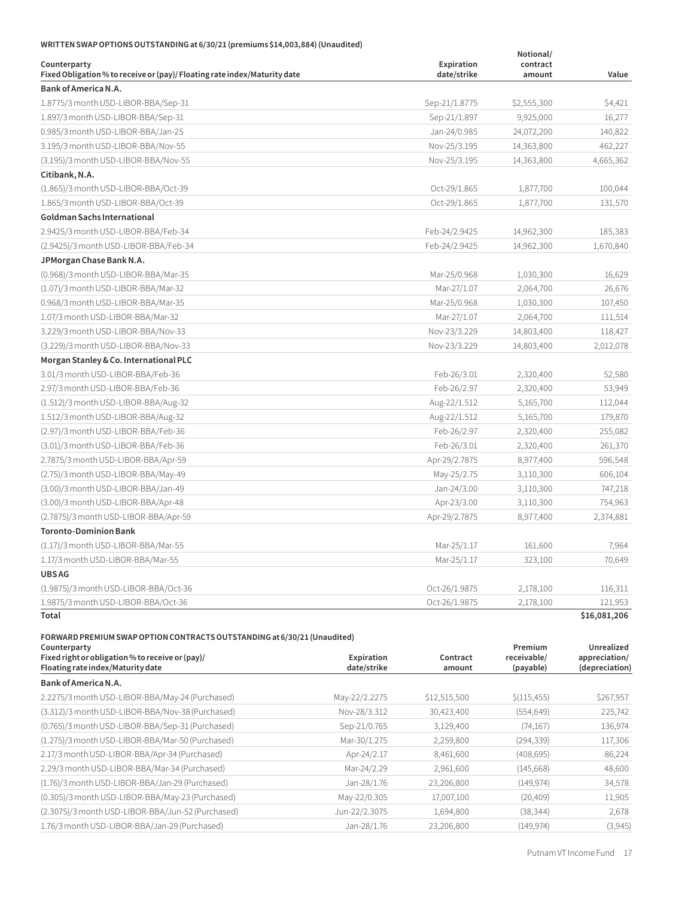**WRITTEN SWAP OPTIONS OUTSTANDING at 6/30/21 (premiums $14,003,884) (Unaudited)**

| Counterparty<br>Fixed Obligation % to receive or (pay)/ Floating rate index/Maturity date | Expiration date/strike | Notional/ contract amount | Value |
|---|---|---|---|
| **Bank of America N.A.** | | | |
| 1.8775/3 month USD-LIBOR-BBA/Sep-31 | Sep-21/1.8775 | $2,555,300 | $4,421 |
| 1.897/3 month USD-LIBOR-BBA/Sep-31 | Sep-21/1.897 | 9,925,000 | 16,277 |
| 0.985/3 month USD-LIBOR-BBA/Jan-25 | Jan-24/0.985 | 24,072,200 | 140,822 |
| 3.195/3 month USD-LIBOR-BBA/Nov-55 | Nov-25/3.195 | 14,363,800 | 462,227 |
| (3.195)/3 month USD-LIBOR-BBA/Nov-55 | Nov-25/3.195 | 14,363,800 | 4,665,362 |
| **Citibank, N.A.** | | | |
| (1.865)/3 month USD-LIBOR-BBA/Oct-39 | Oct-29/1.865 | 1,877,700 | 100,044 |
| 1.865/3 month USD-LIBOR-BBA/Oct-39 | Oct-29/1.865 | 1,877,700 | 131,570 |
| **Goldman Sachs International** | | | |
| 2.9425/3 month USD-LIBOR-BBA/Feb-34 | Feb-24/2.9425 | 14,962,300 | 185,383 |
| (2.9425)/3 month USD-LIBOR-BBA/Feb-34 | Feb-24/2.9425 | 14,962,300 | 1,670,840 |
| **JPMorgan Chase Bank N.A.** | | | |
| (0.968)/3 month USD-LIBOR-BBA/Mar-35 | Mar-25/0.968 | 1,030,300 | 16,629 |
| (1.07)/3 month USD-LIBOR-BBA/Mar-32 | Mar-27/1.07 | 2,064,700 | 26,676 |
| 0.968/3 month USD-LIBOR-BBA/Mar-35 | Mar-25/0.968 | 1,030,300 | 107,450 |
| 1.07/3 month USD-LIBOR-BBA/Mar-32 | Mar-27/1.07 | 2,064,700 | 111,514 |
| 3.229/3 month USD-LIBOR-BBA/Nov-33 | Nov-23/3.229 | 14,803,400 | 118,427 |
| (3.229)/3 month USD-LIBOR-BBA/Nov-33 | Nov-23/3.229 | 14,803,400 | 2,012,078 |
| **Morgan Stanley & Co. International PLC** | | | |
| 3.01/3 month USD-LIBOR-BBA/Feb-36 | Feb-26/3.01 | 2,320,400 | 52,580 |
| 2.97/3 month USD-LIBOR-BBA/Feb-36 | Feb-26/2.97 | 2,320,400 | 53,949 |
| (1.512)/3 month USD-LIBOR-BBA/Aug-32 | Aug-22/1.512 | 5,165,700 | 112,044 |
| 1.512/3 month USD-LIBOR-BBA/Aug-32 | Aug-22/1.512 | 5,165,700 | 179,870 |
| (2.97)/3 month USD-LIBOR-BBA/Feb-36 | Feb-26/2.97 | 2,320,400 | 255,082 |
| (3.01)/3 month USD-LIBOR-BBA/Feb-36 | Feb-26/3.01 | 2,320,400 | 261,370 |
| 2.7875/3 month USD-LIBOR-BBA/Apr-59 | Apr-29/2.7875 | 8,977,400 | 596,548 |
| (2.75)/3 month USD-LIBOR-BBA/May-49 | May-25/2.75 | 3,110,300 | 606,104 |
| (3.00)/3 month USD-LIBOR-BBA/Jan-49 | Jan-24/3.00 | 3,110,300 | 747,218 |
| (3.00)/3 month USD-LIBOR-BBA/Apr-48 | Apr-23/3.00 | 3,110,300 | 754,963 |
| (2.7875)/3 month USD-LIBOR-BBA/Apr-59 | Apr-29/2.7875 | 8,977,400 | 2,374,881 |
| **Toronto-Dominion Bank** | | | |
| (1.17)/3 month USD-LIBOR-BBA/Mar-55 | Mar-25/1.17 | 161,600 | 7,964 |
| 1.17/3 month USD-LIBOR-BBA/Mar-55 | Mar-25/1.17 | 323,100 | 70,649 |
| **UBS AG** | | | |
| (1.9875)/3 month USD-LIBOR-BBA/Oct-36 | Oct-26/1.9875 | 2,178,100 | 116,311 |
| 1.9875/3 month USD-LIBOR-BBA/Oct-36 | Oct-26/1.9875 | 2,178,100 | 121,953 |
| **Total** | | | **$16,081,206** |

**FORWARD PREMIUM SWAP OPTION CONTRACTS OUTSTANDING at 6/30/21 (Unaudited)**

| Counterparty<br>Fixed right or obligation % to receive or (pay)/ Floating rate index/Maturity date | Expiration date/strike | Contract amount | Premium receivable/ (payable) | Unrealized appreciation/ (depreciation) |
|---|---|---|---|---|
| **Bank of America N.A.** | | | | |
| 2.2275/3 month USD-LIBOR-BBA/May-24 (Purchased) | May-22/2.2275 | $12,515,500 | $(115,455) | $267,957 |
| (3.312)/3 month USD-LIBOR-BBA/Nov-38 (Purchased) | Nov-28/3.312 | 30,423,400 | (554,649) | 225,742 |
| (0.765)/3 month USD-LIBOR-BBA/Sep-31 (Purchased) | Sep-21/0.765 | 3,129,400 | (74,167) | 136,974 |
| (1.275)/3 month USD-LIBOR-BBA/Mar-50 (Purchased) | Mar-30/1.275 | 2,259,800 | (294,339) | 117,306 |
| 2.17/3 month USD-LIBOR-BBA/Apr-34 (Purchased) | Apr-24/2.17 | 8,461,600 | (408,695) | 86,224 |
| 2.29/3 month USD-LIBOR-BBA/Mar-34 (Purchased) | Mar-24/2.29 | 2,961,600 | (145,668) | 48,600 |
| (1.76)/3 month USD-LIBOR-BBA/Jan-29 (Purchased) | Jan-28/1.76 | 23,206,800 | (149,974) | 34,578 |
| (0.305)/3 month USD-LIBOR-BBA/May-23 (Purchased) | May-22/0.305 | 17,007,100 | (20,409) | 11,905 |
| (2.3075)/3 month USD-LIBOR-BBA/Jun-52 (Purchased) | Jun-22/2.3075 | 1,694,800 | (38,344) | 2,678 |
| 1.76/3 month USD-LIBOR-BBA/Jan-29 (Purchased) | Jan-28/1.76 | 23,206,800 | (149,974) | (3,945) |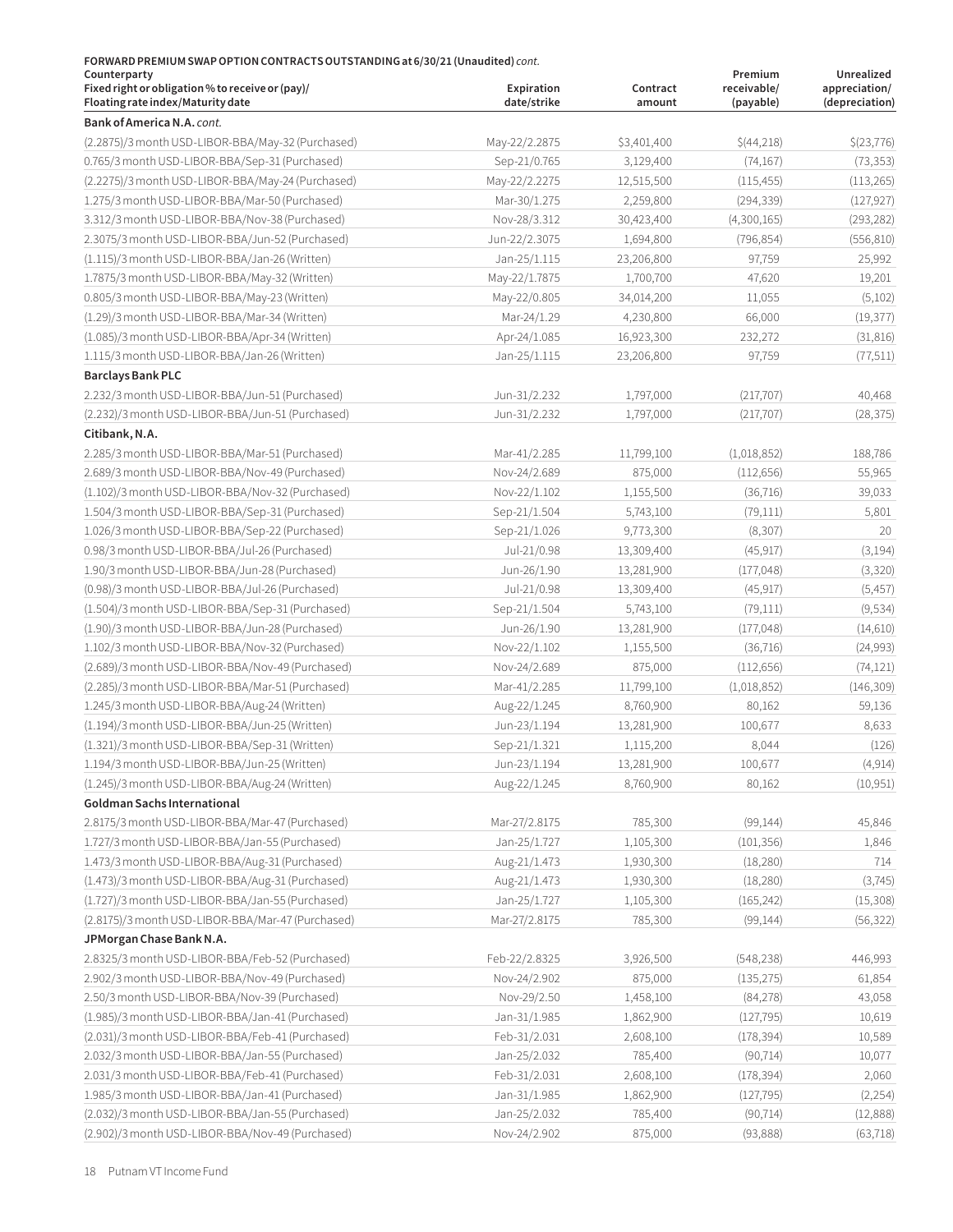**FORWARD PREMIUM SWAP OPTION CONTRACTS OUTSTANDING at 6/30/21 (Unaudited)** *cont.*

| Counterparty<br>Fixed right or obligation % to receive or (pay)/<br>Floating rate index/Maturity date | Expiration date/strike | Contract amount | Premium receivable/ (payable) | Unrealized appreciation/ (depreciation) |
|---|---|---|---|---|
| **Bank of America N.A.** *cont.* | | | | |
| (2.2875)/3 month USD-LIBOR-BBA/May-32 (Purchased) | May-22/2.2875 | $3,401,400 | $(44,218) | $(23,776) |
| 0.765/3 month USD-LIBOR-BBA/Sep-31 (Purchased) | Sep-21/0.765 | 3,129,400 | (74,167) | (73,353) |
| (2.2275)/3 month USD-LIBOR-BBA/May-24 (Purchased) | May-22/2.2275 | 12,515,500 | (115,455) | (113,265) |
| 1.275/3 month USD-LIBOR-BBA/Mar-50 (Purchased) | Mar-30/1.275 | 2,259,800 | (294,339) | (127,927) |
| 3.312/3 month USD-LIBOR-BBA/Nov-38 (Purchased) | Nov-28/3.312 | 30,423,400 | (4,300,165) | (293,282) |
| 2.3075/3 month USD-LIBOR-BBA/Jun-52 (Purchased) | Jun-22/2.3075 | 1,694,800 | (796,854) | (556,810) |
| (1.115)/3 month USD-LIBOR-BBA/Jan-26 (Written) | Jan-25/1.115 | 23,206,800 | 97,759 | 25,992 |
| 1.7875/3 month USD-LIBOR-BBA/May-32 (Written) | May-22/1.7875 | 1,700,700 | 47,620 | 19,201 |
| 0.805/3 month USD-LIBOR-BBA/May-23 (Written) | May-22/0.805 | 34,014,200 | 11,055 | (5,102) |
| (1.29)/3 month USD-LIBOR-BBA/Mar-34 (Written) | Mar-24/1.29 | 4,230,800 | 66,000 | (19,377) |
| (1.085)/3 month USD-LIBOR-BBA/Apr-34 (Written) | Apr-24/1.085 | 16,923,300 | 232,272 | (31,816) |
| 1.115/3 month USD-LIBOR-BBA/Jan-26 (Written) | Jan-25/1.115 | 23,206,800 | 97,759 | (77,511) |
| **Barclays Bank PLC** | | | | |
| 2.232/3 month USD-LIBOR-BBA/Jun-51 (Purchased) | Jun-31/2.232 | 1,797,000 | (217,707) | 40,468 |
| (2.232)/3 month USD-LIBOR-BBA/Jun-51 (Purchased) | Jun-31/2.232 | 1,797,000 | (217,707) | (28,375) |
| **Citibank, N.A.** | | | | |
| 2.285/3 month USD-LIBOR-BBA/Mar-51 (Purchased) | Mar-41/2.285 | 11,799,100 | (1,018,852) | 188,786 |
| 2.689/3 month USD-LIBOR-BBA/Nov-49 (Purchased) | Nov-24/2.689 | 875,000 | (112,656) | 55,965 |
| (1.102)/3 month USD-LIBOR-BBA/Nov-32 (Purchased) | Nov-22/1.102 | 1,155,500 | (36,716) | 39,033 |
| 1.504/3 month USD-LIBOR-BBA/Sep-31 (Purchased) | Sep-21/1.504 | 5,743,100 | (79,111) | 5,801 |
| 1.026/3 month USD-LIBOR-BBA/Sep-22 (Purchased) | Sep-21/1.026 | 9,773,300 | (8,307) | 20 |
| 0.98/3 month USD-LIBOR-BBA/Jul-26 (Purchased) | Jul-21/0.98 | 13,309,400 | (45,917) | (3,194) |
| 1.90/3 month USD-LIBOR-BBA/Jun-28 (Purchased) | Jun-26/1.90 | 13,281,900 | (177,048) | (3,320) |
| (0.98)/3 month USD-LIBOR-BBA/Jul-26 (Purchased) | Jul-21/0.98 | 13,309,400 | (45,917) | (5,457) |
| (1.504)/3 month USD-LIBOR-BBA/Sep-31 (Purchased) | Sep-21/1.504 | 5,743,100 | (79,111) | (9,534) |
| (1.90)/3 month USD-LIBOR-BBA/Jun-28 (Purchased) | Jun-26/1.90 | 13,281,900 | (177,048) | (14,610) |
| 1.102/3 month USD-LIBOR-BBA/Nov-32 (Purchased) | Nov-22/1.102 | 1,155,500 | (36,716) | (24,993) |
| (2.689)/3 month USD-LIBOR-BBA/Nov-49 (Purchased) | Nov-24/2.689 | 875,000 | (112,656) | (74,121) |
| (2.285)/3 month USD-LIBOR-BBA/Mar-51 (Purchased) | Mar-41/2.285 | 11,799,100 | (1,018,852) | (146,309) |
| 1.245/3 month USD-LIBOR-BBA/Aug-24 (Written) | Aug-22/1.245 | 8,760,900 | 80,162 | 59,136 |
| (1.194)/3 month USD-LIBOR-BBA/Jun-25 (Written) | Jun-23/1.194 | 13,281,900 | 100,677 | 8,633 |
| (1.321)/3 month USD-LIBOR-BBA/Sep-31 (Written) | Sep-21/1.321 | 1,115,200 | 8,044 | (126) |
| 1.194/3 month USD-LIBOR-BBA/Jun-25 (Written) | Jun-23/1.194 | 13,281,900 | 100,677 | (4,914) |
| (1.245)/3 month USD-LIBOR-BBA/Aug-24 (Written) | Aug-22/1.245 | 8,760,900 | 80,162 | (10,951) |
| **Goldman Sachs International** | | | | |
| 2.8175/3 month USD-LIBOR-BBA/Mar-47 (Purchased) | Mar-27/2.8175 | 785,300 | (99,144) | 45,846 |
| 1.727/3 month USD-LIBOR-BBA/Jan-55 (Purchased) | Jan-25/1.727 | 1,105,300 | (101,356) | 1,846 |
| 1.473/3 month USD-LIBOR-BBA/Aug-31 (Purchased) | Aug-21/1.473 | 1,930,300 | (18,280) | 714 |
| (1.473)/3 month USD-LIBOR-BBA/Aug-31 (Purchased) | Aug-21/1.473 | 1,930,300 | (18,280) | (3,745) |
| (1.727)/3 month USD-LIBOR-BBA/Jan-55 (Purchased) | Jan-25/1.727 | 1,105,300 | (165,242) | (15,308) |
| (2.8175)/3 month USD-LIBOR-BBA/Mar-47 (Purchased) | Mar-27/2.8175 | 785,300 | (99,144) | (56,322) |
| **JPMorgan Chase Bank N.A.** | | | | |
| 2.8325/3 month USD-LIBOR-BBA/Feb-52 (Purchased) | Feb-22/2.8325 | 3,926,500 | (548,238) | 446,993 |
| 2.902/3 month USD-LIBOR-BBA/Nov-49 (Purchased) | Nov-24/2.902 | 875,000 | (135,275) | 61,854 |
| 2.50/3 month USD-LIBOR-BBA/Nov-39 (Purchased) | Nov-29/2.50 | 1,458,100 | (84,278) | 43,058 |
| (1.985)/3 month USD-LIBOR-BBA/Jan-41 (Purchased) | Jan-31/1.985 | 1,862,900 | (127,795) | 10,619 |
| (2.031)/3 month USD-LIBOR-BBA/Feb-41 (Purchased) | Feb-31/2.031 | 2,608,100 | (178,394) | 10,589 |
| 2.032/3 month USD-LIBOR-BBA/Jan-55 (Purchased) | Jan-25/2.032 | 785,400 | (90,714) | 10,077 |
| 2.031/3 month USD-LIBOR-BBA/Feb-41 (Purchased) | Feb-31/2.031 | 2,608,100 | (178,394) | 2,060 |
| 1.985/3 month USD-LIBOR-BBA/Jan-41 (Purchased) | Jan-31/1.985 | 1,862,900 | (127,795) | (2,254) |
| (2.032)/3 month USD-LIBOR-BBA/Jan-55 (Purchased) | Jan-25/2.032 | 785,400 | (90,714) | (12,888) |
| (2.902)/3 month USD-LIBOR-BBA/Nov-49 (Purchased) | Nov-24/2.902 | 875,000 | (93,888) | (63,718) |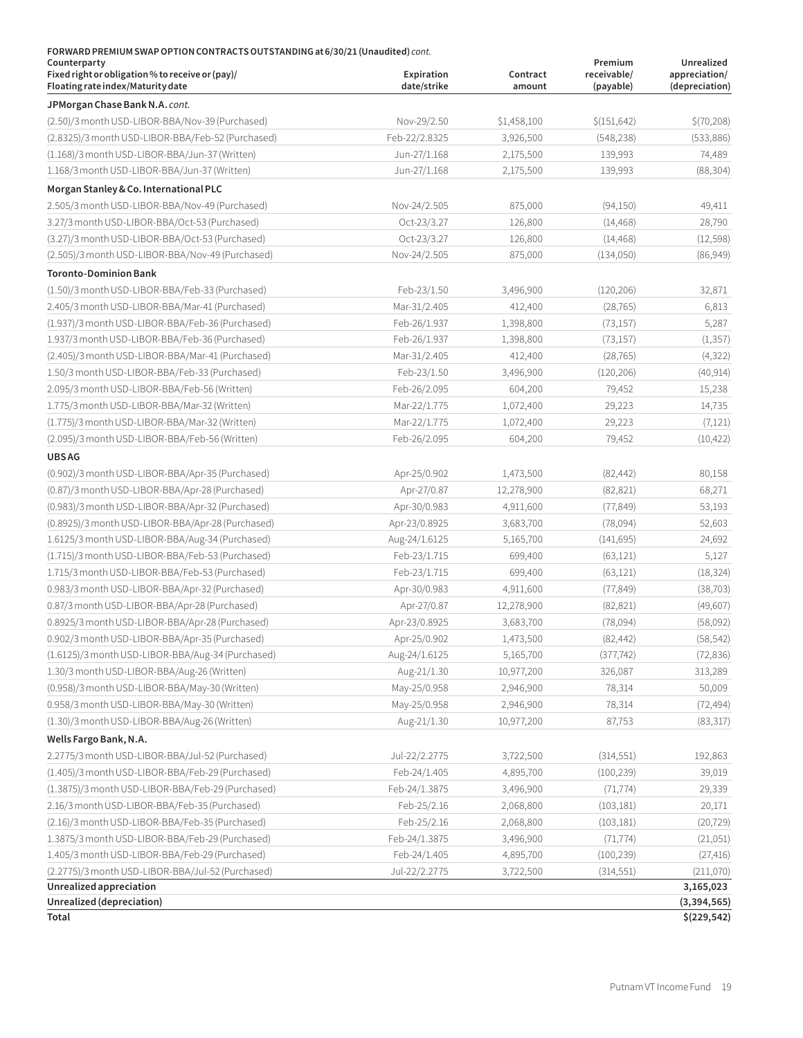**FORWARD PREMIUM SWAP OPTION CONTRACTS OUTSTANDING at 6/30/21 (Unaudited)** *cont.*

| Counterparty<br>Fixed right or obligation % to receive or (pay)/<br>Floating rate index/Maturity date | Expiration date/strike | Contract amount | Premium receivable/ (payable) | Unrealized appreciation/ (depreciation) |
|---|---|---|---|---|
| **JPMorgan Chase Bank N.A.** *cont.* | | | | |
| (2.50)/3 month USD-LIBOR-BBA/Nov-39 (Purchased) | Nov-29/2.50 | $1,458,100 | $(151,642) | $(70,208) |
| (2.8325)/3 month USD-LIBOR-BBA/Feb-52 (Purchased) | Feb-22/2.8325 | 3,926,500 | (548,238) | (533,886) |
| (1.168)/3 month USD-LIBOR-BBA/Jun-37 (Written) | Jun-27/1.168 | 2,175,500 | 139,993 | 74,489 |
| 1.168/3 month USD-LIBOR-BBA/Jun-37 (Written) | Jun-27/1.168 | 2,175,500 | 139,993 | (88,304) |
| **Morgan Stanley & Co. International PLC** | | | | |
| 2.505/3 month USD-LIBOR-BBA/Nov-49 (Purchased) | Nov-24/2.505 | 875,000 | (94,150) | 49,411 |
| 3.27/3 month USD-LIBOR-BBA/Oct-53 (Purchased) | Oct-23/3.27 | 126,800 | (14,468) | 28,790 |
| (3.27)/3 month USD-LIBOR-BBA/Oct-53 (Purchased) | Oct-23/3.27 | 126,800 | (14,468) | (12,598) |
| (2.505)/3 month USD-LIBOR-BBA/Nov-49 (Purchased) | Nov-24/2.505 | 875,000 | (134,050) | (86,949) |
| **Toronto-Dominion Bank** | | | | |
| (1.50)/3 month USD-LIBOR-BBA/Feb-33 (Purchased) | Feb-23/1.50 | 3,496,900 | (120,206) | 32,871 |
| 2.405/3 month USD-LIBOR-BBA/Mar-41 (Purchased) | Mar-31/2.405 | 412,400 | (28,765) | 6,813 |
| (1.937)/3 month USD-LIBOR-BBA/Feb-36 (Purchased) | Feb-26/1.937 | 1,398,800 | (73,157) | 5,287 |
| 1.937/3 month USD-LIBOR-BBA/Feb-36 (Purchased) | Feb-26/1.937 | 1,398,800 | (73,157) | (1,357) |
| (2.405)/3 month USD-LIBOR-BBA/Mar-41 (Purchased) | Mar-31/2.405 | 412,400 | (28,765) | (4,322) |
| 1.50/3 month USD-LIBOR-BBA/Feb-33 (Purchased) | Feb-23/1.50 | 3,496,900 | (120,206) | (40,914) |
| 2.095/3 month USD-LIBOR-BBA/Feb-56 (Written) | Feb-26/2.095 | 604,200 | 79,452 | 15,238 |
| 1.775/3 month USD-LIBOR-BBA/Mar-32 (Written) | Mar-22/1.775 | 1,072,400 | 29,223 | 14,735 |
| (1.775)/3 month USD-LIBOR-BBA/Mar-32 (Written) | Mar-22/1.775 | 1,072,400 | 29,223 | (7,121) |
| (2.095)/3 month USD-LIBOR-BBA/Feb-56 (Written) | Feb-26/2.095 | 604,200 | 79,452 | (10,422) |
| **UBS AG** | | | | |
| (0.902)/3 month USD-LIBOR-BBA/Apr-35 (Purchased) | Apr-25/0.902 | 1,473,500 | (82,442) | 80,158 |
| (0.87)/3 month USD-LIBOR-BBA/Apr-28 (Purchased) | Apr-27/0.87 | 12,278,900 | (82,821) | 68,271 |
| (0.983)/3 month USD-LIBOR-BBA/Apr-32 (Purchased) | Apr-30/0.983 | 4,911,600 | (77,849) | 53,193 |
| (0.8925)/3 month USD-LIBOR-BBA/Apr-28 (Purchased) | Apr-23/0.8925 | 3,683,700 | (78,094) | 52,603 |
| 1.6125/3 month USD-LIBOR-BBA/Aug-34 (Purchased) | Aug-24/1.6125 | 5,165,700 | (141,695) | 24,692 |
| (1.715)/3 month USD-LIBOR-BBA/Feb-53 (Purchased) | Feb-23/1.715 | 699,400 | (63,121) | 5,127 |
| 1.715/3 month USD-LIBOR-BBA/Feb-53 (Purchased) | Feb-23/1.715 | 699,400 | (63,121) | (18,324) |
| 0.983/3 month USD-LIBOR-BBA/Apr-32 (Purchased) | Apr-30/0.983 | 4,911,600 | (77,849) | (38,703) |
| 0.87/3 month USD-LIBOR-BBA/Apr-28 (Purchased) | Apr-27/0.87 | 12,278,900 | (82,821) | (49,607) |
| 0.8925/3 month USD-LIBOR-BBA/Apr-28 (Purchased) | Apr-23/0.8925 | 3,683,700 | (78,094) | (58,092) |
| 0.902/3 month USD-LIBOR-BBA/Apr-35 (Purchased) | Apr-25/0.902 | 1,473,500 | (82,442) | (58,542) |
| (1.6125)/3 month USD-LIBOR-BBA/Aug-34 (Purchased) | Aug-24/1.6125 | 5,165,700 | (377,742) | (72,836) |
| 1.30/3 month USD-LIBOR-BBA/Aug-26 (Written) | Aug-21/1.30 | 10,977,200 | 326,087 | 313,289 |
| (0.958)/3 month USD-LIBOR-BBA/May-30 (Written) | May-25/0.958 | 2,946,900 | 78,314 | 50,009 |
| 0.958/3 month USD-LIBOR-BBA/May-30 (Written) | May-25/0.958 | 2,946,900 | 78,314 | (72,494) |
| (1.30)/3 month USD-LIBOR-BBA/Aug-26 (Written) | Aug-21/1.30 | 10,977,200 | 87,753 | (83,317) |
| **Wells Fargo Bank, N.A.** | | | | |
| 2.2775/3 month USD-LIBOR-BBA/Jul-52 (Purchased) | Jul-22/2.2775 | 3,722,500 | (314,551) | 192,863 |
| (1.405)/3 month USD-LIBOR-BBA/Feb-29 (Purchased) | Feb-24/1.405 | 4,895,700 | (100,239) | 39,019 |
| (1.3875)/3 month USD-LIBOR-BBA/Feb-29 (Purchased) | Feb-24/1.3875 | 3,496,900 | (71,774) | 29,339 |
| 2.16/3 month USD-LIBOR-BBA/Feb-35 (Purchased) | Feb-25/2.16 | 2,068,800 | (103,181) | 20,171 |
| (2.16)/3 month USD-LIBOR-BBA/Feb-35 (Purchased) | Feb-25/2.16 | 2,068,800 | (103,181) | (20,729) |
| 1.3875/3 month USD-LIBOR-BBA/Feb-29 (Purchased) | Feb-24/1.3875 | 3,496,900 | (71,774) | (21,051) |
| 1.405/3 month USD-LIBOR-BBA/Feb-29 (Purchased) | Feb-24/1.405 | 4,895,700 | (100,239) | (27,416) |
| (2.2775)/3 month USD-LIBOR-BBA/Jul-52 (Purchased) | Jul-22/2.2775 | 3,722,500 | (314,551) | (211,070) |
| **Unrealized appreciation** | | | | **3,165,023** |
| **Unrealized (depreciation)** | | | | **(3,394,565)** |
| **Total** | | | | **$(229,542)** |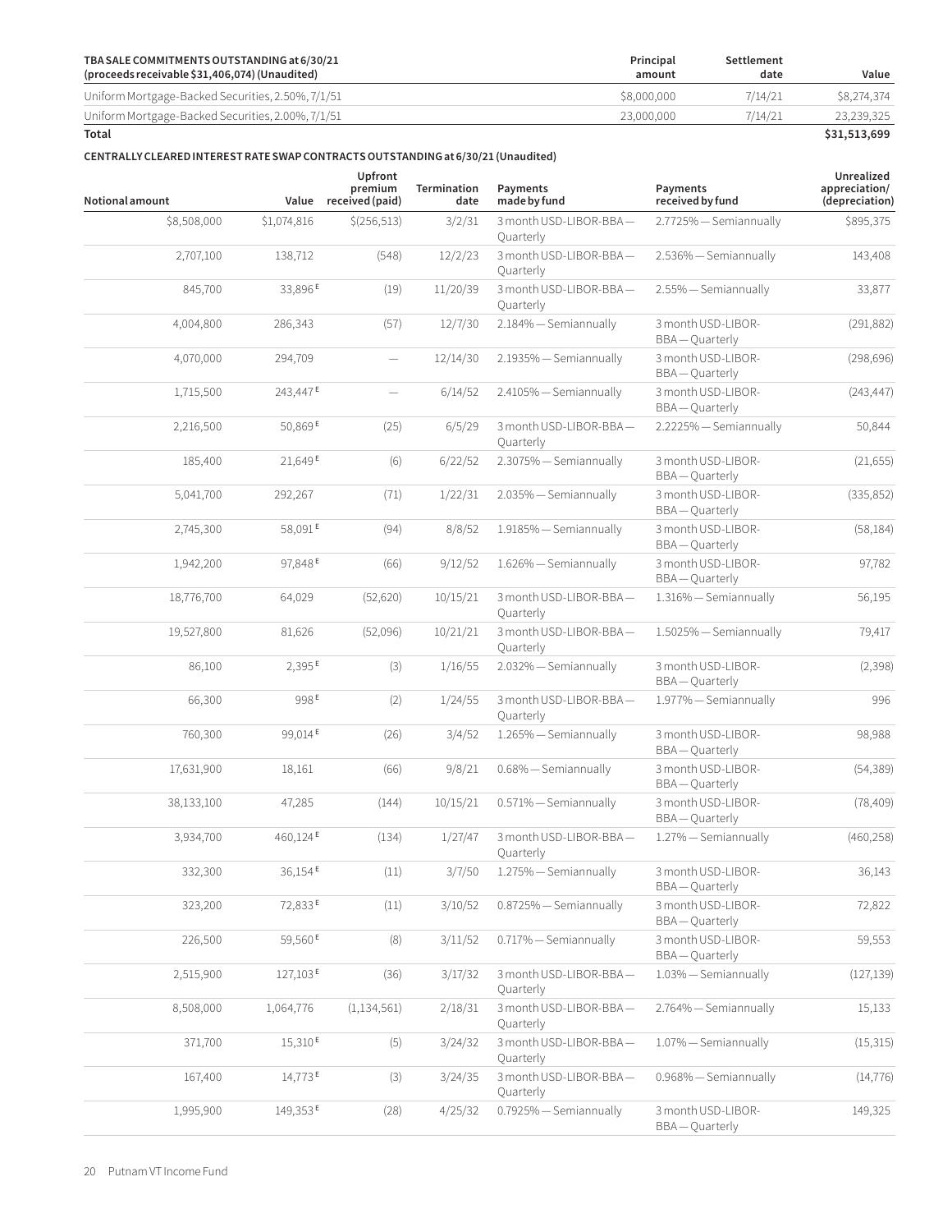| TBA SALE COMMITMENTS OUTSTANDING at 6/30/21 (proceeds receivable $31,406,074) (Unaudited) | Principal amount | Settlement date | Value |
|---|---|---|---|
| Uniform Mortgage-Backed Securities, 2.50%, 7/1/51 | $8,000,000 | 7/14/21 | $8,274,374 |
| Uniform Mortgage-Backed Securities, 2.00%, 7/1/51 | 23,000,000 | 7/14/21 | 23,239,325 |
| **Total** | | | **$31,513,699** |

**CENTRALLY CLEARED INTEREST RATE SWAP CONTRACTS OUTSTANDING at 6/30/21 (Unaudited)**

| Notional amount | Value | Upfront premium received (paid) | Termination date | Payments made by fund | Payments received by fund | Unrealized appreciation/ (depreciation) |
|---|---|---|---|---|---|---|
| $8,508,000 | $1,074,816 | $(256,513) | 3/2/31 | 3 month USD-LIBOR-BBA — Quarterly | 2.7725% — Semiannually | $895,375 |
| 2,707,100 | 138,712 | (548) | 12/2/23 | 3 month USD-LIBOR-BBA — Quarterly | 2.536% — Semiannually | 143,408 |
| 845,700 | 33,896 E | (19) | 11/20/39 | 3 month USD-LIBOR-BBA — Quarterly | 2.55% — Semiannually | 33,877 |
| 4,004,800 | 286,343 | (57) | 12/7/30 | 2.184% — Semiannually | 3 month USD-LIBOR-BBA — Quarterly | (291,882) |
| 4,070,000 | 294,709 | — | 12/14/30 | 2.1935% — Semiannually | 3 month USD-LIBOR-BBA — Quarterly | (298,696) |
| 1,715,500 | 243,447 E | — | 6/14/52 | 2.4105% — Semiannually | 3 month USD-LIBOR-BBA — Quarterly | (243,447) |
| 2,216,500 | 50,869 E | (25) | 6/5/29 | 3 month USD-LIBOR-BBA — Quarterly | 2.2225% — Semiannually | 50,844 |
| 185,400 | 21,649 E | (6) | 6/22/52 | 2.3075% — Semiannually | 3 month USD-LIBOR-BBA — Quarterly | (21,655) |
| 5,041,700 | 292,267 | (71) | 1/22/31 | 2.035% — Semiannually | 3 month USD-LIBOR-BBA — Quarterly | (335,852) |
| 2,745,300 | 58,091 E | (94) | 8/8/52 | 1.9185% — Semiannually | 3 month USD-LIBOR-BBA — Quarterly | (58,184) |
| 1,942,200 | 97,848 E | (66) | 9/12/52 | 1.626% — Semiannually | 3 month USD-LIBOR-BBA — Quarterly | 97,782 |
| 18,776,700 | 64,029 | (52,620) | 10/15/21 | 3 month USD-LIBOR-BBA — Quarterly | 1.316% — Semiannually | 56,195 |
| 19,527,800 | 81,626 | (52,096) | 10/21/21 | 3 month USD-LIBOR-BBA — Quarterly | 1.5025% — Semiannually | 79,417 |
| 86,100 | 2,395 E | (3) | 1/16/55 | 2.032% — Semiannually | 3 month USD-LIBOR-BBA — Quarterly | (2,398) |
| 66,300 | 998 E | (2) | 1/24/55 | 3 month USD-LIBOR-BBA — Quarterly | 1.977% — Semiannually | 996 |
| 760,300 | 99,014 E | (26) | 3/4/52 | 1.265% — Semiannually | 3 month USD-LIBOR-BBA — Quarterly | 98,988 |
| 17,631,900 | 18,161 | (66) | 9/8/21 | 0.68% — Semiannually | 3 month USD-LIBOR-BBA — Quarterly | (54,389) |
| 38,133,100 | 47,285 | (144) | 10/15/21 | 0.571% — Semiannually | 3 month USD-LIBOR-BBA — Quarterly | (78,409) |
| 3,934,700 | 460,124 E | (134) | 1/27/47 | 3 month USD-LIBOR-BBA — Quarterly | 1.27% — Semiannually | (460,258) |
| 332,300 | 36,154 E | (11) | 3/7/50 | 1.275% — Semiannually | 3 month USD-LIBOR-BBA — Quarterly | 36,143 |
| 323,200 | 72,833 E | (11) | 3/10/52 | 0.8725% — Semiannually | 3 month USD-LIBOR-BBA — Quarterly | 72,822 |
| 226,500 | 59,560 E | (8) | 3/11/52 | 0.717% — Semiannually | 3 month USD-LIBOR-BBA — Quarterly | 59,553 |
| 2,515,900 | 127,103 E | (36) | 3/17/32 | 3 month USD-LIBOR-BBA — Quarterly | 1.03% — Semiannually | (127,139) |
| 8,508,000 | 1,064,776 | (1,134,561) | 2/18/31 | 3 month USD-LIBOR-BBA — Quarterly | 2.764% — Semiannually | 15,133 |
| 371,700 | 15,310 E | (5) | 3/24/32 | 3 month USD-LIBOR-BBA — Quarterly | 1.07% — Semiannually | (15,315) |
| 167,400 | 14,773 E | (3) | 3/24/35 | 3 month USD-LIBOR-BBA — Quarterly | 0.968% — Semiannually | (14,776) |
| 1,995,900 | 149,353 E | (28) | 4/25/32 | 0.7925% — Semiannually | 3 month USD-LIBOR-BBA — Quarterly | 149,325 |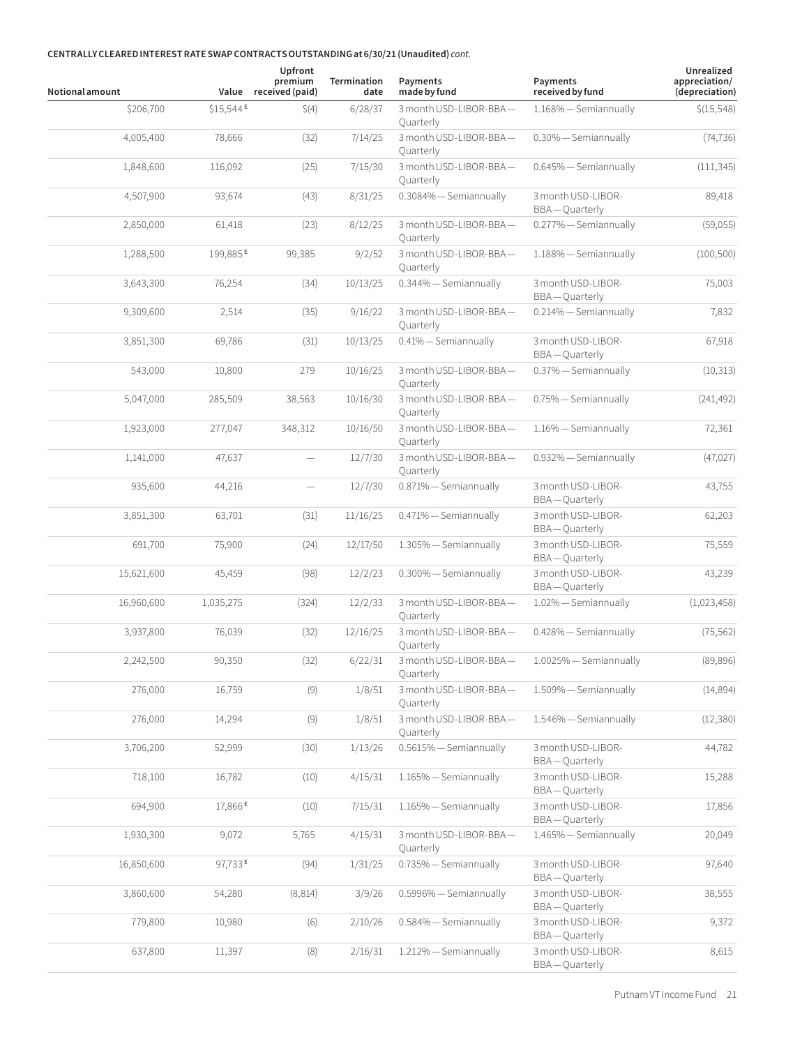**CENTRALLY CLEARED INTEREST RATE SWAP CONTRACTS OUTSTANDING at 6/30/21 (Unaudited)** *cont.*

| Notional amount | Value | Upfront premium received (paid) | Termination date | Payments made by fund | Payments received by fund | Unrealized appreciation/ (depreciation) |
|---|---|---|---|---|---|---|
| $206,700 | $15,544 [E] | $(4) | 6/28/37 | 3 month USD-LIBOR-BBA — Quarterly | 1.168% — Semiannually | $(15,548) |
| 4,005,400 | 78,666 | (32) | 7/14/25 | 3 month USD-LIBOR-BBA — Quarterly | 0.30% — Semiannually | (74,736) |
| 1,848,600 | 116,092 | (25) | 7/15/30 | 3 month USD-LIBOR-BBA — Quarterly | 0.645% — Semiannually | (111,345) |
| 4,507,900 | 93,674 | (43) | 8/31/25 | 0.3084% — Semiannually | 3 month USD-LIBOR-BBA — Quarterly | 89,418 |
| 2,850,000 | 61,418 | (23) | 8/12/25 | 3 month USD-LIBOR-BBA — Quarterly | 0.277% — Semiannually | (59,055) |
| 1,288,500 | 199,885 [E] | 99,385 | 9/2/52 | 3 month USD-LIBOR-BBA — Quarterly | 1.188% — Semiannually | (100,500) |
| 3,643,300 | 76,254 | (34) | 10/13/25 | 0.344% — Semiannually | 3 month USD-LIBOR-BBA — Quarterly | 75,003 |
| 9,309,600 | 2,514 | (35) | 9/16/22 | 3 month USD-LIBOR-BBA — Quarterly | 0.214% — Semiannually | 7,832 |
| 3,851,300 | 69,786 | (31) | 10/13/25 | 0.41% — Semiannually | 3 month USD-LIBOR-BBA — Quarterly | 67,918 |
| 543,000 | 10,800 | 279 | 10/16/25 | 3 month USD-LIBOR-BBA — Quarterly | 0.37% — Semiannually | (10,313) |
| 5,047,000 | 285,509 | 38,563 | 10/16/30 | 3 month USD-LIBOR-BBA — Quarterly | 0.75% — Semiannually | (241,492) |
| 1,923,000 | 277,047 | 348,312 | 10/16/50 | 3 month USD-LIBOR-BBA — Quarterly | 1.16% — Semiannually | 72,361 |
| 1,141,000 | 47,637 | — | 12/7/30 | 3 month USD-LIBOR-BBA — Quarterly | 0.932% — Semiannually | (47,027) |
| 935,600 | 44,216 | — | 12/7/30 | 0.871% — Semiannually | 3 month USD-LIBOR-BBA — Quarterly | 43,755 |
| 3,851,300 | 63,701 | (31) | 11/16/25 | 0.471% — Semiannually | 3 month USD-LIBOR-BBA — Quarterly | 62,203 |
| 691,700 | 75,900 | (24) | 12/17/50 | 1.305% — Semiannually | 3 month USD-LIBOR-BBA — Quarterly | 75,559 |
| 15,621,600 | 45,459 | (98) | 12/2/23 | 0.300% — Semiannually | 3 month USD-LIBOR-BBA — Quarterly | 43,239 |
| 16,960,600 | 1,035,275 | (324) | 12/2/33 | 3 month USD-LIBOR-BBA — Quarterly | 1.02% — Semiannually | (1,023,458) |
| 3,937,800 | 76,039 | (32) | 12/16/25 | 3 month USD-LIBOR-BBA — Quarterly | 0.428% — Semiannually | (75,562) |
| 2,242,500 | 90,350 | (32) | 6/22/31 | 3 month USD-LIBOR-BBA — Quarterly | 1.0025% — Semiannually | (89,896) |
| 276,000 | 16,759 | (9) | 1/8/51 | 3 month USD-LIBOR-BBA — Quarterly | 1.509% — Semiannually | (14,894) |
| 276,000 | 14,294 | (9) | 1/8/51 | 3 month USD-LIBOR-BBA — Quarterly | 1.546% — Semiannually | (12,380) |
| 3,706,200 | 52,999 | (30) | 1/13/26 | 0.5615% — Semiannually | 3 month USD-LIBOR-BBA — Quarterly | 44,782 |
| 718,100 | 16,782 | (10) | 4/15/31 | 1.165% — Semiannually | 3 month USD-LIBOR-BBA — Quarterly | 15,288 |
| 694,900 | 17,866 [E] | (10) | 7/15/31 | 1.165% — Semiannually | 3 month USD-LIBOR-BBA — Quarterly | 17,856 |
| 1,930,300 | 9,072 | 5,765 | 4/15/31 | 3 month USD-LIBOR-BBA — Quarterly | 1.465% — Semiannually | 20,049 |
| 16,850,600 | 97,733 [E] | (94) | 1/31/25 | 0.735% — Semiannually | 3 month USD-LIBOR-BBA — Quarterly | 97,640 |
| 3,860,600 | 54,280 | (8,814) | 3/9/26 | 0.5996% — Semiannually | 3 month USD-LIBOR-BBA — Quarterly | 38,555 |
| 779,800 | 10,980 | (6) | 2/10/26 | 0.584% — Semiannually | 3 month USD-LIBOR-BBA — Quarterly | 9,372 |
| 637,800 | 11,397 | (8) | 2/16/31 | 1.212% — Semiannually | 3 month USD-LIBOR-BBA — Quarterly | 8,615 |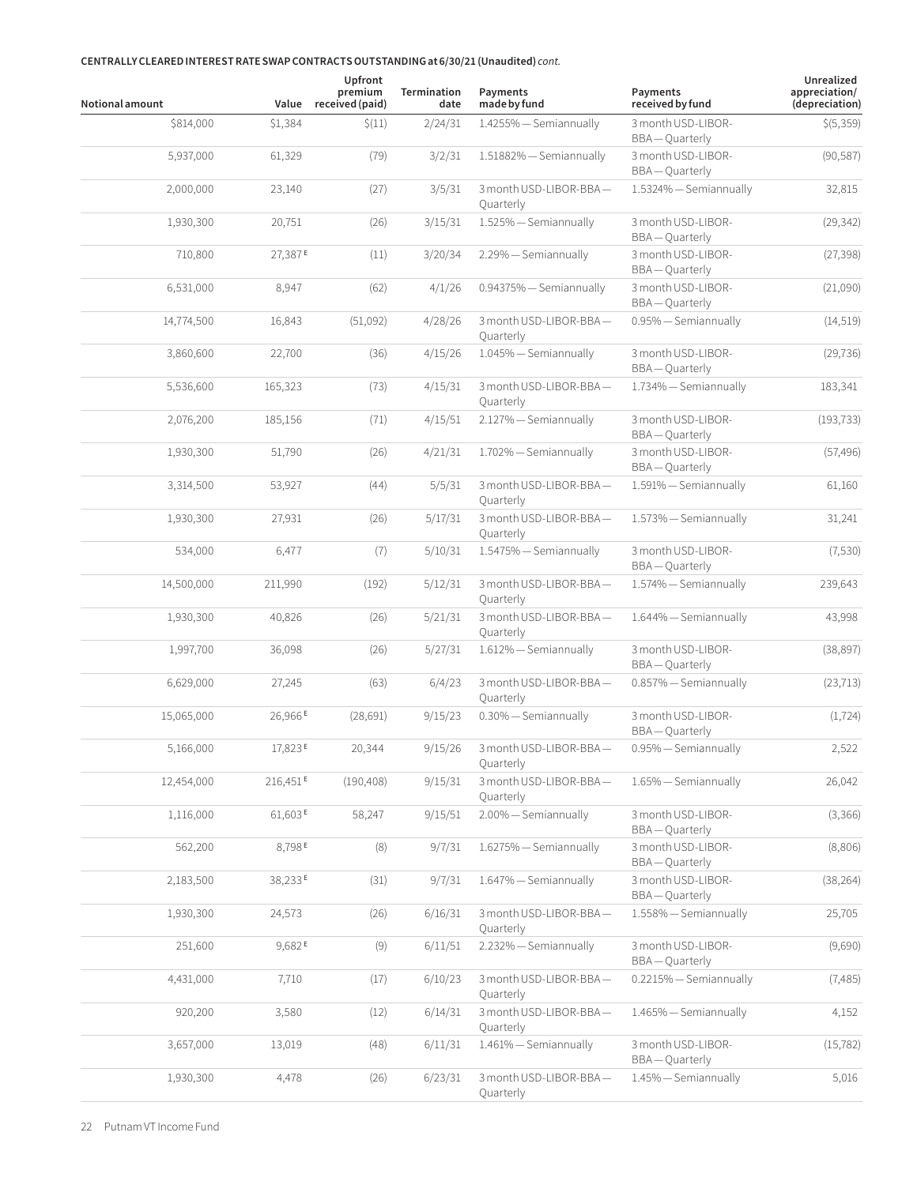**CENTRALLY CLEARED INTEREST RATE SWAP CONTRACTS OUTSTANDING at 6/30/21 (Unaudited)** *cont.*

| Notional amount | Value | Upfront premium received (paid) | Termination date | Payments made by fund | Payments received by fund | Unrealized appreciation/ (depreciation) |
|---|---|---|---|---|---|---|
| $814,000 | $1,384 | $(11) | 2/24/31 | 1.4255% — Semiannually | 3 month USD-LIBOR-BBA — Quarterly | $(5,359) |
| 5,937,000 | 61,329 | (79) | 3/2/31 | 1.51882% — Semiannually | 3 month USD-LIBOR-BBA — Quarterly | (90,587) |
| 2,000,000 | 23,140 | (27) | 3/5/31 | 3 month USD-LIBOR-BBA — Quarterly | 1.5324% — Semiannually | 32,815 |
| 1,930,300 | 20,751 | (26) | 3/15/31 | 1.525% — Semiannually | 3 month USD-LIBOR-BBA — Quarterly | (29,342) |
| 710,800 | 27,387 E | (11) | 3/20/34 | 2.29% — Semiannually | 3 month USD-LIBOR-BBA — Quarterly | (27,398) |
| 6,531,000 | 8,947 | (62) | 4/1/26 | 0.94375% — Semiannually | 3 month USD-LIBOR-BBA — Quarterly | (21,090) |
| 14,774,500 | 16,843 | (51,092) | 4/28/26 | 3 month USD-LIBOR-BBA — Quarterly | 0.95% — Semiannually | (14,519) |
| 3,860,600 | 22,700 | (36) | 4/15/26 | 1.045% — Semiannually | 3 month USD-LIBOR-BBA — Quarterly | (29,736) |
| 5,536,600 | 165,323 | (73) | 4/15/31 | 3 month USD-LIBOR-BBA — Quarterly | 1.734% — Semiannually | 183,341 |
| 2,076,200 | 185,156 | (71) | 4/15/51 | 2.127% — Semiannually | 3 month USD-LIBOR-BBA — Quarterly | (193,733) |
| 1,930,300 | 51,790 | (26) | 4/21/31 | 1.702% — Semiannually | 3 month USD-LIBOR-BBA — Quarterly | (57,496) |
| 3,314,500 | 53,927 | (44) | 5/5/31 | 3 month USD-LIBOR-BBA — Quarterly | 1.591% — Semiannually | 61,160 |
| 1,930,300 | 27,931 | (26) | 5/17/31 | 3 month USD-LIBOR-BBA — Quarterly | 1.573% — Semiannually | 31,241 |
| 534,000 | 6,477 | (7) | 5/10/31 | 1.5475% — Semiannually | 3 month USD-LIBOR-BBA — Quarterly | (7,530) |
| 14,500,000 | 211,990 | (192) | 5/12/31 | 3 month USD-LIBOR-BBA — Quarterly | 1.574% — Semiannually | 239,643 |
| 1,930,300 | 40,826 | (26) | 5/21/31 | 3 month USD-LIBOR-BBA — Quarterly | 1.644% — Semiannually | 43,998 |
| 1,997,700 | 36,098 | (26) | 5/27/31 | 1.612% — Semiannually | 3 month USD-LIBOR-BBA — Quarterly | (38,897) |
| 6,629,000 | 27,245 | (63) | 6/4/23 | 3 month USD-LIBOR-BBA — Quarterly | 0.857% — Semiannually | (23,713) |
| 15,065,000 | 26,966 E | (28,691) | 9/15/23 | 0.30% — Semiannually | 3 month USD-LIBOR-BBA — Quarterly | (1,724) |
| 5,166,000 | 17,823 E | 20,344 | 9/15/26 | 3 month USD-LIBOR-BBA — Quarterly | 0.95% — Semiannually | 2,522 |
| 12,454,000 | 216,451 E | (190,408) | 9/15/31 | 3 month USD-LIBOR-BBA — Quarterly | 1.65% — Semiannually | 26,042 |
| 1,116,000 | 61,603 E | 58,247 | 9/15/51 | 2.00% — Semiannually | 3 month USD-LIBOR-BBA — Quarterly | (3,366) |
| 562,200 | 8,798 E | (8) | 9/7/31 | 1.6275% — Semiannually | 3 month USD-LIBOR-BBA — Quarterly | (8,806) |
| 2,183,500 | 38,233 E | (31) | 9/7/31 | 1.647% — Semiannually | 3 month USD-LIBOR-BBA — Quarterly | (38,264) |
| 1,930,300 | 24,573 | (26) | 6/16/31 | 3 month USD-LIBOR-BBA — Quarterly | 1.558% — Semiannually | 25,705 |
| 251,600 | 9,682 E | (9) | 6/11/51 | 2.232% — Semiannually | 3 month USD-LIBOR-BBA — Quarterly | (9,690) |
| 4,431,000 | 7,710 | (17) | 6/10/23 | 3 month USD-LIBOR-BBA — Quarterly | 0.2215% — Semiannually | (7,485) |
| 920,200 | 3,580 | (12) | 6/14/31 | 3 month USD-LIBOR-BBA — Quarterly | 1.465% — Semiannually | 4,152 |
| 3,657,000 | 13,019 | (48) | 6/11/31 | 1.461% — Semiannually | 3 month USD-LIBOR-BBA — Quarterly | (15,782) |
| 1,930,300 | 4,478 | (26) | 6/23/31 | 3 month USD-LIBOR-BBA — Quarterly | 1.45% — Semiannually | 5,016 |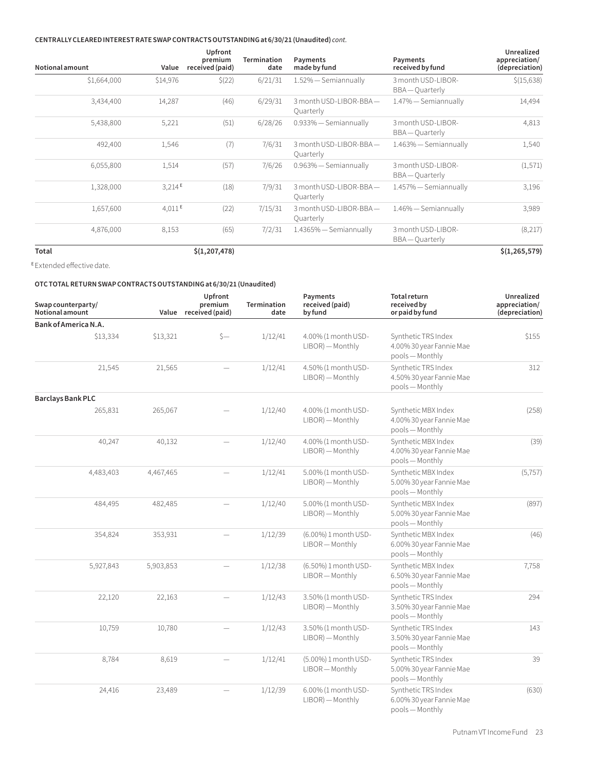**CENTRALLY CLEARED INTEREST RATE SWAP CONTRACTS OUTSTANDING at 6/30/21 (Unaudited)** *cont.*

| Notional amount | Value | Upfront premium received (paid) | Termination date | Payments made by fund | Payments received by fund | Unrealized appreciation/ (depreciation) |
|---|---|---|---|---|---|---|
| $1,664,000 | $14,976 | $(22) | 6/21/31 | 1.52% — Semiannually | 3 month USD-LIBOR-BBA — Quarterly | $(15,638) |
| 3,434,400 | 14,287 | (46) | 6/29/31 | 3 month USD-LIBOR-BBA — Quarterly | 1.47% — Semiannually | 14,494 |
| 5,438,800 | 5,221 | (51) | 6/28/26 | 0.933% — Semiannually | 3 month USD-LIBOR-BBA — Quarterly | 4,813 |
| 492,400 | 1,546 | (7) | 7/6/31 | 3 month USD-LIBOR-BBA — Quarterly | 1.463% — Semiannually | 1,540 |
| 6,055,800 | 1,514 | (57) | 7/6/26 | 0.963% — Semiannually | 3 month USD-LIBOR-BBA — Quarterly | (1,571) |
| 1,328,000 | 3,214 [E] | (18) | 7/9/31 | 3 month USD-LIBOR-BBA — Quarterly | 1.457% — Semiannually | 3,196 |
| 1,657,600 | 4,011 [E] | (22) | 7/15/31 | 3 month USD-LIBOR-BBA — Quarterly | 1.46% — Semiannually | 3,989 |
| 4,876,000 | 8,153 | (65) | 7/2/31 | 1.4365% — Semiannually | 3 month USD-LIBOR-BBA — Quarterly | (8,217) |
| **Total** | | **$(1,207,478)** | | | | **$(1,265,579)** |

[E] Extended effective date.

**OTC TOTAL RETURN SWAP CONTRACTS OUTSTANDING at 6/30/21 (Unaudited)**

| Swap counterparty/ Notional amount | Value | Upfront premium received (paid) | Termination date | Payments received (paid) by fund | Total return received by or paid by fund | Unrealized appreciation/ (depreciation) |
|---|---|---|---|---|---|---|
| **Bank of America N.A.** | | | | | | |
| $13,334 | $13,321 | $— | 1/12/41 | 4.00% (1 month USD-LIBOR) — Monthly | Synthetic TRS Index 4.00% 30 year Fannie Mae pools — Monthly | $155 |
| 21,545 | 21,565 | — | 1/12/41 | 4.50% (1 month USD-LIBOR) — Monthly | Synthetic TRS Index 4.50% 30 year Fannie Mae pools — Monthly | 312 |
| **Barclays Bank PLC** | | | | | | |
| 265,831 | 265,067 | — | 1/12/40 | 4.00% (1 month USD-LIBOR) — Monthly | Synthetic MBX Index 4.00% 30 year Fannie Mae pools — Monthly | (258) |
| 40,247 | 40,132 | — | 1/12/40 | 4.00% (1 month USD-LIBOR) — Monthly | Synthetic MBX Index 4.00% 30 year Fannie Mae pools — Monthly | (39) |
| 4,483,403 | 4,467,465 | — | 1/12/41 | 5.00% (1 month USD-LIBOR) — Monthly | Synthetic MBX Index 5.00% 30 year Fannie Mae pools — Monthly | (5,757) |
| 484,495 | 482,485 | — | 1/12/40 | 5.00% (1 month USD-LIBOR) — Monthly | Synthetic MBX Index 5.00% 30 year Fannie Mae pools — Monthly | (897) |
| 354,824 | 353,931 | — | 1/12/39 | (6.00%) 1 month USD-LIBOR — Monthly | Synthetic MBX Index 6.00% 30 year Fannie Mae pools — Monthly | (46) |
| 5,927,843 | 5,903,853 | — | 1/12/38 | (6.50%) 1 month USD-LIBOR — Monthly | Synthetic MBX Index 6.50% 30 year Fannie Mae pools — Monthly | 7,758 |
| 22,120 | 22,163 | — | 1/12/43 | 3.50% (1 month USD-LIBOR) — Monthly | Synthetic TRS Index 3.50% 30 year Fannie Mae pools — Monthly | 294 |
| 10,759 | 10,780 | — | 1/12/43 | 3.50% (1 month USD-LIBOR) — Monthly | Synthetic TRS Index 3.50% 30 year Fannie Mae pools — Monthly | 143 |
| 8,784 | 8,619 | — | 1/12/41 | (5.00%) 1 month USD-LIBOR — Monthly | Synthetic TRS Index 5.00% 30 year Fannie Mae pools — Monthly | 39 |
| 24,416 | 23,489 | — | 1/12/39 | 6.00% (1 month USD-LIBOR) — Monthly | Synthetic TRS Index 6.00% 30 year Fannie Mae pools — Monthly | (630) |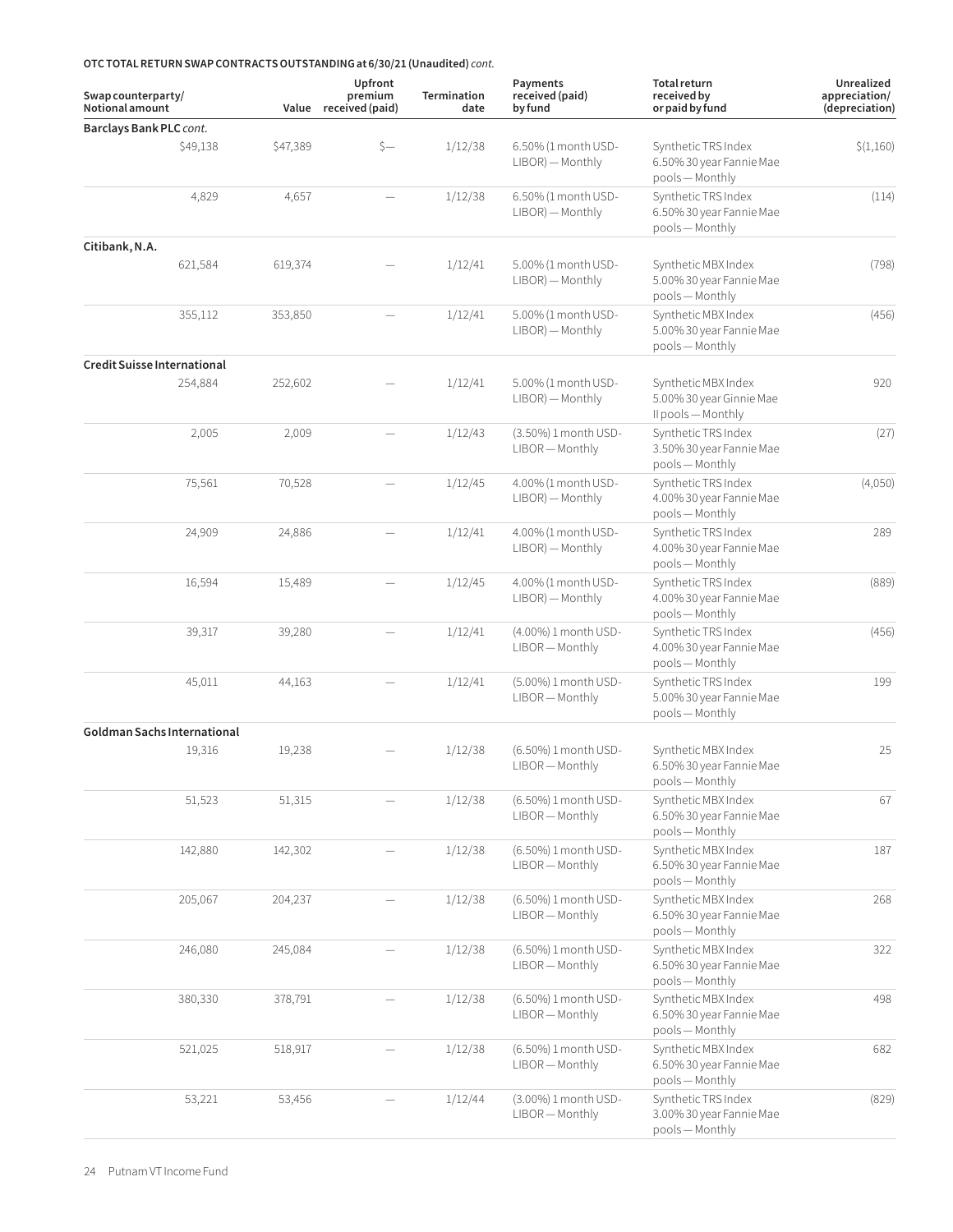**OTC TOTAL RETURN SWAP CONTRACTS OUTSTANDING at 6/30/21 (Unaudited)** *cont.*

| Swap counterparty/ Notional amount | Value | Upfront premium received (paid) | Termination date | Payments received (paid) by fund | Total return received by or paid by fund | Unrealized appreciation/ (depreciation) |
|---|---|---|---|---|---|---|
| **Barclays Bank PLC** *cont.* | | | | | | |
| $49,138 | $47,389 | $— | 1/12/38 | 6.50% (1 month USD-LIBOR) — Monthly | Synthetic TRS Index 6.50% 30 year Fannie Mae pools — Monthly | $(1,160) |
| 4,829 | 4,657 | — | 1/12/38 | 6.50% (1 month USD-LIBOR) — Monthly | Synthetic TRS Index 6.50% 30 year Fannie Mae pools — Monthly | (114) |
| **Citibank, N.A.** | | | | | | |
| 621,584 | 619,374 | — | 1/12/41 | 5.00% (1 month USD-LIBOR) — Monthly | Synthetic MBX Index 5.00% 30 year Fannie Mae pools — Monthly | (798) |
| 355,112 | 353,850 | — | 1/12/41 | 5.00% (1 month USD-LIBOR) — Monthly | Synthetic MBX Index 5.00% 30 year Fannie Mae pools — Monthly | (456) |
| **Credit Suisse International** | | | | | | |
| 254,884 | 252,602 | — | 1/12/41 | 5.00% (1 month USD-LIBOR) — Monthly | Synthetic MBX Index 5.00% 30 year Ginnie Mae II pools — Monthly | 920 |
| 2,005 | 2,009 | — | 1/12/43 | (3.50%) 1 month USD-LIBOR — Monthly | Synthetic TRS Index 3.50% 30 year Fannie Mae pools — Monthly | (27) |
| 75,561 | 70,528 | — | 1/12/45 | 4.00% (1 month USD-LIBOR) — Monthly | Synthetic TRS Index 4.00% 30 year Fannie Mae pools — Monthly | (4,050) |
| 24,909 | 24,886 | — | 1/12/41 | 4.00% (1 month USD-LIBOR) — Monthly | Synthetic TRS Index 4.00% 30 year Fannie Mae pools — Monthly | 289 |
| 16,594 | 15,489 | — | 1/12/45 | 4.00% (1 month USD-LIBOR) — Monthly | Synthetic TRS Index 4.00% 30 year Fannie Mae pools — Monthly | (889) |
| 39,317 | 39,280 | — | 1/12/41 | (4.00%) 1 month USD-LIBOR — Monthly | Synthetic TRS Index 4.00% 30 year Fannie Mae pools — Monthly | (456) |
| 45,011 | 44,163 | — | 1/12/41 | (5.00%) 1 month USD-LIBOR — Monthly | Synthetic TRS Index 5.00% 30 year Fannie Mae pools — Monthly | 199 |
| **Goldman Sachs International** | | | | | | |
| 19,316 | 19,238 | — | 1/12/38 | (6.50%) 1 month USD-LIBOR — Monthly | Synthetic MBX Index 6.50% 30 year Fannie Mae pools — Monthly | 25 |
| 51,523 | 51,315 | — | 1/12/38 | (6.50%) 1 month USD-LIBOR — Monthly | Synthetic MBX Index 6.50% 30 year Fannie Mae pools — Monthly | 67 |
| 142,880 | 142,302 | — | 1/12/38 | (6.50%) 1 month USD-LIBOR — Monthly | Synthetic MBX Index 6.50% 30 year Fannie Mae pools — Monthly | 187 |
| 205,067 | 204,237 | — | 1/12/38 | (6.50%) 1 month USD-LIBOR — Monthly | Synthetic MBX Index 6.50% 30 year Fannie Mae pools — Monthly | 268 |
| 246,080 | 245,084 | — | 1/12/38 | (6.50%) 1 month USD-LIBOR — Monthly | Synthetic MBX Index 6.50% 30 year Fannie Mae pools — Monthly | 322 |
| 380,330 | 378,791 | — | 1/12/38 | (6.50%) 1 month USD-LIBOR — Monthly | Synthetic MBX Index 6.50% 30 year Fannie Mae pools — Monthly | 498 |
| 521,025 | 518,917 | — | 1/12/38 | (6.50%) 1 month USD-LIBOR — Monthly | Synthetic MBX Index 6.50% 30 year Fannie Mae pools — Monthly | 682 |
| 53,221 | 53,456 | — | 1/12/44 | (3.00%) 1 month USD-LIBOR — Monthly | Synthetic TRS Index 3.00% 30 year Fannie Mae pools — Monthly | (829) |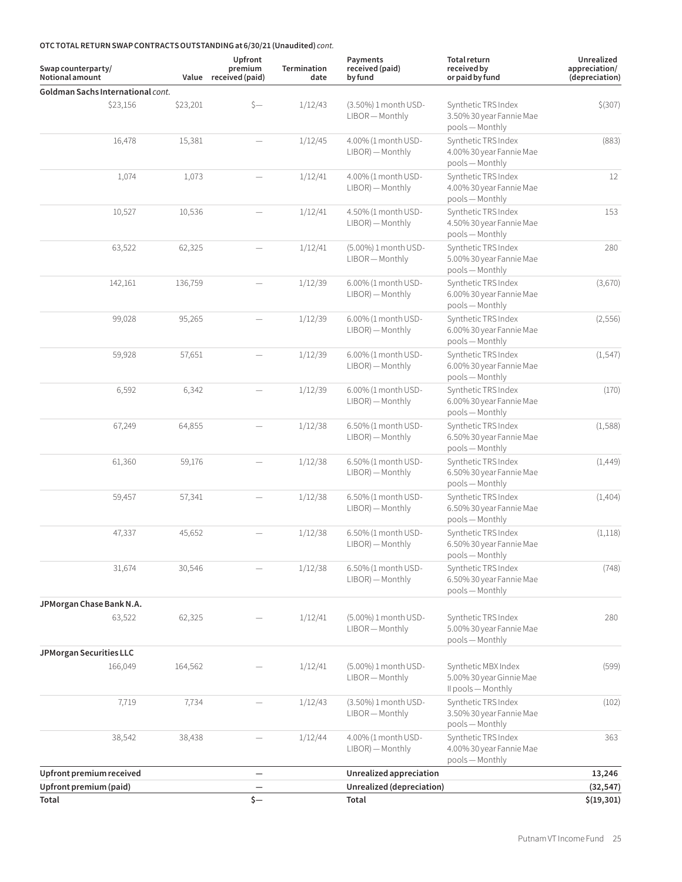**OTC TOTAL RETURN SWAP CONTRACTS OUTSTANDING at 6/30/21 (Unaudited)** *cont.*

| Swap counterparty/ Notional amount | Value | Upfront premium received (paid) | Termination date | Payments received (paid) by fund | Total return received by or paid by fund | Unrealized appreciation/ (depreciation) |
|---|---|---|---|---|---|---|
| **Goldman Sachs International** *cont.* | | | | | | |
| $23,156 | $23,201 | $— | 1/12/43 | (3.50%) 1 month USD-LIBOR — Monthly | Synthetic TRS Index 3.50% 30 year Fannie Mae pools — Monthly | $(307) |
| 16,478 | 15,381 | — | 1/12/45 | 4.00% (1 month USD-LIBOR) — Monthly | Synthetic TRS Index 4.00% 30 year Fannie Mae pools — Monthly | (883) |
| 1,074 | 1,073 | — | 1/12/41 | 4.00% (1 month USD-LIBOR) — Monthly | Synthetic TRS Index 4.00% 30 year Fannie Mae pools — Monthly | 12 |
| 10,527 | 10,536 | — | 1/12/41 | 4.50% (1 month USD-LIBOR) — Monthly | Synthetic TRS Index 4.50% 30 year Fannie Mae pools — Monthly | 153 |
| 63,522 | 62,325 | — | 1/12/41 | (5.00%) 1 month USD-LIBOR — Monthly | Synthetic TRS Index 5.00% 30 year Fannie Mae pools — Monthly | 280 |
| 142,161 | 136,759 | — | 1/12/39 | 6.00% (1 month USD-LIBOR) — Monthly | Synthetic TRS Index 6.00% 30 year Fannie Mae pools — Monthly | (3,670) |
| 99,028 | 95,265 | — | 1/12/39 | 6.00% (1 month USD-LIBOR) — Monthly | Synthetic TRS Index 6.00% 30 year Fannie Mae pools — Monthly | (2,556) |
| 59,928 | 57,651 | — | 1/12/39 | 6.00% (1 month USD-LIBOR) — Monthly | Synthetic TRS Index 6.00% 30 year Fannie Mae pools — Monthly | (1,547) |
| 6,592 | 6,342 | — | 1/12/39 | 6.00% (1 month USD-LIBOR) — Monthly | Synthetic TRS Index 6.00% 30 year Fannie Mae pools — Monthly | (170) |
| 67,249 | 64,855 | — | 1/12/38 | 6.50% (1 month USD-LIBOR) — Monthly | Synthetic TRS Index 6.50% 30 year Fannie Mae pools — Monthly | (1,588) |
| 61,360 | 59,176 | — | 1/12/38 | 6.50% (1 month USD-LIBOR) — Monthly | Synthetic TRS Index 6.50% 30 year Fannie Mae pools — Monthly | (1,449) |
| 59,457 | 57,341 | — | 1/12/38 | 6.50% (1 month USD-LIBOR) — Monthly | Synthetic TRS Index 6.50% 30 year Fannie Mae pools — Monthly | (1,404) |
| 47,337 | 45,652 | — | 1/12/38 | 6.50% (1 month USD-LIBOR) — Monthly | Synthetic TRS Index 6.50% 30 year Fannie Mae pools — Monthly | (1,118) |
| 31,674 | 30,546 | — | 1/12/38 | 6.50% (1 month USD-LIBOR) — Monthly | Synthetic TRS Index 6.50% 30 year Fannie Mae pools — Monthly | (748) |
| **JPMorgan Chase Bank N.A.** | | | | | | |
| 63,522 | 62,325 | — | 1/12/41 | (5.00%) 1 month USD-LIBOR — Monthly | Synthetic TRS Index 5.00% 30 year Fannie Mae pools — Monthly | 280 |
| **JPMorgan Securities LLC** | | | | | | |
| 166,049 | 164,562 | — | 1/12/41 | (5.00%) 1 month USD-LIBOR — Monthly | Synthetic MBX Index 5.00% 30 year Ginnie Mae II pools — Monthly | (599) |
| 7,719 | 7,734 | — | 1/12/43 | (3.50%) 1 month USD-LIBOR — Monthly | Synthetic TRS Index 3.50% 30 year Fannie Mae pools — Monthly | (102) |
| 38,542 | 38,438 | — | 1/12/44 | 4.00% (1 month USD-LIBOR) — Monthly | Synthetic TRS Index 4.00% 30 year Fannie Mae pools — Monthly | 363 |
| **Upfront premium received** | | **—** | | **Unrealized appreciation** | | **13,246** |
| **Upfront premium (paid)** | | **—** | | **Unrealized (depreciation)** | | **(32,547)** |
| **Total** | | **$—** | | **Total** | | **$(19,301)** |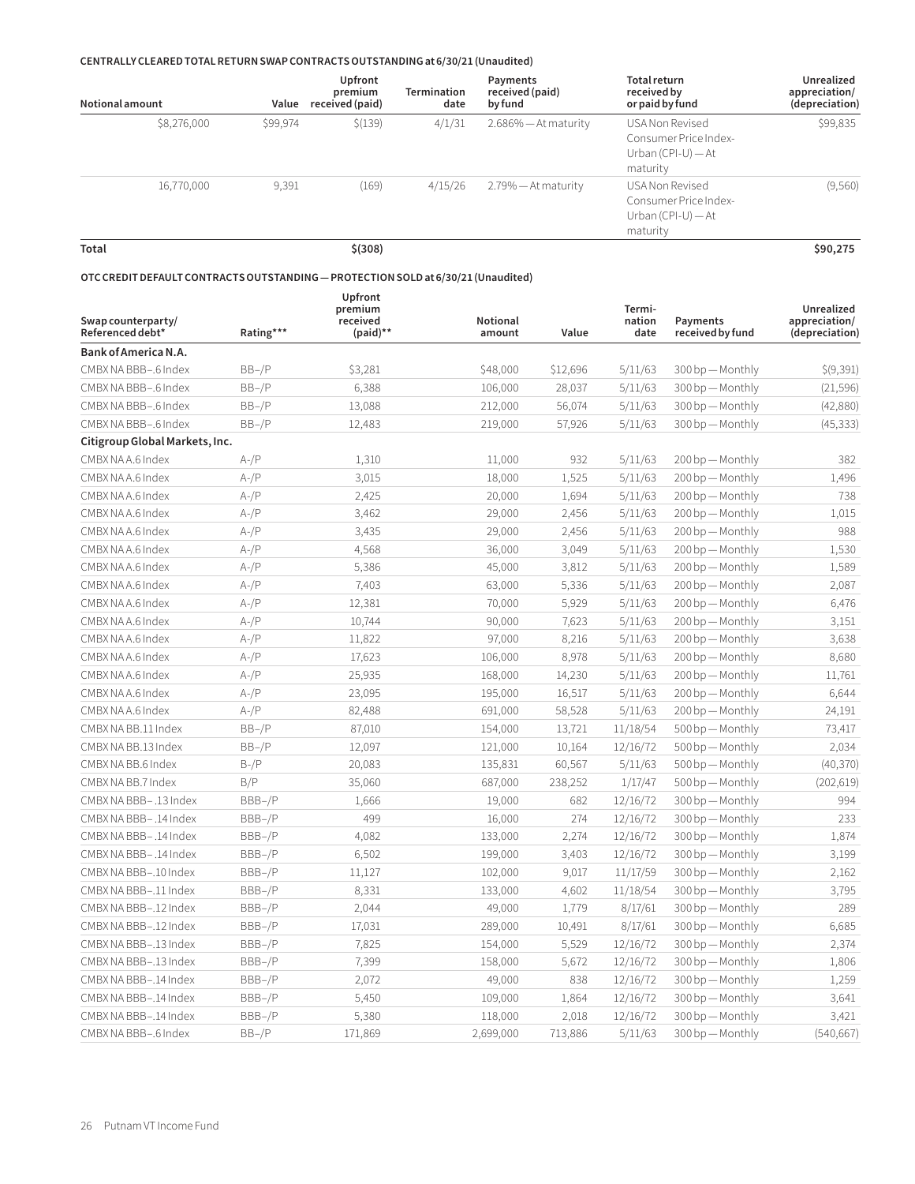**CENTRALLY CLEARED TOTAL RETURN SWAP CONTRACTS OUTSTANDING at 6/30/21 (Unaudited)**

| Notional amount | Value | Upfront premium received (paid) | Termination date | Payments received (paid) by fund | Total return received by or paid by fund | Unrealized appreciation/ (depreciation) |
|---|---|---|---|---|---|---|
| $8,276,000 | $99,974 | $(139) | 4/1/31 | 2.686% — At maturity | USA Non Revised Consumer Price Index-Urban (CPI-U) — At maturity | $99,835 |
| 16,770,000 | 9,391 | (169) | 4/15/26 | 2.79% — At maturity | USA Non Revised Consumer Price Index-Urban (CPI-U) — At maturity | (9,560) |
| **Total** | | **$(308)** | | | | **$90,275** |

**OTC CREDIT DEFAULT CONTRACTS OUTSTANDING — PROTECTION SOLD at 6/30/21 (Unaudited)**

| Swap counterparty/ Referenced debt* | Rating*** | Upfront premium received (paid)** | Notional amount | Value | Termination date | Payments received by fund | Unrealized appreciation/ (depreciation) |
|---|---|---|---|---|---|---|---|
| **Bank of America N.A.** | | | | | | | |
| CMBX NA BBB–.6 Index | BB–/P | $3,281 | $48,000 | $12,696 | 5/11/63 | 300 bp — Monthly | $(9,391) |
| CMBX NA BBB–.6 Index | BB–/P | 6,388 | 106,000 | 28,037 | 5/11/63 | 300 bp — Monthly | (21,596) |
| CMBX NA BBB–.6 Index | BB–/P | 13,088 | 212,000 | 56,074 | 5/11/63 | 300 bp — Monthly | (42,880) |
| CMBX NA BBB–.6 Index | BB–/P | 12,483 | 219,000 | 57,926 | 5/11/63 | 300 bp — Monthly | (45,333) |
| **Citigroup Global Markets, Inc.** | | | | | | | |
| CMBX NA A.6 Index | A–/P | 1,310 | 11,000 | 932 | 5/11/63 | 200 bp — Monthly | 382 |
| CMBX NA A.6 Index | A–/P | 3,015 | 18,000 | 1,525 | 5/11/63 | 200 bp — Monthly | 1,496 |
| CMBX NA A.6 Index | A–/P | 2,425 | 20,000 | 1,694 | 5/11/63 | 200 bp — Monthly | 738 |
| CMBX NA A.6 Index | A–/P | 3,462 | 29,000 | 2,456 | 5/11/63 | 200 bp — Monthly | 1,015 |
| CMBX NA A.6 Index | A–/P | 3,435 | 29,000 | 2,456 | 5/11/63 | 200 bp — Monthly | 988 |
| CMBX NA A.6 Index | A–/P | 4,568 | 36,000 | 3,049 | 5/11/63 | 200 bp — Monthly | 1,530 |
| CMBX NA A.6 Index | A–/P | 5,386 | 45,000 | 3,812 | 5/11/63 | 200 bp — Monthly | 1,589 |
| CMBX NA A.6 Index | A–/P | 7,403 | 63,000 | 5,336 | 5/11/63 | 200 bp — Monthly | 2,087 |
| CMBX NA A.6 Index | A–/P | 12,381 | 70,000 | 5,929 | 5/11/63 | 200 bp — Monthly | 6,476 |
| CMBX NA A.6 Index | A–/P | 10,744 | 90,000 | 7,623 | 5/11/63 | 200 bp — Monthly | 3,151 |
| CMBX NA A.6 Index | A–/P | 11,822 | 97,000 | 8,216 | 5/11/63 | 200 bp — Monthly | 3,638 |
| CMBX NA A.6 Index | A–/P | 17,623 | 106,000 | 8,978 | 5/11/63 | 200 bp — Monthly | 8,680 |
| CMBX NA A.6 Index | A–/P | 25,935 | 168,000 | 14,230 | 5/11/63 | 200 bp — Monthly | 11,761 |
| CMBX NA A.6 Index | A–/P | 23,095 | 195,000 | 16,517 | 5/11/63 | 200 bp — Monthly | 6,644 |
| CMBX NA A.6 Index | A–/P | 82,488 | 691,000 | 58,528 | 5/11/63 | 200 bp — Monthly | 24,191 |
| CMBX NA BB.11 Index | BB–/P | 87,010 | 154,000 | 13,721 | 11/18/54 | 500 bp — Monthly | 73,417 |
| CMBX NA BB.13 Index | BB–/P | 12,097 | 121,000 | 10,164 | 12/16/72 | 500 bp — Monthly | 2,034 |
| CMBX NA BB.6 Index | B–/P | 20,083 | 135,831 | 60,567 | 5/11/63 | 500 bp — Monthly | (40,370) |
| CMBX NA BB.7 Index | B/P | 35,060 | 687,000 | 238,252 | 1/17/47 | 500 bp — Monthly | (202,619) |
| CMBX NA BBB– .13 Index | BBB–/P | 1,666 | 19,000 | 682 | 12/16/72 | 300 bp — Monthly | 994 |
| CMBX NA BBB– .14 Index | BBB–/P | 499 | 16,000 | 274 | 12/16/72 | 300 bp — Monthly | 233 |
| CMBX NA BBB– .14 Index | BBB–/P | 4,082 | 133,000 | 2,274 | 12/16/72 | 300 bp — Monthly | 1,874 |
| CMBX NA BBB– .14 Index | BBB–/P | 6,502 | 199,000 | 3,403 | 12/16/72 | 300 bp — Monthly | 3,199 |
| CMBX NA BBB–.10 Index | BBB–/P | 11,127 | 102,000 | 9,017 | 11/17/59 | 300 bp — Monthly | 2,162 |
| CMBX NA BBB–.11 Index | BBB–/P | 8,331 | 133,000 | 4,602 | 11/18/54 | 300 bp — Monthly | 3,795 |
| CMBX NA BBB–.12 Index | BBB–/P | 2,044 | 49,000 | 1,779 | 8/17/61 | 300 bp — Monthly | 289 |
| CMBX NA BBB–.12 Index | BBB–/P | 17,031 | 289,000 | 10,491 | 8/17/61 | 300 bp — Monthly | 6,685 |
| CMBX NA BBB–.13 Index | BBB–/P | 7,825 | 154,000 | 5,529 | 12/16/72 | 300 bp — Monthly | 2,374 |
| CMBX NA BBB–.13 Index | BBB–/P | 7,399 | 158,000 | 5,672 | 12/16/72 | 300 bp — Monthly | 1,806 |
| CMBX NA BBB–.14 Index | BBB–/P | 2,072 | 49,000 | 838 | 12/16/72 | 300 bp — Monthly | 1,259 |
| CMBX NA BBB–.14 Index | BBB–/P | 5,450 | 109,000 | 1,864 | 12/16/72 | 300 bp — Monthly | 3,641 |
| CMBX NA BBB–.14 Index | BBB–/P | 5,380 | 118,000 | 2,018 | 12/16/72 | 300 bp — Monthly | 3,421 |
| CMBX NA BBB–.6 Index | BB–/P | 171,869 | 2,699,000 | 713,886 | 5/11/63 | 300 bp — Monthly | (540,667) |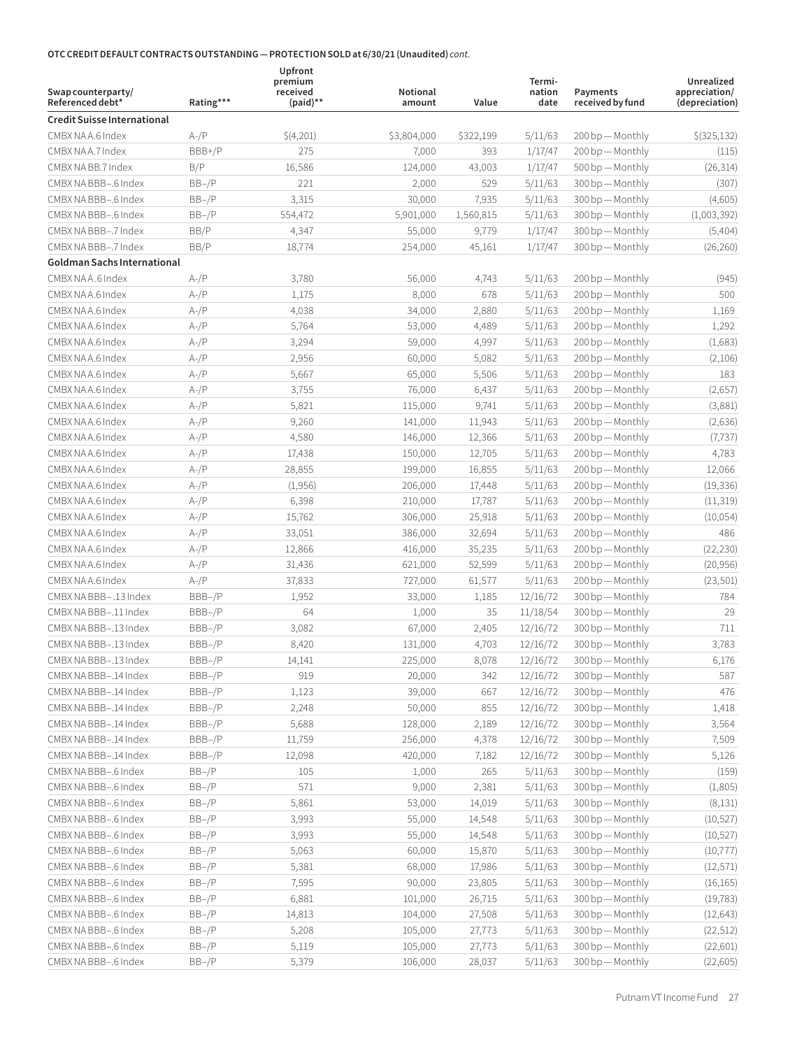**OTC CREDIT DEFAULT CONTRACTS OUTSTANDING — PROTECTION SOLD at 6/30/21 (Unaudited)** *cont.*

| Swap counterparty/ Referenced debt* | Rating*** | Upfront premium received (paid)** | Notional amount | Value | Termi-nation date | Payments received by fund | Unrealized appreciation/ (depreciation) |
|---|---|---|---|---|---|---|---|
| **Credit Suisse International** | | | | | | | |
| CMBX NA A.6 Index | A-/P | $(4,201) | $3,804,000 | $322,199 | 5/11/63 | 200 bp — Monthly | $(325,132) |
| CMBX NA A.7 Index | BBB+/P | 275 | 7,000 | 393 | 1/17/47 | 200 bp — Monthly | (115) |
| CMBX NA BB.7 Index | B/P | 16,586 | 124,000 | 43,003 | 1/17/47 | 500 bp — Monthly | (26,314) |
| CMBX NA BBB–.6 Index | BB–/P | 221 | 2,000 | 529 | 5/11/63 | 300 bp — Monthly | (307) |
| CMBX NA BBB–.6 Index | BB–/P | 3,315 | 30,000 | 7,935 | 5/11/63 | 300 bp — Monthly | (4,605) |
| CMBX NA BBB–.6 Index | BB–/P | 554,472 | 5,901,000 | 1,560,815 | 5/11/63 | 300 bp — Monthly | (1,003,392) |
| CMBX NA BBB–.7 Index | BB/P | 4,347 | 55,000 | 9,779 | 1/17/47 | 300 bp — Monthly | (5,404) |
| CMBX NA BBB–.7 Index | BB/P | 18,774 | 254,000 | 45,161 | 1/17/47 | 300 bp — Monthly | (26,260) |
| **Goldman Sachs International** | | | | | | | |
| CMBX NA A .6 Index | A-/P | 3,780 | 56,000 | 4,743 | 5/11/63 | 200 bp — Monthly | (945) |
| CMBX NA A.6 Index | A-/P | 1,175 | 8,000 | 678 | 5/11/63 | 200 bp — Monthly | 500 |
| CMBX NA A.6 Index | A-/P | 4,038 | 34,000 | 2,880 | 5/11/63 | 200 bp — Monthly | 1,169 |
| CMBX NA A.6 Index | A-/P | 5,764 | 53,000 | 4,489 | 5/11/63 | 200 bp — Monthly | 1,292 |
| CMBX NA A.6 Index | A-/P | 3,294 | 59,000 | 4,997 | 5/11/63 | 200 bp — Monthly | (1,683) |
| CMBX NA A.6 Index | A-/P | 2,956 | 60,000 | 5,082 | 5/11/63 | 200 bp — Monthly | (2,106) |
| CMBX NA A.6 Index | A-/P | 5,667 | 65,000 | 5,506 | 5/11/63 | 200 bp — Monthly | 183 |
| CMBX NA A.6 Index | A-/P | 3,755 | 76,000 | 6,437 | 5/11/63 | 200 bp — Monthly | (2,657) |
| CMBX NA A.6 Index | A-/P | 5,821 | 115,000 | 9,741 | 5/11/63 | 200 bp — Monthly | (3,881) |
| CMBX NA A.6 Index | A-/P | 9,260 | 141,000 | 11,943 | 5/11/63 | 200 bp — Monthly | (2,636) |
| CMBX NA A.6 Index | A-/P | 4,580 | 146,000 | 12,366 | 5/11/63 | 200 bp — Monthly | (7,737) |
| CMBX NA A.6 Index | A-/P | 17,438 | 150,000 | 12,705 | 5/11/63 | 200 bp — Monthly | 4,783 |
| CMBX NA A.6 Index | A-/P | 28,855 | 199,000 | 16,855 | 5/11/63 | 200 bp — Monthly | 12,066 |
| CMBX NA A.6 Index | A-/P | (1,956) | 206,000 | 17,448 | 5/11/63 | 200 bp — Monthly | (19,336) |
| CMBX NA A.6 Index | A-/P | 6,398 | 210,000 | 17,787 | 5/11/63 | 200 bp — Monthly | (11,319) |
| CMBX NA A.6 Index | A-/P | 15,762 | 306,000 | 25,918 | 5/11/63 | 200 bp — Monthly | (10,054) |
| CMBX NA A.6 Index | A-/P | 33,051 | 386,000 | 32,694 | 5/11/63 | 200 bp — Monthly | 486 |
| CMBX NA A.6 Index | A-/P | 12,866 | 416,000 | 35,235 | 5/11/63 | 200 bp — Monthly | (22,230) |
| CMBX NA A.6 Index | A-/P | 31,436 | 621,000 | 52,599 | 5/11/63 | 200 bp — Monthly | (20,956) |
| CMBX NA A.6 Index | A-/P | 37,833 | 727,000 | 61,577 | 5/11/63 | 200 bp — Monthly | (23,501) |
| CMBX NA BBB–.13 Index | BBB–/P | 1,952 | 33,000 | 1,185 | 12/16/72 | 300 bp — Monthly | 784 |
| CMBX NA BBB–.11 Index | BBB–/P | 64 | 1,000 | 35 | 11/18/54 | 300 bp — Monthly | 29 |
| CMBX NA BBB–.13 Index | BBB–/P | 3,082 | 67,000 | 2,405 | 12/16/72 | 300 bp — Monthly | 711 |
| CMBX NA BBB–.13 Index | BBB–/P | 8,420 | 131,000 | 4,703 | 12/16/72 | 300 bp — Monthly | 3,783 |
| CMBX NA BBB–.13 Index | BBB–/P | 14,141 | 225,000 | 8,078 | 12/16/72 | 300 bp — Monthly | 6,176 |
| CMBX NA BBB–.14 Index | BBB–/P | 919 | 20,000 | 342 | 12/16/72 | 300 bp — Monthly | 587 |
| CMBX NA BBB–.14 Index | BBB–/P | 1,123 | 39,000 | 667 | 12/16/72 | 300 bp — Monthly | 476 |
| CMBX NA BBB–.14 Index | BBB–/P | 2,248 | 50,000 | 855 | 12/16/72 | 300 bp — Monthly | 1,418 |
| CMBX NA BBB–.14 Index | BBB–/P | 5,688 | 128,000 | 2,189 | 12/16/72 | 300 bp — Monthly | 3,564 |
| CMBX NA BBB–.14 Index | BBB–/P | 11,759 | 256,000 | 4,378 | 12/16/72 | 300 bp — Monthly | 7,509 |
| CMBX NA BBB–.14 Index | BBB–/P | 12,098 | 420,000 | 7,182 | 12/16/72 | 300 bp — Monthly | 5,126 |
| CMBX NA BBB–.6 Index | BB–/P | 105 | 1,000 | 265 | 5/11/63 | 300 bp — Monthly | (159) |
| CMBX NA BBB–.6 Index | BB–/P | 571 | 9,000 | 2,381 | 5/11/63 | 300 bp — Monthly | (1,805) |
| CMBX NA BBB–.6 Index | BB–/P | 5,861 | 53,000 | 14,019 | 5/11/63 | 300 bp — Monthly | (8,131) |
| CMBX NA BBB–.6 Index | BB–/P | 3,993 | 55,000 | 14,548 | 5/11/63 | 300 bp — Monthly | (10,527) |
| CMBX NA BBB–.6 Index | BB–/P | 3,993 | 55,000 | 14,548 | 5/11/63 | 300 bp — Monthly | (10,527) |
| CMBX NA BBB–.6 Index | BB–/P | 5,063 | 60,000 | 15,870 | 5/11/63 | 300 bp — Monthly | (10,777) |
| CMBX NA BBB–.6 Index | BB–/P | 5,381 | 68,000 | 17,986 | 5/11/63 | 300 bp — Monthly | (12,571) |
| CMBX NA BBB–.6 Index | BB–/P | 7,595 | 90,000 | 23,805 | 5/11/63 | 300 bp — Monthly | (16,165) |
| CMBX NA BBB–.6 Index | BB–/P | 6,881 | 101,000 | 26,715 | 5/11/63 | 300 bp — Monthly | (19,783) |
| CMBX NA BBB–.6 Index | BB–/P | 14,813 | 104,000 | 27,508 | 5/11/63 | 300 bp — Monthly | (12,643) |
| CMBX NA BBB–.6 Index | BB–/P | 5,208 | 105,000 | 27,773 | 5/11/63 | 300 bp — Monthly | (22,512) |
| CMBX NA BBB–.6 Index | BB–/P | 5,119 | 105,000 | 27,773 | 5/11/63 | 300 bp — Monthly | (22,601) |
| CMBX NA BBB–.6 Index | BB–/P | 5,379 | 106,000 | 28,037 | 5/11/63 | 300 bp — Monthly | (22,605) |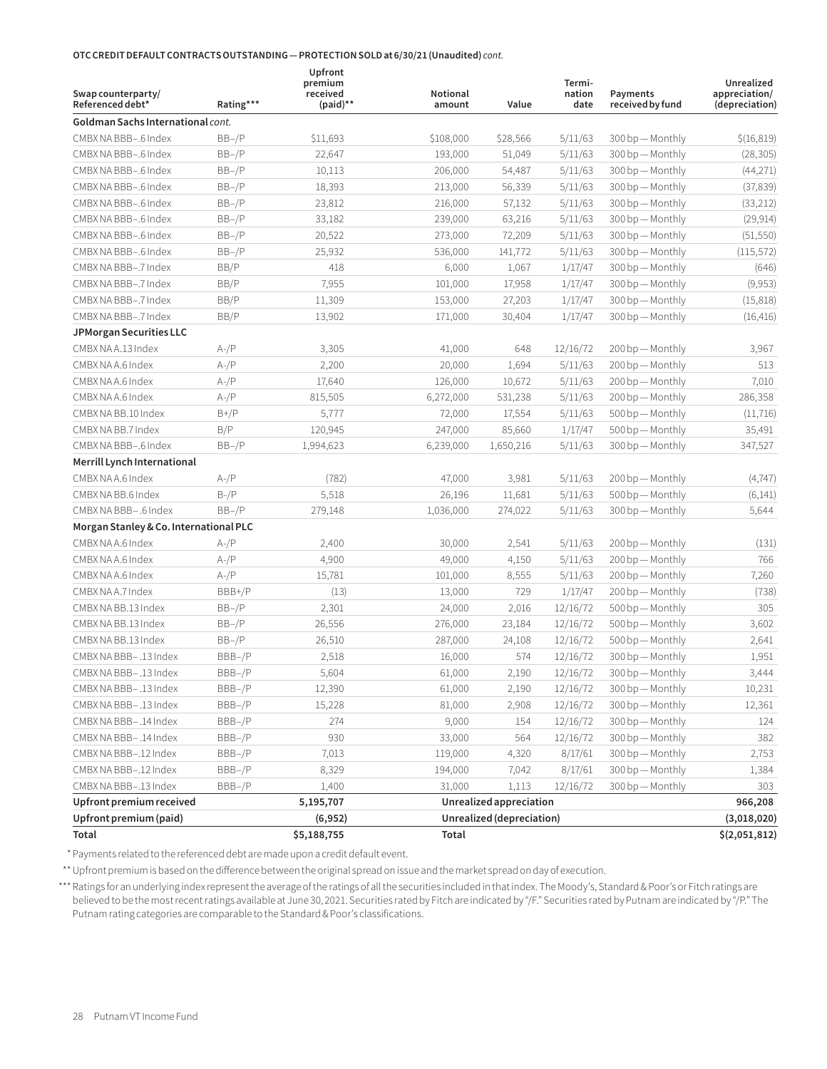**OTC CREDIT DEFAULT CONTRACTS OUTSTANDING — PROTECTION SOLD at 6/30/21 (Unaudited)** *cont.*

| Swap counterparty/ Referenced debt* | Rating*** | Upfront premium received (paid)** | Notional amount | Value | Termi- nation date | Payments received by fund | Unrealized appreciation/ (depreciation) |
|---|---|---|---|---|---|---|---|
| **Goldman Sachs International** *cont.* | | | | | | | |
| CMBX NA BBB–.6 Index | BB–/P | $11,693 | $108,000 | $28,566 | 5/11/63 | 300 bp — Monthly | $(16,819) |
| CMBX NA BBB–.6 Index | BB–/P | 22,647 | 193,000 | 51,049 | 5/11/63 | 300 bp — Monthly | (28,305) |
| CMBX NA BBB–.6 Index | BB–/P | 10,113 | 206,000 | 54,487 | 5/11/63 | 300 bp — Monthly | (44,271) |
| CMBX NA BBB–.6 Index | BB–/P | 18,393 | 213,000 | 56,339 | 5/11/63 | 300 bp — Monthly | (37,839) |
| CMBX NA BBB–.6 Index | BB–/P | 23,812 | 216,000 | 57,132 | 5/11/63 | 300 bp — Monthly | (33,212) |
| CMBX NA BBB–.6 Index | BB–/P | 33,182 | 239,000 | 63,216 | 5/11/63 | 300 bp — Monthly | (29,914) |
| CMBX NA BBB–.6 Index | BB–/P | 20,522 | 273,000 | 72,209 | 5/11/63 | 300 bp — Monthly | (51,550) |
| CMBX NA BBB–.6 Index | BB–/P | 25,932 | 536,000 | 141,772 | 5/11/63 | 300 bp — Monthly | (115,572) |
| CMBX NA BBB–.7 Index | BB/P | 418 | 6,000 | 1,067 | 1/17/47 | 300 bp — Monthly | (646) |
| CMBX NA BBB–.7 Index | BB/P | 7,955 | 101,000 | 17,958 | 1/17/47 | 300 bp — Monthly | (9,953) |
| CMBX NA BBB–.7 Index | BB/P | 11,309 | 153,000 | 27,203 | 1/17/47 | 300 bp — Monthly | (15,818) |
| CMBX NA BBB–.7 Index | BB/P | 13,902 | 171,000 | 30,404 | 1/17/47 | 300 bp — Monthly | (16,416) |
| **JPMorgan Securities LLC** | | | | | | | |
| CMBX NA A.13 Index | A-/P | 3,305 | 41,000 | 648 | 12/16/72 | 200 bp — Monthly | 3,967 |
| CMBX NA A.6 Index | A-/P | 2,200 | 20,000 | 1,694 | 5/11/63 | 200 bp — Monthly | 513 |
| CMBX NA A.6 Index | A-/P | 17,640 | 126,000 | 10,672 | 5/11/63 | 200 bp — Monthly | 7,010 |
| CMBX NA A.6 Index | A-/P | 815,505 | 6,272,000 | 531,238 | 5/11/63 | 200 bp — Monthly | 286,358 |
| CMBX NA BB.10 Index | B+/P | 5,777 | 72,000 | 17,554 | 5/11/63 | 500 bp — Monthly | (11,716) |
| CMBX NA BB.7 Index | B/P | 120,945 | 247,000 | 85,660 | 1/17/47 | 500 bp — Monthly | 35,491 |
| CMBX NA BBB–.6 Index | BB–/P | 1,994,623 | 6,239,000 | 1,650,216 | 5/11/63 | 300 bp — Monthly | 347,527 |
| **Merrill Lynch International** | | | | | | | |
| CMBX NA A.6 Index | A-/P | (782) | 47,000 | 3,981 | 5/11/63 | 200 bp — Monthly | (4,747) |
| CMBX NA BB.6 Index | B-/P | 5,518 | 26,196 | 11,681 | 5/11/63 | 500 bp — Monthly | (6,141) |
| CMBX NA BBB– .6 Index | BB–/P | 279,148 | 1,036,000 | 274,022 | 5/11/63 | 300 bp — Monthly | 5,644 |
| **Morgan Stanley & Co. International PLC** | | | | | | | |
| CMBX NA A.6 Index | A-/P | 2,400 | 30,000 | 2,541 | 5/11/63 | 200 bp — Monthly | (131) |
| CMBX NA A.6 Index | A-/P | 4,900 | 49,000 | 4,150 | 5/11/63 | 200 bp — Monthly | 766 |
| CMBX NA A.6 Index | A-/P | 15,781 | 101,000 | 8,555 | 5/11/63 | 200 bp — Monthly | 7,260 |
| CMBX NA A.7 Index | BBB+/P | (13) | 13,000 | 729 | 1/17/47 | 200 bp — Monthly | (738) |
| CMBX NA BB.13 Index | BB–/P | 2,301 | 24,000 | 2,016 | 12/16/72 | 500 bp — Monthly | 305 |
| CMBX NA BB.13 Index | BB–/P | 26,556 | 276,000 | 23,184 | 12/16/72 | 500 bp — Monthly | 3,602 |
| CMBX NA BB.13 Index | BB–/P | 26,510 | 287,000 | 24,108 | 12/16/72 | 500 bp — Monthly | 2,641 |
| CMBX NA BBB– .13 Index | BBB–/P | 2,518 | 16,000 | 574 | 12/16/72 | 300 bp — Monthly | 1,951 |
| CMBX NA BBB– .13 Index | BBB–/P | 5,604 | 61,000 | 2,190 | 12/16/72 | 300 bp — Monthly | 3,444 |
| CMBX NA BBB– .13 Index | BBB–/P | 12,390 | 61,000 | 2,190 | 12/16/72 | 300 bp — Monthly | 10,231 |
| CMBX NA BBB– .13 Index | BBB–/P | 15,228 | 81,000 | 2,908 | 12/16/72 | 300 bp — Monthly | 12,361 |
| CMBX NA BBB– .14 Index | BBB–/P | 274 | 9,000 | 154 | 12/16/72 | 300 bp — Monthly | 124 |
| CMBX NA BBB– .14 Index | BBB–/P | 930 | 33,000 | 564 | 12/16/72 | 300 bp — Monthly | 382 |
| CMBX NA BBB–.12 Index | BBB–/P | 7,013 | 119,000 | 4,320 | 8/17/61 | 300 bp — Monthly | 2,753 |
| CMBX NA BBB–.12 Index | BBB–/P | 8,329 | 194,000 | 7,042 | 8/17/61 | 300 bp — Monthly | 1,384 |
| CMBX NA BBB–.13 Index | BBB–/P | 1,400 | 31,000 | 1,113 | 12/16/72 | 300 bp — Monthly | 303 |
| **Upfront premium received** | | **5,195,707** | **Unrealized appreciation** | | | | **966,208** |
| **Upfront premium (paid)** | | **(6,952)** | **Unrealized (depreciation)** | | | | **(3,018,020)** |
| **Total** | | **$5,188,755** | **Total** | | | | **$(2,051,812)** |

\* Payments related to the referenced debt are made upon a credit default event.

\*\* Upfront premium is based on the difference between the original spread on issue and the market spread on day of execution.

\*\*\* Ratings for an underlying index represent the average of the ratings of all the securities included in that index. The Moody's, Standard & Poor's or Fitch ratings are believed to be the most recent ratings available at June 30, 2021. Securities rated by Fitch are indicated by "/F." Securities rated by Putnam are indicated by "/P." The Putnam rating categories are comparable to the Standard & Poor's classifications.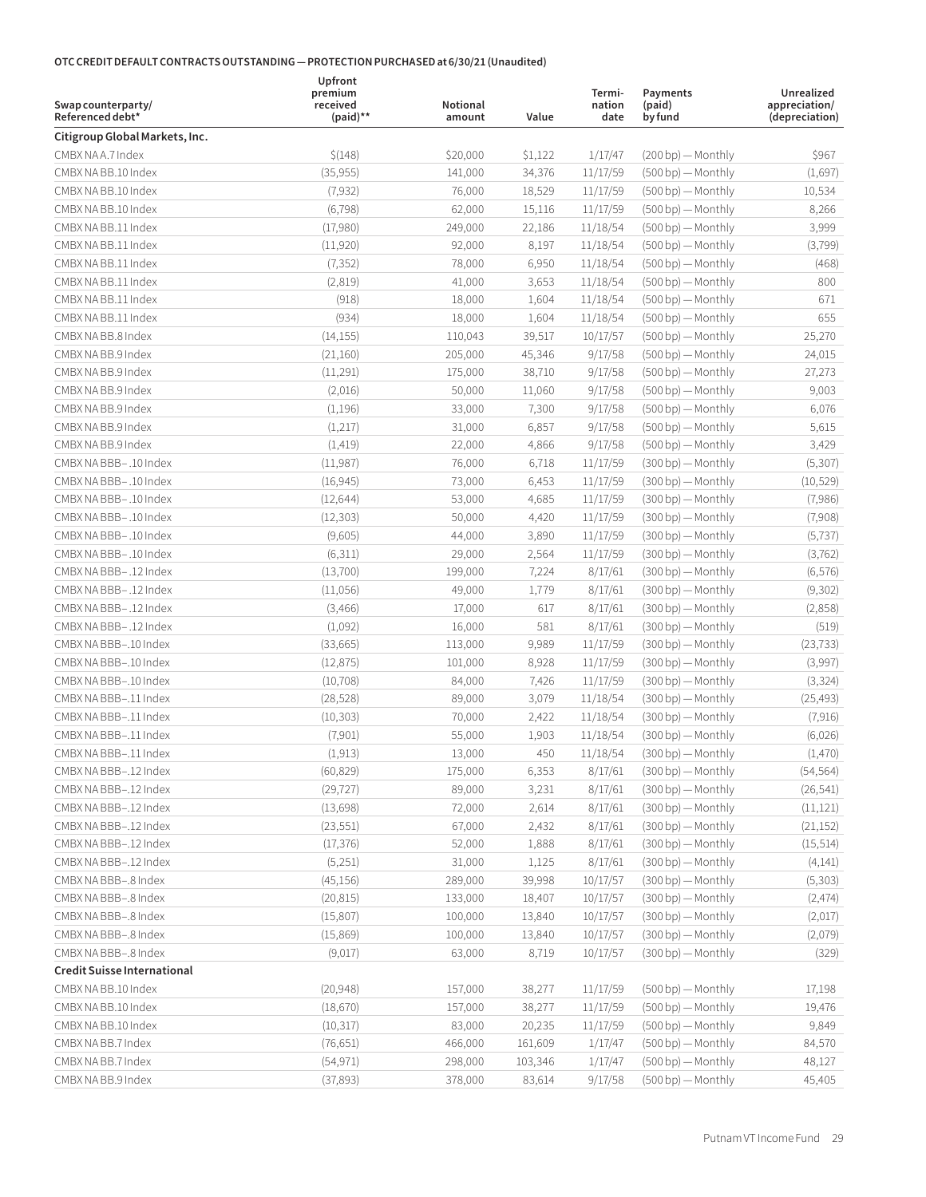**OTC CREDIT DEFAULT CONTRACTS OUTSTANDING — PROTECTION PURCHASED at 6/30/21 (Unaudited)**

| Swap counterparty/ Referenced debt* | Upfront premium received (paid)** | Notional amount | Value | Termi-nation date | Payments (paid) by fund | Unrealized appreciation/ (depreciation) |
|---|---|---|---|---|---|---|
| **Citigroup Global Markets, Inc.** | | | | | | |
| CMBX NA A.7 Index | $(148) | $20,000 | $1,122 | 1/17/47 | (200 bp) — Monthly | $967 |
| CMBX NA BB.10 Index | (35,955) | 141,000 | 34,376 | 11/17/59 | (500 bp) — Monthly | (1,697) |
| CMBX NA BB.10 Index | (7,932) | 76,000 | 18,529 | 11/17/59 | (500 bp) — Monthly | 10,534 |
| CMBX NA BB.10 Index | (6,798) | 62,000 | 15,116 | 11/17/59 | (500 bp) — Monthly | 8,266 |
| CMBX NA BB.11 Index | (17,980) | 249,000 | 22,186 | 11/18/54 | (500 bp) — Monthly | 3,999 |
| CMBX NA BB.11 Index | (11,920) | 92,000 | 8,197 | 11/18/54 | (500 bp) — Monthly | (3,799) |
| CMBX NA BB.11 Index | (7,352) | 78,000 | 6,950 | 11/18/54 | (500 bp) — Monthly | (468) |
| CMBX NA BB.11 Index | (2,819) | 41,000 | 3,653 | 11/18/54 | (500 bp) — Monthly | 800 |
| CMBX NA BB.11 Index | (918) | 18,000 | 1,604 | 11/18/54 | (500 bp) — Monthly | 671 |
| CMBX NA BB.11 Index | (934) | 18,000 | 1,604 | 11/18/54 | (500 bp) — Monthly | 655 |
| CMBX NA BB.8 Index | (14,155) | 110,043 | 39,517 | 10/17/57 | (500 bp) — Monthly | 25,270 |
| CMBX NA BB.9 Index | (21,160) | 205,000 | 45,346 | 9/17/58 | (500 bp) — Monthly | 24,015 |
| CMBX NA BB.9 Index | (11,291) | 175,000 | 38,710 | 9/17/58 | (500 bp) — Monthly | 27,273 |
| CMBX NA BB.9 Index | (2,016) | 50,000 | 11,060 | 9/17/58 | (500 bp) — Monthly | 9,003 |
| CMBX NA BB.9 Index | (1,196) | 33,000 | 7,300 | 9/17/58 | (500 bp) — Monthly | 6,076 |
| CMBX NA BB.9 Index | (1,217) | 31,000 | 6,857 | 9/17/58 | (500 bp) — Monthly | 5,615 |
| CMBX NA BB.9 Index | (1,419) | 22,000 | 4,866 | 9/17/58 | (500 bp) — Monthly | 3,429 |
| CMBX NA BBB–.10 Index | (11,987) | 76,000 | 6,718 | 11/17/59 | (300 bp) — Monthly | (5,307) |
| CMBX NA BBB–.10 Index | (16,945) | 73,000 | 6,453 | 11/17/59 | (300 bp) — Monthly | (10,529) |
| CMBX NA BBB–.10 Index | (12,644) | 53,000 | 4,685 | 11/17/59 | (300 bp) — Monthly | (7,986) |
| CMBX NA BBB–.10 Index | (12,303) | 50,000 | 4,420 | 11/17/59 | (300 bp) — Monthly | (7,908) |
| CMBX NA BBB–.10 Index | (9,605) | 44,000 | 3,890 | 11/17/59 | (300 bp) — Monthly | (5,737) |
| CMBX NA BBB–.10 Index | (6,311) | 29,000 | 2,564 | 11/17/59 | (300 bp) — Monthly | (3,762) |
| CMBX NA BBB–.12 Index | (13,700) | 199,000 | 7,224 | 8/17/61 | (300 bp) — Monthly | (6,576) |
| CMBX NA BBB–.12 Index | (11,056) | 49,000 | 1,779 | 8/17/61 | (300 bp) — Monthly | (9,302) |
| CMBX NA BBB–.12 Index | (3,466) | 17,000 | 617 | 8/17/61 | (300 bp) — Monthly | (2,858) |
| CMBX NA BBB–.12 Index | (1,092) | 16,000 | 581 | 8/17/61 | (300 bp) — Monthly | (519) |
| CMBX NA BBB-.10 Index | (33,665) | 113,000 | 9,989 | 11/17/59 | (300 bp) — Monthly | (23,733) |
| CMBX NA BBB-.10 Index | (12,875) | 101,000 | 8,928 | 11/17/59 | (300 bp) — Monthly | (3,997) |
| CMBX NA BBB-.10 Index | (10,708) | 84,000 | 7,426 | 11/17/59 | (300 bp) — Monthly | (3,324) |
| CMBX NA BBB-.11 Index | (28,528) | 89,000 | 3,079 | 11/18/54 | (300 bp) — Monthly | (25,493) |
| CMBX NA BBB-.11 Index | (10,303) | 70,000 | 2,422 | 11/18/54 | (300 bp) — Monthly | (7,916) |
| CMBX NA BBB-.11 Index | (7,901) | 55,000 | 1,903 | 11/18/54 | (300 bp) — Monthly | (6,026) |
| CMBX NA BBB-.11 Index | (1,913) | 13,000 | 450 | 11/18/54 | (300 bp) — Monthly | (1,470) |
| CMBX NA BBB-.12 Index | (60,829) | 175,000 | 6,353 | 8/17/61 | (300 bp) — Monthly | (54,564) |
| CMBX NA BBB-.12 Index | (29,727) | 89,000 | 3,231 | 8/17/61 | (300 bp) — Monthly | (26,541) |
| CMBX NA BBB-.12 Index | (13,698) | 72,000 | 2,614 | 8/17/61 | (300 bp) — Monthly | (11,121) |
| CMBX NA BBB-.12 Index | (23,551) | 67,000 | 2,432 | 8/17/61 | (300 bp) — Monthly | (21,152) |
| CMBX NA BBB-.12 Index | (17,376) | 52,000 | 1,888 | 8/17/61 | (300 bp) — Monthly | (15,514) |
| CMBX NA BBB-.12 Index | (5,251) | 31,000 | 1,125 | 8/17/61 | (300 bp) — Monthly | (4,141) |
| CMBX NA BBB-.8 Index | (45,156) | 289,000 | 39,998 | 10/17/57 | (300 bp) — Monthly | (5,303) |
| CMBX NA BBB-.8 Index | (20,815) | 133,000 | 18,407 | 10/17/57 | (300 bp) — Monthly | (2,474) |
| CMBX NA BBB-.8 Index | (15,807) | 100,000 | 13,840 | 10/17/57 | (300 bp) — Monthly | (2,017) |
| CMBX NA BBB-.8 Index | (15,869) | 100,000 | 13,840 | 10/17/57 | (300 bp) — Monthly | (2,079) |
| CMBX NA BBB-.8 Index | (9,017) | 63,000 | 8,719 | 10/17/57 | (300 bp) — Monthly | (329) |
| **Credit Suisse International** | | | | | | |
| CMBX NA BB.10 Index | (20,948) | 157,000 | 38,277 | 11/17/59 | (500 bp) — Monthly | 17,198 |
| CMBX NA BB.10 Index | (18,670) | 157,000 | 38,277 | 11/17/59 | (500 bp) — Monthly | 19,476 |
| CMBX NA BB.10 Index | (10,317) | 83,000 | 20,235 | 11/17/59 | (500 bp) — Monthly | 9,849 |
| CMBX NA BB.7 Index | (76,651) | 466,000 | 161,609 | 1/17/47 | (500 bp) — Monthly | 84,570 |
| CMBX NA BB.7 Index | (54,971) | 298,000 | 103,346 | 1/17/47 | (500 bp) — Monthly | 48,127 |
| CMBX NA BB.9 Index | (37,893) | 378,000 | 83,614 | 9/17/58 | (500 bp) — Monthly | 45,405 |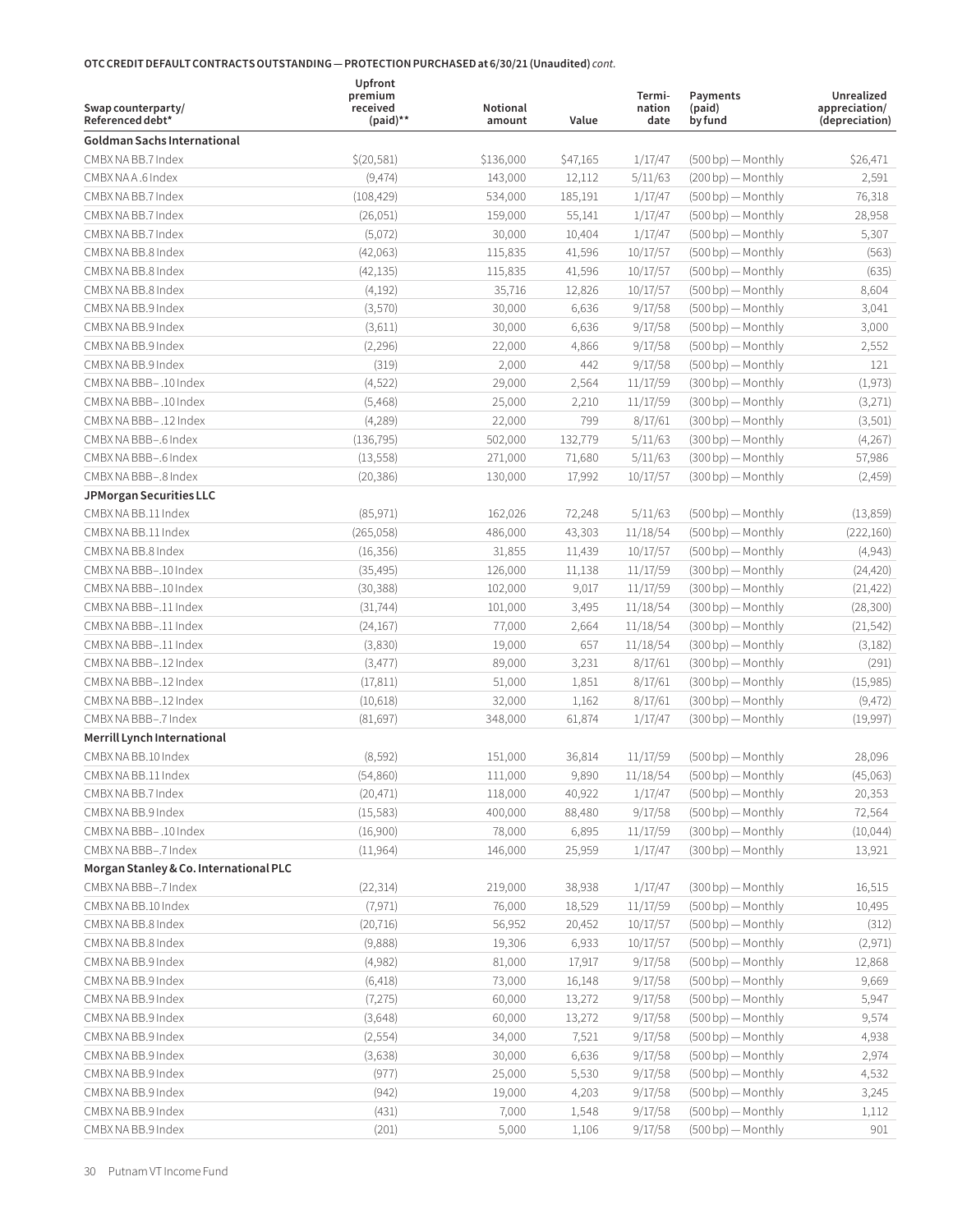**OTC CREDIT DEFAULT CONTRACTS OUTSTANDING — PROTECTION PURCHASED at 6/30/21 (Unaudited)** *cont.*

| Swap counterparty/ Referenced debt* | Upfront premium received (paid)** | Notional amount | Value | Termi- nation date | Payments (paid) by fund | Unrealized appreciation/ (depreciation) |
|---|---|---|---|---|---|---|
| **Goldman Sachs International** | | | | | | |
| CMBX NA BB.7 Index | $(20,581) | $136,000 | $47,165 | 1/17/47 | (500 bp) — Monthly | $26,471 |
| CMBX NA A.6 Index | (9,474) | 143,000 | 12,112 | 5/11/63 | (200 bp) — Monthly | 2,591 |
| CMBX NA BB.7 Index | (108,429) | 534,000 | 185,191 | 1/17/47 | (500 bp) — Monthly | 76,318 |
| CMBX NA BB.7 Index | (26,051) | 159,000 | 55,141 | 1/17/47 | (500 bp) — Monthly | 28,958 |
| CMBX NA BB.7 Index | (5,072) | 30,000 | 10,404 | 1/17/47 | (500 bp) — Monthly | 5,307 |
| CMBX NA BB.8 Index | (42,063) | 115,835 | 41,596 | 10/17/57 | (500 bp) — Monthly | (563) |
| CMBX NA BB.8 Index | (42,135) | 115,835 | 41,596 | 10/17/57 | (500 bp) — Monthly | (635) |
| CMBX NA BB.8 Index | (4,192) | 35,716 | 12,826 | 10/17/57 | (500 bp) — Monthly | 8,604 |
| CMBX NA BB.9 Index | (3,570) | 30,000 | 6,636 | 9/17/58 | (500 bp) — Monthly | 3,041 |
| CMBX NA BB.9 Index | (3,611) | 30,000 | 6,636 | 9/17/58 | (500 bp) — Monthly | 3,000 |
| CMBX NA BB.9 Index | (2,296) | 22,000 | 4,866 | 9/17/58 | (500 bp) — Monthly | 2,552 |
| CMBX NA BB.9 Index | (319) | 2,000 | 442 | 9/17/58 | (500 bp) — Monthly | 121 |
| CMBX NA BBB– .10 Index | (4,522) | 29,000 | 2,564 | 11/17/59 | (300 bp) — Monthly | (1,973) |
| CMBX NA BBB– .10 Index | (5,468) | 25,000 | 2,210 | 11/17/59 | (300 bp) — Monthly | (3,271) |
| CMBX NA BBB– .12 Index | (4,289) | 22,000 | 799 | 8/17/61 | (300 bp) — Monthly | (3,501) |
| CMBX NA BBB–.6 Index | (136,795) | 502,000 | 132,779 | 5/11/63 | (300 bp) — Monthly | (4,267) |
| CMBX NA BBB–.6 Index | (13,558) | 271,000 | 71,680 | 5/11/63 | (300 bp) — Monthly | 57,986 |
| CMBX NA BBB–.8 Index | (20,386) | 130,000 | 17,992 | 10/17/57 | (300 bp) — Monthly | (2,459) |
| **JPMorgan Securities LLC** | | | | | | |
| CMBX NA BB.11 Index | (85,971) | 162,026 | 72,248 | 5/11/63 | (500 bp) — Monthly | (13,859) |
| CMBX NA BB.11 Index | (265,058) | 486,000 | 43,303 | 11/18/54 | (500 bp) — Monthly | (222,160) |
| CMBX NA BB.8 Index | (16,356) | 31,855 | 11,439 | 10/17/57 | (500 bp) — Monthly | (4,943) |
| CMBX NA BBB–.10 Index | (35,495) | 126,000 | 11,138 | 11/17/59 | (300 bp) — Monthly | (24,420) |
| CMBX NA BBB–.10 Index | (30,388) | 102,000 | 9,017 | 11/17/59 | (300 bp) — Monthly | (21,422) |
| CMBX NA BBB–.11 Index | (31,744) | 101,000 | 3,495 | 11/18/54 | (300 bp) — Monthly | (28,300) |
| CMBX NA BBB–.11 Index | (24,167) | 77,000 | 2,664 | 11/18/54 | (300 bp) — Monthly | (21,542) |
| CMBX NA BBB–.11 Index | (3,830) | 19,000 | 657 | 11/18/54 | (300 bp) — Monthly | (3,182) |
| CMBX NA BBB–.12 Index | (3,477) | 89,000 | 3,231 | 8/17/61 | (300 bp) — Monthly | (291) |
| CMBX NA BBB–.12 Index | (17,811) | 51,000 | 1,851 | 8/17/61 | (300 bp) — Monthly | (15,985) |
| CMBX NA BBB–.12 Index | (10,618) | 32,000 | 1,162 | 8/17/61 | (300 bp) — Monthly | (9,472) |
| CMBX NA BBB–.7 Index | (81,697) | 348,000 | 61,874 | 1/17/47 | (300 bp) — Monthly | (19,997) |
| **Merrill Lynch International** | | | | | | |
| CMBX NA BB.10 Index | (8,592) | 151,000 | 36,814 | 11/17/59 | (500 bp) — Monthly | 28,096 |
| CMBX NA BB.11 Index | (54,860) | 111,000 | 9,890 | 11/18/54 | (500 bp) — Monthly | (45,063) |
| CMBX NA BB.7 Index | (20,471) | 118,000 | 40,922 | 1/17/47 | (500 bp) — Monthly | 20,353 |
| CMBX NA BB.9 Index | (15,583) | 400,000 | 88,480 | 9/17/58 | (500 bp) — Monthly | 72,564 |
| CMBX NA BBB– .10 Index | (16,900) | 78,000 | 6,895 | 11/17/59 | (300 bp) — Monthly | (10,044) |
| CMBX NA BBB–.7 Index | (11,964) | 146,000 | 25,959 | 1/17/47 | (300 bp) — Monthly | 13,921 |
| **Morgan Stanley & Co. International PLC** | | | | | | |
| CMBX NA BBB–.7 Index | (22,314) | 219,000 | 38,938 | 1/17/47 | (300 bp) — Monthly | 16,515 |
| CMBX NA BB.10 Index | (7,971) | 76,000 | 18,529 | 11/17/59 | (500 bp) — Monthly | 10,495 |
| CMBX NA BB.8 Index | (20,716) | 56,952 | 20,452 | 10/17/57 | (500 bp) — Monthly | (312) |
| CMBX NA BB.8 Index | (9,888) | 19,306 | 6,933 | 10/17/57 | (500 bp) — Monthly | (2,971) |
| CMBX NA BB.9 Index | (4,982) | 81,000 | 17,917 | 9/17/58 | (500 bp) — Monthly | 12,868 |
| CMBX NA BB.9 Index | (6,418) | 73,000 | 16,148 | 9/17/58 | (500 bp) — Monthly | 9,669 |
| CMBX NA BB.9 Index | (7,275) | 60,000 | 13,272 | 9/17/58 | (500 bp) — Monthly | 5,947 |
| CMBX NA BB.9 Index | (3,648) | 60,000 | 13,272 | 9/17/58 | (500 bp) — Monthly | 9,574 |
| CMBX NA BB.9 Index | (2,554) | 34,000 | 7,521 | 9/17/58 | (500 bp) — Monthly | 4,938 |
| CMBX NA BB.9 Index | (3,638) | 30,000 | 6,636 | 9/17/58 | (500 bp) — Monthly | 2,974 |
| CMBX NA BB.9 Index | (977) | 25,000 | 5,530 | 9/17/58 | (500 bp) — Monthly | 4,532 |
| CMBX NA BB.9 Index | (942) | 19,000 | 4,203 | 9/17/58 | (500 bp) — Monthly | 3,245 |
| CMBX NA BB.9 Index | (431) | 7,000 | 1,548 | 9/17/58 | (500 bp) — Monthly | 1,112 |
| CMBX NA BB.9 Index | (201) | 5,000 | 1,106 | 9/17/58 | (500 bp) — Monthly | 901 |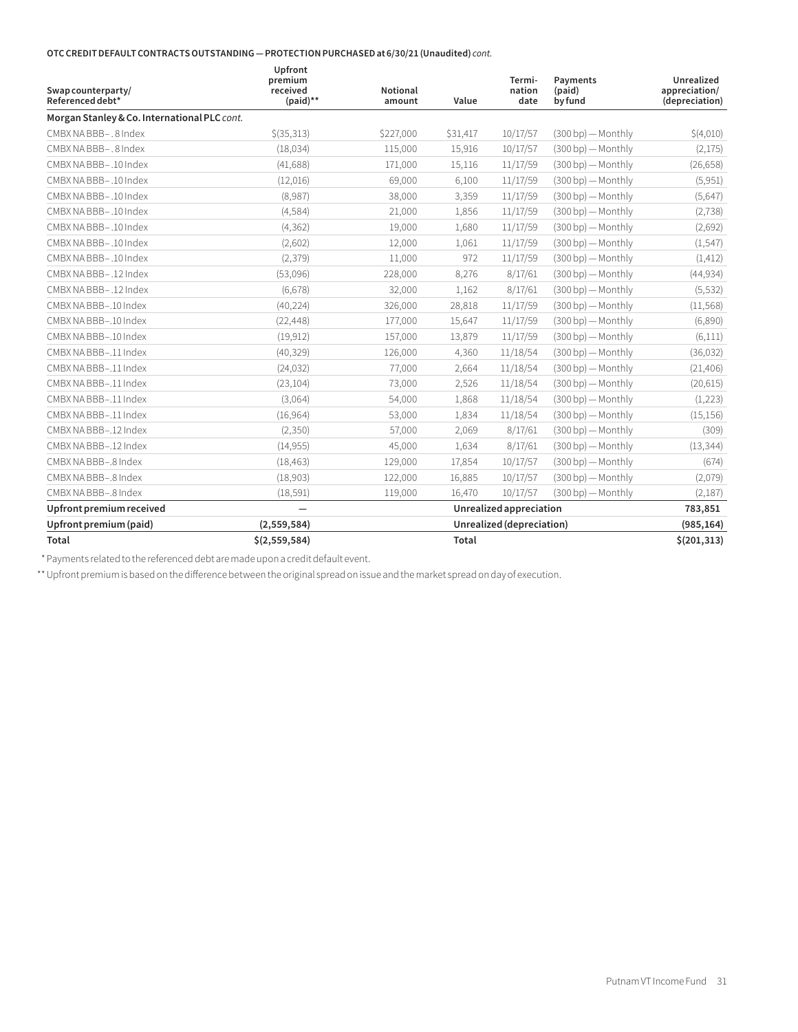**OTC CREDIT DEFAULT CONTRACTS OUTSTANDING — PROTECTION PURCHASED at 6/30/21 (Unaudited)** *cont.*

| Swap counterparty/ Referenced debt* | Upfront premium received (paid)** | Notional amount | Value | Termi-nation date | Payments (paid) by fund | Unrealized appreciation/ (depreciation) |
|---|---|---|---|---|---|---|
| **Morgan Stanley & Co. International PLC** *cont.* | | | | | | |
| CMBX NA BBB–. 8 Index | $(35,313) | $227,000 | $31,417 | 10/17/57 | (300 bp) — Monthly | $(4,010) |
| CMBX NA BBB–. 8 Index | (18,034) | 115,000 | 15,916 | 10/17/57 | (300 bp) — Monthly | (2,175) |
| CMBX NA BBB–.10 Index | (41,688) | 171,000 | 15,116 | 11/17/59 | (300 bp) — Monthly | (26,658) |
| CMBX NA BBB–.10 Index | (12,016) | 69,000 | 6,100 | 11/17/59 | (300 bp) — Monthly | (5,951) |
| CMBX NA BBB–.10 Index | (8,987) | 38,000 | 3,359 | 11/17/59 | (300 bp) — Monthly | (5,647) |
| CMBX NA BBB–.10 Index | (4,584) | 21,000 | 1,856 | 11/17/59 | (300 bp) — Monthly | (2,738) |
| CMBX NA BBB–.10 Index | (4,362) | 19,000 | 1,680 | 11/17/59 | (300 bp) — Monthly | (2,692) |
| CMBX NA BBB–.10 Index | (2,602) | 12,000 | 1,061 | 11/17/59 | (300 bp) — Monthly | (1,547) |
| CMBX NA BBB–.10 Index | (2,379) | 11,000 | 972 | 11/17/59 | (300 bp) — Monthly | (1,412) |
| CMBX NA BBB–.12 Index | (53,096) | 228,000 | 8,276 | 8/17/61 | (300 bp) — Monthly | (44,934) |
| CMBX NA BBB–.12 Index | (6,678) | 32,000 | 1,162 | 8/17/61 | (300 bp) — Monthly | (5,532) |
| CMBX NA BBB–.10 Index | (40,224) | 326,000 | 28,818 | 11/17/59 | (300 bp) — Monthly | (11,568) |
| CMBX NA BBB–.10 Index | (22,448) | 177,000 | 15,647 | 11/17/59 | (300 bp) — Monthly | (6,890) |
| CMBX NA BBB–.10 Index | (19,912) | 157,000 | 13,879 | 11/17/59 | (300 bp) — Monthly | (6,111) |
| CMBX NA BBB–.11 Index | (40,329) | 126,000 | 4,360 | 11/18/54 | (300 bp) — Monthly | (36,032) |
| CMBX NA BBB–.11 Index | (24,032) | 77,000 | 2,664 | 11/18/54 | (300 bp) — Monthly | (21,406) |
| CMBX NA BBB–.11 Index | (23,104) | 73,000 | 2,526 | 11/18/54 | (300 bp) — Monthly | (20,615) |
| CMBX NA BBB–.11 Index | (3,064) | 54,000 | 1,868 | 11/18/54 | (300 bp) — Monthly | (1,223) |
| CMBX NA BBB–.11 Index | (16,964) | 53,000 | 1,834 | 11/18/54 | (300 bp) — Monthly | (15,156) |
| CMBX NA BBB–.12 Index | (2,350) | 57,000 | 2,069 | 8/17/61 | (300 bp) — Monthly | (309) |
| CMBX NA BBB–.12 Index | (14,955) | 45,000 | 1,634 | 8/17/61 | (300 bp) — Monthly | (13,344) |
| CMBX NA BBB–.8 Index | (18,463) | 129,000 | 17,854 | 10/17/57 | (300 bp) — Monthly | (674) |
| CMBX NA BBB–.8 Index | (18,903) | 122,000 | 16,885 | 10/17/57 | (300 bp) — Monthly | (2,079) |
| CMBX NA BBB–.8 Index | (18,591) | 119,000 | 16,470 | 10/17/57 | (300 bp) — Monthly | (2,187) |
| **Upfront premium received** | **—** | | **Unrealized appreciation** | | | **783,851** |
| **Upfront premium (paid)** | **(2,559,584)** | | **Unrealized (depreciation)** | | | **(985,164)** |
| **Total** | **$(2,559,584)** | | **Total** | | | **$(201,313)** |

\* Payments related to the referenced debt are made upon a credit default event.

\*\* Upfront premium is based on the difference between the original spread on issue and the market spread on day of execution.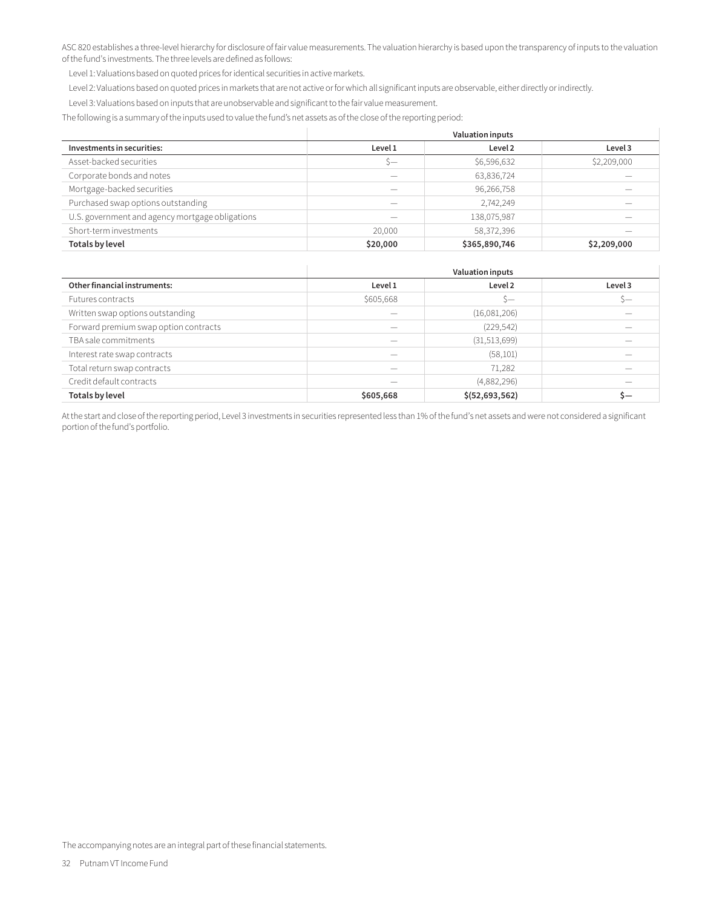ASC 820 establishes a three-level hierarchy for disclosure of fair value measurements. The valuation hierarchy is based upon the transparency of inputs to the valuation of the fund's investments. The three levels are defined as follows:

Level 1: Valuations based on quoted prices for identical securities in active markets.

Level 2: Valuations based on quoted prices in markets that are not active or for which all significant inputs are observable, either directly or indirectly.

Level 3: Valuations based on inputs that are unobservable and significant to the fair value measurement.

The following is a summary of the inputs used to value the fund's net assets as of the close of the reporting period:

| | Valuation inputs | | |
|---|---|---|---|
| **Investments in securities:** | **Level 1** | **Level 2** | **Level 3** |
| Asset-backed securities | $— | $6,596,632 | $2,209,000 |
| Corporate bonds and notes | — | 63,836,724 | — |
| Mortgage-backed securities | — | 96,266,758 | — |
| Purchased swap options outstanding | — | 2,742,249 | — |
| U.S. government and agency mortgage obligations | — | 138,075,987 | — |
| Short-term investments | 20,000 | 58,372,396 | — |
| **Totals by level** | **$20,000** | **$365,890,746** | **$2,209,000** |

| | Valuation inputs | | |
|---|---|---|---|
| **Other financial instruments:** | **Level 1** | **Level 2** | **Level 3** |
| Futures contracts | $605,668 | $— | $— |
| Written swap options outstanding | — | (16,081,206) | — |
| Forward premium swap option contracts | — | (229,542) | — |
| TBA sale commitments | — | (31,513,699) | — |
| Interest rate swap contracts | — | (58,101) | — |
| Total return swap contracts | — | 71,282 | — |
| Credit default contracts | — | (4,882,296) | — |
| **Totals by level** | **$605,668** | **$(52,693,562)** | **$—** |

At the start and close of the reporting period, Level 3 investments in securities represented less than 1% of the fund's net assets and were not considered a significant portion of the fund's portfolio.

The accompanying notes are an integral part of these financial statements.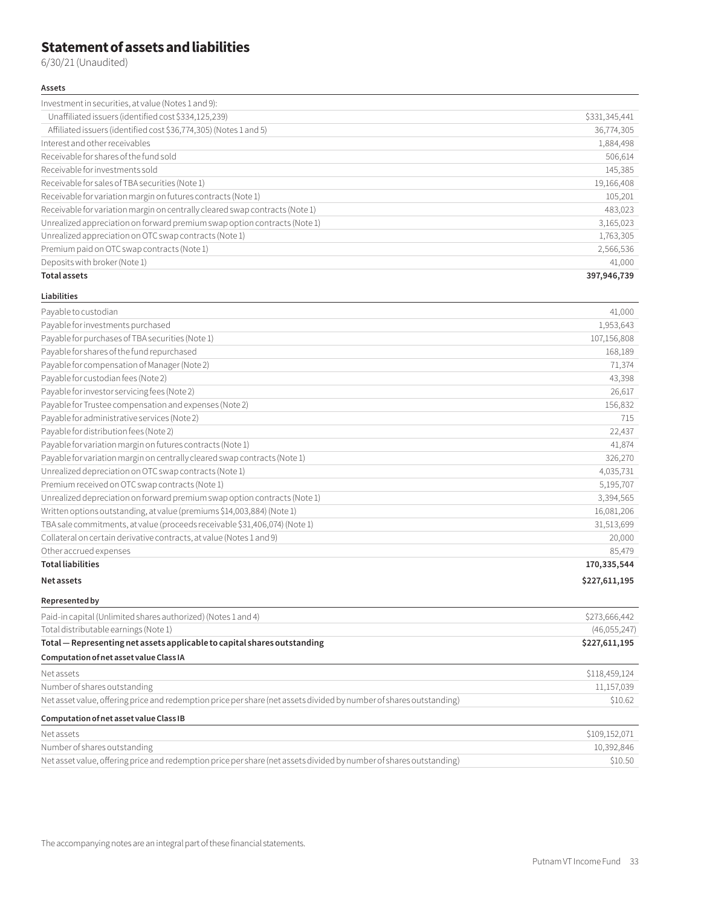# Statement of assets and liabilities

6/30/21 (Unaudited)

| **Assets** | |
|---|---|
| Investment in securities, at value (Notes 1 and 9): | |
| Unaffiliated issuers (identified cost $334,125,239) | $331,345,441 |
| Affiliated issuers (identified cost $36,774,305) (Notes 1 and 5) | 36,774,305 |
| Interest and other receivables | 1,884,498 |
| Receivable for shares of the fund sold | 506,614 |
| Receivable for investments sold | 145,385 |
| Receivable for sales of TBA securities (Note 1) | 19,166,408 |
| Receivable for variation margin on futures contracts (Note 1) | 105,201 |
| Receivable for variation margin on centrally cleared swap contracts (Note 1) | 483,023 |
| Unrealized appreciation on forward premium swap option contracts (Note 1) | 3,165,023 |
| Unrealized appreciation on OTC swap contracts (Note 1) | 1,763,305 |
| Premium paid on OTC swap contracts (Note 1) | 2,566,536 |
| Deposits with broker (Note 1) | 41,000 |
| **Total assets** | **397,946,739** |

| **Liabilities** | |
|---|---|
| Payable to custodian | 41,000 |
| Payable for investments purchased | 1,953,643 |
| Payable for purchases of TBA securities (Note 1) | 107,156,808 |
| Payable for shares of the fund repurchased | 168,189 |
| Payable for compensation of Manager (Note 2) | 71,374 |
| Payable for custodian fees (Note 2) | 43,398 |
| Payable for investor servicing fees (Note 2) | 26,617 |
| Payable for Trustee compensation and expenses (Note 2) | 156,832 |
| Payable for administrative services (Note 2) | 715 |
| Payable for distribution fees (Note 2) | 22,437 |
| Payable for variation margin on futures contracts (Note 1) | 41,874 |
| Payable for variation margin on centrally cleared swap contracts (Note 1) | 326,270 |
| Unrealized depreciation on OTC swap contracts (Note 1) | 4,035,731 |
| Premium received on OTC swap contracts (Note 1) | 5,195,707 |
| Unrealized depreciation on forward premium swap option contracts (Note 1) | 3,394,565 |
| Written options outstanding, at value (premiums $14,003,884) (Note 1) | 16,081,206 |
| TBA sale commitments, at value (proceeds receivable $31,406,074) (Note 1) | 31,513,699 |
| Collateral on certain derivative contracts, at value (Notes 1 and 9) | 20,000 |
| Other accrued expenses | 85,479 |
| **Total liabilities** | **170,335,544** |
| **Net assets** | **$227,611,195** |

| **Represented by** | |
|---|---|
| Paid-in capital (Unlimited shares authorized) (Notes 1 and 4) | $273,666,442 |
| Total distributable earnings (Note 1) | (46,055,247) |
| **Total — Representing net assets applicable to capital shares outstanding** | **$227,611,195** |

| **Computation of net asset value Class IA** | |
|---|---|
| Net assets | $118,459,124 |
| Number of shares outstanding | 11,157,039 |
| Net asset value, offering price and redemption price per share (net assets divided by number of shares outstanding) | $10.62 |

| **Computation of net asset value Class IB** | |
|---|---|
| Net assets | $109,152,071 |
| Number of shares outstanding | 10,392,846 |
| Net asset value, offering price and redemption price per share (net assets divided by number of shares outstanding) | $10.50 |

The accompanying notes are an integral part of these financial statements.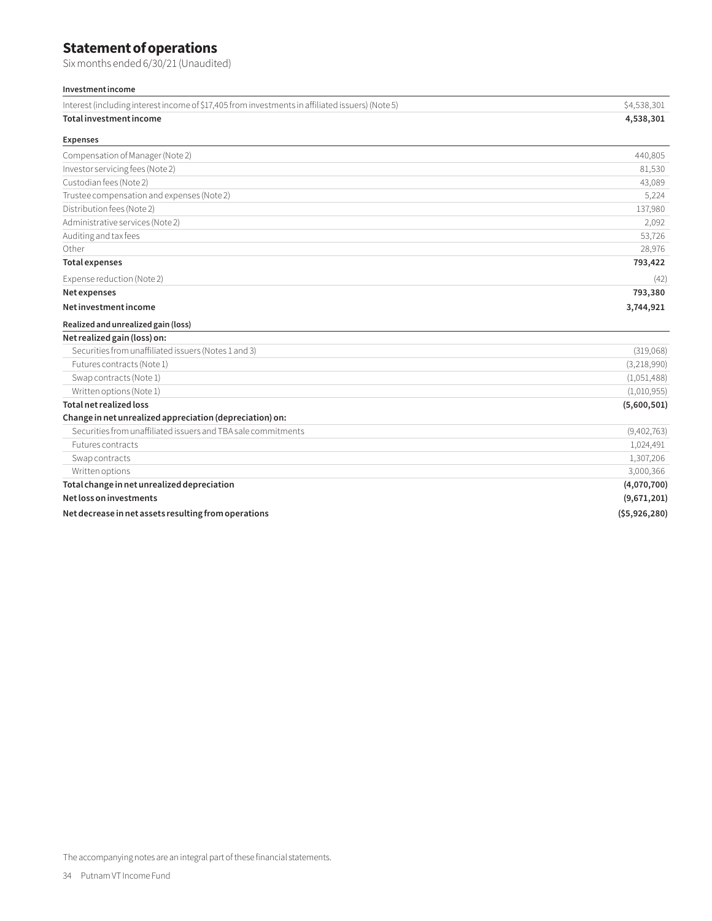# Statement of operations

Six months ended 6/30/21 (Unaudited)

| **Investment income** | |
|---|---|
| Interest (including interest income of $17,405 from investments in affiliated issuers) (Note 5) | $4,538,301 |
| **Total investment income** | **4,538,301** |
| **Expenses** | |
| Compensation of Manager (Note 2) | 440,805 |
| Investor servicing fees (Note 2) | 81,530 |
| Custodian fees (Note 2) | 43,089 |
| Trustee compensation and expenses (Note 2) | 5,224 |
| Distribution fees (Note 2) | 137,980 |
| Administrative services (Note 2) | 2,092 |
| Auditing and tax fees | 53,726 |
| Other | 28,976 |
| **Total expenses** | **793,422** |
| Expense reduction (Note 2) | (42) |
| **Net expenses** | **793,380** |
| **Net investment income** | **3,744,921** |
| **Realized and unrealized gain (loss)** | |
| **Net realized gain (loss) on:** | |
| Securities from unaffiliated issuers (Notes 1 and 3) | (319,068) |
| Futures contracts (Note 1) | (3,218,990) |
| Swap contracts (Note 1) | (1,051,488) |
| Written options (Note 1) | (1,010,955) |
| **Total net realized loss** | **(5,600,501)** |
| **Change in net unrealized appreciation (depreciation) on:** | |
| Securities from unaffiliated issuers and TBA sale commitments | (9,402,763) |
| Futures contracts | 1,024,491 |
| Swap contracts | 1,307,206 |
| Written options | 3,000,366 |
| **Total change in net unrealized depreciation** | **(4,070,700)** |
| **Net loss on investments** | **(9,671,201)** |
| **Net decrease in net assets resulting from operations** | **($5,926,280)** |

The accompanying notes are an integral part of these financial statements.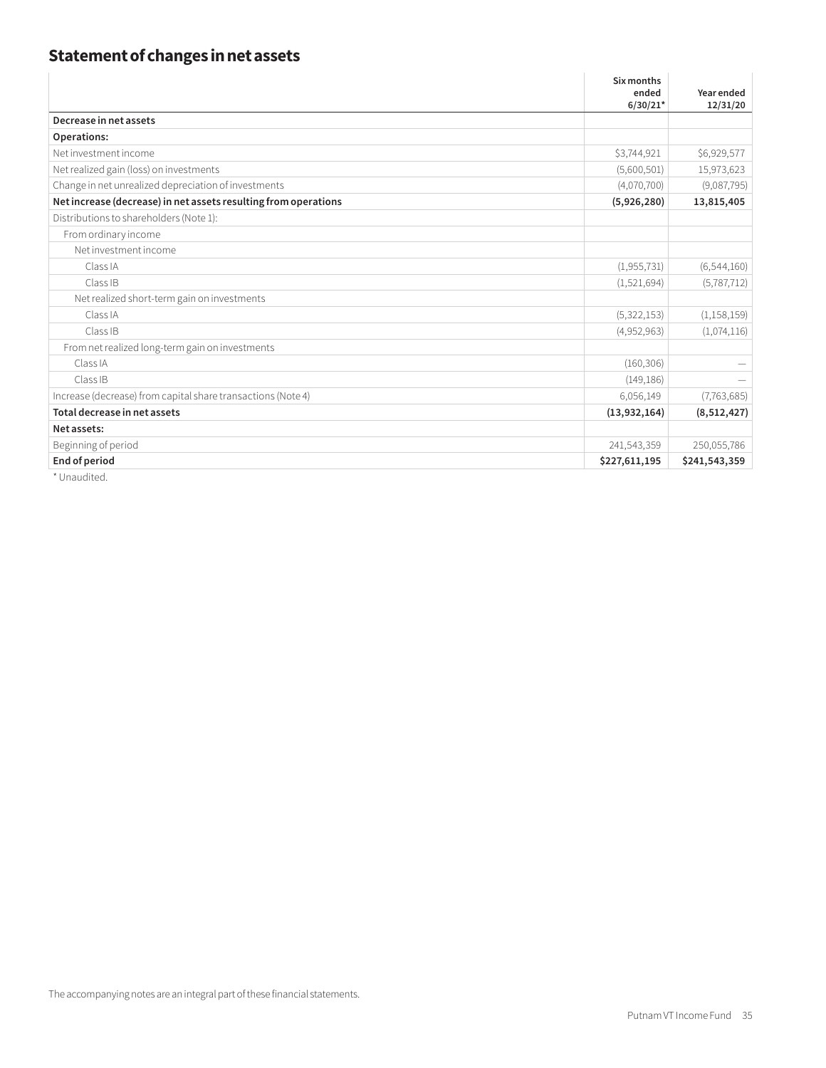## Statement of changes in net assets

| | Six months ended 6/30/21* | Year ended 12/31/20 |
|---|---|---|
| **Decrease in net assets** | | |
| **Operations:** | | |
| Net investment income | $3,744,921 | $6,929,577 |
| Net realized gain (loss) on investments | (5,600,501) | 15,973,623 |
| Change in net unrealized depreciation of investments | (4,070,700) | (9,087,795) |
| **Net increase (decrease) in net assets resulting from operations** | **(5,926,280)** | **13,815,405** |
| Distributions to shareholders (Note 1): | | |
| From ordinary income | | |
| Net investment income | | |
| Class IA | (1,955,731) | (6,544,160) |
| Class IB | (1,521,694) | (5,787,712) |
| Net realized short-term gain on investments | | |
| Class IA | (5,322,153) | (1,158,159) |
| Class IB | (4,952,963) | (1,074,116) |
| From net realized long-term gain on investments | | |
| Class IA | (160,306) | — |
| Class IB | (149,186) | — |
| Increase (decrease) from capital share transactions (Note 4) | 6,056,149 | (7,763,685) |
| **Total decrease in net assets** | **(13,932,164)** | **(8,512,427)** |
| **Net assets:** | | |
| Beginning of period | 241,543,359 | 250,055,786 |
| **End of period** | **$227,611,195** | **$241,543,359** |

\* Unaudited.

The accompanying notes are an integral part of these financial statements.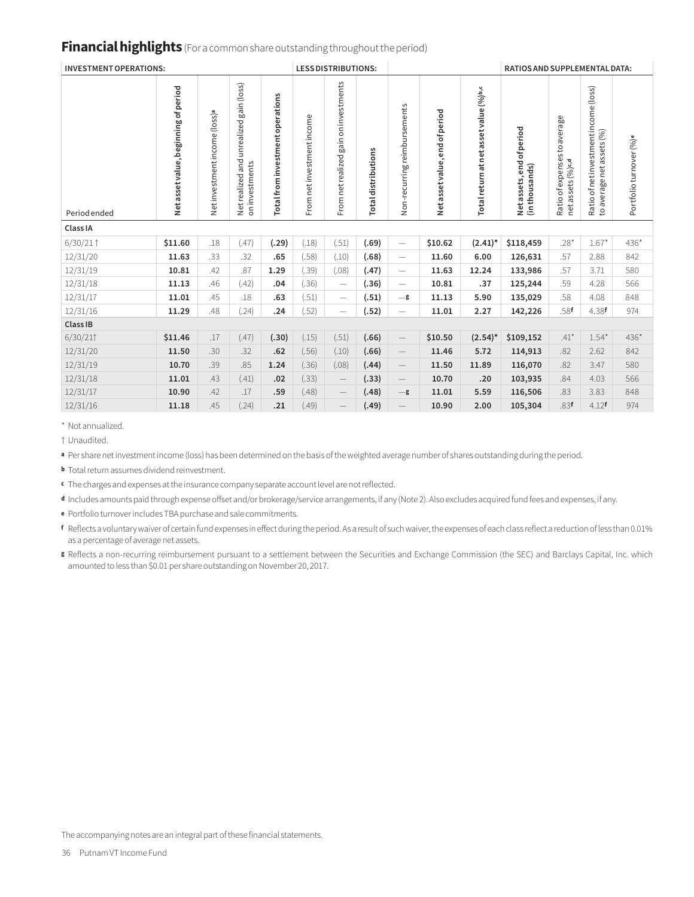## Financial highlights (For a common share outstanding throughout the period)

| INVESTMENT OPERATIONS: | | | | | LESS DISTRIBUTIONS: | | | | | | RATIOS AND SUPPLEMENTAL DATA: | | | |
|---|---|---|---|---|---|---|---|---|---|---|---|---|---|---|
| Period ended | Net asset value, beginning of period | Net investment income (loss)[a] | Net realized and unrealized gain (loss) on investments | Total from investment operations | From net investment income | From net realized gain on investments | Total distributions | Non-recurring reimbursements | Net asset value, end of period | Total return at net asset value (%)[b,c] | Net assets, end of period (in thousands) | Ratio of expenses to average net assets (%)[c,d] | Ratio of net investment income (loss) to average net assets (%) | Portfolio turnover (%)[e] |
| **Class IA** | | | | | | | | | | | | | | |
| 6/30/21 † | **$11.60** | .18 | (.47) | **(.29)** | (.18) | (.51) | **(.69)** | — | **$10.62** | **(2.41)*** | **$118,459** | .28* | 1.67* | 436* |
| 12/31/20 | **11.63** | .33 | .32 | **.65** | (.58) | (.10) | **(.68)** | — | **11.60** | **6.00** | **126,631** | .57 | 2.88 | 842 |
| 12/31/19 | **10.81** | .42 | .87 | **1.29** | (.39) | (.08) | **(.47)** | — | **11.63** | **12.24** | **133,986** | .57 | 3.71 | 580 |
| 12/31/18 | **11.13** | .46 | (.42) | **.04** | (.36) | — | **(.36)** | — | **10.81** | **.37** | **125,244** | .59 | 4.28 | 566 |
| 12/31/17 | **11.01** | .45 | .18 | **.63** | (.51) | — | **(.51)** | —[g] | **11.13** | **5.90** | **135,029** | .58 | 4.08 | 848 |
| 12/31/16 | **11.29** | .48 | (.24) | **.24** | (.52) | — | **(.52)** | — | **11.01** | **2.27** | **142,226** | .58[f] | 4.38[f] | 974 |
| **Class IB** | | | | | | | | | | | | | | |
| 6/30/21† | **$11.46** | .17 | (.47) | **(.30)** | (.15) | (.51) | **(.66)** | — | **$10.50** | **(2.54)*** | **$109,152** | .41* | 1.54* | 436* |
| 12/31/20 | **11.50** | .30 | .32 | **.62** | (.56) | (.10) | **(.66)** | — | **11.46** | **5.72** | **114,913** | .82 | 2.62 | 842 |
| 12/31/19 | **10.70** | .39 | .85 | **1.24** | (.36) | (.08) | **(.44)** | — | **11.50** | **11.89** | **116,070** | .82 | 3.47 | 580 |
| 12/31/18 | **11.01** | .43 | (.41) | **.02** | (.33) | — | **(.33)** | — | **10.70** | **.20** | **103,935** | .84 | 4.03 | 566 |
| 12/31/17 | **10.90** | .42 | .17 | **.59** | (.48) | — | **(.48)** | —[g] | **11.01** | **5.59** | **116,506** | .83 | 3.83 | 848 |
| 12/31/16 | **11.18** | .45 | (.24) | **.21** | (.49) | — | **(.49)** | — | **10.90** | **2.00** | **105,304** | .83[f] | 4.12[f] | 974 |

\* Not annualized.

† Unaudited.

[a] Per share net investment income (loss) has been determined on the basis of the weighted average number of shares outstanding during the period.

[b] Total return assumes dividend reinvestment.

[c] The charges and expenses at the insurance company separate account level are not reflected.

[d] Includes amounts paid through expense offset and/or brokerage/service arrangements, if any (Note 2). Also excludes acquired fund fees and expenses, if any.

[e] Portfolio turnover includes TBA purchase and sale commitments.

[f] Reflects a voluntary waiver of certain fund expenses in effect during the period. As a result of such waiver, the expenses of each class reflect a reduction of less than 0.01% as a percentage of average net assets.

[g] Reflects a non-recurring reimbursement pursuant to a settlement between the Securities and Exchange Commission (the SEC) and Barclays Capital, Inc. which amounted to less than $0.01 per share outstanding on November 20, 2017.

The accompanying notes are an integral part of these financial statements.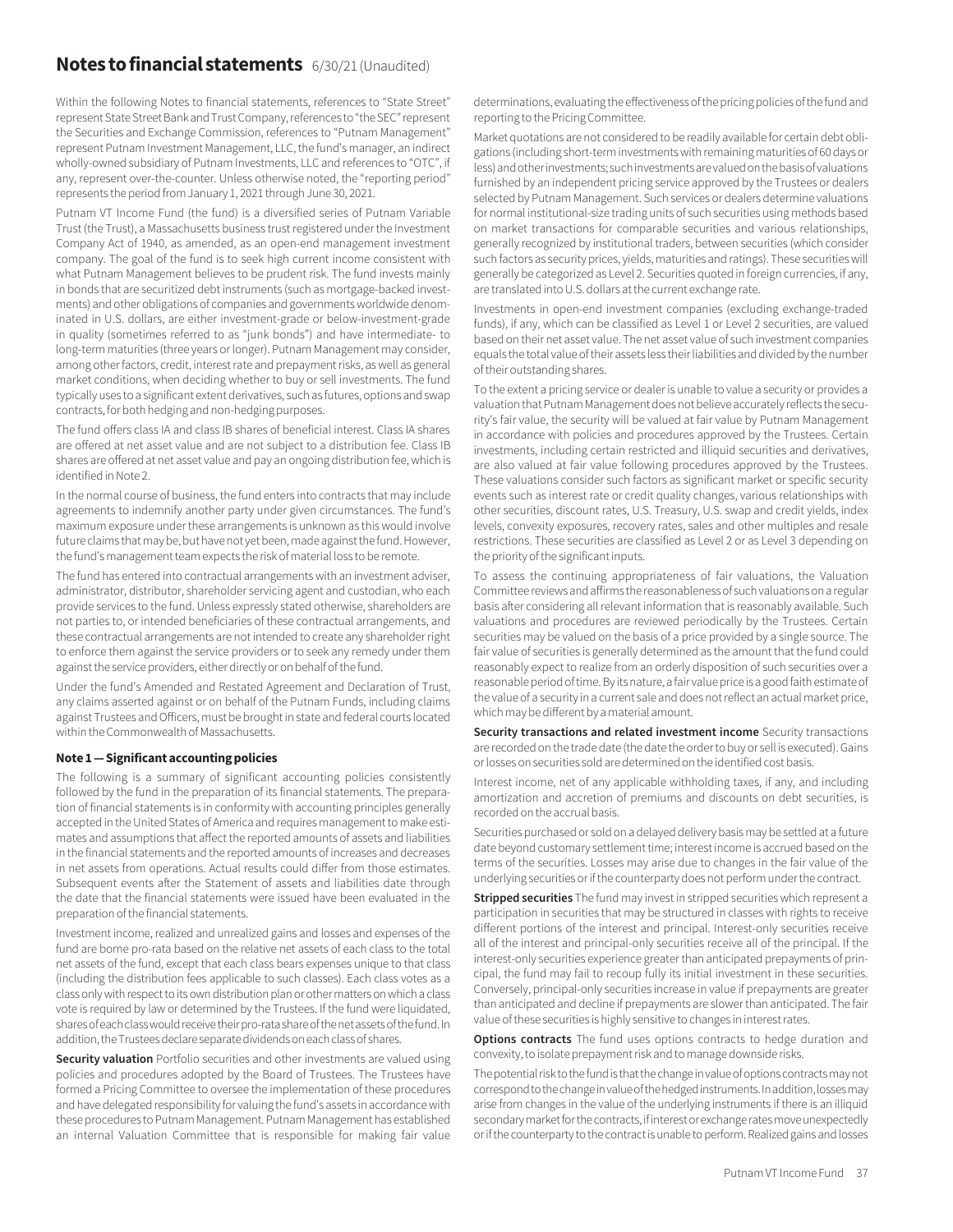# Notes to financial statements 6/30/21 (Unaudited)

Within the following Notes to financial statements, references to "State Street" represent State Street Bank and Trust Company, references to "the SEC" represent the Securities and Exchange Commission, references to "Putnam Management" represent Putnam Investment Management, LLC, the fund's manager, an indirect wholly-owned subsidiary of Putnam Investments, LLC and references to "OTC", if any, represent over-the-counter. Unless otherwise noted, the "reporting period" represents the period from January 1, 2021 through June 30, 2021.

Putnam VT Income Fund (the fund) is a diversified series of Putnam Variable Trust (the Trust), a Massachusetts business trust registered under the Investment Company Act of 1940, as amended, as an open-end management investment company. The goal of the fund is to seek high current income consistent with what Putnam Management believes to be prudent risk. The fund invests mainly in bonds that are securitized debt instruments (such as mortgage-backed investments) and other obligations of companies and governments worldwide denominated in U.S. dollars, are either investment-grade or below-investment-grade in quality (sometimes referred to as "junk bonds") and have intermediate- to long-term maturities (three years or longer). Putnam Management may consider, among other factors, credit, interest rate and prepayment risks, as well as general market conditions, when deciding whether to buy or sell investments. The fund typically uses to a significant extent derivatives, such as futures, options and swap contracts, for both hedging and non-hedging purposes.

The fund offers class IA and class IB shares of beneficial interest. Class IA shares are offered at net asset value and are not subject to a distribution fee. Class IB shares are offered at net asset value and pay an ongoing distribution fee, which is identified in Note 2.

In the normal course of business, the fund enters into contracts that may include agreements to indemnify another party under given circumstances. The fund's maximum exposure under these arrangements is unknown as this would involve future claims that may be, but have not yet been, made against the fund. However, the fund's management team expects the risk of material loss to be remote.

The fund has entered into contractual arrangements with an investment adviser, administrator, distributor, shareholder servicing agent and custodian, who each provide services to the fund. Unless expressly stated otherwise, shareholders are not parties to, or intended beneficiaries of these contractual arrangements, and these contractual arrangements are not intended to create any shareholder right to enforce them against the service providers or to seek any remedy under them against the service providers, either directly or on behalf of the fund.

Under the fund's Amended and Restated Agreement and Declaration of Trust, any claims asserted against or on behalf of the Putnam Funds, including claims against Trustees and Officers, must be brought in state and federal courts located within the Commonwealth of Massachusetts.

### Note 1 — Significant accounting policies

The following is a summary of significant accounting policies consistently followed by the fund in the preparation of its financial statements. The preparation of financial statements is in conformity with accounting principles generally accepted in the United States of America and requires management to make estimates and assumptions that affect the reported amounts of assets and liabilities in the financial statements and the reported amounts of increases and decreases in net assets from operations. Actual results could differ from those estimates. Subsequent events after the Statement of assets and liabilities date through the date that the financial statements were issued have been evaluated in the preparation of the financial statements.

Investment income, realized and unrealized gains and losses and expenses of the fund are borne pro-rata based on the relative net assets of each class to the total net assets of the fund, except that each class bears expenses unique to that class (including the distribution fees applicable to such classes). Each class votes as a class only with respect to its own distribution plan or other matters on which a class vote is required by law or determined by the Trustees. If the fund were liquidated, shares of each class would receive their pro-rata share of the net assets of the fund. In addition, the Trustees declare separate dividends on each class of shares.

**Security valuation** Portfolio securities and other investments are valued using policies and procedures adopted by the Board of Trustees. The Trustees have formed a Pricing Committee to oversee the implementation of these procedures and have delegated responsibility for valuing the fund's assets in accordance with these procedures to Putnam Management. Putnam Management has established an internal Valuation Committee that is responsible for making fair value determinations, evaluating the effectiveness of the pricing policies of the fund and reporting to the Pricing Committee.

Market quotations are not considered to be readily available for certain debt obligations (including short-term investments with remaining maturities of 60 days or less) and other investments; such investments are valued on the basis of valuations furnished by an independent pricing service approved by the Trustees or dealers selected by Putnam Management. Such services or dealers determine valuations for normal institutional-size trading units of such securities using methods based on market transactions for comparable securities and various relationships, generally recognized by institutional traders, between securities (which consider such factors as security prices, yields, maturities and ratings). These securities will generally be categorized as Level 2. Securities quoted in foreign currencies, if any, are translated into U.S. dollars at the current exchange rate.

Investments in open-end investment companies (excluding exchange-traded funds), if any, which can be classified as Level 1 or Level 2 securities, are valued based on their net asset value. The net asset value of such investment companies equals the total value of their assets less their liabilities and divided by the number of their outstanding shares.

To the extent a pricing service or dealer is unable to value a security or provides a valuation that Putnam Management does not believe accurately reflects the security's fair value, the security will be valued at fair value by Putnam Management in accordance with policies and procedures approved by the Trustees. Certain investments, including certain restricted and illiquid securities and derivatives, are also valued at fair value following procedures approved by the Trustees. These valuations consider such factors as significant market or specific security events such as interest rate or credit quality changes, various relationships with other securities, discount rates, U.S. Treasury, U.S. swap and credit yields, index levels, convexity exposures, recovery rates, sales and other multiples and resale restrictions. These securities are classified as Level 2 or as Level 3 depending on the priority of the significant inputs.

To assess the continuing appropriateness of fair valuations, the Valuation Committee reviews and affirms the reasonableness of such valuations on a regular basis after considering all relevant information that is reasonably available. Such valuations and procedures are reviewed periodically by the Trustees. Certain securities may be valued on the basis of a price provided by a single source. The fair value of securities is generally determined as the amount that the fund could reasonably expect to realize from an orderly disposition of such securities over a reasonable period of time. By its nature, a fair value price is a good faith estimate of the value of a security in a current sale and does not reflect an actual market price, which may be different by a material amount.

**Security transactions and related investment income** Security transactions are recorded on the trade date (the date the order to buy or sell is executed). Gains or losses on securities sold are determined on the identified cost basis.

Interest income, net of any applicable withholding taxes, if any, and including amortization and accretion of premiums and discounts on debt securities, is recorded on the accrual basis.

Securities purchased or sold on a delayed delivery basis may be settled at a future date beyond customary settlement time; interest income is accrued based on the terms of the securities. Losses may arise due to changes in the fair value of the underlying securities or if the counterparty does not perform under the contract.

**Stripped securities** The fund may invest in stripped securities which represent a participation in securities that may be structured in classes with rights to receive different portions of the interest and principal. Interest-only securities receive all of the interest and principal-only securities receive all of the principal. If the interest-only securities experience greater than anticipated prepayments of principal, the fund may fail to recoup fully its initial investment in these securities. Conversely, principal-only securities increase in value if prepayments are greater than anticipated and decline if prepayments are slower than anticipated. The fair value of these securities is highly sensitive to changes in interest rates.

**Options contracts** The fund uses options contracts to hedge duration and convexity, to isolate prepayment risk and to manage downside risks.

The potential risk to the fund is that the change in value of options contracts may not correspond to the change in value of the hedged instruments. In addition, losses may arise from changes in the value of the underlying instruments if there is an illiquid secondary market for the contracts, if interest or exchange rates move unexpectedly or if the counterparty to the contract is unable to perform. Realized gains and losses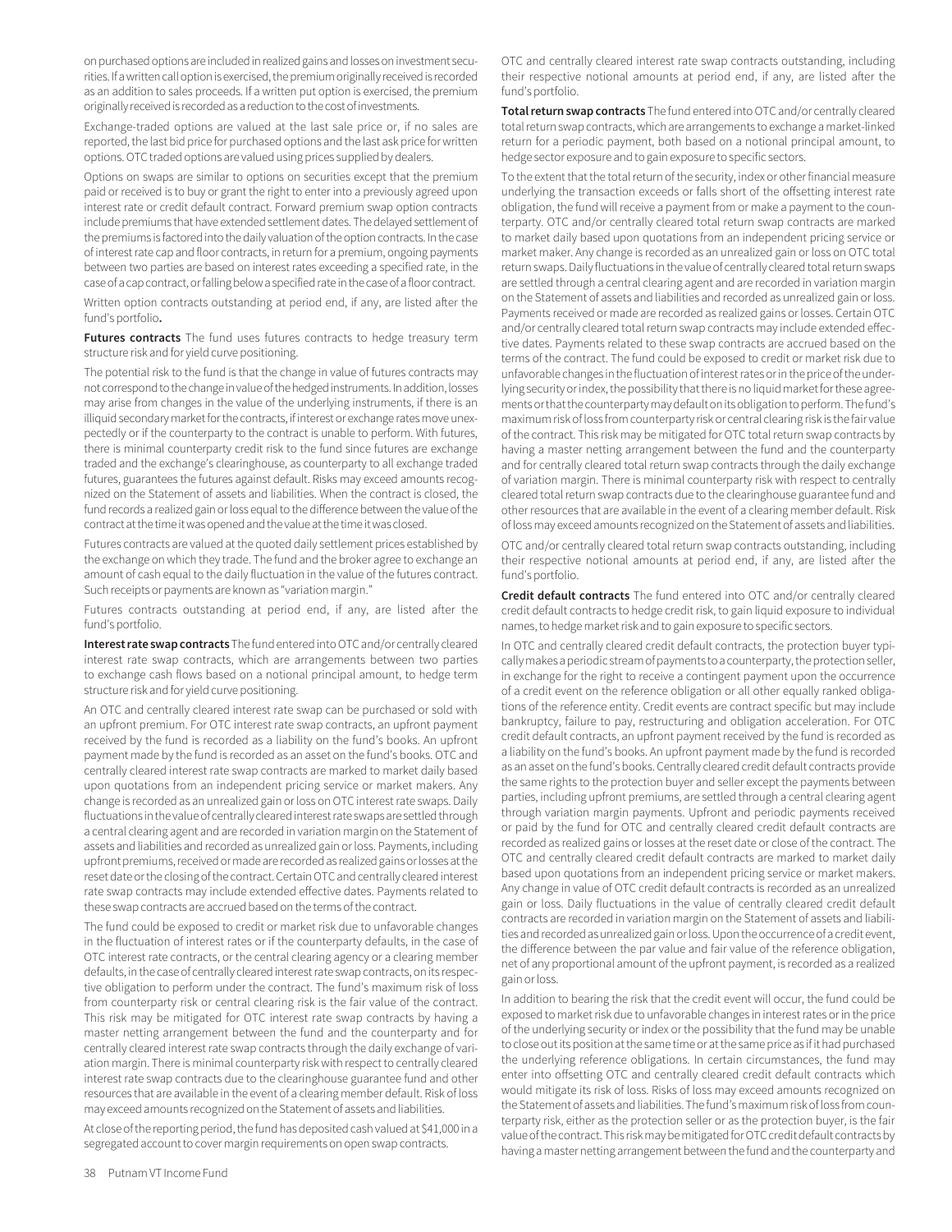on purchased options are included in realized gains and losses on investment securities. If a written call option is exercised, the premium originally received is recorded as an addition to sales proceeds. If a written put option is exercised, the premium originally received is recorded as a reduction to the cost of investments.

Exchange-traded options are valued at the last sale price or, if no sales are reported, the last bid price for purchased options and the last ask price for written options. OTC traded options are valued using prices supplied by dealers.

Options on swaps are similar to options on securities except that the premium paid or received is to buy or grant the right to enter into a previously agreed upon interest rate or credit default contract. Forward premium swap option contracts include premiums that have extended settlement dates. The delayed settlement of the premiums is factored into the daily valuation of the option contracts. In the case of interest rate cap and floor contracts, in return for a premium, ongoing payments between two parties are based on interest rates exceeding a specified rate, in the case of a cap contract, or falling below a specified rate in the case of a floor contract.

Written option contracts outstanding at period end, if any, are listed after the fund's portfolio**.**

**Futures contracts** The fund uses futures contracts to hedge treasury term structure risk and for yield curve positioning.

The potential risk to the fund is that the change in value of futures contracts may not correspond to the change in value of the hedged instruments. In addition, losses may arise from changes in the value of the underlying instruments, if there is an illiquid secondary market for the contracts, if interest or exchange rates move unexpectedly or if the counterparty to the contract is unable to perform. With futures, there is minimal counterparty credit risk to the fund since futures are exchange traded and the exchange's clearinghouse, as counterparty to all exchange traded futures, guarantees the futures against default. Risks may exceed amounts recognized on the Statement of assets and liabilities. When the contract is closed, the fund records a realized gain or loss equal to the difference between the value of the contract at the time it was opened and the value at the time it was closed.

Futures contracts are valued at the quoted daily settlement prices established by the exchange on which they trade. The fund and the broker agree to exchange an amount of cash equal to the daily fluctuation in the value of the futures contract. Such receipts or payments are known as "variation margin."

Futures contracts outstanding at period end, if any, are listed after the fund's portfolio.

**Interest rate swap contracts** The fund entered into OTC and/or centrally cleared interest rate swap contracts, which are arrangements between two parties to exchange cash flows based on a notional principal amount, to hedge term structure risk and for yield curve positioning.

An OTC and centrally cleared interest rate swap can be purchased or sold with an upfront premium. For OTC interest rate swap contracts, an upfront payment received by the fund is recorded as a liability on the fund's books. An upfront payment made by the fund is recorded as an asset on the fund's books. OTC and centrally cleared interest rate swap contracts are marked to market daily based upon quotations from an independent pricing service or market makers. Any change is recorded as an unrealized gain or loss on OTC interest rate swaps. Daily fluctuations in the value of centrally cleared interest rate swaps are settled through a central clearing agent and are recorded in variation margin on the Statement of assets and liabilities and recorded as unrealized gain or loss. Payments, including upfront premiums, received or made are recorded as realized gains or losses at the reset date or the closing of the contract. Certain OTC and centrally cleared interest rate swap contracts may include extended effective dates. Payments related to these swap contracts are accrued based on the terms of the contract.

The fund could be exposed to credit or market risk due to unfavorable changes in the fluctuation of interest rates or if the counterparty defaults, in the case of OTC interest rate contracts, or the central clearing agency or a clearing member defaults, in the case of centrally cleared interest rate swap contracts, on its respective obligation to perform under the contract. The fund's maximum risk of loss from counterparty risk or central clearing risk is the fair value of the contract. This risk may be mitigated for OTC interest rate swap contracts by having a master netting arrangement between the fund and the counterparty and for centrally cleared interest rate swap contracts through the daily exchange of variation margin. There is minimal counterparty risk with respect to centrally cleared interest rate swap contracts due to the clearinghouse guarantee fund and other resources that are available in the event of a clearing member default. Risk of loss may exceed amounts recognized on the Statement of assets and liabilities.

At close of the reporting period, the fund has deposited cash valued at $41,000 in a segregated account to cover margin requirements on open swap contracts.

OTC and centrally cleared interest rate swap contracts outstanding, including their respective notional amounts at period end, if any, are listed after the fund's portfolio.

**Total return swap contracts** The fund entered into OTC and/or centrally cleared total return swap contracts, which are arrangements to exchange a market-linked return for a periodic payment, both based on a notional principal amount, to hedge sector exposure and to gain exposure to specific sectors.

To the extent that the total return of the security, index or other financial measure underlying the transaction exceeds or falls short of the offsetting interest rate obligation, the fund will receive a payment from or make a payment to the counterparty. OTC and/or centrally cleared total return swap contracts are marked to market daily based upon quotations from an independent pricing service or market maker. Any change is recorded as an unrealized gain or loss on OTC total return swaps. Daily fluctuations in the value of centrally cleared total return swaps are settled through a central clearing agent and are recorded in variation margin on the Statement of assets and liabilities and recorded as unrealized gain or loss. Payments received or made are recorded as realized gains or losses. Certain OTC and/or centrally cleared total return swap contracts may include extended effective dates. Payments related to these swap contracts are accrued based on the terms of the contract. The fund could be exposed to credit or market risk due to unfavorable changes in the fluctuation of interest rates or in the price of the underlying security or index, the possibility that there is no liquid market for these agreements or that the counterparty may default on its obligation to perform. The fund's maximum risk of loss from counterparty risk or central clearing risk is the fair value of the contract. This risk may be mitigated for OTC total return swap contracts by having a master netting arrangement between the fund and the counterparty and for centrally cleared total return swap contracts through the daily exchange of variation margin. There is minimal counterparty risk with respect to centrally cleared total return swap contracts due to the clearinghouse guarantee fund and other resources that are available in the event of a clearing member default. Risk of loss may exceed amounts recognized on the Statement of assets and liabilities.

OTC and/or centrally cleared total return swap contracts outstanding, including their respective notional amounts at period end, if any, are listed after the fund's portfolio.

**Credit default contracts** The fund entered into OTC and/or centrally cleared credit default contracts to hedge credit risk, to gain liquid exposure to individual names, to hedge market risk and to gain exposure to specific sectors.

In OTC and centrally cleared credit default contracts, the protection buyer typically makes a periodic stream of payments to a counterparty, the protection seller, in exchange for the right to receive a contingent payment upon the occurrence of a credit event on the reference obligation or all other equally ranked obligations of the reference entity. Credit events are contract specific but may include bankruptcy, failure to pay, restructuring and obligation acceleration. For OTC credit default contracts, an upfront payment received by the fund is recorded as a liability on the fund's books. An upfront payment made by the fund is recorded as an asset on the fund's books. Centrally cleared credit default contracts provide the same rights to the protection buyer and seller except the payments between parties, including upfront premiums, are settled through a central clearing agent through variation margin payments. Upfront and periodic payments received or paid by the fund for OTC and centrally cleared credit default contracts are recorded as realized gains or losses at the reset date or close of the contract. The OTC and centrally cleared credit default contracts are marked to market daily based upon quotations from an independent pricing service or market makers. Any change in value of OTC credit default contracts is recorded as an unrealized gain or loss. Daily fluctuations in the value of centrally cleared credit default contracts are recorded in variation margin on the Statement of assets and liabilities and recorded as unrealized gain or loss. Upon the occurrence of a credit event, the difference between the par value and fair value of the reference obligation, net of any proportional amount of the upfront payment, is recorded as a realized gain or loss.

In addition to bearing the risk that the credit event will occur, the fund could be exposed to market risk due to unfavorable changes in interest rates or in the price of the underlying security or index or the possibility that the fund may be unable to close out its position at the same time or at the same price as if it had purchased the underlying reference obligations. In certain circumstances, the fund may enter into offsetting OTC and centrally cleared credit default contracts which would mitigate its risk of loss. Risks of loss may exceed amounts recognized on the Statement of assets and liabilities. The fund's maximum risk of loss from counterparty risk, either as the protection seller or as the protection buyer, is the fair value of the contract. This risk may be mitigated for OTC credit default contracts by having a master netting arrangement between the fund and the counterparty and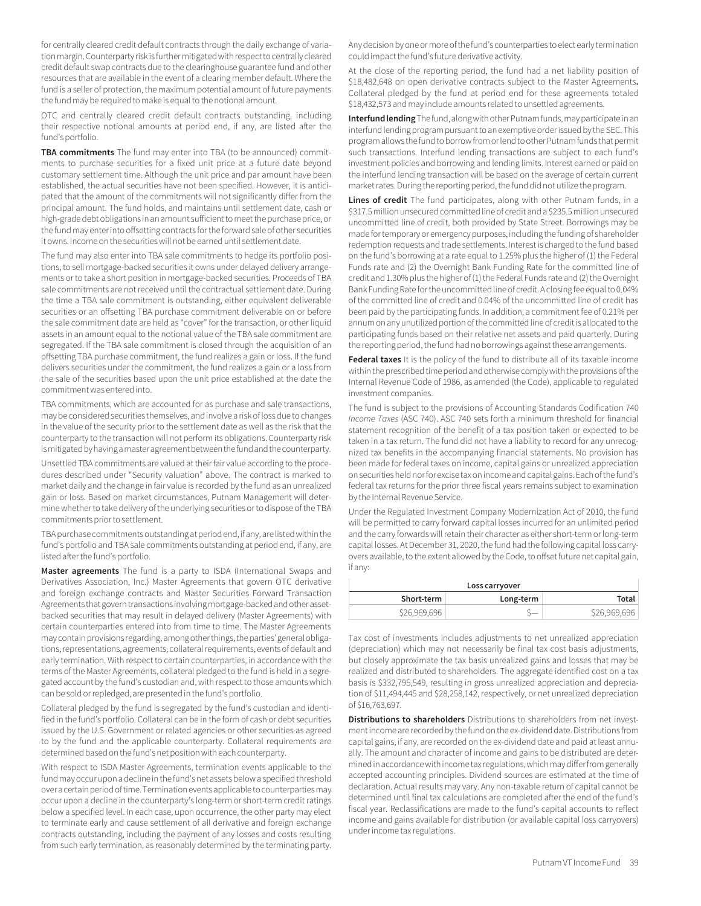for centrally cleared credit default contracts through the daily exchange of variation margin. Counterparty risk is further mitigated with respect to centrally cleared credit default swap contracts due to the clearinghouse guarantee fund and other resources that are available in the event of a clearing member default. Where the fund is a seller of protection, the maximum potential amount of future payments the fund may be required to make is equal to the notional amount.

OTC and centrally cleared credit default contracts outstanding, including their respective notional amounts at period end, if any, are listed after the fund's portfolio.

**TBA commitments** The fund may enter into TBA (to be announced) commitments to purchase securities for a fixed unit price at a future date beyond customary settlement time. Although the unit price and par amount have been established, the actual securities have not been specified. However, it is anticipated that the amount of the commitments will not significantly differ from the principal amount. The fund holds, and maintains until settlement date, cash or high-grade debt obligations in an amount sufficient to meet the purchase price, or the fund may enter into offsetting contracts for the forward sale of other securities it owns. Income on the securities will not be earned until settlement date.

The fund may also enter into TBA sale commitments to hedge its portfolio positions, to sell mortgage-backed securities it owns under delayed delivery arrangements or to take a short position in mortgage-backed securities. Proceeds of TBA sale commitments are not received until the contractual settlement date. During the time a TBA sale commitment is outstanding, either equivalent deliverable securities or an offsetting TBA purchase commitment deliverable on or before the sale commitment date are held as "cover" for the transaction, or other liquid assets in an amount equal to the notional value of the TBA sale commitment are segregated. If the TBA sale commitment is closed through the acquisition of an offsetting TBA purchase commitment, the fund realizes a gain or loss. If the fund delivers securities under the commitment, the fund realizes a gain or a loss from the sale of the securities based upon the unit price established at the date the commitment was entered into.

TBA commitments, which are accounted for as purchase and sale transactions, may be considered securities themselves, and involve a risk of loss due to changes in the value of the security prior to the settlement date as well as the risk that the counterparty to the transaction will not perform its obligations. Counterparty risk is mitigated by having a master agreement between the fund and the counterparty.

Unsettled TBA commitments are valued at their fair value according to the procedures described under "Security valuation" above. The contract is marked to market daily and the change in fair value is recorded by the fund as an unrealized gain or loss. Based on market circumstances, Putnam Management will determine whether to take delivery of the underlying securities or to dispose of the TBA commitments prior to settlement.

TBA purchase commitments outstanding at period end, if any, are listed within the fund's portfolio and TBA sale commitments outstanding at period end, if any, are listed after the fund's portfolio.

**Master agreements** The fund is a party to ISDA (International Swaps and Derivatives Association, Inc.) Master Agreements that govern OTC derivative and foreign exchange contracts and Master Securities Forward Transaction Agreements that govern transactions involving mortgage-backed and other asset-backed securities that may result in delayed delivery (Master Agreements) with certain counterparties entered into from time to time. The Master Agreements may contain provisions regarding, among other things, the parties' general obligations, representations, agreements, collateral requirements, events of default and early termination. With respect to certain counterparties, in accordance with the terms of the Master Agreements, collateral pledged to the fund is held in a segregated account by the fund's custodian and, with respect to those amounts which can be sold or repledged, are presented in the fund's portfolio.

Collateral pledged by the fund is segregated by the fund's custodian and identified in the fund's portfolio. Collateral can be in the form of cash or debt securities issued by the U.S. Government or related agencies or other securities as agreed to by the fund and the applicable counterparty. Collateral requirements are determined based on the fund's net position with each counterparty.

With respect to ISDA Master Agreements, termination events applicable to the fund may occur upon a decline in the fund's net assets below a specified threshold over a certain period of time. Termination events applicable to counterparties may occur upon a decline in the counterparty's long-term or short-term credit ratings below a specified level. In each case, upon occurrence, the other party may elect to terminate early and cause settlement of all derivative and foreign exchange contracts outstanding, including the payment of any losses and costs resulting from such early termination, as reasonably determined by the terminating party. Any decision by one or more of the fund's counterparties to elect early termination could impact the fund's future derivative activity.

At the close of the reporting period, the fund had a net liability position of $18,482,648 on open derivative contracts subject to the Master Agreements**.** Collateral pledged by the fund at period end for these agreements totaled $18,432,573 and may include amounts related to unsettled agreements.

**Interfund lending** The fund, along with other Putnam funds, may participate in an interfund lending program pursuant to an exemptive order issued by the SEC. This program allows the fund to borrow from or lend to other Putnam funds that permit such transactions. Interfund lending transactions are subject to each fund's investment policies and borrowing and lending limits. Interest earned or paid on the interfund lending transaction will be based on the average of certain current market rates. During the reporting period, the fund did not utilize the program.

**Lines of credit** The fund participates, along with other Putnam funds, in a $317.5 million unsecured committed line of credit and a $235.5 million unsecured uncommitted line of credit, both provided by State Street. Borrowings may be made for temporary or emergency purposes, including the funding of shareholder redemption requests and trade settlements. Interest is charged to the fund based on the fund's borrowing at a rate equal to 1.25% plus the higher of (1) the Federal Funds rate and (2) the Overnight Bank Funding Rate for the committed line of credit and 1.30% plus the higher of (1) the Federal Funds rate and (2) the Overnight Bank Funding Rate for the uncommitted line of credit. A closing fee equal to 0.04% of the committed line of credit and 0.04% of the uncommitted line of credit has been paid by the participating funds. In addition, a commitment fee of 0.21% per annum on any unutilized portion of the committed line of credit is allocated to the participating funds based on their relative net assets and paid quarterly. During the reporting period, the fund had no borrowings against these arrangements.

**Federal taxes** It is the policy of the fund to distribute all of its taxable income within the prescribed time period and otherwise comply with the provisions of the Internal Revenue Code of 1986, as amended (the Code), applicable to regulated investment companies.

The fund is subject to the provisions of Accounting Standards Codification 740 *Income Taxes* (ASC 740). ASC 740 sets forth a minimum threshold for financial statement recognition of the benefit of a tax position taken or expected to be taken in a tax return. The fund did not have a liability to record for any unrecognized tax benefits in the accompanying financial statements. No provision has been made for federal taxes on income, capital gains or unrealized appreciation on securities held nor for excise tax on income and capital gains. Each of the fund's federal tax returns for the prior three fiscal years remains subject to examination by the Internal Revenue Service.

Under the Regulated Investment Company Modernization Act of 2010, the fund will be permitted to carry forward capital losses incurred for an unlimited period and the carry forwards will retain their character as either short-term or long-term capital losses. At December 31, 2020, the fund had the following capital loss carryovers available, to the extent allowed by the Code, to offset future net capital gain, if any:

| Loss carryover | | |
|---|---|---|
| **Short-term** | **Long-term** | **Total** |
| $26,969,696 | $— | $26,969,696 |

Tax cost of investments includes adjustments to net unrealized appreciation (depreciation) which may not necessarily be final tax cost basis adjustments, but closely approximate the tax basis unrealized gains and losses that may be realized and distributed to shareholders. The aggregate identified cost on a tax basis is $332,795,549, resulting in gross unrealized appreciation and depreciation of $11,494,445 and $28,258,142, respectively, or net unrealized depreciation of $16,763,697.

**Distributions to shareholders** Distributions to shareholders from net investment income are recorded by the fund on the ex-dividend date. Distributions from capital gains, if any, are recorded on the ex-dividend date and paid at least annually. The amount and character of income and gains to be distributed are determined in accordance with income tax regulations, which may differ from generally accepted accounting principles. Dividend sources are estimated at the time of declaration. Actual results may vary. Any non-taxable return of capital cannot be determined until final tax calculations are completed after the end of the fund's fiscal year. Reclassifications are made to the fund's capital accounts to reflect income and gains available for distribution (or available capital loss carryovers) under income tax regulations.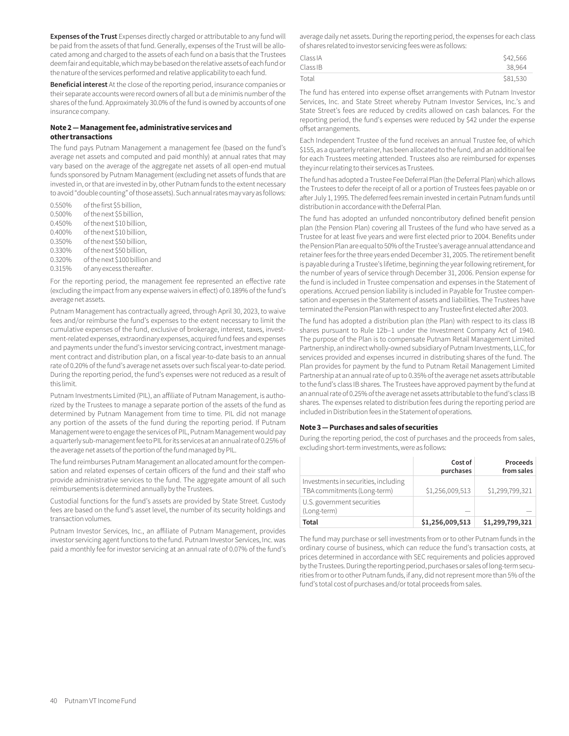**Expenses of the Trust** Expenses directly charged or attributable to any fund will be paid from the assets of that fund. Generally, expenses of the Trust will be allocated among and charged to the assets of each fund on a basis that the Trustees deem fair and equitable, which may be based on the relative assets of each fund or the nature of the services performed and relative applicability to each fund.

**Beneficial interest** At the close of the reporting period, insurance companies or their separate accounts were record owners of all but a de minimis number of the shares of the fund. Approximately 30.0% of the fund is owned by accounts of one insurance company.

### Note 2 — Management fee, administrative services and other transactions

The fund pays Putnam Management a management fee (based on the fund's average net assets and computed and paid monthly) at annual rates that may vary based on the average of the aggregate net assets of all open-end mutual funds sponsored by Putnam Management (excluding net assets of funds that are invested in, or that are invested in by, other Putnam funds to the extent necessary to avoid "double counting" of those assets). Such annual rates may vary as follows:

0.550% of the first $5 billion,
0.500% of the next $5 billion,
0.450% of the next $10 billion,
0.400% of the next $10 billion,
0.350% of the next $50 billion,
0.330% of the next $50 billion,
0.320% of the next $100 billion and
0.315% of any excess thereafter.

For the reporting period, the management fee represented an effective rate (excluding the impact from any expense waivers in effect) of 0.189% of the fund's average net assets.

Putnam Management has contractually agreed, through April 30, 2023, to waive fees and/or reimburse the fund's expenses to the extent necessary to limit the cumulative expenses of the fund, exclusive of brokerage, interest, taxes, investment-related expenses, extraordinary expenses, acquired fund fees and expenses and payments under the fund's investor servicing contract, investment management contract and distribution plan, on a fiscal year-to-date basis to an annual rate of 0.20% of the fund's average net assets over such fiscal year-to-date period. During the reporting period, the fund's expenses were not reduced as a result of this limit.

Putnam Investments Limited (PIL), an affiliate of Putnam Management, is authorized by the Trustees to manage a separate portion of the assets of the fund as determined by Putnam Management from time to time. PIL did not manage any portion of the assets of the fund during the reporting period. If Putnam Management were to engage the services of PIL, Putnam Management would pay a quarterly sub-management fee to PIL for its services at an annual rate of 0.25% of the average net assets of the portion of the fund managed by PIL.

The fund reimburses Putnam Management an allocated amount for the compensation and related expenses of certain officers of the fund and their staff who provide administrative services to the fund. The aggregate amount of all such reimbursements is determined annually by the Trustees.

Custodial functions for the fund's assets are provided by State Street. Custody fees are based on the fund's asset level, the number of its security holdings and transaction volumes.

Putnam Investor Services, Inc., an affiliate of Putnam Management, provides investor servicing agent functions to the fund. Putnam Investor Services, Inc. was paid a monthly fee for investor servicing at an annual rate of 0.07% of the fund's average daily net assets. During the reporting period, the expenses for each class of shares related to investor servicing fees were as follows:

| | |
|---|---|
| Class IA | $42,566 |
| Class IB | 38,964 |
| Total | $81,530 |

The fund has entered into expense offset arrangements with Putnam Investor Services, Inc. and State Street whereby Putnam Investor Services, Inc.'s and State Street's fees are reduced by credits allowed on cash balances. For the reporting period, the fund's expenses were reduced by $42 under the expense offset arrangements.

Each Independent Trustee of the fund receives an annual Trustee fee, of which $155, as a quarterly retainer, has been allocated to the fund, and an additional fee for each Trustees meeting attended. Trustees also are reimbursed for expenses they incur relating to their services as Trustees.

The fund has adopted a Trustee Fee Deferral Plan (the Deferral Plan) which allows the Trustees to defer the receipt of all or a portion of Trustees fees payable on or after July 1, 1995. The deferred fees remain invested in certain Putnam funds until distribution in accordance with the Deferral Plan.

The fund has adopted an unfunded noncontributory defined benefit pension plan (the Pension Plan) covering all Trustees of the fund who have served as a Trustee for at least five years and were first elected prior to 2004. Benefits under the Pension Plan are equal to 50% of the Trustee's average annual attendance and retainer fees for the three years ended December 31, 2005. The retirement benefit is payable during a Trustee's lifetime, beginning the year following retirement, for the number of years of service through December 31, 2006. Pension expense for the fund is included in Trustee compensation and expenses in the Statement of operations. Accrued pension liability is included in Payable for Trustee compensation and expenses in the Statement of assets and liabilities. The Trustees have terminated the Pension Plan with respect to any Trustee first elected after 2003.

The fund has adopted a distribution plan (the Plan) with respect to its class IB shares pursuant to Rule 12b–1 under the Investment Company Act of 1940. The purpose of the Plan is to compensate Putnam Retail Management Limited Partnership, an indirect wholly-owned subsidiary of Putnam Investments, LLC, for services provided and expenses incurred in distributing shares of the fund. The Plan provides for payment by the fund to Putnam Retail Management Limited Partnership at an annual rate of up to 0.35% of the average net assets attributable to the fund's class IB shares. The Trustees have approved payment by the fund at an annual rate of 0.25% of the average net assets attributable to the fund's class IB shares. The expenses related to distribution fees during the reporting period are included in Distribution fees in the Statement of operations.

### Note 3 — Purchases and sales of securities

During the reporting period, the cost of purchases and the proceeds from sales, excluding short-term investments, were as follows:

| | Cost of purchases | Proceeds from sales |
|---|---|---|
| Investments in securities, including TBA commitments (Long-term) | $1,256,009,513 | $1,299,799,321 |
| U.S. government securities (Long-term) | — | — |
| **Total** | **$1,256,009,513** | **$1,299,799,321** |

The fund may purchase or sell investments from or to other Putnam funds in the ordinary course of business, which can reduce the fund's transaction costs, at prices determined in accordance with SEC requirements and policies approved by the Trustees. During the reporting period, purchases or sales of long-term securities from or to other Putnam funds, if any, did not represent more than 5% of the fund's total cost of purchases and/or total proceeds from sales.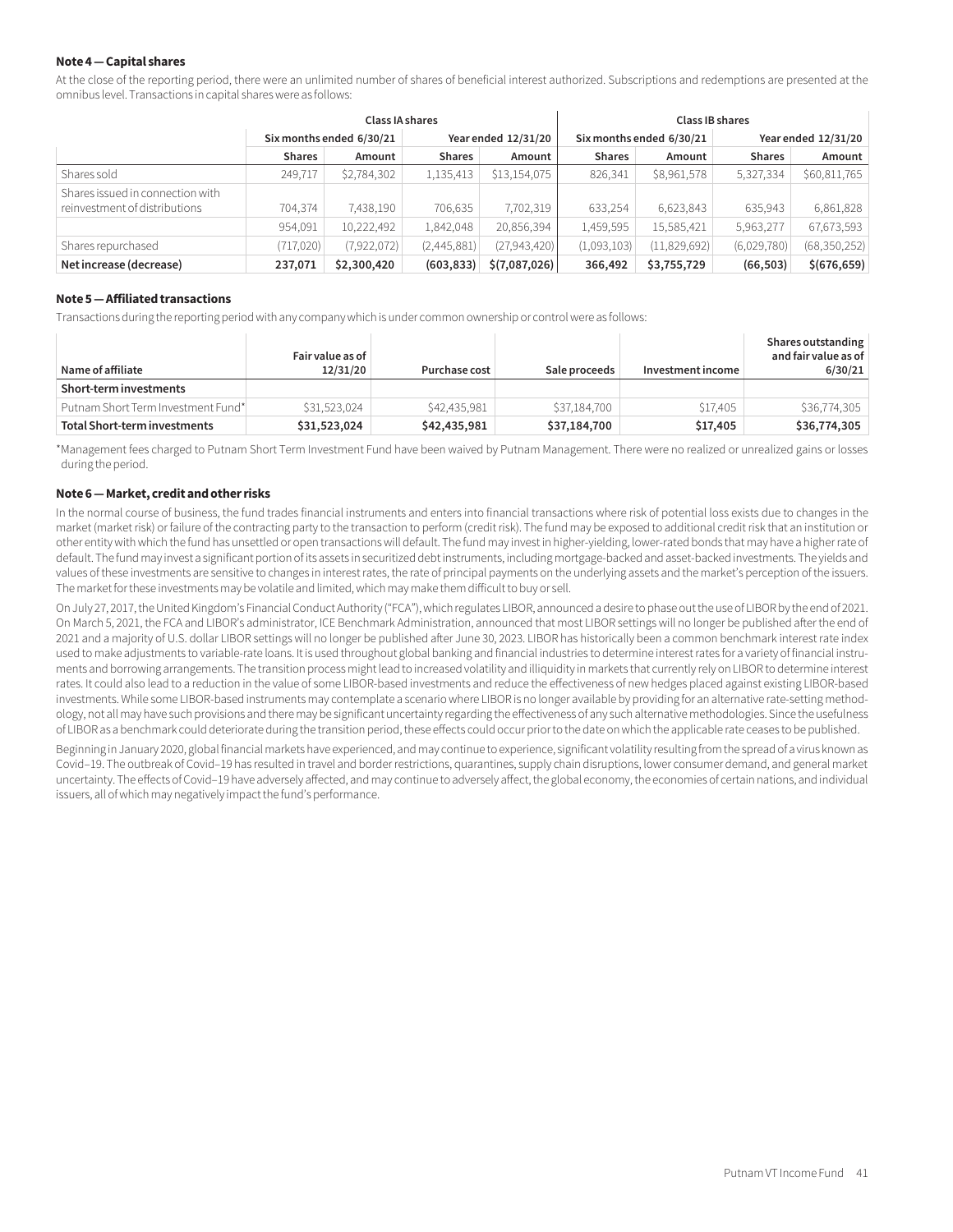### Note 4 — Capital shares

At the close of the reporting period, there were an unlimited number of shares of beneficial interest authorized. Subscriptions and redemptions are presented at the omnibus level. Transactions in capital shares were as follows:

| | Class IA shares | | | | Class IB shares | | | |
|---|---|---|---|---|---|---|---|---|
| | Six months ended 6/30/21 | | Year ended 12/31/20 | | Six months ended 6/30/21 | | Year ended 12/31/20 | |
| | **Shares** | **Amount** | **Shares** | **Amount** | **Shares** | **Amount** | **Shares** | **Amount** |
| Shares sold | 249,717 | $2,784,302 | 1,135,413 | $13,154,075 | 826,341 | $8,961,578 | 5,327,334 | $60,811,765 |
| Shares issued in connection with reinvestment of distributions | 704,374 | 7,438,190 | 706,635 | 7,702,319 | 633,254 | 6,623,843 | 635,943 | 6,861,828 |
| | 954,091 | 10,222,492 | 1,842,048 | 20,856,394 | 1,459,595 | 15,585,421 | 5,963,277 | 67,673,593 |
| Shares repurchased | (717,020) | (7,922,072) | (2,445,881) | (27,943,420) | (1,093,103) | (11,829,692) | (6,029,780) | (68,350,252) |
| **Net increase (decrease)** | **237,071** | **$2,300,420** | **(603,833)** | **$(7,087,026)** | **366,492** | **$3,755,729** | **(66,503)** | **$(676,659)** |

### Note 5 — Affiliated transactions

Transactions during the reporting period with any company which is under common ownership or control were as follows:

| Name of affiliate | Fair value as of 12/31/20 | Purchase cost | Sale proceeds | Investment income | Shares outstanding and fair value as of 6/30/21 |
|---|---|---|---|---|---|
| **Short-term investments** | | | | | |
| Putnam Short Term Investment Fund* | $31,523,024 | $42,435,981 | $37,184,700 | $17,405 | $36,774,305 |
| **Total Short-term investments** | **$31,523,024** | **$42,435,981** | **$37,184,700** | **$17,405** | **$36,774,305** |

*Management fees charged to Putnam Short Term Investment Fund have been waived by Putnam Management. There were no realized or unrealized gains or losses during the period.

### Note 6 — Market, credit and other risks

In the normal course of business, the fund trades financial instruments and enters into financial transactions where risk of potential loss exists due to changes in the market (market risk) or failure of the contracting party to the transaction to perform (credit risk). The fund may be exposed to additional credit risk that an institution or other entity with which the fund has unsettled or open transactions will default. The fund may invest in higher-yielding, lower-rated bonds that may have a higher rate of default. The fund may invest a significant portion of its assets in securitized debt instruments, including mortgage-backed and asset-backed investments. The yields and values of these investments are sensitive to changes in interest rates, the rate of principal payments on the underlying assets and the market's perception of the issuers. The market for these investments may be volatile and limited, which may make them difficult to buy or sell.

On July 27, 2017, the United Kingdom's Financial Conduct Authority ("FCA"), which regulates LIBOR, announced a desire to phase out the use of LIBOR by the end of 2021. On March 5, 2021, the FCA and LIBOR's administrator, ICE Benchmark Administration, announced that most LIBOR settings will no longer be published after the end of 2021 and a majority of U.S. dollar LIBOR settings will no longer be published after June 30, 2023. LIBOR has historically been a common benchmark interest rate index used to make adjustments to variable-rate loans. It is used throughout global banking and financial industries to determine interest rates for a variety of financial instruments and borrowing arrangements. The transition process might lead to increased volatility and illiquidity in markets that currently rely on LIBOR to determine interest rates. It could also lead to a reduction in the value of some LIBOR-based investments and reduce the effectiveness of new hedges placed against existing LIBOR-based investments. While some LIBOR-based instruments may contemplate a scenario where LIBOR is no longer available by providing for an alternative rate-setting methodology, not all may have such provisions and there may be significant uncertainty regarding the effectiveness of any such alternative methodologies. Since the usefulness of LIBOR as a benchmark could deteriorate during the transition period, these effects could occur prior to the date on which the applicable rate ceases to be published.

Beginning in January 2020, global financial markets have experienced, and may continue to experience, significant volatility resulting from the spread of a virus known as Covid–19. The outbreak of Covid–19 has resulted in travel and border restrictions, quarantines, supply chain disruptions, lower consumer demand, and general market uncertainty. The effects of Covid–19 have adversely affected, and may continue to adversely affect, the global economy, the economies of certain nations, and individual issuers, all of which may negatively impact the fund's performance.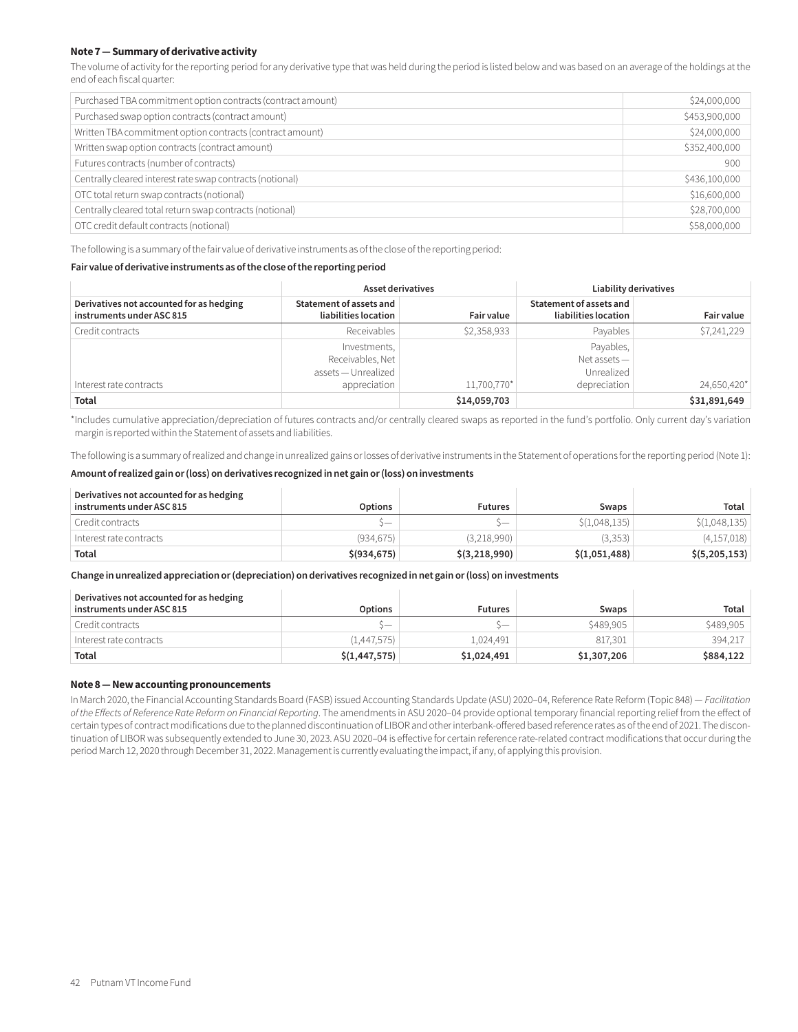#### Note 7 — Summary of derivative activity

The volume of activity for the reporting period for any derivative type that was held during the period is listed below and was based on an average of the holdings at the end of each fiscal quarter:

| | |
|---|---:|
| Purchased TBA commitment option contracts (contract amount) | $24,000,000 |
| Purchased swap option contracts (contract amount) | $453,900,000 |
| Written TBA commitment option contracts (contract amount) | $24,000,000 |
| Written swap option contracts (contract amount) | $352,400,000 |
| Futures contracts (number of contracts) | 900 |
| Centrally cleared interest rate swap contracts (notional) | $436,100,000 |
| OTC total return swap contracts (notional) | $16,600,000 |
| Centrally cleared total return swap contracts (notional) | $28,700,000 |
| OTC credit default contracts (notional) | $58,000,000 |

The following is a summary of the fair value of derivative instruments as of the close of the reporting period:

**Fair value of derivative instruments as of the close of the reporting period**

| | Asset derivatives | | Liability derivatives | |
|---|---:|---:|---:|---:|
| **Derivatives not accounted for as hedging instruments under ASC 815** | **Statement of assets and liabilities location** | **Fair value** | **Statement of assets and liabilities location** | **Fair value** |
| Credit contracts | Receivables | $2,358,933 | Payables | $7,241,229 |
| Interest rate contracts | Investments, Receivables, Net assets — Unrealized appreciation | 11,700,770* | Payables, Net assets — Unrealized depreciation | 24,650,420* |
| **Total** | | **$14,059,703** | | **$31,891,649** |

*Includes cumulative appreciation/depreciation of futures contracts and/or centrally cleared swaps as reported in the fund's portfolio. Only current day's variation margin is reported within the Statement of assets and liabilities.

The following is a summary of realized and change in unrealized gains or losses of derivative instruments in the Statement of operations for the reporting period (Note 1):

**Amount of realized gain or (loss) on derivatives recognized in net gain or (loss) on investments**

| Derivatives not accounted for as hedging instruments under ASC 815 | Options | Futures | Swaps | Total |
|---|---:|---:|---:|---:|
| Credit contracts | $— | $— | $(1,048,135) | $(1,048,135) |
| Interest rate contracts | (934,675) | (3,218,990) | (3,353) | (4,157,018) |
| **Total** | **$(934,675)** | **$(3,218,990)** | **$(1,051,488)** | **$(5,205,153)** |

**Change in unrealized appreciation or (depreciation) on derivatives recognized in net gain or (loss) on investments**

| Derivatives not accounted for as hedging instruments under ASC 815 | Options | Futures | Swaps | Total |
|---|---:|---:|---:|---:|
| Credit contracts | $— | $— | $489,905 | $489,905 |
| Interest rate contracts | (1,447,575) | 1,024,491 | 817,301 | 394,217 |
| **Total** | **$(1,447,575)** | **$1,024,491** | **$1,307,206** | **$884,122** |

#### Note 8 — New accounting pronouncements

In March 2020, the Financial Accounting Standards Board (FASB) issued Accounting Standards Update (ASU) 2020–04, Reference Rate Reform (Topic 848) — *Facilitation of the Effects of Reference Rate Reform on Financial Reporting*. The amendments in ASU 2020–04 provide optional temporary financial reporting relief from the effect of certain types of contract modifications due to the planned discontinuation of LIBOR and other interbank-offered based reference rates as of the end of 2021. The discontinuation of LIBOR was subsequently extended to June 30, 2023. ASU 2020–04 is effective for certain reference rate-related contract modifications that occur during the period March 12, 2020 through December 31, 2022. Management is currently evaluating the impact, if any, of applying this provision.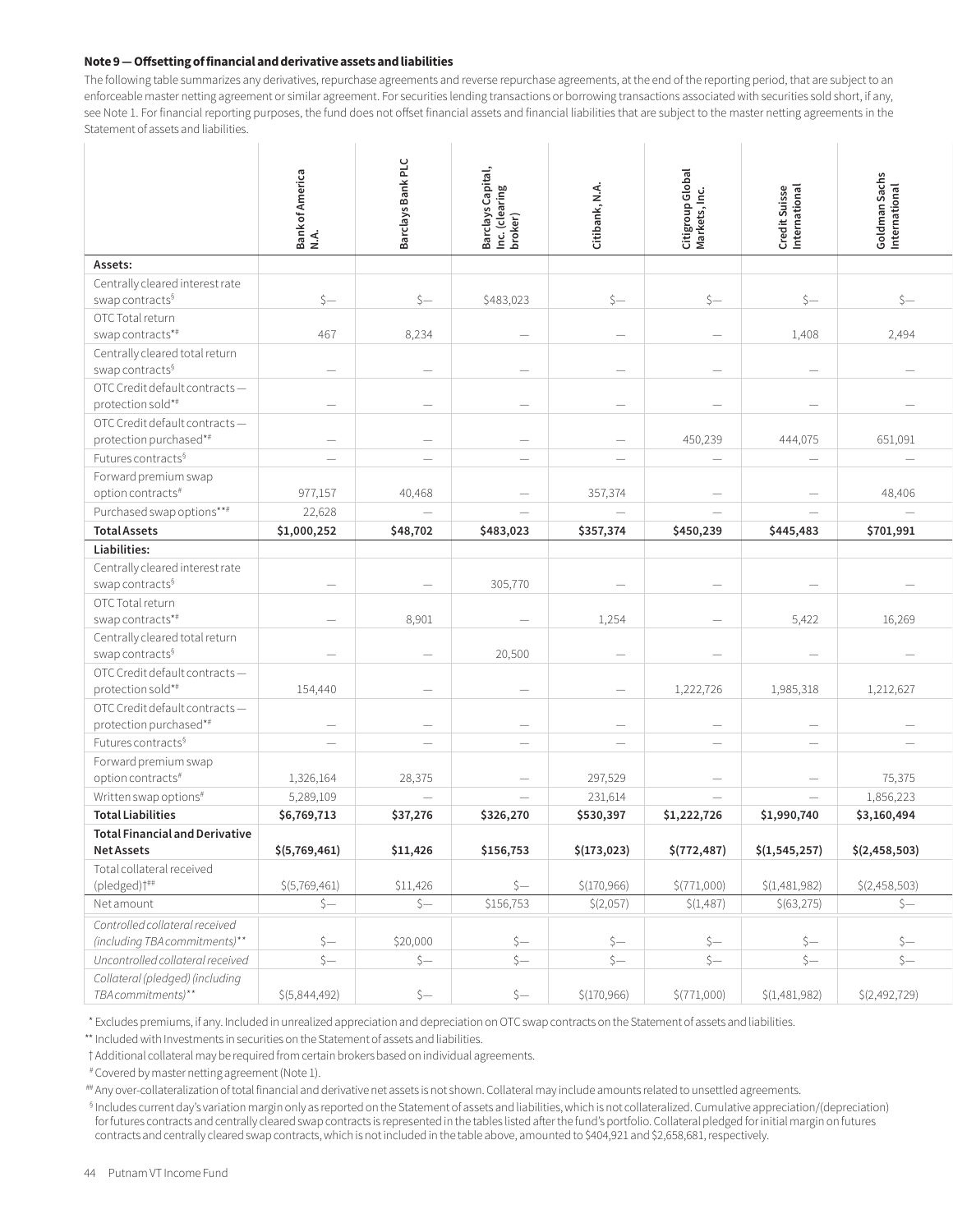**Note 9 — Offsetting of financial and derivative assets and liabilities**

The following table summarizes any derivatives, repurchase agreements and reverse repurchase agreements, at the end of the reporting period, that are subject to an enforceable master netting agreement or similar agreement. For securities lending transactions or borrowing transactions associated with securities sold short, if any, see Note 1. For financial reporting purposes, the fund does not offset financial assets and financial liabilities that are subject to the master netting agreements in the Statement of assets and liabilities.

| | Bank of America N.A. | Barclays Bank PLC | Barclays Capital, Inc. (clearing broker) | Citibank, N.A. | Citigroup Global Markets, Inc. | Credit Suisse International | Goldman Sachs International |
|---|---|---|---|---|---|---|---|
| **Assets:** | | | | | | | |
| Centrally cleared interest rate swap contracts§ | $— | $— | $483,023 | $— | $— | $— | $— |
| OTC Total return swap contracts*# | 467 | 8,234 | — | — | — | 1,408 | 2,494 |
| Centrally cleared total return swap contracts§ | — | — | — | — | — | — | — |
| OTC Credit default contracts — protection sold*# | — | — | — | — | — | — | — |
| OTC Credit default contracts — protection purchased*# | — | — | — | — | 450,239 | 444,075 | 651,091 |
| Futures contracts§ | — | — | — | — | — | — | — |
| Forward premium swap option contracts# | 977,157 | 40,468 | — | 357,374 | — | — | 48,406 |
| Purchased swap options**# | 22,628 | — | — | — | — | — | — |
| **Total Assets** | **$1,000,252** | **$48,702** | **$483,023** | **$357,374** | **$450,239** | **$445,483** | **$701,991** |
| **Liabilities:** | | | | | | | |
| Centrally cleared interest rate swap contracts§ | — | — | 305,770 | — | — | — | — |
| OTC Total return swap contracts*# | — | 8,901 | — | 1,254 | — | 5,422 | 16,269 |
| Centrally cleared total return swap contracts§ | — | — | 20,500 | — | — | — | — |
| OTC Credit default contracts — protection sold*# | 154,440 | — | — | — | 1,222,726 | 1,985,318 | 1,212,627 |
| OTC Credit default contracts — protection purchased*# | — | — | — | — | — | — | — |
| Futures contracts§ | — | — | — | — | — | — | — |
| Forward premium swap option contracts# | 1,326,164 | 28,375 | — | 297,529 | — | — | 75,375 |
| Written swap options# | 5,289,109 | — | — | 231,614 | — | — | 1,856,223 |
| **Total Liabilities** | **$6,769,713** | **$37,276** | **$326,270** | **$530,397** | **$1,222,726** | **$1,990,740** | **$3,160,494** |
| **Total Financial and Derivative Net Assets** | **$(5,769,461)** | **$11,426** | **$156,753** | **$(173,023)** | **$(772,487)** | **$(1,545,257)** | **$(2,458,503)** |
| Total collateral received (pledged)†## | $(5,769,461) | $11,426 | $— | $(170,966) | $(771,000) | $(1,481,982) | $(2,458,503) |
| Net amount | $— | $— | $156,753 | $(2,057) | $(1,487) | $(63,275) | $— |
| *Controlled collateral received (including TBA commitments)*** | $— | $20,000 | $— | $— | $— | $— | $— |
| *Uncontrolled collateral received* | $— | $— | $— | $— | $— | $— | $— |
| *Collateral (pledged) (including TBA commitments)*** | $(5,844,492) | $— | $— | $(170,966) | $(771,000) | $(1,481,982) | $(2,492,729) |

\* Excludes premiums, if any. Included in unrealized appreciation and depreciation on OTC swap contracts on the Statement of assets and liabilities.

** Included with Investments in securities on the Statement of assets and liabilities.

† Additional collateral may be required from certain brokers based on individual agreements.

\# Covered by master netting agreement (Note 1).

\## Any over-collateralization of total financial and derivative net assets is not shown. Collateral may include amounts related to unsettled agreements.

§ Includes current day's variation margin only as reported on the Statement of assets and liabilities, which is not collateralized. Cumulative appreciation/(depreciation) for futures contracts and centrally cleared swap contracts is represented in the tables listed after the fund's portfolio. Collateral pledged for initial margin on futures contracts and centrally cleared swap contracts, which is not included in the table above, amounted to $404,921 and $2,658,681, respectively.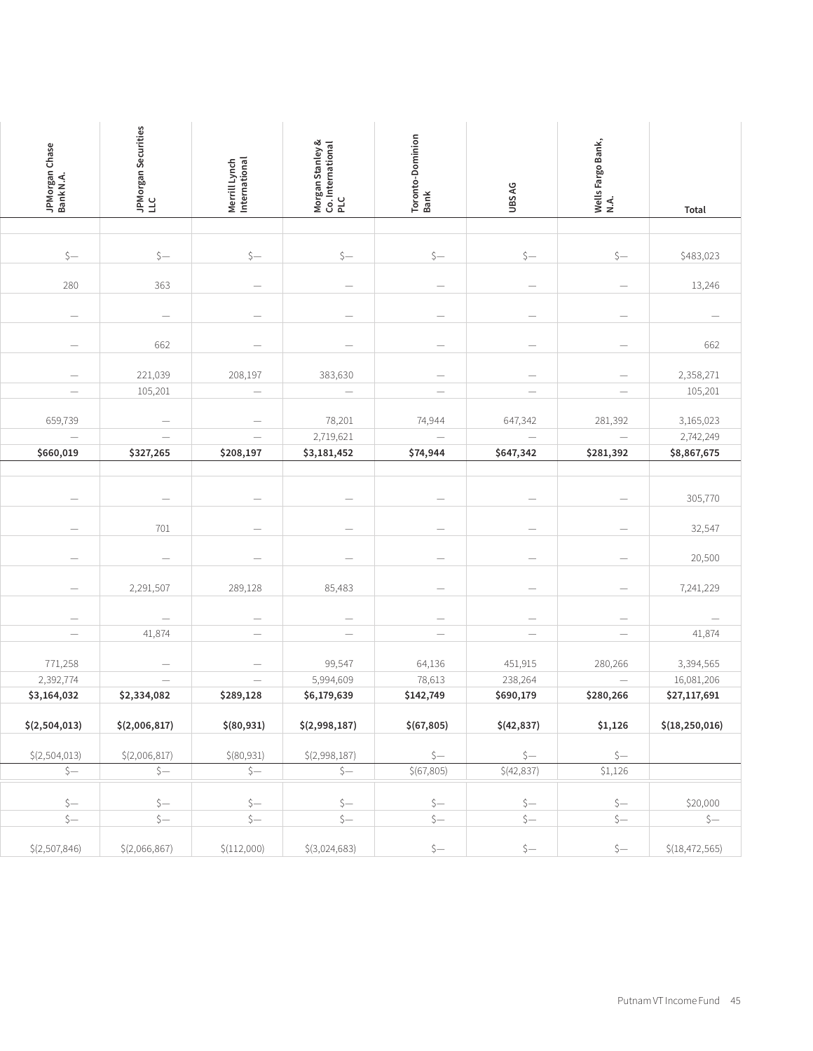| JPMorgan Chase Bank N.A. | JPMorgan Securities LLC | Merrill Lynch International | Morgan Stanley & Co. International PLC | Toronto-Dominion Bank | UBS AG | Wells Fargo Bank, N.A. | Total |
|---|---|---|---|---|---|---|---|
| | | | | | | | |
| $— | $— | $— | $— | $— | $— | $— | $483,023 |
| 280 | 363 | — | — | — | — | — | 13,246 |
| — | — | — | — | — | — | — | — |
| — | 662 | — | — | — | — | — | 662 |
| — | 221,039 | 208,197 | 383,630 | — | — | — | 2,358,271 |
| — | 105,201 | — | — | — | — | — | 105,201 |
| 659,739 | — | — | 78,201 | 74,944 | 647,342 | 281,392 | 3,165,023 |
| — | — | — | 2,719,621 | — | — | — | 2,742,249 |
| **$660,019** | **$327,265** | **$208,197** | **$3,181,452** | **$74,944** | **$647,342** | **$281,392** | **$8,867,675** |
| | | | | | | | |
| — | — | — | — | — | — | — | 305,770 |
| — | 701 | — | — | — | — | — | 32,547 |
| — | — | — | — | — | — | — | 20,500 |
| — | 2,291,507 | 289,128 | 85,483 | — | — | — | 7,241,229 |
| — | — | — | — | — | — | — | — |
| — | 41,874 | — | — | — | — | — | 41,874 |
| 771,258 | — | — | 99,547 | 64,136 | 451,915 | 280,266 | 3,394,565 |
| 2,392,774 | — | — | 5,994,609 | 78,613 | 238,264 | — | 16,081,206 |
| **$3,164,032** | **$2,334,082** | **$289,128** | **$6,179,639** | **$142,749** | **$690,179** | **$280,266** | **$27,117,691** |
| **$(2,504,013)** | **$(2,006,817)** | **$(80,931)** | **$(2,998,187)** | **$(67,805)** | **$(42,837)** | **$1,126** | **$(18,250,016)** |
| $(2,504,013) | $(2,006,817) | $(80,931) | $(2,998,187) | $— | $— | $— | |
| $— | $— | $— | $— | $(67,805) | $(42,837) | $1,126 | |
| $— | $— | $— | $— | $— | $— | $— | $20,000 |
| $— | $— | $— | $— | $— | $— | $— | $— |
| $(2,507,846) | $(2,066,867) | $(112,000) | $(3,024,683) | $— | $— | $— | $(18,472,565) |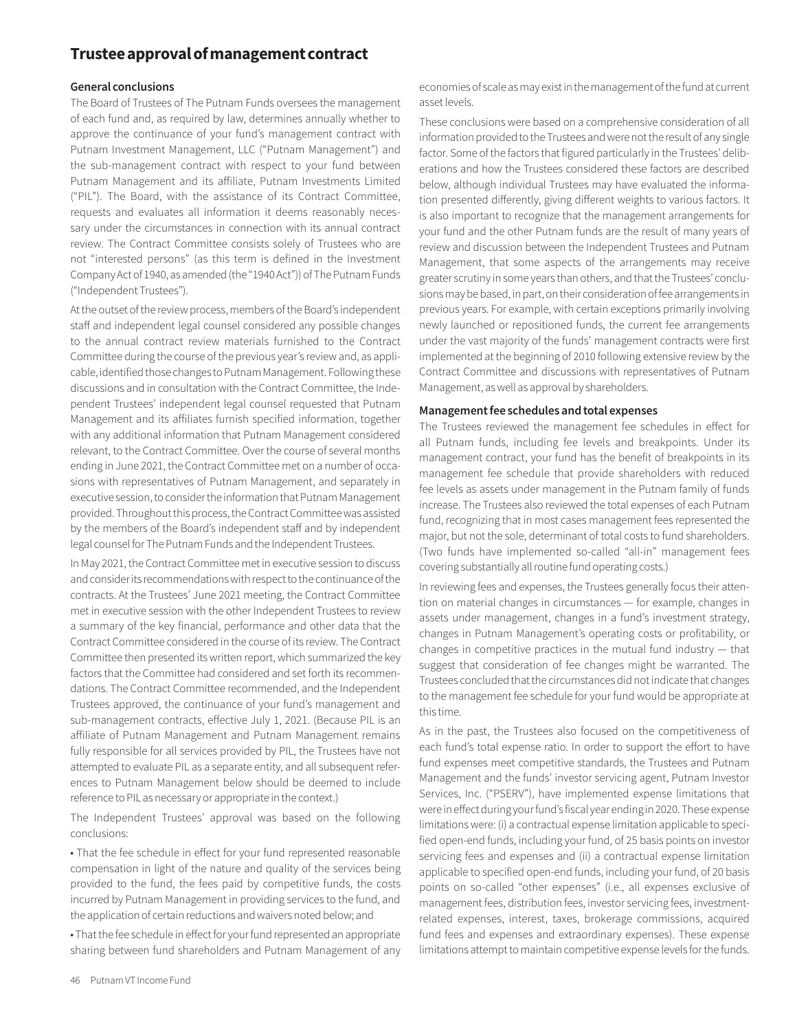# Trustee approval of management contract

### General conclusions

The Board of Trustees of The Putnam Funds oversees the management of each fund and, as required by law, determines annually whether to approve the continuance of your fund's management contract with Putnam Investment Management, LLC ("Putnam Management") and the sub-management contract with respect to your fund between Putnam Management and its affiliate, Putnam Investments Limited ("PIL"). The Board, with the assistance of its Contract Committee, requests and evaluates all information it deems reasonably necessary under the circumstances in connection with its annual contract review. The Contract Committee consists solely of Trustees who are not "interested persons" (as this term is defined in the Investment Company Act of 1940, as amended (the "1940 Act")) of The Putnam Funds ("Independent Trustees").

At the outset of the review process, members of the Board's independent staff and independent legal counsel considered any possible changes to the annual contract review materials furnished to the Contract Committee during the course of the previous year's review and, as applicable, identified those changes to Putnam Management. Following these discussions and in consultation with the Contract Committee, the Independent Trustees' independent legal counsel requested that Putnam Management and its affiliates furnish specified information, together with any additional information that Putnam Management considered relevant, to the Contract Committee. Over the course of several months ending in June 2021, the Contract Committee met on a number of occasions with representatives of Putnam Management, and separately in executive session, to consider the information that Putnam Management provided. Throughout this process, the Contract Committee was assisted by the members of the Board's independent staff and by independent legal counsel for The Putnam Funds and the Independent Trustees.

In May 2021, the Contract Committee met in executive session to discuss and consider its recommendations with respect to the continuance of the contracts. At the Trustees' June 2021 meeting, the Contract Committee met in executive session with the other Independent Trustees to review a summary of the key financial, performance and other data that the Contract Committee considered in the course of its review. The Contract Committee then presented its written report, which summarized the key factors that the Committee had considered and set forth its recommendations. The Contract Committee recommended, and the Independent Trustees approved, the continuance of your fund's management and sub-management contracts, effective July 1, 2021. (Because PIL is an affiliate of Putnam Management and Putnam Management remains fully responsible for all services provided by PIL, the Trustees have not attempted to evaluate PIL as a separate entity, and all subsequent references to Putnam Management below should be deemed to include reference to PIL as necessary or appropriate in the context.)

The Independent Trustees' approval was based on the following conclusions:

• That the fee schedule in effect for your fund represented reasonable compensation in light of the nature and quality of the services being provided to the fund, the fees paid by competitive funds, the costs incurred by Putnam Management in providing services to the fund, and the application of certain reductions and waivers noted below; and

• That the fee schedule in effect for your fund represented an appropriate sharing between fund shareholders and Putnam Management of any economies of scale as may exist in the management of the fund at current asset levels.

These conclusions were based on a comprehensive consideration of all information provided to the Trustees and were not the result of any single factor. Some of the factors that figured particularly in the Trustees' deliberations and how the Trustees considered these factors are described below, although individual Trustees may have evaluated the information presented differently, giving different weights to various factors. It is also important to recognize that the management arrangements for your fund and the other Putnam funds are the result of many years of review and discussion between the Independent Trustees and Putnam Management, that some aspects of the arrangements may receive greater scrutiny in some years than others, and that the Trustees' conclusions may be based, in part, on their consideration of fee arrangements in previous years. For example, with certain exceptions primarily involving newly launched or repositioned funds, the current fee arrangements under the vast majority of the funds' management contracts were first implemented at the beginning of 2010 following extensive review by the Contract Committee and discussions with representatives of Putnam Management, as well as approval by shareholders.

### Management fee schedules and total expenses

The Trustees reviewed the management fee schedules in effect for all Putnam funds, including fee levels and breakpoints. Under its management contract, your fund has the benefit of breakpoints in its management fee schedule that provide shareholders with reduced fee levels as assets under management in the Putnam family of funds increase. The Trustees also reviewed the total expenses of each Putnam fund, recognizing that in most cases management fees represented the major, but not the sole, determinant of total costs to fund shareholders. (Two funds have implemented so-called "all-in" management fees covering substantially all routine fund operating costs.)

In reviewing fees and expenses, the Trustees generally focus their attention on material changes in circumstances — for example, changes in assets under management, changes in a fund's investment strategy, changes in Putnam Management's operating costs or profitability, or changes in competitive practices in the mutual fund industry — that suggest that consideration of fee changes might be warranted. The Trustees concluded that the circumstances did not indicate that changes to the management fee schedule for your fund would be appropriate at this time.

As in the past, the Trustees also focused on the competitiveness of each fund's total expense ratio. In order to support the effort to have fund expenses meet competitive standards, the Trustees and Putnam Management and the funds' investor servicing agent, Putnam Investor Services, Inc. ("PSERV"), have implemented expense limitations that were in effect during your fund's fiscal year ending in 2020. These expense limitations were: (i) a contractual expense limitation applicable to specified open-end funds, including your fund, of 25 basis points on investor servicing fees and expenses and (ii) a contractual expense limitation applicable to specified open-end funds, including your fund, of 20 basis points on so-called "other expenses" (i.e., all expenses exclusive of management fees, distribution fees, investor servicing fees, investment-related expenses, interest, taxes, brokerage commissions, acquired fund fees and expenses and extraordinary expenses). These expense limitations attempt to maintain competitive expense levels for the funds.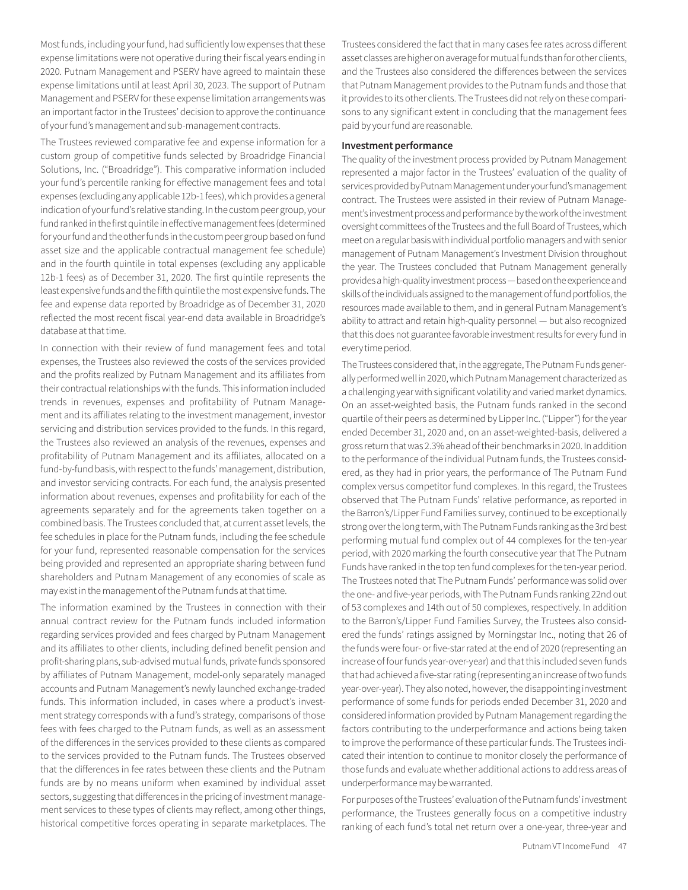Most funds, including your fund, had sufficiently low expenses that these expense limitations were not operative during their fiscal years ending in 2020. Putnam Management and PSERV have agreed to maintain these expense limitations until at least April 30, 2023. The support of Putnam Management and PSERV for these expense limitation arrangements was an important factor in the Trustees' decision to approve the continuance of your fund's management and sub-management contracts.

The Trustees reviewed comparative fee and expense information for a custom group of competitive funds selected by Broadridge Financial Solutions, Inc. ("Broadridge"). This comparative information included your fund's percentile ranking for effective management fees and total expenses (excluding any applicable 12b-1 fees), which provides a general indication of your fund's relative standing. In the custom peer group, your fund ranked in the first quintile in effective management fees (determined for your fund and the other funds in the custom peer group based on fund asset size and the applicable contractual management fee schedule) and in the fourth quintile in total expenses (excluding any applicable 12b-1 fees) as of December 31, 2020. The first quintile represents the least expensive funds and the fifth quintile the most expensive funds. The fee and expense data reported by Broadridge as of December 31, 2020 reflected the most recent fiscal year-end data available in Broadridge's database at that time.

In connection with their review of fund management fees and total expenses, the Trustees also reviewed the costs of the services provided and the profits realized by Putnam Management and its affiliates from their contractual relationships with the funds. This information included trends in revenues, expenses and profitability of Putnam Management and its affiliates relating to the investment management, investor servicing and distribution services provided to the funds. In this regard, the Trustees also reviewed an analysis of the revenues, expenses and profitability of Putnam Management and its affiliates, allocated on a fund-by-fund basis, with respect to the funds' management, distribution, and investor servicing contracts. For each fund, the analysis presented information about revenues, expenses and profitability for each of the agreements separately and for the agreements taken together on a combined basis. The Trustees concluded that, at current asset levels, the fee schedules in place for the Putnam funds, including the fee schedule for your fund, represented reasonable compensation for the services being provided and represented an appropriate sharing between fund shareholders and Putnam Management of any economies of scale as may exist in the management of the Putnam funds at that time.

The information examined by the Trustees in connection with their annual contract review for the Putnam funds included information regarding services provided and fees charged by Putnam Management and its affiliates to other clients, including defined benefit pension and profit-sharing plans, sub-advised mutual funds, private funds sponsored by affiliates of Putnam Management, model-only separately managed accounts and Putnam Management's newly launched exchange-traded funds. This information included, in cases where a product's investment strategy corresponds with a fund's strategy, comparisons of those fees with fees charged to the Putnam funds, as well as an assessment of the differences in the services provided to these clients as compared to the services provided to the Putnam funds. The Trustees observed that the differences in fee rates between these clients and the Putnam funds are by no means uniform when examined by individual asset sectors, suggesting that differences in the pricing of investment management services to these types of clients may reflect, among other things, historical competitive forces operating in separate marketplaces. The Trustees considered the fact that in many cases fee rates across different asset classes are higher on average for mutual funds than for other clients, and the Trustees also considered the differences between the services that Putnam Management provides to the Putnam funds and those that it provides to its other clients. The Trustees did not rely on these comparisons to any significant extent in concluding that the management fees paid by your fund are reasonable.

**Investment performance**

The quality of the investment process provided by Putnam Management represented a major factor in the Trustees' evaluation of the quality of services provided by Putnam Management under your fund's management contract. The Trustees were assisted in their review of Putnam Management's investment process and performance by the work of the investment oversight committees of the Trustees and the full Board of Trustees, which meet on a regular basis with individual portfolio managers and with senior management of Putnam Management's Investment Division throughout the year. The Trustees concluded that Putnam Management generally provides a high-quality investment process — based on the experience and skills of the individuals assigned to the management of fund portfolios, the resources made available to them, and in general Putnam Management's ability to attract and retain high-quality personnel — but also recognized that this does not guarantee favorable investment results for every fund in every time period.

The Trustees considered that, in the aggregate, The Putnam Funds generally performed well in 2020, which Putnam Management characterized as a challenging year with significant volatility and varied market dynamics. On an asset-weighted basis, the Putnam funds ranked in the second quartile of their peers as determined by Lipper Inc. ("Lipper") for the year ended December 31, 2020 and, on an asset-weighted-basis, delivered a gross return that was 2.3% ahead of their benchmarks in 2020. In addition to the performance of the individual Putnam funds, the Trustees considered, as they had in prior years, the performance of The Putnam Fund complex versus competitor fund complexes. In this regard, the Trustees observed that The Putnam Funds' relative performance, as reported in the Barron's/Lipper Fund Families survey, continued to be exceptionally strong over the long term, with The Putnam Funds ranking as the 3rd best performing mutual fund complex out of 44 complexes for the ten-year period, with 2020 marking the fourth consecutive year that The Putnam Funds have ranked in the top ten fund complexes for the ten-year period. The Trustees noted that The Putnam Funds' performance was solid over the one- and five-year periods, with The Putnam Funds ranking 22nd out of 53 complexes and 14th out of 50 complexes, respectively. In addition to the Barron's/Lipper Fund Families Survey, the Trustees also considered the funds' ratings assigned by Morningstar Inc., noting that 26 of the funds were four- or five-star rated at the end of 2020 (representing an increase of four funds year-over-year) and that this included seven funds that had achieved a five-star rating (representing an increase of two funds year-over-year). They also noted, however, the disappointing investment performance of some funds for periods ended December 31, 2020 and considered information provided by Putnam Management regarding the factors contributing to the underperformance and actions being taken to improve the performance of these particular funds. The Trustees indicated their intention to continue to monitor closely the performance of those funds and evaluate whether additional actions to address areas of underperformance may be warranted.

For purposes of the Trustees' evaluation of the Putnam funds' investment performance, the Trustees generally focus on a competitive industry ranking of each fund's total net return over a one-year, three-year and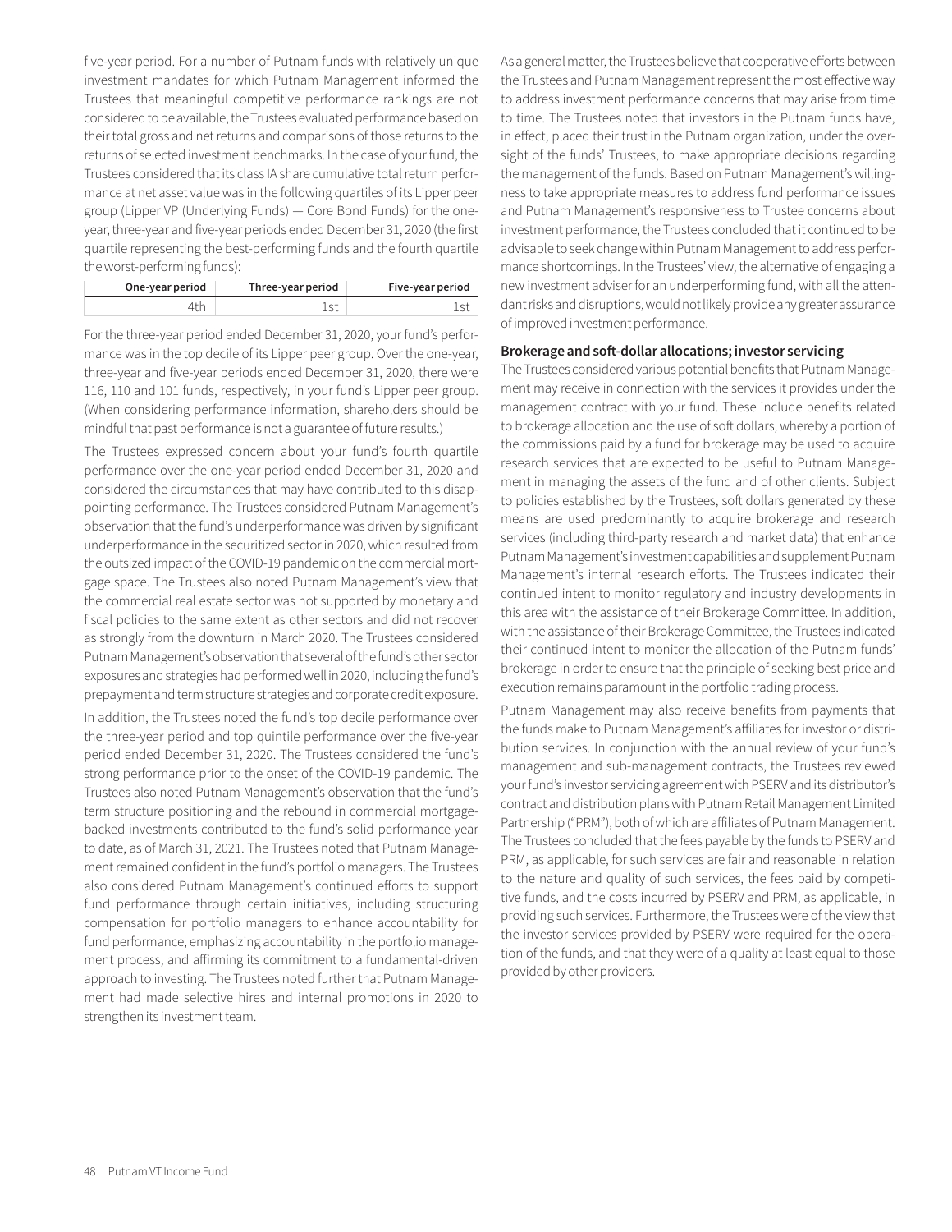five-year period. For a number of Putnam funds with relatively unique investment mandates for which Putnam Management informed the Trustees that meaningful competitive performance rankings are not considered to be available, the Trustees evaluated performance based on their total gross and net returns and comparisons of those returns to the returns of selected investment benchmarks. In the case of your fund, the Trustees considered that its class IA share cumulative total return performance at net asset value was in the following quartiles of its Lipper peer group (Lipper VP (Underlying Funds) — Core Bond Funds) for the one-year, three-year and five-year periods ended December 31, 2020 (the first quartile representing the best-performing funds and the fourth quartile the worst-performing funds):

| One-year period | Three-year period | Five-year period |
|---|---|---|
| 4th | 1st | 1st |

For the three-year period ended December 31, 2020, your fund's performance was in the top decile of its Lipper peer group. Over the one-year, three-year and five-year periods ended December 31, 2020, there were 116, 110 and 101 funds, respectively, in your fund's Lipper peer group. (When considering performance information, shareholders should be mindful that past performance is not a guarantee of future results.)

The Trustees expressed concern about your fund's fourth quartile performance over the one-year period ended December 31, 2020 and considered the circumstances that may have contributed to this disappointing performance. The Trustees considered Putnam Management's observation that the fund's underperformance was driven by significant underperformance in the securitized sector in 2020, which resulted from the outsized impact of the COVID-19 pandemic on the commercial mortgage space. The Trustees also noted Putnam Management's view that the commercial real estate sector was not supported by monetary and fiscal policies to the same extent as other sectors and did not recover as strongly from the downturn in March 2020. The Trustees considered Putnam Management's observation that several of the fund's other sector exposures and strategies had performed well in 2020, including the fund's prepayment and term structure strategies and corporate credit exposure.

In addition, the Trustees noted the fund's top decile performance over the three-year period and top quintile performance over the five-year period ended December 31, 2020. The Trustees considered the fund's strong performance prior to the onset of the COVID-19 pandemic. The Trustees also noted Putnam Management's observation that the fund's term structure positioning and the rebound in commercial mortgage-backed investments contributed to the fund's solid performance year to date, as of March 31, 2021. The Trustees noted that Putnam Management remained confident in the fund's portfolio managers. The Trustees also considered Putnam Management's continued efforts to support fund performance through certain initiatives, including structuring compensation for portfolio managers to enhance accountability for fund performance, emphasizing accountability in the portfolio management process, and affirming its commitment to a fundamental-driven approach to investing. The Trustees noted further that Putnam Management had made selective hires and internal promotions in 2020 to strengthen its investment team.

As a general matter, the Trustees believe that cooperative efforts between the Trustees and Putnam Management represent the most effective way to address investment performance concerns that may arise from time to time. The Trustees noted that investors in the Putnam funds have, in effect, placed their trust in the Putnam organization, under the oversight of the funds' Trustees, to make appropriate decisions regarding the management of the funds. Based on Putnam Management's willingness to take appropriate measures to address fund performance issues and Putnam Management's responsiveness to Trustee concerns about investment performance, the Trustees concluded that it continued to be advisable to seek change within Putnam Management to address performance shortcomings. In the Trustees' view, the alternative of engaging a new investment adviser for an underperforming fund, with all the attendant risks and disruptions, would not likely provide any greater assurance of improved investment performance.

**Brokerage and soft-dollar allocations; investor servicing**

The Trustees considered various potential benefits that Putnam Management may receive in connection with the services it provides under the management contract with your fund. These include benefits related to brokerage allocation and the use of soft dollars, whereby a portion of the commissions paid by a fund for brokerage may be used to acquire research services that are expected to be useful to Putnam Management in managing the assets of the fund and of other clients. Subject to policies established by the Trustees, soft dollars generated by these means are used predominantly to acquire brokerage and research services (including third-party research and market data) that enhance Putnam Management's investment capabilities and supplement Putnam Management's internal research efforts. The Trustees indicated their continued intent to monitor regulatory and industry developments in this area with the assistance of their Brokerage Committee. In addition, with the assistance of their Brokerage Committee, the Trustees indicated their continued intent to monitor the allocation of the Putnam funds' brokerage in order to ensure that the principle of seeking best price and execution remains paramount in the portfolio trading process.

Putnam Management may also receive benefits from payments that the funds make to Putnam Management's affiliates for investor or distribution services. In conjunction with the annual review of your fund's management and sub-management contracts, the Trustees reviewed your fund's investor servicing agreement with PSERV and its distributor's contract and distribution plans with Putnam Retail Management Limited Partnership ("PRM"), both of which are affiliates of Putnam Management. The Trustees concluded that the fees payable by the funds to PSERV and PRM, as applicable, for such services are fair and reasonable in relation to the nature and quality of such services, the fees paid by competitive funds, and the costs incurred by PSERV and PRM, as applicable, in providing such services. Furthermore, the Trustees were of the view that the investor services provided by PSERV were required for the operation of the funds, and that they were of a quality at least equal to those provided by other providers.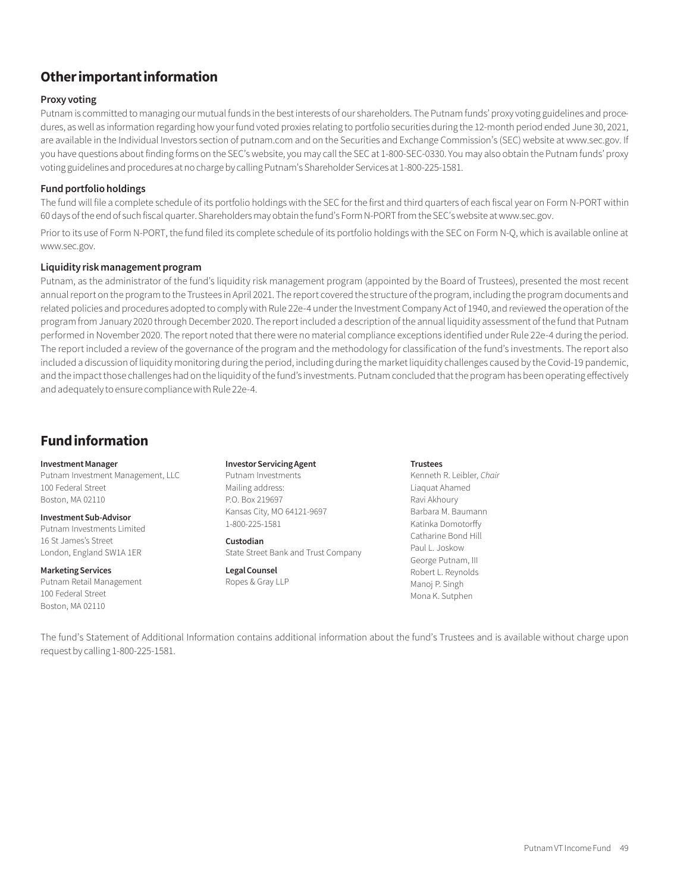## Other important information

### Proxy voting

Putnam is committed to managing our mutual funds in the best interests of our shareholders. The Putnam funds' proxy voting guidelines and procedures, as well as information regarding how your fund voted proxies relating to portfolio securities during the 12-month period ended June 30, 2021, are available in the Individual Investors section of putnam.com and on the Securities and Exchange Commission's (SEC) website at www.sec.gov. If you have questions about finding forms on the SEC's website, you may call the SEC at 1-800-SEC-0330. You may also obtain the Putnam funds' proxy voting guidelines and procedures at no charge by calling Putnam's Shareholder Services at 1-800-225-1581.

### Fund portfolio holdings

The fund will file a complete schedule of its portfolio holdings with the SEC for the first and third quarters of each fiscal year on Form N-PORT within 60 days of the end of such fiscal quarter. Shareholders may obtain the fund's Form N-PORT from the SEC's website at www.sec.gov.

Prior to its use of Form N-PORT, the fund filed its complete schedule of its portfolio holdings with the SEC on Form N-Q, which is available online at www.sec.gov.

### Liquidity risk management program

Putnam, as the administrator of the fund's liquidity risk management program (appointed by the Board of Trustees), presented the most recent annual report on the program to the Trustees in April 2021. The report covered the structure of the program, including the program documents and related policies and procedures adopted to comply with Rule 22e-4 under the Investment Company Act of 1940, and reviewed the operation of the program from January 2020 through December 2020. The report included a description of the annual liquidity assessment of the fund that Putnam performed in November 2020. The report noted that there were no material compliance exceptions identified under Rule 22e-4 during the period. The report included a review of the governance of the program and the methodology for classification of the fund's investments. The report also included a discussion of liquidity monitoring during the period, including during the market liquidity challenges caused by the Covid-19 pandemic, and the impact those challenges had on the liquidity of the fund's investments. Putnam concluded that the program has been operating effectively and adequately to ensure compliance with Rule 22e-4.

## Fund information

**Investment Manager**
Putnam Investment Management, LLC
100 Federal Street
Boston, MA 02110

**Investment Sub-Advisor**
Putnam Investments Limited
16 St James's Street
London, England SW1A 1ER

**Marketing Services**
Putnam Retail Management
100 Federal Street
Boston, MA 02110

**Investor Servicing Agent**
Putnam Investments
Mailing address:
P.O. Box 219697
Kansas City, MO 64121-9697
1-800-225-1581

**Custodian**
State Street Bank and Trust Company

**Legal Counsel**
Ropes & Gray LLP

**Trustees**
Kenneth R. Leibler, *Chair*
Liaquat Ahamed
Ravi Akhoury
Barbara M. Baumann
Katinka Domotorffy
Catharine Bond Hill
Paul L. Joskow
George Putnam, III
Robert L. Reynolds
Manoj P. Singh
Mona K. Sutphen

The fund's Statement of Additional Information contains additional information about the fund's Trustees and is available without charge upon request by calling 1-800-225-1581.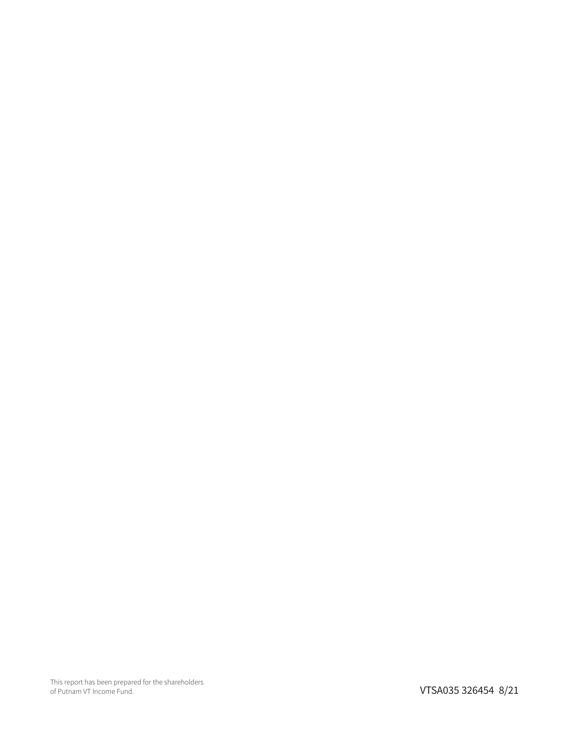This report has been prepared for the shareholders of Putnam VT Income Fund.

VTSA035 326454 8/21